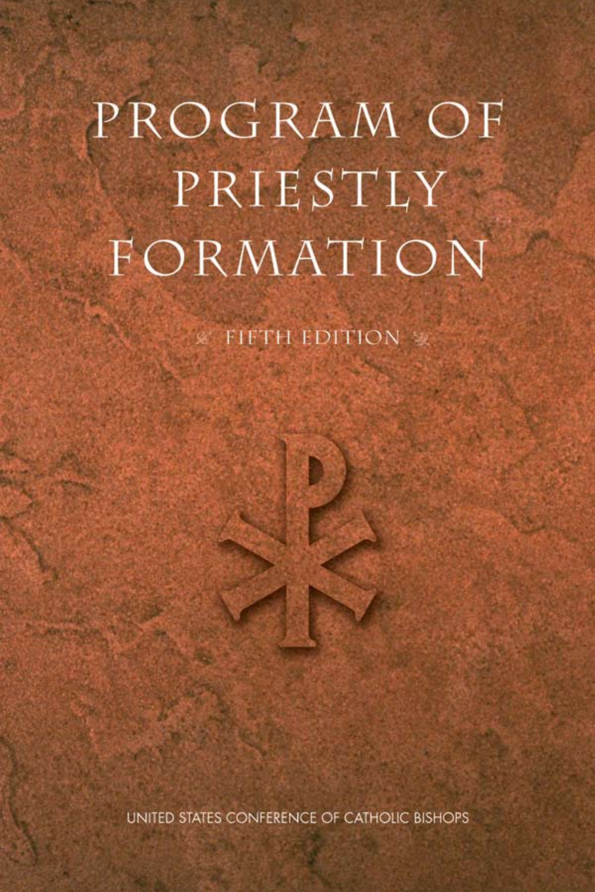# PROGRAM OF PRIESTLY FORMATION

FIFTH EDITION

UNITED STATES CONFERENCE OF CATHOLIC BISHOPS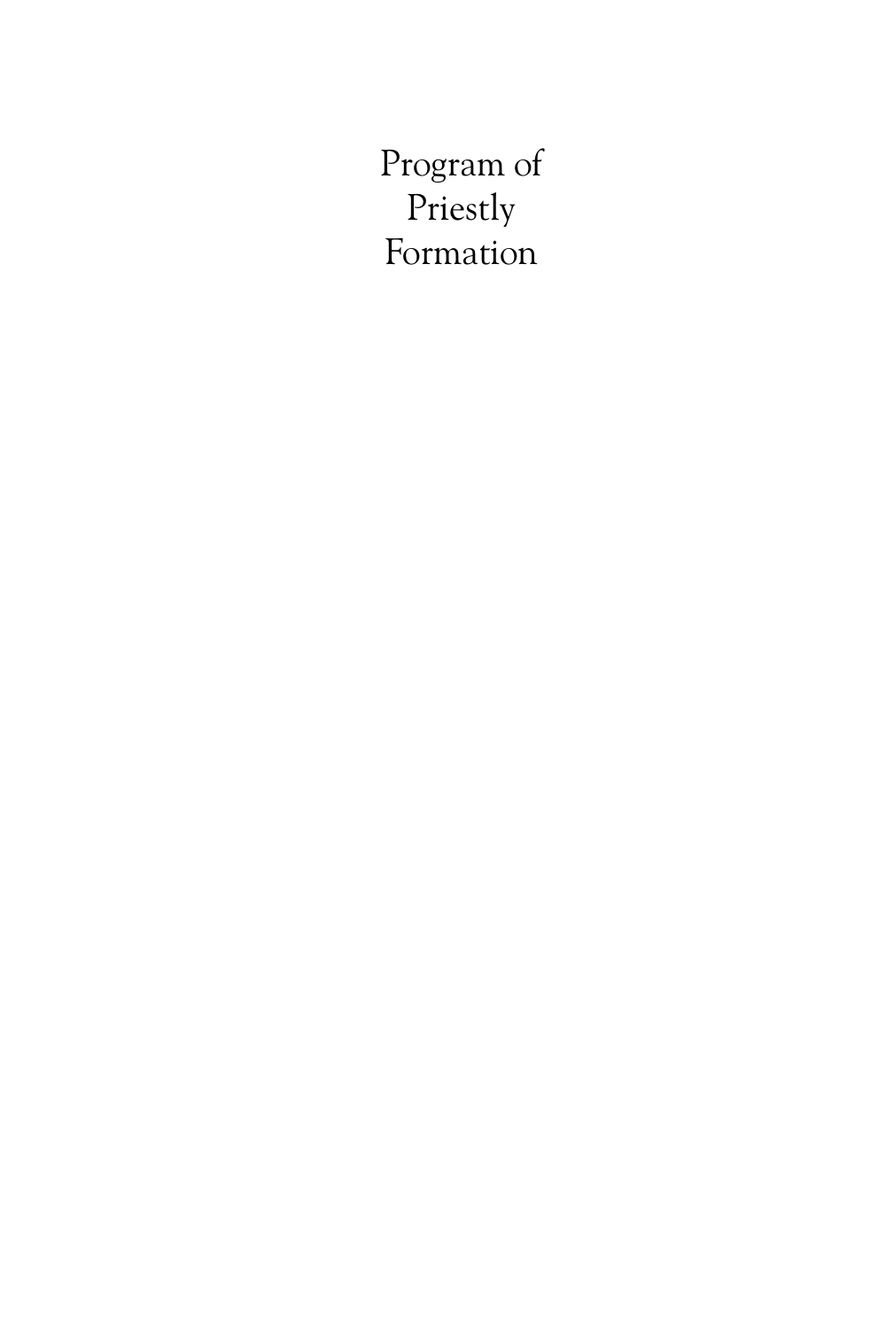# Program of Priestly Formation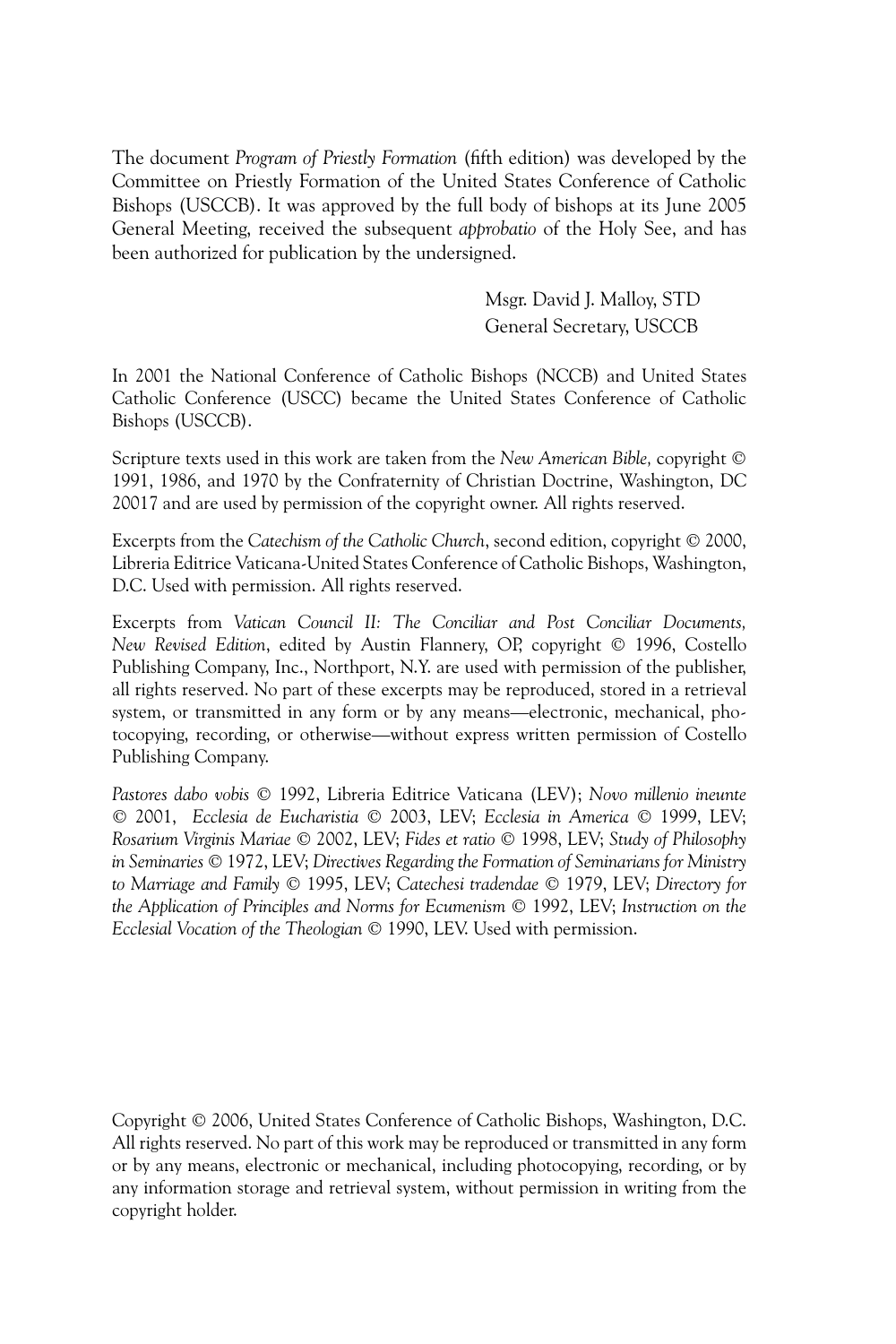The document *Program of Priestly Formation* (fifth edition) was developed by the Committee on Priestly Formation of the United States Conference of Catholic Bishops (USCCB). It was approved by the full body of bishops at its June 2005 General Meeting, received the subsequent *approbatio* of the Holy See, and has been authorized for publication by the undersigned.

Msgr. David J. Malloy, STD  
General Secretary, USCCB

In 2001 the National Conference of Catholic Bishops (NCCB) and United States Catholic Conference (USCC) became the United States Conference of Catholic Bishops (USCCB).

Scripture texts used in this work are taken from the *New American Bible,* copyright © 1991, 1986, and 1970 by the Confraternity of Christian Doctrine, Washington, DC 20017 and are used by permission of the copyright owner. All rights reserved.

Excerpts from the *Catechism of the Catholic Church*, second edition, copyright © 2000, Libreria Editrice Vaticana-United States Conference of Catholic Bishops, Washington, D.C. Used with permission. All rights reserved.

Excerpts from *Vatican Council II: The Conciliar and Post Conciliar Documents, New Revised Edition*, edited by Austin Flannery, OP, copyright © 1996, Costello Publishing Company, Inc., Northport, N.Y. are used with permission of the publisher, all rights reserved. No part of these excerpts may be reproduced, stored in a retrieval system, or transmitted in any form or by any means—electronic, mechanical, photocopying, recording, or otherwise—without express written permission of Costello Publishing Company.

*Pastores dabo vobis* © 1992, Libreria Editrice Vaticana (LEV); *Novo millenio ineunte* © 2001, *Ecclesia de Eucharistia* © 2003, LEV; *Ecclesia in America* © 1999, LEV; *Rosarium Virginis Mariae* © 2002, LEV; *Fides et ratio* © 1998, LEV; *Study of Philosophy in Seminaries* © 1972, LEV; *Directives Regarding the Formation of Seminarians for Ministry to Marriage and Family* © 1995, LEV; *Catechesi tradendae* © 1979, LEV; *Directory for the Application of Principles and Norms for Ecumenism* © 1992, LEV; *Instruction on the Ecclesial Vocation of the Theologian* © 1990, LEV. Used with permission.

Copyright © 2006, United States Conference of Catholic Bishops, Washington, D.C. All rights reserved. No part of this work may be reproduced or transmitted in any form or by any means, electronic or mechanical, including photocopying, recording, or by any information storage and retrieval system, without permission in writing from the copyright holder.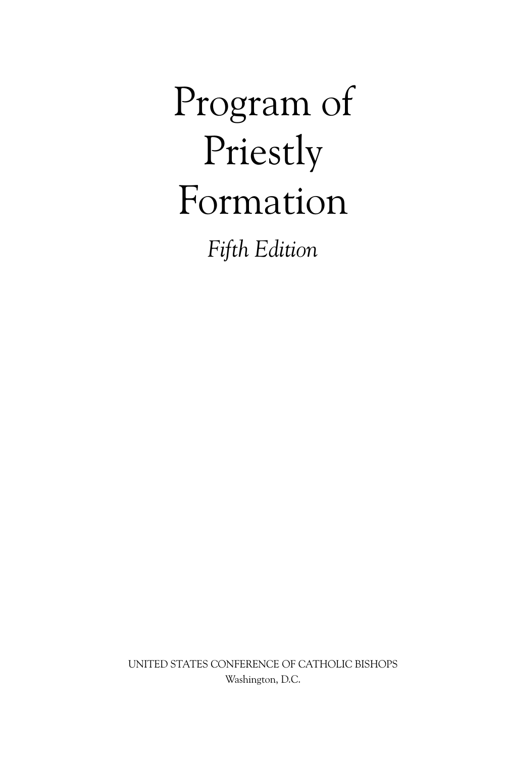# Program of Priestly Formation

*Fifth Edition*

UNITED STATES CONFERENCE OF CATHOLIC BISHOPS
Washington, D.C.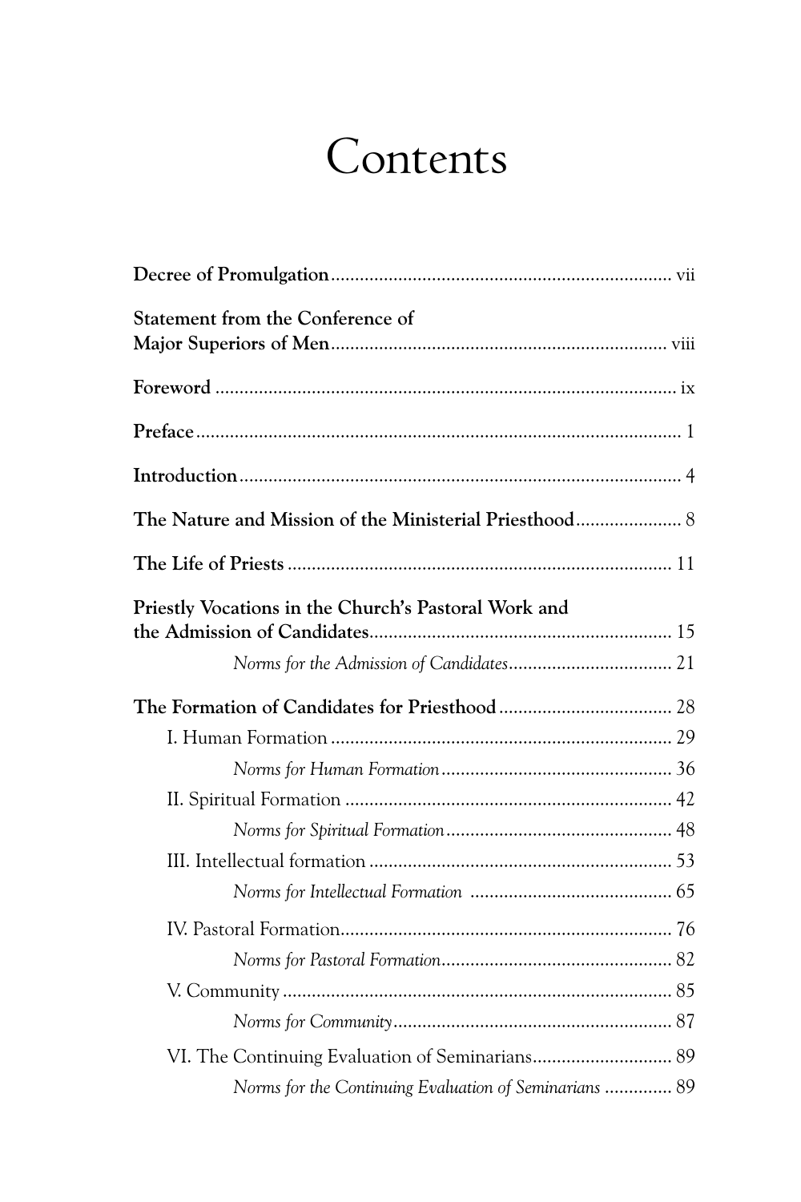# Contents

**Decree of Promulgation** ........................................................................ vii

**Statement from the Conference of Major Superiors of Men** ........................................................................ viii

**Foreword** ........................................................................ ix

**Preface** ........................................................................ 1

**Introduction** ........................................................................ 4

**The Nature and Mission of the Ministerial Priesthood** ........................ 8

**The Life of Priests** ........................................................................ 11

**Priestly Vocations in the Church's Pastoral Work and the Admission of Candidates** ........................................................ 15

- *Norms for the Admission of Candidates* .................................. 21

**The Formation of Candidates for Priesthood** .................................. 28

- I. Human Formation ........................................................................ 29
  - *Norms for Human Formation* ................................................ 36
- II. Spiritual Formation ........................................................................ 42
  - *Norms for Spiritual Formation* ................................................ 48
- III. Intellectual formation ........................................................................ 53
  - *Norms for Intellectual Formation* .......................................... 65
- IV. Pastoral Formation ........................................................................ 76
  - *Norms for Pastoral Formation* ................................................ 82
- V. Community ........................................................................ 85
  - *Norms for Community* .......................................................... 87
- VI. The Continuing Evaluation of Seminarians ............................ 89
  - *Norms for the Continuing Evaluation of Seminarians* .............. 89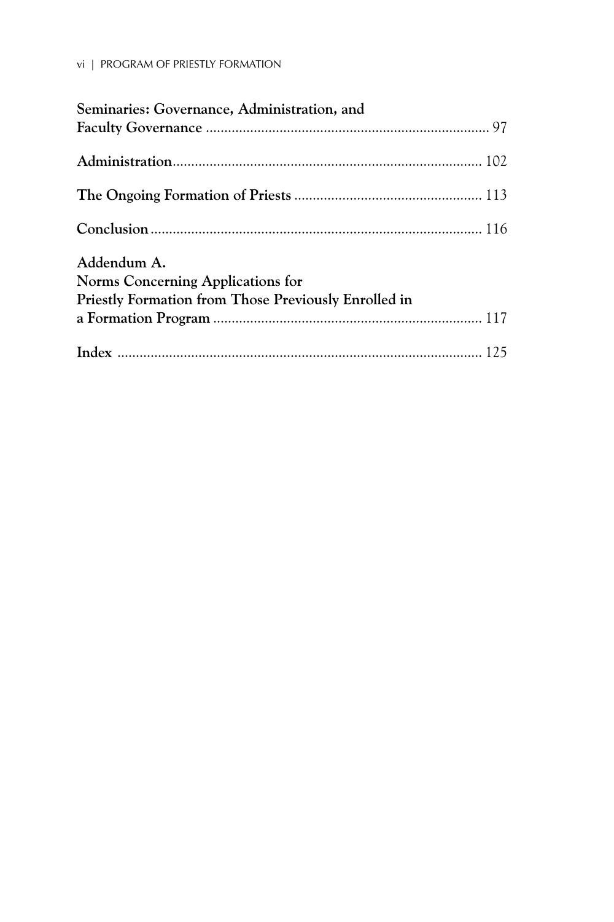**Seminaries: Governance, Administration, and Faculty Governance** .............................................................................. 97

**Administration**.................................................................................... 102

**The Ongoing Formation of Priests** .................................................. 113

**Conclusion**......................................................................................... 116

**Addendum A.**
**Norms Concerning Applications for Priestly Formation from Those Previously Enrolled in a Formation Program** ......................................................................... 117

**Index** .................................................................................................. 125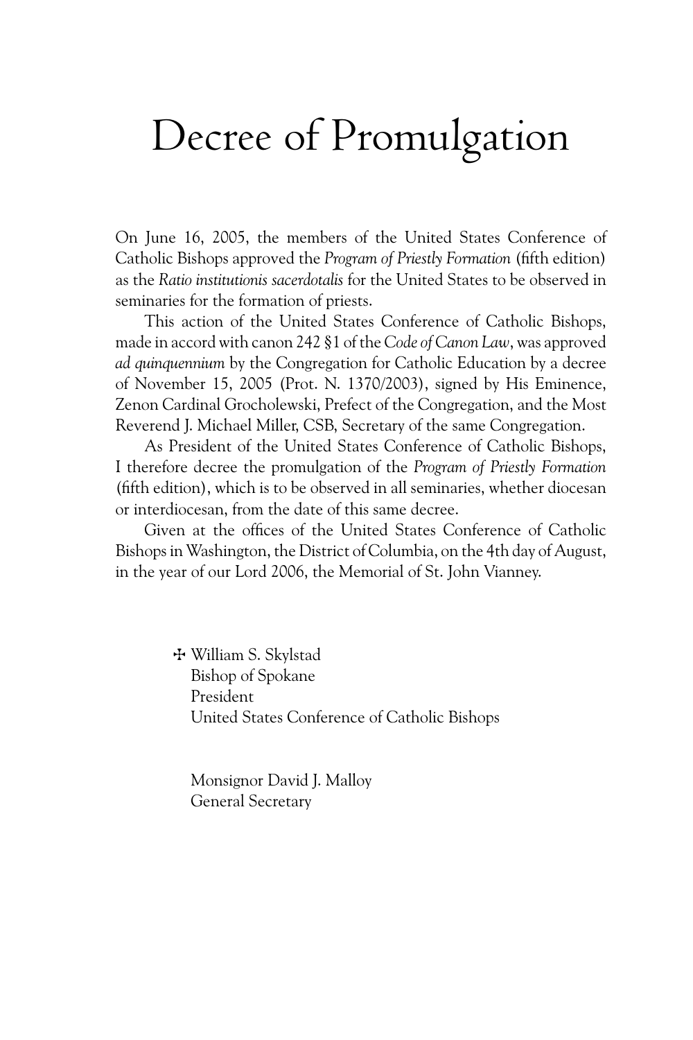# Decree of Promulgation

On June 16, 2005, the members of the United States Conference of Catholic Bishops approved the *Program of Priestly Formation* (fifth edition) as the *Ratio institutionis sacerdotalis* for the United States to be observed in seminaries for the formation of priests.

This action of the United States Conference of Catholic Bishops, made in accord with canon 242 §1 of the *Code of Canon Law*, was approved *ad quinquennium* by the Congregation for Catholic Education by a decree of November 15, 2005 (Prot. N. 1370/2003), signed by His Eminence, Zenon Cardinal Grocholewski, Prefect of the Congregation, and the Most Reverend J. Michael Miller, CSB, Secretary of the same Congregation.

As President of the United States Conference of Catholic Bishops, I therefore decree the promulgation of the *Program of Priestly Formation* (fifth edition), which is to be observed in all seminaries, whether diocesan or interdiocesan, from the date of this same decree.

Given at the offices of the United States Conference of Catholic Bishops in Washington, the District of Columbia, on the 4th day of August, in the year of our Lord 2006, the Memorial of St. John Vianney.

✠ William S. Skylstad
Bishop of Spokane
President
United States Conference of Catholic Bishops

Monsignor David J. Malloy
General Secretary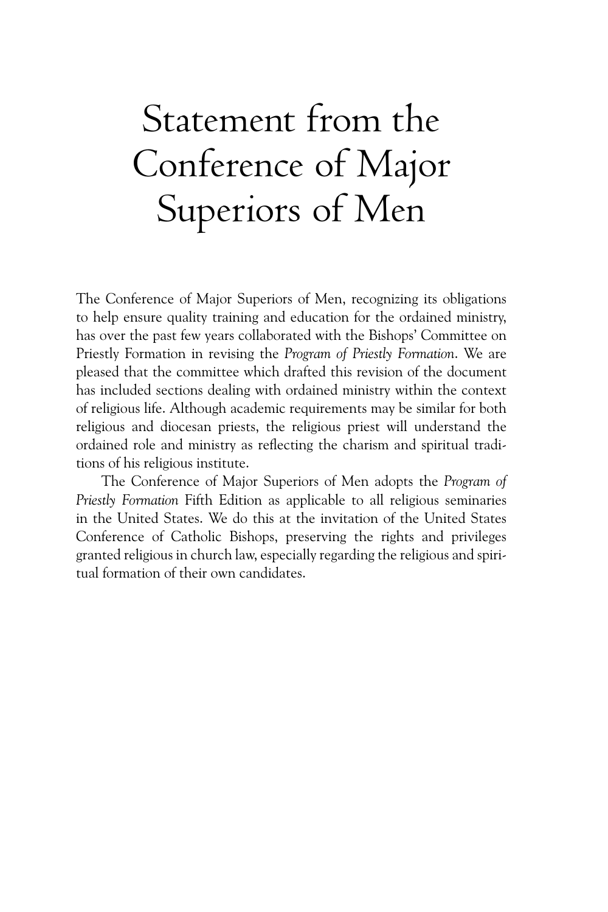# Statement from the Conference of Major Superiors of Men

The Conference of Major Superiors of Men, recognizing its obligations to help ensure quality training and education for the ordained ministry, has over the past few years collaborated with the Bishops' Committee on Priestly Formation in revising the *Program of Priestly Formation*. We are pleased that the committee which drafted this revision of the document has included sections dealing with ordained ministry within the context of religious life. Although academic requirements may be similar for both religious and diocesan priests, the religious priest will understand the ordained role and ministry as reflecting the charism and spiritual traditions of his religious institute.

The Conference of Major Superiors of Men adopts the *Program of Priestly Formation* Fifth Edition as applicable to all religious seminaries in the United States. We do this at the invitation of the United States Conference of Catholic Bishops, preserving the rights and privileges granted religious in church law, especially regarding the religious and spiritual formation of their own candidates.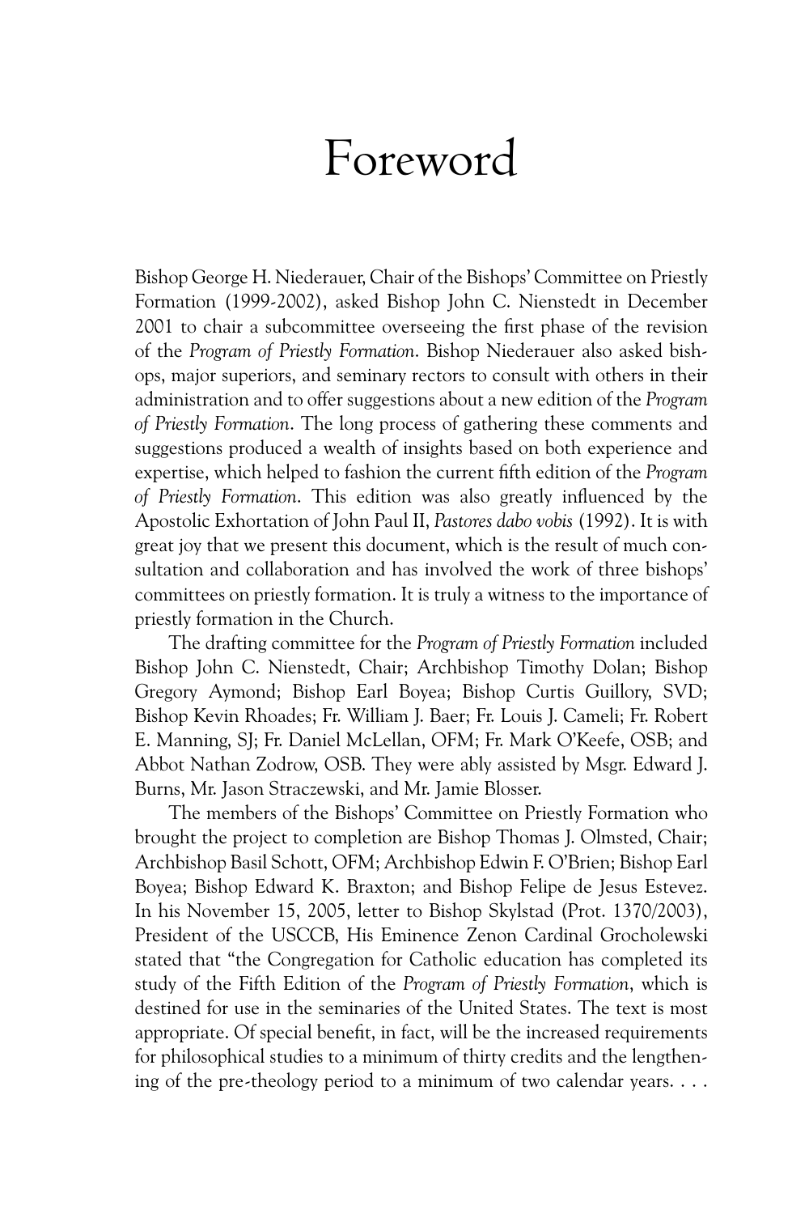# Foreword

Bishop George H. Niederauer, Chair of the Bishops' Committee on Priestly Formation (1999-2002), asked Bishop John C. Nienstedt in December 2001 to chair a subcommittee overseeing the first phase of the revision of the *Program of Priestly Formation*. Bishop Niederauer also asked bishops, major superiors, and seminary rectors to consult with others in their administration and to offer suggestions about a new edition of the *Program of Priestly Formation*. The long process of gathering these comments and suggestions produced a wealth of insights based on both experience and expertise, which helped to fashion the current fifth edition of the *Program of Priestly Formation*. This edition was also greatly influenced by the Apostolic Exhortation of John Paul II, *Pastores dabo vobis* (1992). It is with great joy that we present this document, which is the result of much consultation and collaboration and has involved the work of three bishops' committees on priestly formation. It is truly a witness to the importance of priestly formation in the Church.

The drafting committee for the *Program of Priestly Formation* included Bishop John C. Nienstedt, Chair; Archbishop Timothy Dolan; Bishop Gregory Aymond; Bishop Earl Boyea; Bishop Curtis Guillory, SVD; Bishop Kevin Rhoades; Fr. William J. Baer; Fr. Louis J. Cameli; Fr. Robert E. Manning, SJ; Fr. Daniel McLellan, OFM; Fr. Mark O'Keefe, OSB; and Abbot Nathan Zodrow, OSB. They were ably assisted by Msgr. Edward J. Burns, Mr. Jason Straczewski, and Mr. Jamie Blosser.

The members of the Bishops' Committee on Priestly Formation who brought the project to completion are Bishop Thomas J. Olmsted, Chair; Archbishop Basil Schott, OFM; Archbishop Edwin F. O'Brien; Bishop Earl Boyea; Bishop Edward K. Braxton; and Bishop Felipe de Jesus Estevez. In his November 15, 2005, letter to Bishop Skylstad (Prot. 1370/2003), President of the USCCB, His Eminence Zenon Cardinal Grocholewski stated that "the Congregation for Catholic education has completed its study of the Fifth Edition of the *Program of Priestly Formation*, which is destined for use in the seminaries of the United States. The text is most appropriate. Of special benefit, in fact, will be the increased requirements for philosophical studies to a minimum of thirty credits and the lengthening of the pre-theology period to a minimum of two calendar years. . . .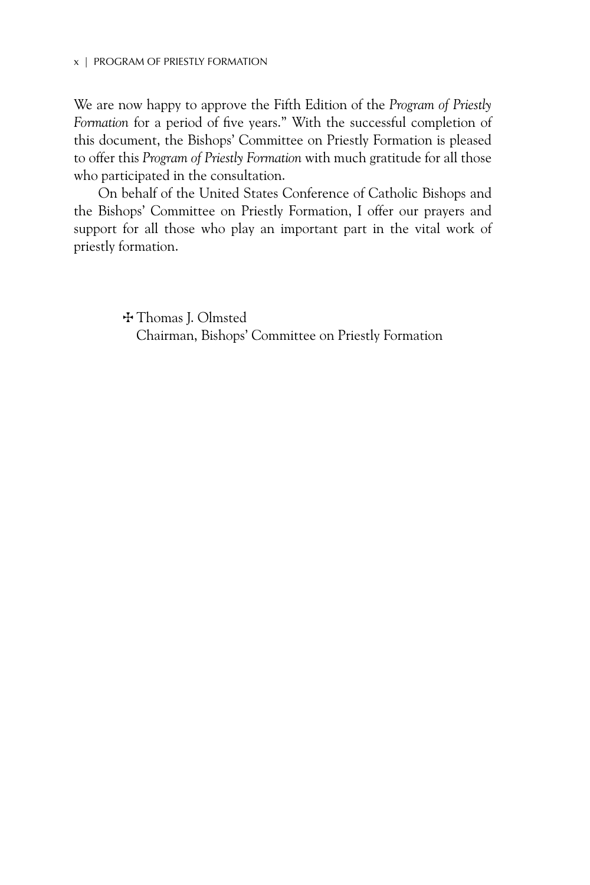We are now happy to approve the Fifth Edition of the *Program of Priestly Formation* for a period of five years." With the successful completion of this document, the Bishops' Committee on Priestly Formation is pleased to offer this *Program of Priestly Formation* with much gratitude for all those who participated in the consultation.

On behalf of the United States Conference of Catholic Bishops and the Bishops' Committee on Priestly Formation, I offer our prayers and support for all those who play an important part in the vital work of priestly formation.

✠ Thomas J. Olmsted
Chairman, Bishops' Committee on Priestly Formation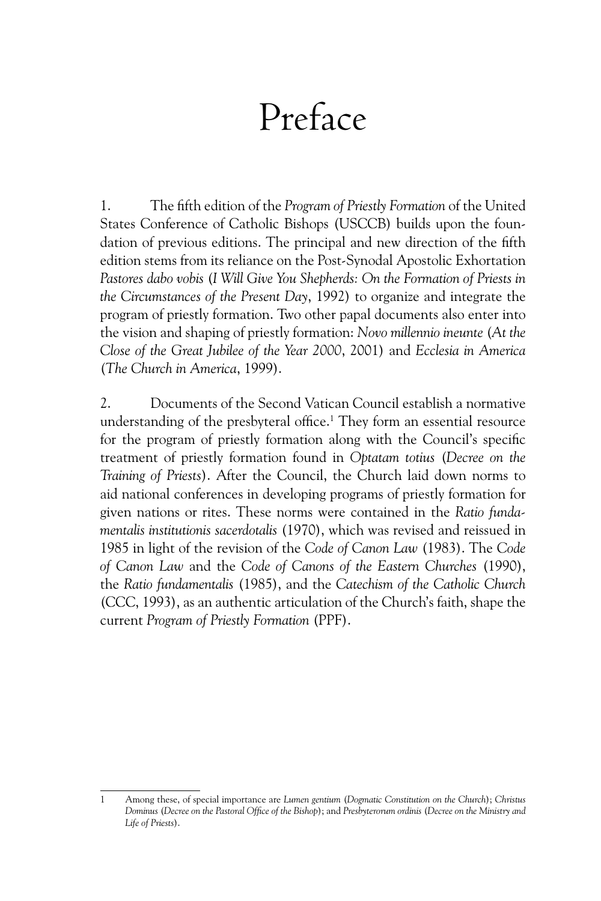# Preface

1. The fifth edition of the *Program of Priestly Formation* of the United States Conference of Catholic Bishops (USCCB) builds upon the foundation of previous editions. The principal and new direction of the fifth edition stems from its reliance on the Post-Synodal Apostolic Exhortation *Pastores dabo vobis* (*I Will Give You Shepherds: On the Formation of Priests in the Circumstances of the Present Day*, 1992) to organize and integrate the program of priestly formation. Two other papal documents also enter into the vision and shaping of priestly formation: *Novo millennio ineunte* (*At the Close of the Great Jubilee of the Year 2000*, 2001) and *Ecclesia in America* (*The Church in America*, 1999).

2. Documents of the Second Vatican Council establish a normative understanding of the presbyteral office.[1] They form an essential resource for the program of priestly formation along with the Council's specific treatment of priestly formation found in *Optatam totius* (*Decree on the Training of Priests*). After the Council, the Church laid down norms to aid national conferences in developing programs of priestly formation for given nations or rites. These norms were contained in the *Ratio fundamentalis institutionis sacerdotalis* (1970), which was revised and reissued in 1985 in light of the revision of the *Code of Canon Law* (1983). The *Code of Canon Law* and the *Code of Canons of the Eastern Churches* (1990), the *Ratio fundamentalis* (1985), and the *Catechism of the Catholic Church* (CCC, 1993), as an authentic articulation of the Church's faith, shape the current *Program of Priestly Formation* (PPF).

---

1 Among these, of special importance are *Lumen gentium* (*Dogmatic Constitution on the Church*); *Christus Dominus* (*Decree on the Pastoral Office of the Bishop*); and *Presbyterorum ordinis* (*Decree on the Ministry and Life of Priests*).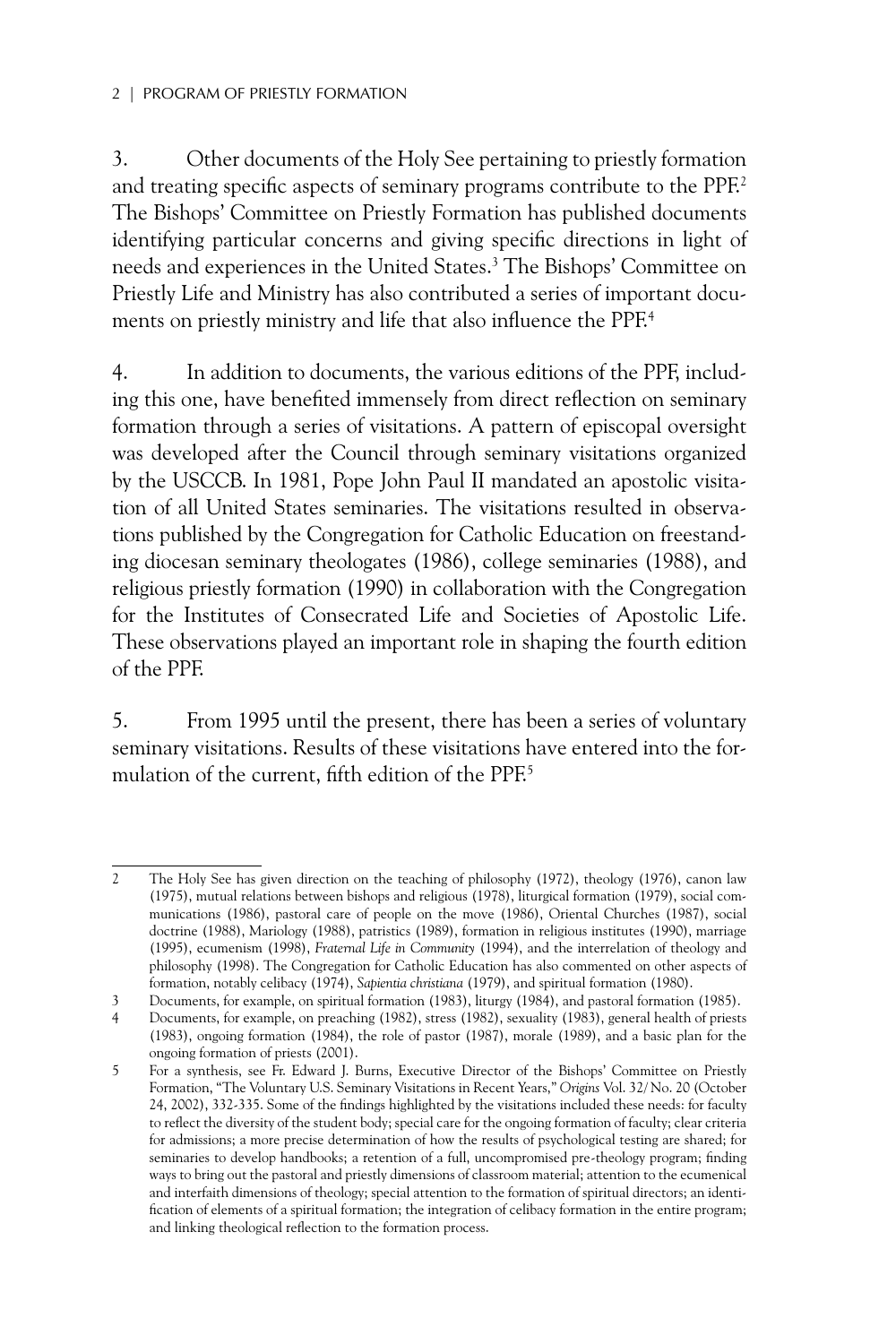3. Other documents of the Holy See pertaining to priestly formation and treating specific aspects of seminary programs contribute to the PPF.[2] The Bishops' Committee on Priestly Formation has published documents identifying particular concerns and giving specific directions in light of needs and experiences in the United States.[3] The Bishops' Committee on Priestly Life and Ministry has also contributed a series of important documents on priestly ministry and life that also influence the PPF.[4]

4. In addition to documents, the various editions of the PPF, including this one, have benefited immensely from direct reflection on seminary formation through a series of visitations. A pattern of episcopal oversight was developed after the Council through seminary visitations organized by the USCCB. In 1981, Pope John Paul II mandated an apostolic visitation of all United States seminaries. The visitations resulted in observations published by the Congregation for Catholic Education on freestanding diocesan seminary theologates (1986), college seminaries (1988), and religious priestly formation (1990) in collaboration with the Congregation for the Institutes of Consecrated Life and Societies of Apostolic Life. These observations played an important role in shaping the fourth edition of the PPF.

5. From 1995 until the present, there has been a series of voluntary seminary visitations. Results of these visitations have entered into the formulation of the current, fifth edition of the PPF.[5]

---

2 The Holy See has given direction on the teaching of philosophy (1972), theology (1976), canon law (1975), mutual relations between bishops and religious (1978), liturgical formation (1979), social communications (1986), pastoral care of people on the move (1986), Oriental Churches (1987), social doctrine (1988), Mariology (1988), patristics (1989), formation in religious institutes (1990), marriage (1995), ecumenism (1998), *Fraternal Life in Community* (1994), and the interrelation of theology and philosophy (1998). The Congregation for Catholic Education has also commented on other aspects of formation, notably celibacy (1974), *Sapientia christiana* (1979), and spiritual formation (1980).

3 Documents, for example, on spiritual formation (1983), liturgy (1984), and pastoral formation (1985).

4 Documents, for example, on preaching (1982), stress (1982), sexuality (1983), general health of priests (1983), ongoing formation (1984), the role of pastor (1987), morale (1989), and a basic plan for the ongoing formation of priests (2001).

5 For a synthesis, see Fr. Edward J. Burns, Executive Director of the Bishops' Committee on Priestly Formation, "The Voluntary U.S. Seminary Visitations in Recent Years," *Origins* Vol. 32/ No. 20 (October 24, 2002), 332-335. Some of the findings highlighted by the visitations included these needs: for faculty to reflect the diversity of the student body; special care for the ongoing formation of faculty; clear criteria for admissions; a more precise determination of how the results of psychological testing are shared; for seminaries to develop handbooks; a retention of a full, uncompromised pre-theology program; finding ways to bring out the pastoral and priestly dimensions of classroom material; attention to the ecumenical and interfaith dimensions of theology; special attention to the formation of spiritual directors; an identification of elements of a spiritual formation; the integration of celibacy formation in the entire program; and linking theological reflection to the formation process.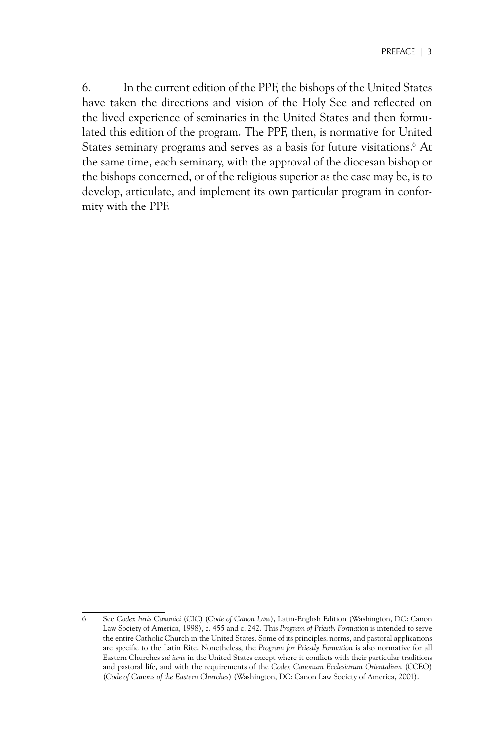6. In the current edition of the PPF, the bishops of the United States have taken the directions and vision of the Holy See and reflected on the lived experience of seminaries in the United States and then formulated this edition of the program. The PPF, then, is normative for United States seminary programs and serves as a basis for future visitations.[6] At the same time, each seminary, with the approval of the diocesan bishop or the bishops concerned, or of the religious superior as the case may be, is to develop, articulate, and implement its own particular program in conformity with the PPF.

---

6 See *Codex Iuris Canonici* (CIC) (*Code of Canon Law*), Latin-English Edition (Washington, DC: Canon Law Society of America, 1998), c. 455 and c. 242. This *Program of Priestly Formation* is intended to serve the entire Catholic Church in the United States. Some of its principles, norms, and pastoral applications are specific to the Latin Rite. Nonetheless, the *Program for Priestly Formation* is also normative for all Eastern Churches *sui iuris* in the United States except where it conflicts with their particular traditions and pastoral life, and with the requirements of the *Codex Canonum Ecclesiarum Orientalium* (CCEO) (*Code of Canons of the Eastern Churches*) (Washington, DC: Canon Law Society of America, 2001).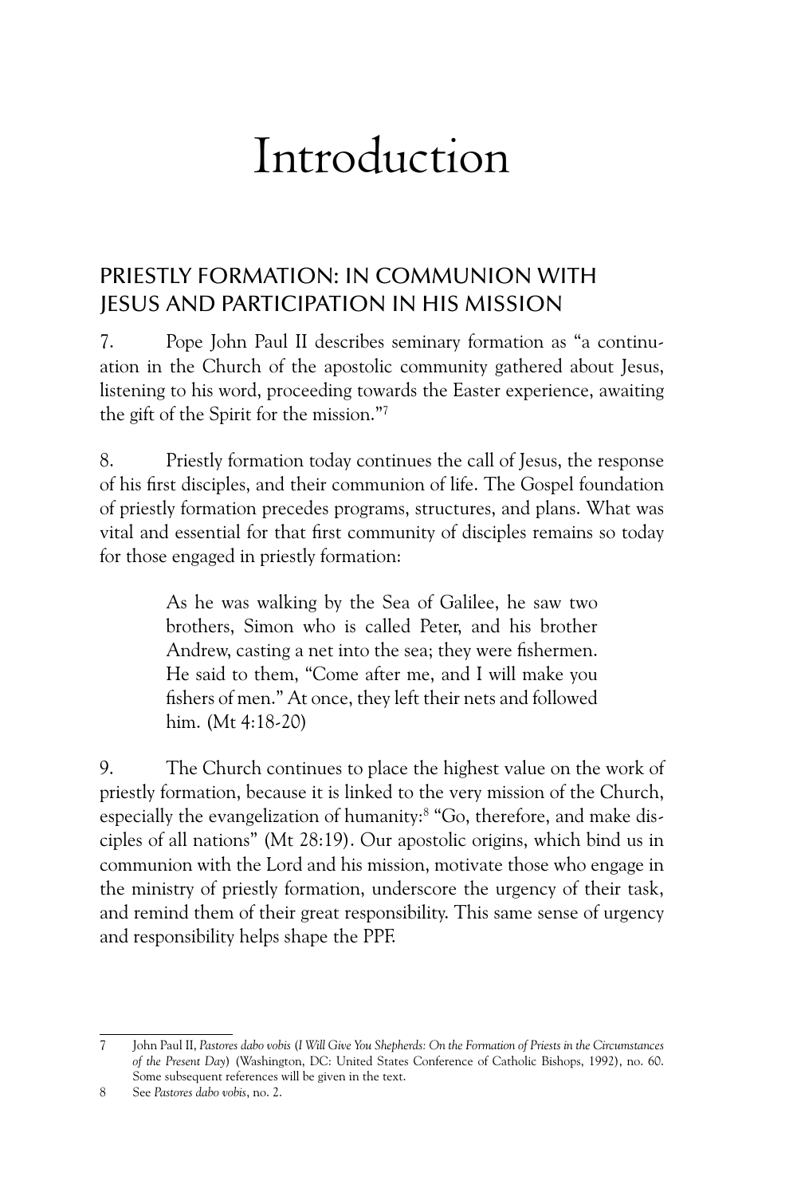# Introduction

## PRIESTLY FORMATION: IN COMMUNION WITH JESUS AND PARTICIPATION IN HIS MISSION

7. Pope John Paul II describes seminary formation as "a continuation in the Church of the apostolic community gathered about Jesus, listening to his word, proceeding towards the Easter experience, awaiting the gift of the Spirit for the mission."[7]

8. Priestly formation today continues the call of Jesus, the response of his first disciples, and their communion of life. The Gospel foundation of priestly formation precedes programs, structures, and plans. What was vital and essential for that first community of disciples remains so today for those engaged in priestly formation:

> As he was walking by the Sea of Galilee, he saw two brothers, Simon who is called Peter, and his brother Andrew, casting a net into the sea; they were fishermen. He said to them, "Come after me, and I will make you fishers of men." At once, they left their nets and followed him. (Mt 4:18-20)

9. The Church continues to place the highest value on the work of priestly formation, because it is linked to the very mission of the Church, especially the evangelization of humanity:[8] "Go, therefore, and make disciples of all nations" (Mt 28:19). Our apostolic origins, which bind us in communion with the Lord and his mission, motivate those who engage in the ministry of priestly formation, underscore the urgency of their task, and remind them of their great responsibility. This same sense of urgency and responsibility helps shape the PPF.

---

7 John Paul II, *Pastores dabo vobis* (*I Will Give You Shepherds: On the Formation of Priests in the Circumstances of the Present Day*) (Washington, DC: United States Conference of Catholic Bishops, 1992), no. 60. Some subsequent references will be given in the text.

8 See *Pastores dabo vobis*, no. 2.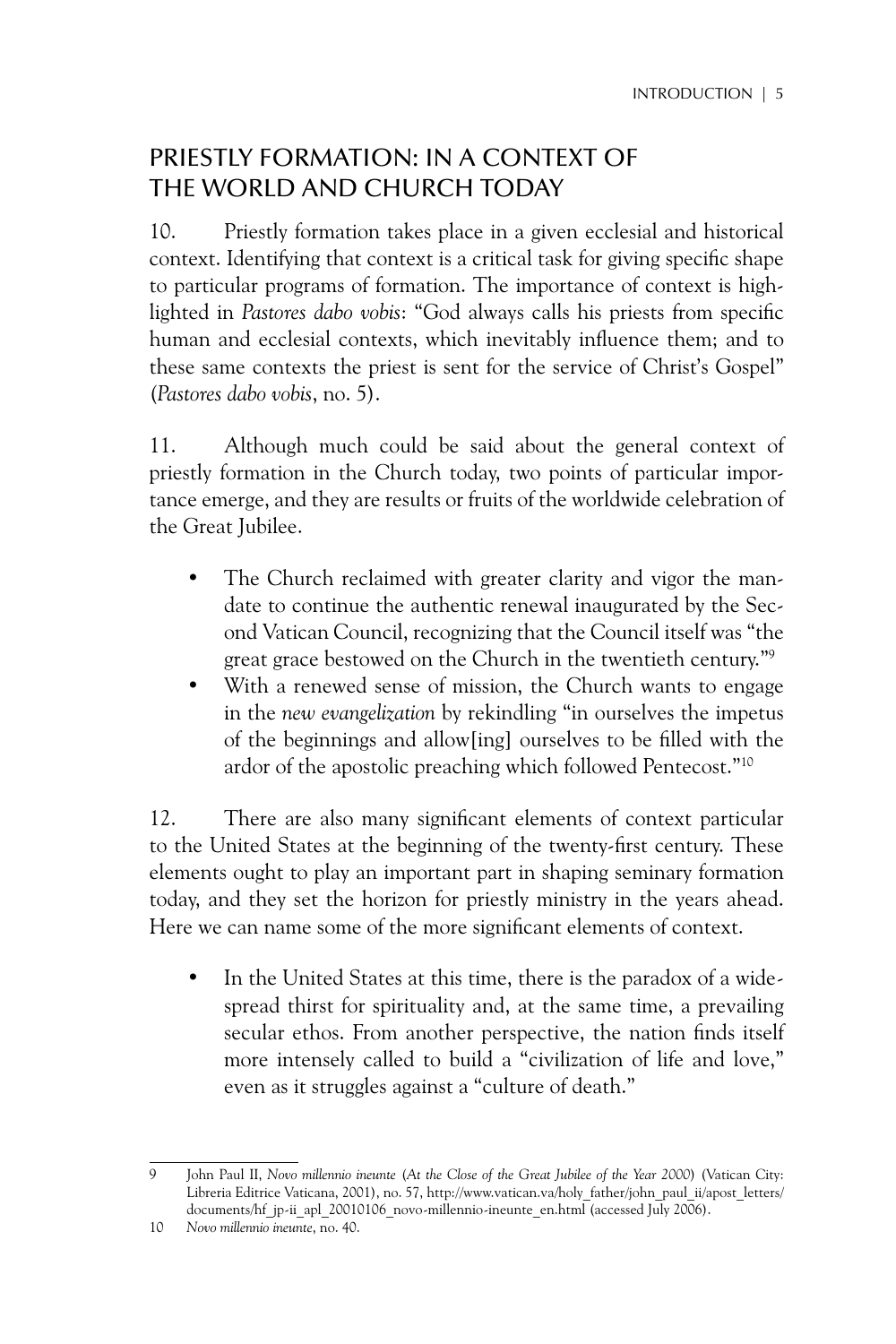## PRIESTLY FORMATION: IN A CONTEXT OF THE WORLD AND CHURCH TODAY

10. Priestly formation takes place in a given ecclesial and historical context. Identifying that context is a critical task for giving specific shape to particular programs of formation. The importance of context is highlighted in *Pastores dabo vobis*: "God always calls his priests from specific human and ecclesial contexts, which inevitably influence them; and to these same contexts the priest is sent for the service of Christ's Gospel" (*Pastores dabo vobis*, no. 5).

11. Although much could be said about the general context of priestly formation in the Church today, two points of particular importance emerge, and they are results or fruits of the worldwide celebration of the Great Jubilee.

- The Church reclaimed with greater clarity and vigor the mandate to continue the authentic renewal inaugurated by the Second Vatican Council, recognizing that the Council itself was "the great grace bestowed on the Church in the twentieth century."[9]
- With a renewed sense of mission, the Church wants to engage in the *new evangelization* by rekindling "in ourselves the impetus of the beginnings and allow[ing] ourselves to be filled with the ardor of the apostolic preaching which followed Pentecost."[10]

12. There are also many significant elements of context particular to the United States at the beginning of the twenty-first century. These elements ought to play an important part in shaping seminary formation today, and they set the horizon for priestly ministry in the years ahead. Here we can name some of the more significant elements of context.

- In the United States at this time, there is the paradox of a widespread thirst for spirituality and, at the same time, a prevailing secular ethos. From another perspective, the nation finds itself more intensely called to build a "civilization of life and love," even as it struggles against a "culture of death."

---

9 John Paul II, *Novo millennio ineunte* (*At the Close of the Great Jubilee of the Year 2000*) (Vatican City: Libreria Editrice Vaticana, 2001), no. 57, http://www.vatican.va/holy_father/john_paul_ii/apost_letters/documents/hf_jp-ii_apl_20010106_novo-millennio-ineunte_en.html (accessed July 2006).

10 *Novo millennio ineunte*, no. 40.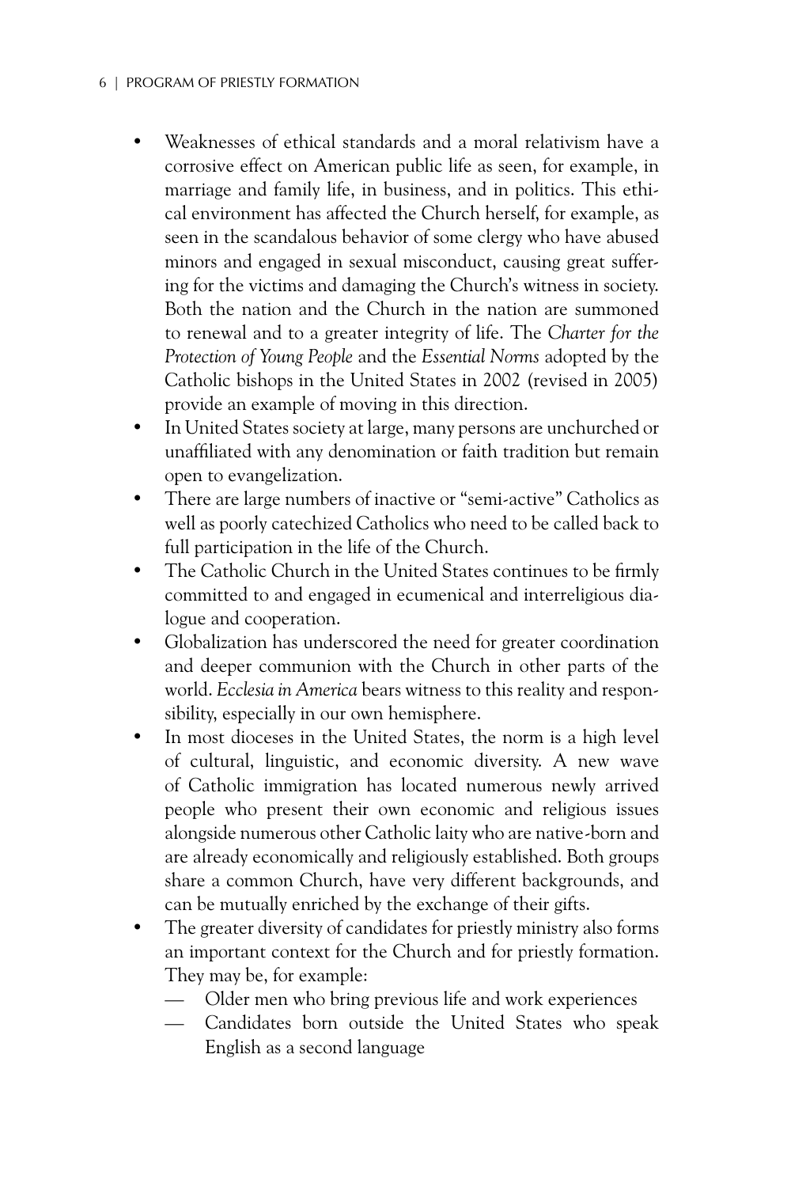- Weaknesses of ethical standards and a moral relativism have a corrosive effect on American public life as seen, for example, in marriage and family life, in business, and in politics. This ethical environment has affected the Church herself, for example, as seen in the scandalous behavior of some clergy who have abused minors and engaged in sexual misconduct, causing great suffering for the victims and damaging the Church's witness in society. Both the nation and the Church in the nation are summoned to renewal and to a greater integrity of life. The *Charter for the Protection of Young People* and the *Essential Norms* adopted by the Catholic bishops in the United States in 2002 (revised in 2005) provide an example of moving in this direction.
- In United States society at large, many persons are unchurched or unaffiliated with any denomination or faith tradition but remain open to evangelization.
- There are large numbers of inactive or "semi-active" Catholics as well as poorly catechized Catholics who need to be called back to full participation in the life of the Church.
- The Catholic Church in the United States continues to be firmly committed to and engaged in ecumenical and interreligious dialogue and cooperation.
- Globalization has underscored the need for greater coordination and deeper communion with the Church in other parts of the world. *Ecclesia in America* bears witness to this reality and responsibility, especially in our own hemisphere.
- In most dioceses in the United States, the norm is a high level of cultural, linguistic, and economic diversity. A new wave of Catholic immigration has located numerous newly arrived people who present their own economic and religious issues alongside numerous other Catholic laity who are native-born and are already economically and religiously established. Both groups share a common Church, have very different backgrounds, and can be mutually enriched by the exchange of their gifts.
- The greater diversity of candidates for priestly ministry also forms an important context for the Church and for priestly formation. They may be, for example:
  - Older men who bring previous life and work experiences
  - Candidates born outside the United States who speak English as a second language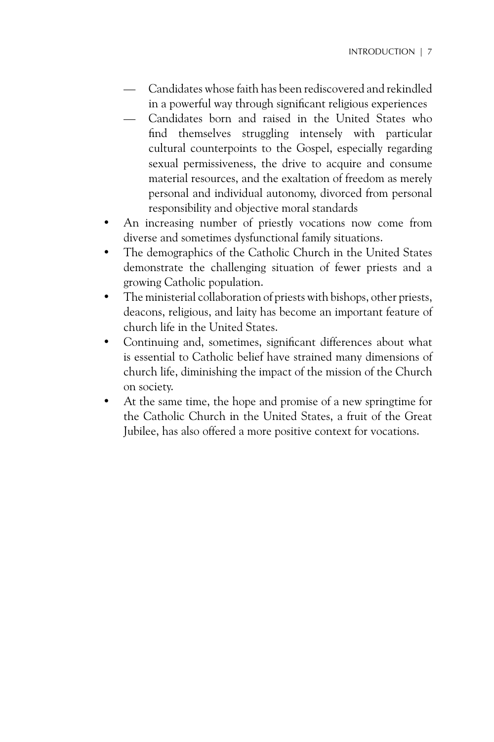- Candidates whose faith has been rediscovered and rekindled in a powerful way through significant religious experiences
    - Candidates born and raised in the United States who find themselves struggling intensely with particular cultural counterpoints to the Gospel, especially regarding sexual permissiveness, the drive to acquire and consume material resources, and the exaltation of freedom as merely personal and individual autonomy, divorced from personal responsibility and objective moral standards
- An increasing number of priestly vocations now come from diverse and sometimes dysfunctional family situations.
- The demographics of the Catholic Church in the United States demonstrate the challenging situation of fewer priests and a growing Catholic population.
- The ministerial collaboration of priests with bishops, other priests, deacons, religious, and laity has become an important feature of church life in the United States.
- Continuing and, sometimes, significant differences about what is essential to Catholic belief have strained many dimensions of church life, diminishing the impact of the mission of the Church on society.
- At the same time, the hope and promise of a new springtime for the Catholic Church in the United States, a fruit of the Great Jubilee, has also offered a more positive context for vocations.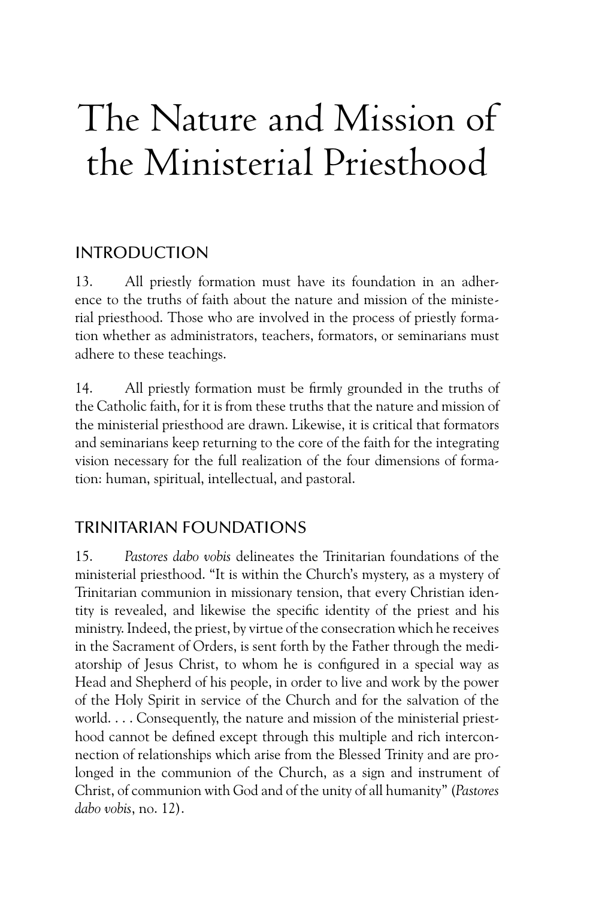# The Nature and Mission of the Ministerial Priesthood

## INTRODUCTION

13. All priestly formation must have its foundation in an adherence to the truths of faith about the nature and mission of the ministerial priesthood. Those who are involved in the process of priestly formation whether as administrators, teachers, formators, or seminarians must adhere to these teachings.

14. All priestly formation must be firmly grounded in the truths of the Catholic faith, for it is from these truths that the nature and mission of the ministerial priesthood are drawn. Likewise, it is critical that formators and seminarians keep returning to the core of the faith for the integrating vision necessary for the full realization of the four dimensions of formation: human, spiritual, intellectual, and pastoral.

## TRINITARIAN FOUNDATIONS

15. *Pastores dabo vobis* delineates the Trinitarian foundations of the ministerial priesthood. "It is within the Church's mystery, as a mystery of Trinitarian communion in missionary tension, that every Christian identity is revealed, and likewise the specific identity of the priest and his ministry. Indeed, the priest, by virtue of the consecration which he receives in the Sacrament of Orders, is sent forth by the Father through the mediatorship of Jesus Christ, to whom he is configured in a special way as Head and Shepherd of his people, in order to live and work by the power of the Holy Spirit in service of the Church and for the salvation of the world. . . . Consequently, the nature and mission of the ministerial priesthood cannot be defined except through this multiple and rich interconnection of relationships which arise from the Blessed Trinity and are prolonged in the communion of the Church, as a sign and instrument of Christ, of communion with God and of the unity of all humanity" (*Pastores dabo vobis*, no. 12).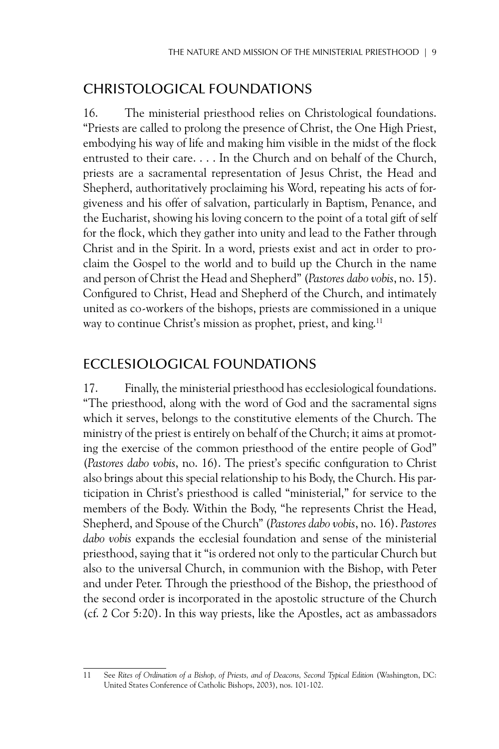## CHRISTOLOGICAL FOUNDATIONS

16. The ministerial priesthood relies on Christological foundations. "Priests are called to prolong the presence of Christ, the One High Priest, embodying his way of life and making him visible in the midst of the flock entrusted to their care. . . . In the Church and on behalf of the Church, priests are a sacramental representation of Jesus Christ, the Head and Shepherd, authoritatively proclaiming his Word, repeating his acts of forgiveness and his offer of salvation, particularly in Baptism, Penance, and the Eucharist, showing his loving concern to the point of a total gift of self for the flock, which they gather into unity and lead to the Father through Christ and in the Spirit. In a word, priests exist and act in order to proclaim the Gospel to the world and to build up the Church in the name and person of Christ the Head and Shepherd" (*Pastores dabo vobis*, no. 15). Configured to Christ, Head and Shepherd of the Church, and intimately united as co-workers of the bishops, priests are commissioned in a unique way to continue Christ's mission as prophet, priest, and king.[11]

## ECCLESIOLOGICAL FOUNDATIONS

17. Finally, the ministerial priesthood has ecclesiological foundations. "The priesthood, along with the word of God and the sacramental signs which it serves, belongs to the constitutive elements of the Church. The ministry of the priest is entirely on behalf of the Church; it aims at promoting the exercise of the common priesthood of the entire people of God" (*Pastores dabo vobis*, no. 16). The priest's specific configuration to Christ also brings about this special relationship to his Body, the Church. His participation in Christ's priesthood is called "ministerial," for service to the members of the Body. Within the Body, "he represents Christ the Head, Shepherd, and Spouse of the Church" (*Pastores dabo vobis*, no. 16). *Pastores dabo vobis* expands the ecclesial foundation and sense of the ministerial priesthood, saying that it "is ordered not only to the particular Church but also to the universal Church, in communion with the Bishop, with Peter and under Peter. Through the priesthood of the Bishop, the priesthood of the second order is incorporated in the apostolic structure of the Church (cf. 2 Cor 5:20). In this way priests, like the Apostles, act as ambassadors

---

11 See *Rites of Ordination of a Bishop, of Priests, and of Deacons, Second Typical Edition* (Washington, DC: United States Conference of Catholic Bishops, 2003), nos. 101-102.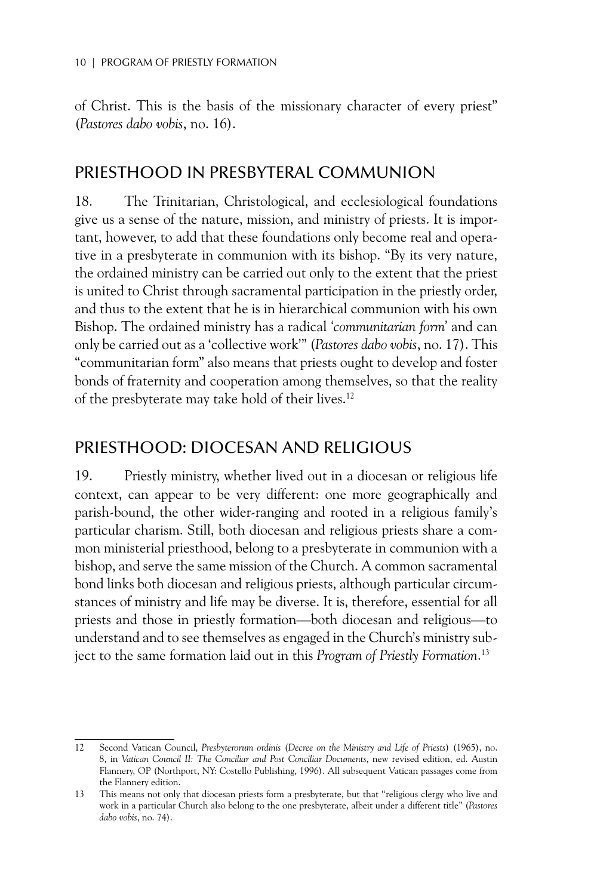of Christ. This is the basis of the missionary character of every priest" (*Pastores dabo vobis*, no. 16).

## PRIESTHOOD IN PRESBYTERAL COMMUNION

18. The Trinitarian, Christological, and ecclesiological foundations give us a sense of the nature, mission, and ministry of priests. It is important, however, to add that these foundations only become real and operative in a presbyterate in communion with its bishop. "By its very nature, the ordained ministry can be carried out only to the extent that the priest is united to Christ through sacramental participation in the priestly order, and thus to the extent that he is in hierarchical communion with his own Bishop. The ordained ministry has a radical '*communitarian form*' and can only be carried out as a 'collective work'" (*Pastores dabo vobis*, no. 17). This "communitarian form" also means that priests ought to develop and foster bonds of fraternity and cooperation among themselves, so that the reality of the presbyterate may take hold of their lives.[12]

## PRIESTHOOD: DIOCESAN AND RELIGIOUS

19. Priestly ministry, whether lived out in a diocesan or religious life context, can appear to be very different: one more geographically and parish-bound, the other wider-ranging and rooted in a religious family's particular charism. Still, both diocesan and religious priests share a common ministerial priesthood, belong to a presbyterate in communion with a bishop, and serve the same mission of the Church. A common sacramental bond links both diocesan and religious priests, although particular circumstances of ministry and life may be diverse. It is, therefore, essential for all priests and those in priestly formation—both diocesan and religious—to understand and to see themselves as engaged in the Church's ministry subject to the same formation laid out in this *Program of Priestly Formation*.[13]

---

12 Second Vatican Council, *Presbyterorum ordinis* (*Decree on the Ministry and Life of Priests*) (1965), no. 8, in *Vatican Council II: The Conciliar and Post Conciliar Documents*, new revised edition, ed. Austin Flannery, OP (Northport, NY: Costello Publishing, 1996). All subsequent Vatican passages come from the Flannery edition.

13 This means not only that diocesan priests form a presbyterate, but that "religious clergy who live and work in a particular Church also belong to the one presbyterate, albeit under a different title" (*Pastores dabo vobis*, no. 74).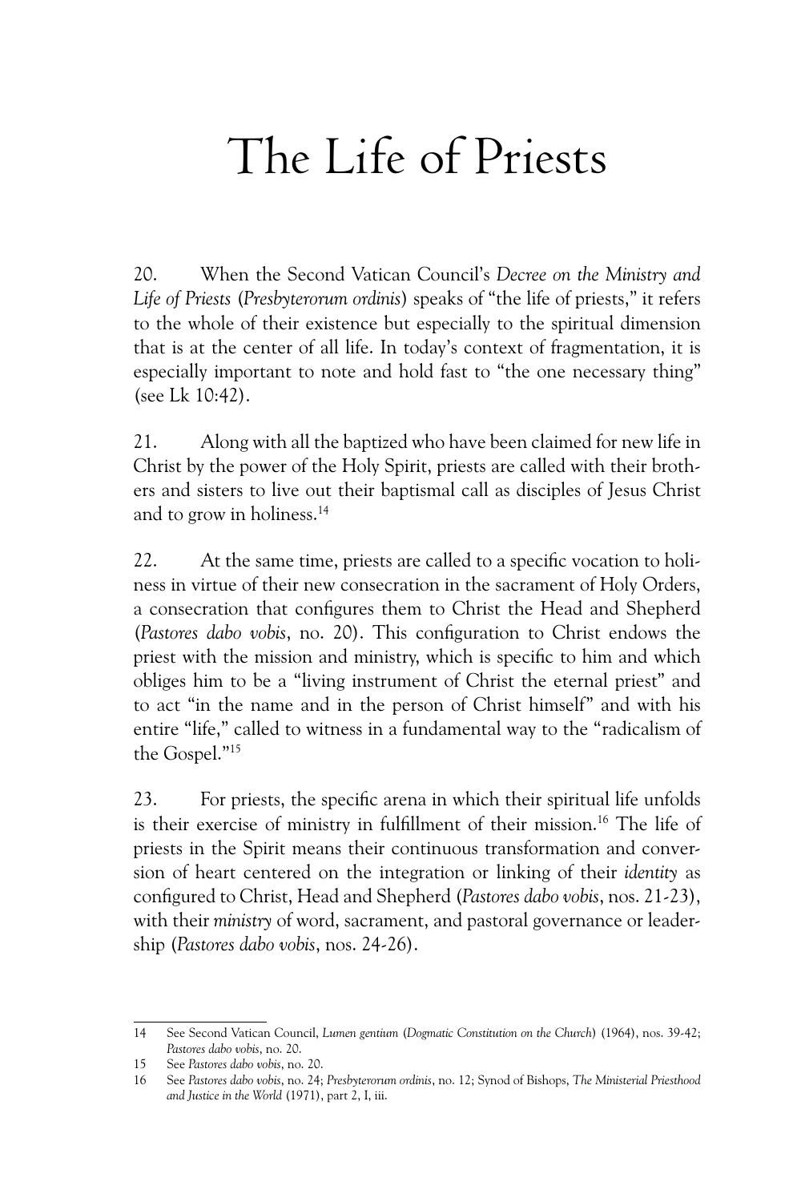# The Life of Priests

20. When the Second Vatican Council's *Decree on the Ministry and Life of Priests* (*Presbyterorum ordinis*) speaks of "the life of priests," it refers to the whole of their existence but especially to the spiritual dimension that is at the center of all life. In today's context of fragmentation, it is especially important to note and hold fast to "the one necessary thing" (see Lk 10:42).

21. Along with all the baptized who have been claimed for new life in Christ by the power of the Holy Spirit, priests are called with their brothers and sisters to live out their baptismal call as disciples of Jesus Christ and to grow in holiness.[14]

22. At the same time, priests are called to a specific vocation to holiness in virtue of their new consecration in the sacrament of Holy Orders, a consecration that configures them to Christ the Head and Shepherd (*Pastores dabo vobis*, no. 20). This configuration to Christ endows the priest with the mission and ministry, which is specific to him and which obliges him to be a "living instrument of Christ the eternal priest" and to act "in the name and in the person of Christ himself" and with his entire "life," called to witness in a fundamental way to the "radicalism of the Gospel."[15]

23. For priests, the specific arena in which their spiritual life unfolds is their exercise of ministry in fulfillment of their mission.[16] The life of priests in the Spirit means their continuous transformation and conversion of heart centered on the integration or linking of their *identity* as configured to Christ, Head and Shepherd (*Pastores dabo vobis*, nos. 21-23), with their *ministry* of word, sacrament, and pastoral governance or leadership (*Pastores dabo vobis*, nos. 24-26).

---

14 See Second Vatican Council, *Lumen gentium* (*Dogmatic Constitution on the Church*) (1964), nos. 39-42; *Pastores dabo vobis*, no. 20.

15 See *Pastores dabo vobis*, no. 20.

16 See *Pastores dabo vobis*, no. 24; *Presbyterorum ordinis*, no. 12; Synod of Bishops, *The Ministerial Priesthood and Justice in the World* (1971), part 2, I, iii.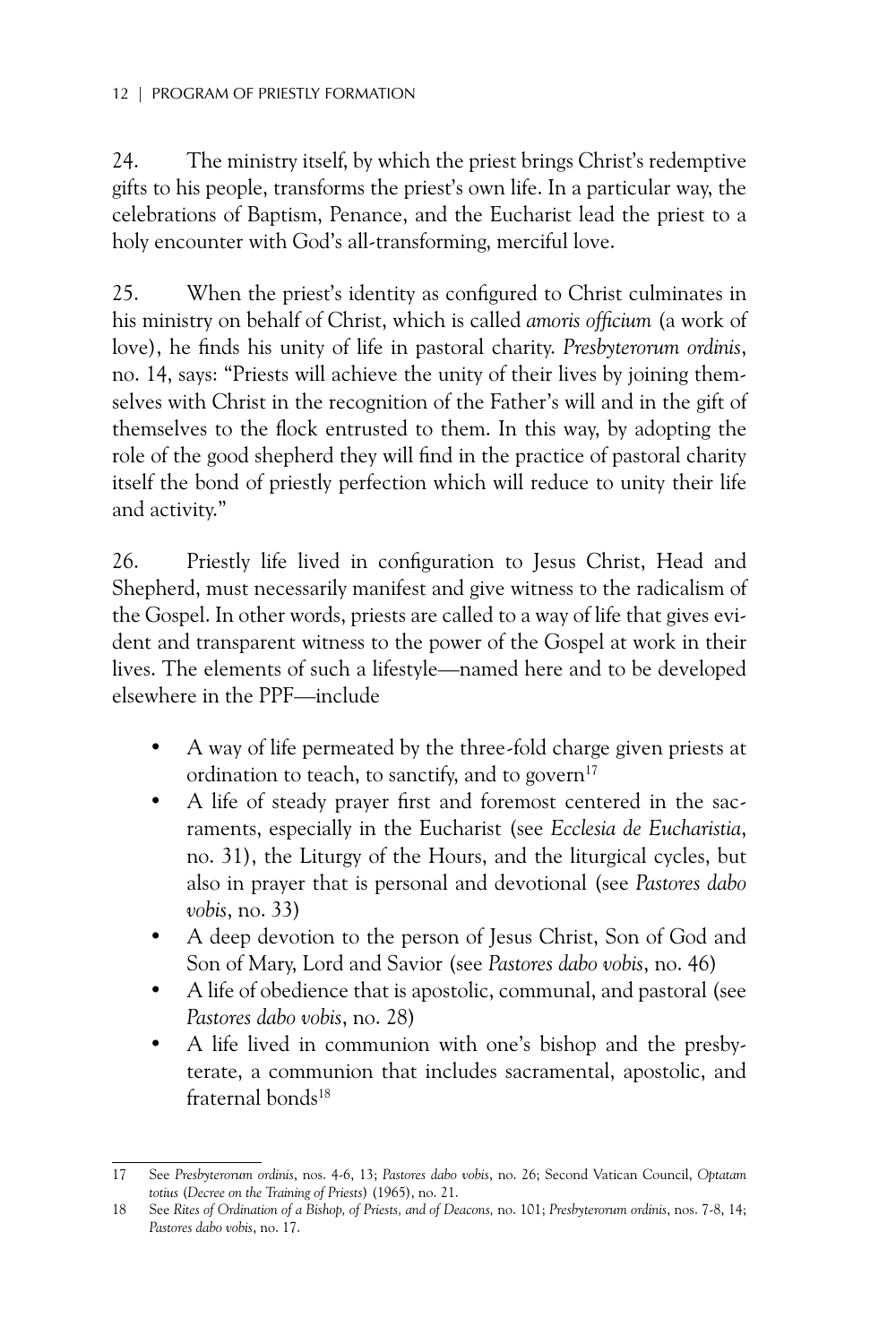24. The ministry itself, by which the priest brings Christ's redemptive gifts to his people, transforms the priest's own life. In a particular way, the celebrations of Baptism, Penance, and the Eucharist lead the priest to a holy encounter with God's all-transforming, merciful love.

25. When the priest's identity as configured to Christ culminates in his ministry on behalf of Christ, which is called *amoris officium* (a work of love), he finds his unity of life in pastoral charity. *Presbyterorum ordinis*, no. 14, says: "Priests will achieve the unity of their lives by joining themselves with Christ in the recognition of the Father's will and in the gift of themselves to the flock entrusted to them. In this way, by adopting the role of the good shepherd they will find in the practice of pastoral charity itself the bond of priestly perfection which will reduce to unity their life and activity."

26. Priestly life lived in configuration to Jesus Christ, Head and Shepherd, must necessarily manifest and give witness to the radicalism of the Gospel. In other words, priests are called to a way of life that gives evident and transparent witness to the power of the Gospel at work in their lives. The elements of such a lifestyle—named here and to be developed elsewhere in the PPF—include

- A way of life permeated by the three-fold charge given priests at ordination to teach, to sanctify, and to govern[17]
- A life of steady prayer first and foremost centered in the sacraments, especially in the Eucharist (see *Ecclesia de Eucharistia*, no. 31), the Liturgy of the Hours, and the liturgical cycles, but also in prayer that is personal and devotional (see *Pastores dabo vobis*, no. 33)
- A deep devotion to the person of Jesus Christ, Son of God and Son of Mary, Lord and Savior (see *Pastores dabo vobis*, no. 46)
- A life of obedience that is apostolic, communal, and pastoral (see *Pastores dabo vobis*, no. 28)
- A life lived in communion with one's bishop and the presbyterate, a communion that includes sacramental, apostolic, and fraternal bonds[18]

---

17 See *Presbyterorum ordinis*, nos. 4-6, 13; *Pastores dabo vobis*, no. 26; Second Vatican Council, *Optatam totius* (*Decree on the Training of Priests*) (1965), no. 21.

18 See *Rites of Ordination of a Bishop, of Priests, and of Deacons,* no. 101; *Presbyterorum ordinis*, nos. 7-8, 14; *Pastores dabo vobis*, no. 17.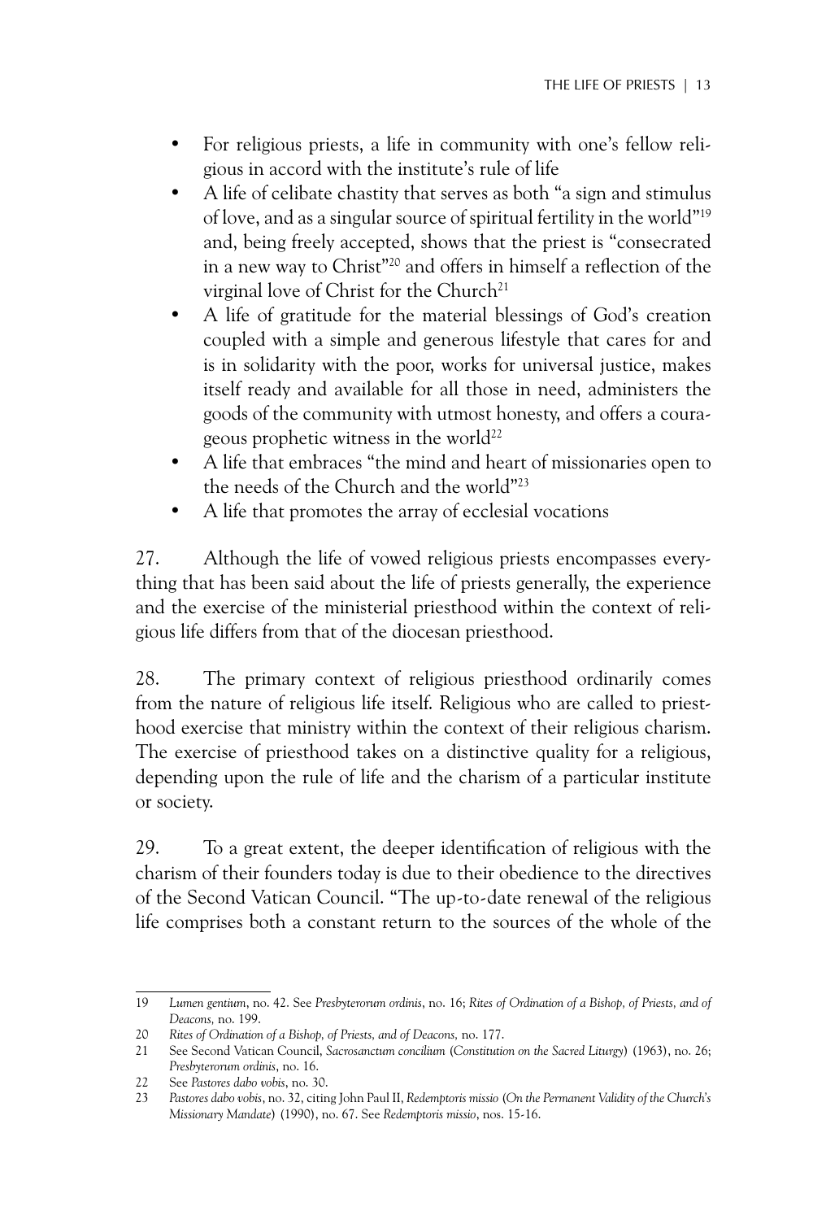- For religious priests, a life in community with one's fellow religious in accord with the institute's rule of life
- A life of celibate chastity that serves as both "a sign and stimulus of love, and as a singular source of spiritual fertility in the world"[19] and, being freely accepted, shows that the priest is "consecrated in a new way to Christ"[20] and offers in himself a reflection of the virginal love of Christ for the Church[21]
- A life of gratitude for the material blessings of God's creation coupled with a simple and generous lifestyle that cares for and is in solidarity with the poor, works for universal justice, makes itself ready and available for all those in need, administers the goods of the community with utmost honesty, and offers a courageous prophetic witness in the world[22]
- A life that embraces "the mind and heart of missionaries open to the needs of the Church and the world"[23]
- A life that promotes the array of ecclesial vocations

27. Although the life of vowed religious priests encompasses everything that has been said about the life of priests generally, the experience and the exercise of the ministerial priesthood within the context of religious life differs from that of the diocesan priesthood.

28. The primary context of religious priesthood ordinarily comes from the nature of religious life itself. Religious who are called to priesthood exercise that ministry within the context of their religious charism. The exercise of priesthood takes on a distinctive quality for a religious, depending upon the rule of life and the charism of a particular institute or society.

29. To a great extent, the deeper identification of religious with the charism of their founders today is due to their obedience to the directives of the Second Vatican Council. "The up-to-date renewal of the religious life comprises both a constant return to the sources of the whole of the

---

19 *Lumen gentium*, no. 42. See *Presbyterorum ordinis*, no. 16; *Rites of Ordination of a Bishop, of Priests, and of Deacons,* no. 199.

20 *Rites of Ordination of a Bishop, of Priests, and of Deacons,* no. 177.

21 See Second Vatican Council, *Sacrosanctum concilium* (*Constitution on the Sacred Liturgy*) (1963), no. 26; *Presbyterorum ordinis*, no. 16.

22 See *Pastores dabo vobis*, no. 30.

23 *Pastores dabo vobis*, no. 32, citing John Paul II, *Redemptoris missio* (*On the Permanent Validity of the Church's Missionary Mandate*) (1990), no. 67. See *Redemptoris missio*, nos. 15-16.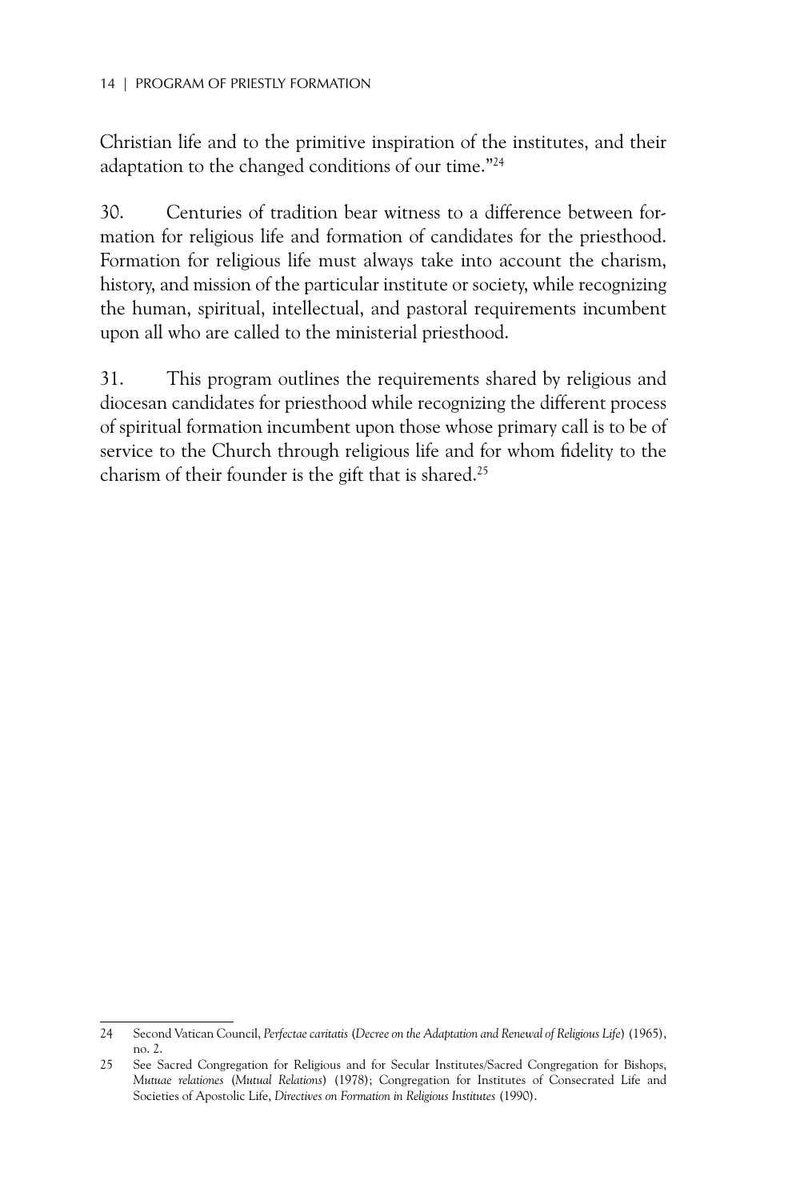Christian life and to the primitive inspiration of the institutes, and their adaptation to the changed conditions of our time."[24]

30. Centuries of tradition bear witness to a difference between formation for religious life and formation of candidates for the priesthood. Formation for religious life must always take into account the charism, history, and mission of the particular institute or society, while recognizing the human, spiritual, intellectual, and pastoral requirements incumbent upon all who are called to the ministerial priesthood.

31. This program outlines the requirements shared by religious and diocesan candidates for priesthood while recognizing the different process of spiritual formation incumbent upon those whose primary call is to be of service to the Church through religious life and for whom fidelity to the charism of their founder is the gift that is shared.[25]

---

24 Second Vatican Council, *Perfectae caritatis* (*Decree on the Adaptation and Renewal of Religious Life*) (1965), no. 2.

25 See Sacred Congregation for Religious and for Secular Institutes/Sacred Congregation for Bishops, *Mutuae relationes* (*Mutual Relations*) (1978); Congregation for Institutes of Consecrated Life and Societies of Apostolic Life, *Directives on Formation in Religious Institutes* (1990).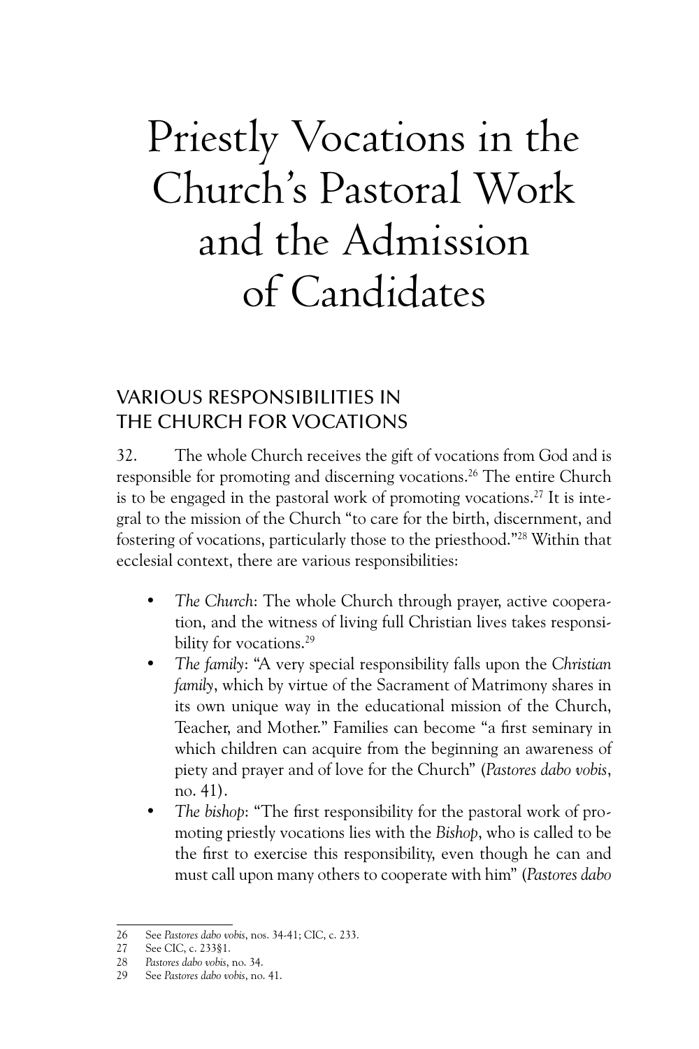# Priestly Vocations in the Church's Pastoral Work and the Admission of Candidates

## VARIOUS RESPONSIBILITIES IN THE CHURCH FOR VOCATIONS

32. The whole Church receives the gift of vocations from God and is responsible for promoting and discerning vocations.[26] The entire Church is to be engaged in the pastoral work of promoting vocations.[27] It is integral to the mission of the Church "to care for the birth, discernment, and fostering of vocations, particularly those to the priesthood."[28] Within that ecclesial context, there are various responsibilities:

- *The Church*: The whole Church through prayer, active cooperation, and the witness of living full Christian lives takes responsibility for vocations.[29]
- *The family*: "A very special responsibility falls upon the *Christian family*, which by virtue of the Sacrament of Matrimony shares in its own unique way in the educational mission of the Church, Teacher, and Mother." Families can become "a first seminary in which children can acquire from the beginning an awareness of piety and prayer and of love for the Church" (*Pastores dabo vobis*, no. 41).
- *The bishop*: "The first responsibility for the pastoral work of promoting priestly vocations lies with the *Bishop*, who is called to be the first to exercise this responsibility, even though he can and must call upon many others to cooperate with him" (*Pastores dabo*

---

26 See *Pastores dabo vobis*, nos. 34-41; CIC, c. 233.

27 See CIC, c. 233§1.

28 *Pastores dabo vobis*, no. 34.

29 See *Pastores dabo vobis*, no. 41.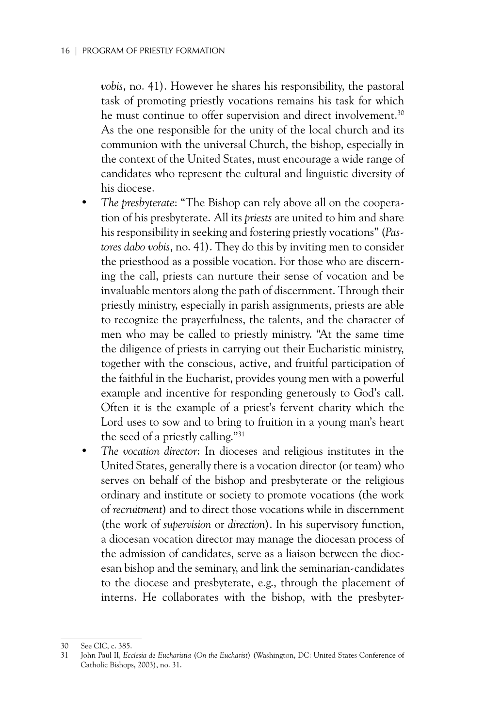*vobis*, no. 41). However he shares his responsibility, the pastoral task of promoting priestly vocations remains his task for which he must continue to offer supervision and direct involvement.[30] As the one responsible for the unity of the local church and its communion with the universal Church, the bishop, especially in the context of the United States, must encourage a wide range of candidates who represent the cultural and linguistic diversity of his diocese.

- *The presbyterate*: "The Bishop can rely above all on the cooperation of his presbyterate. All its *priests* are united to him and share his responsibility in seeking and fostering priestly vocations" (*Pastores dabo vobis*, no. 41). They do this by inviting men to consider the priesthood as a possible vocation. For those who are discerning the call, priests can nurture their sense of vocation and be invaluable mentors along the path of discernment. Through their priestly ministry, especially in parish assignments, priests are able to recognize the prayerfulness, the talents, and the character of men who may be called to priestly ministry. "At the same time the diligence of priests in carrying out their Eucharistic ministry, together with the conscious, active, and fruitful participation of the faithful in the Eucharist, provides young men with a powerful example and incentive for responding generously to God's call. Often it is the example of a priest's fervent charity which the Lord uses to sow and to bring to fruition in a young man's heart the seed of a priestly calling."[31]
- *The vocation director*: In dioceses and religious institutes in the United States, generally there is a vocation director (or team) who serves on behalf of the bishop and presbyterate or the religious ordinary and institute or society to promote vocations (the work of *recruitment*) and to direct those vocations while in discernment (the work of *supervision* or *direction*). In his supervisory function, a diocesan vocation director may manage the diocesan process of the admission of candidates, serve as a liaison between the diocesan bishop and the seminary, and link the seminarian-candidates to the diocese and presbyterate, e.g., through the placement of interns. He collaborates with the bishop, with the presbyter-

---

30 See CIC, c. 385.

31 John Paul II, *Ecclesia de Eucharistia* (*On the Eucharist*) (Washington, DC: United States Conference of Catholic Bishops, 2003), no. 31.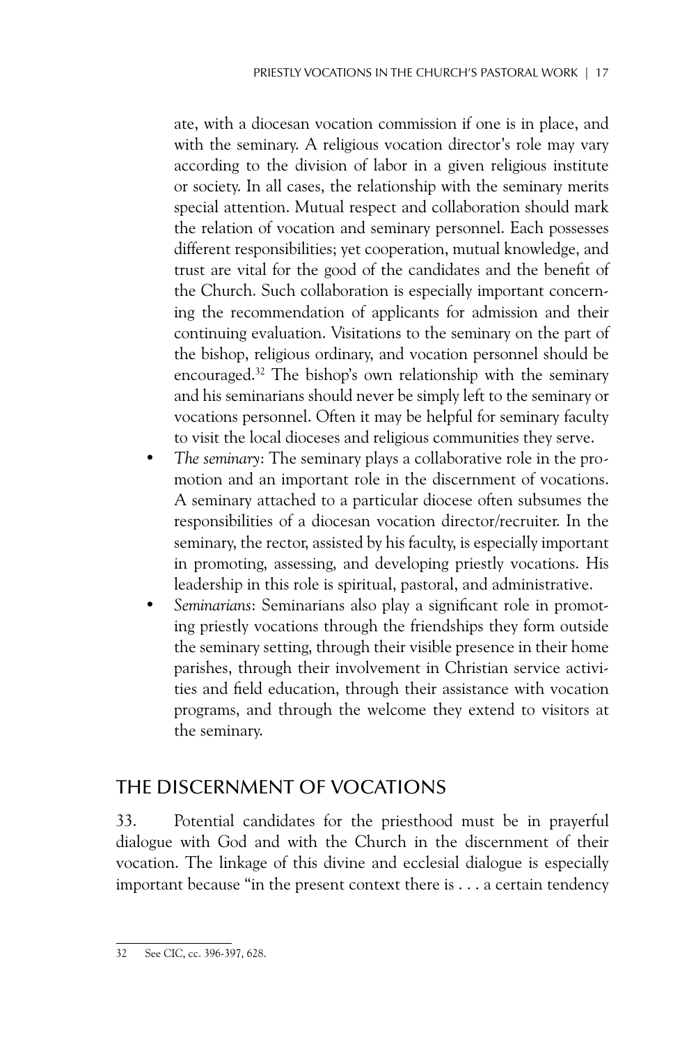ate, with a diocesan vocation commission if one is in place, and with the seminary. A religious vocation director's role may vary according to the division of labor in a given religious institute or society. In all cases, the relationship with the seminary merits special attention. Mutual respect and collaboration should mark the relation of vocation and seminary personnel. Each possesses different responsibilities; yet cooperation, mutual knowledge, and trust are vital for the good of the candidates and the benefit of the Church. Such collaboration is especially important concerning the recommendation of applicants for admission and their continuing evaluation. Visitations to the seminary on the part of the bishop, religious ordinary, and vocation personnel should be encouraged.[32] The bishop's own relationship with the seminary and his seminarians should never be simply left to the seminary or vocations personnel. Often it may be helpful for seminary faculty to visit the local dioceses and religious communities they serve.

- *The seminary*: The seminary plays a collaborative role in the promotion and an important role in the discernment of vocations. A seminary attached to a particular diocese often subsumes the responsibilities of a diocesan vocation director/recruiter. In the seminary, the rector, assisted by his faculty, is especially important in promoting, assessing, and developing priestly vocations. His leadership in this role is spiritual, pastoral, and administrative.
- *Seminarians*: Seminarians also play a significant role in promoting priestly vocations through the friendships they form outside the seminary setting, through their visible presence in their home parishes, through their involvement in Christian service activities and field education, through their assistance with vocation programs, and through the welcome they extend to visitors at the seminary.

## THE DISCERNMENT OF VOCATIONS

33. Potential candidates for the priesthood must be in prayerful dialogue with God and with the Church in the discernment of their vocation. The linkage of this divine and ecclesial dialogue is especially important because "in the present context there is . . . a certain tendency

---

32 See CIC, cc. 396-397, 628.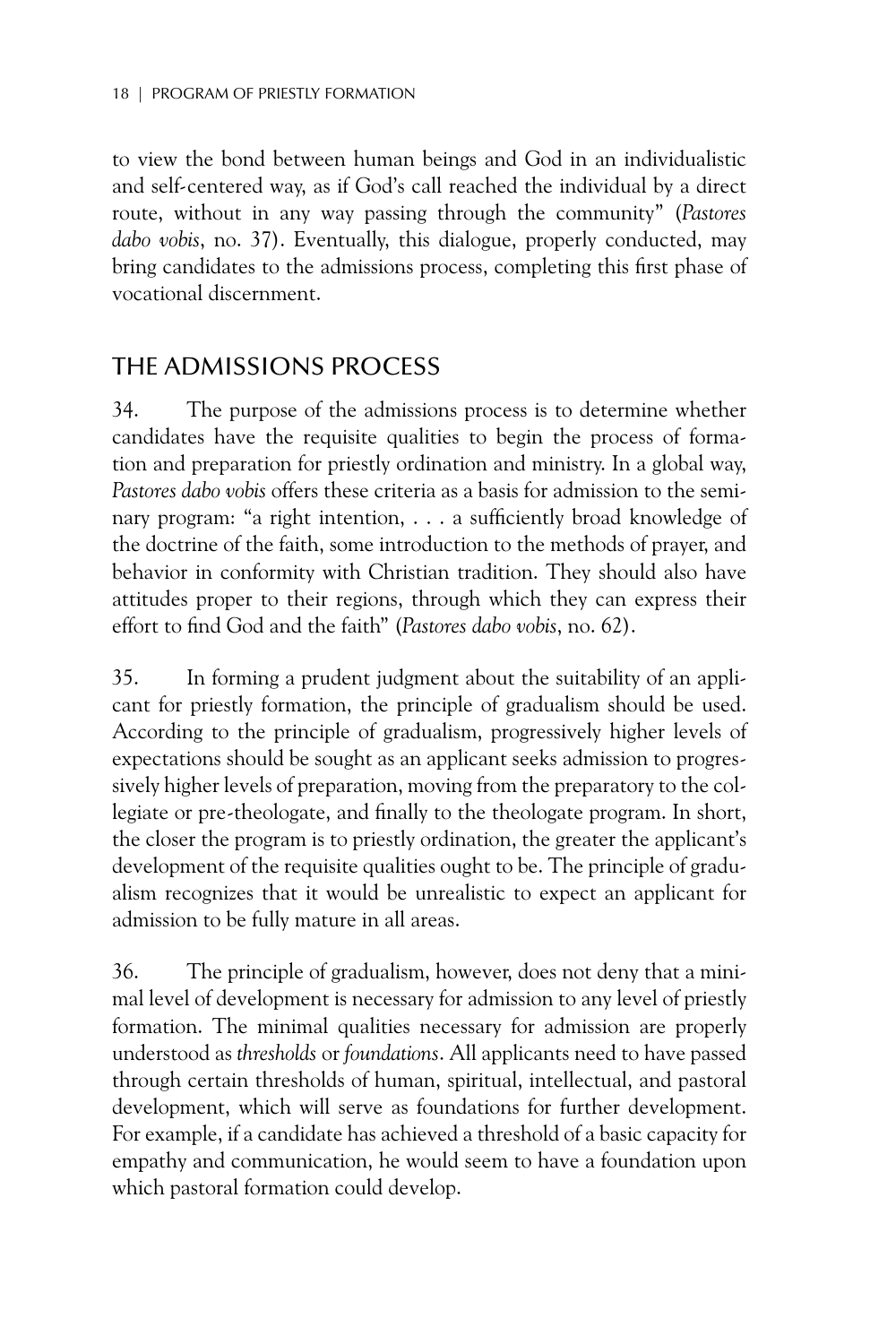to view the bond between human beings and God in an individualistic and self-centered way, as if God's call reached the individual by a direct route, without in any way passing through the community" (*Pastores dabo vobis*, no. 37). Eventually, this dialogue, properly conducted, may bring candidates to the admissions process, completing this first phase of vocational discernment.

## THE ADMISSIONS PROCESS

34. The purpose of the admissions process is to determine whether candidates have the requisite qualities to begin the process of formation and preparation for priestly ordination and ministry. In a global way, *Pastores dabo vobis* offers these criteria as a basis for admission to the seminary program: "a right intention, . . . a sufficiently broad knowledge of the doctrine of the faith, some introduction to the methods of prayer, and behavior in conformity with Christian tradition. They should also have attitudes proper to their regions, through which they can express their effort to find God and the faith" (*Pastores dabo vobis*, no. 62).

35. In forming a prudent judgment about the suitability of an applicant for priestly formation, the principle of gradualism should be used. According to the principle of gradualism, progressively higher levels of expectations should be sought as an applicant seeks admission to progressively higher levels of preparation, moving from the preparatory to the collegiate or pre-theologate, and finally to the theologate program. In short, the closer the program is to priestly ordination, the greater the applicant's development of the requisite qualities ought to be. The principle of gradualism recognizes that it would be unrealistic to expect an applicant for admission to be fully mature in all areas.

36. The principle of gradualism, however, does not deny that a minimal level of development is necessary for admission to any level of priestly formation. The minimal qualities necessary for admission are properly understood as *thresholds* or *foundations*. All applicants need to have passed through certain thresholds of human, spiritual, intellectual, and pastoral development, which will serve as foundations for further development. For example, if a candidate has achieved a threshold of a basic capacity for empathy and communication, he would seem to have a foundation upon which pastoral formation could develop.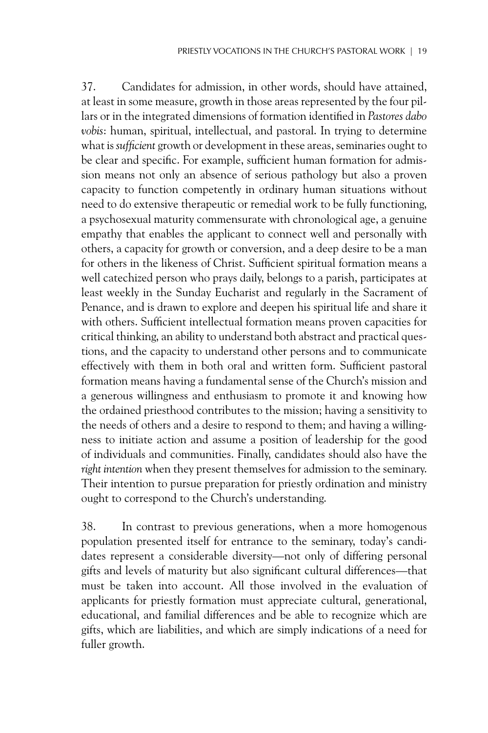37. Candidates for admission, in other words, should have attained, at least in some measure, growth in those areas represented by the four pillars or in the integrated dimensions of formation identified in *Pastores dabo vobis*: human, spiritual, intellectual, and pastoral. In trying to determine what is *sufficient* growth or development in these areas, seminaries ought to be clear and specific. For example, sufficient human formation for admission means not only an absence of serious pathology but also a proven capacity to function competently in ordinary human situations without need to do extensive therapeutic or remedial work to be fully functioning, a psychosexual maturity commensurate with chronological age, a genuine empathy that enables the applicant to connect well and personally with others, a capacity for growth or conversion, and a deep desire to be a man for others in the likeness of Christ. Sufficient spiritual formation means a well catechized person who prays daily, belongs to a parish, participates at least weekly in the Sunday Eucharist and regularly in the Sacrament of Penance, and is drawn to explore and deepen his spiritual life and share it with others. Sufficient intellectual formation means proven capacities for critical thinking, an ability to understand both abstract and practical questions, and the capacity to understand other persons and to communicate effectively with them in both oral and written form. Sufficient pastoral formation means having a fundamental sense of the Church's mission and a generous willingness and enthusiasm to promote it and knowing how the ordained priesthood contributes to the mission; having a sensitivity to the needs of others and a desire to respond to them; and having a willingness to initiate action and assume a position of leadership for the good of individuals and communities. Finally, candidates should also have the *right intention* when they present themselves for admission to the seminary. Their intention to pursue preparation for priestly ordination and ministry ought to correspond to the Church's understanding.

38. In contrast to previous generations, when a more homogenous population presented itself for entrance to the seminary, today's candidates represent a considerable diversity—not only of differing personal gifts and levels of maturity but also significant cultural differences—that must be taken into account. All those involved in the evaluation of applicants for priestly formation must appreciate cultural, generational, educational, and familial differences and be able to recognize which are gifts, which are liabilities, and which are simply indications of a need for fuller growth.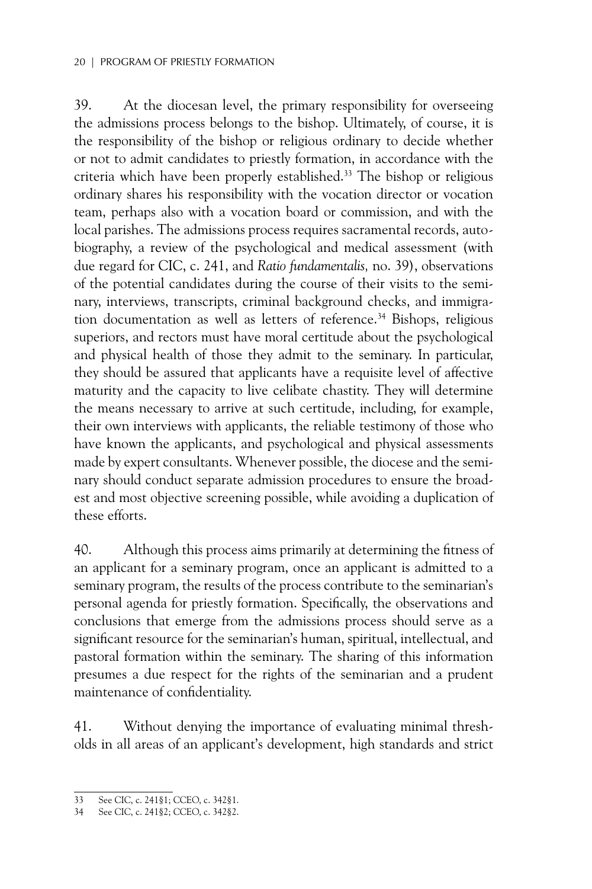39. At the diocesan level, the primary responsibility for overseeing the admissions process belongs to the bishop. Ultimately, of course, it is the responsibility of the bishop or religious ordinary to decide whether or not to admit candidates to priestly formation, in accordance with the criteria which have been properly established.[33] The bishop or religious ordinary shares his responsibility with the vocation director or vocation team, perhaps also with a vocation board or commission, and with the local parishes. The admissions process requires sacramental records, autobiography, a review of the psychological and medical assessment (with due regard for CIC, c. 241, and *Ratio fundamentalis,* no. 39), observations of the potential candidates during the course of their visits to the seminary, interviews, transcripts, criminal background checks, and immigration documentation as well as letters of reference.[34] Bishops, religious superiors, and rectors must have moral certitude about the psychological and physical health of those they admit to the seminary. In particular, they should be assured that applicants have a requisite level of affective maturity and the capacity to live celibate chastity. They will determine the means necessary to arrive at such certitude, including, for example, their own interviews with applicants, the reliable testimony of those who have known the applicants, and psychological and physical assessments made by expert consultants. Whenever possible, the diocese and the seminary should conduct separate admission procedures to ensure the broadest and most objective screening possible, while avoiding a duplication of these efforts.

40. Although this process aims primarily at determining the fitness of an applicant for a seminary program, once an applicant is admitted to a seminary program, the results of the process contribute to the seminarian's personal agenda for priestly formation. Specifically, the observations and conclusions that emerge from the admissions process should serve as a significant resource for the seminarian's human, spiritual, intellectual, and pastoral formation within the seminary. The sharing of this information presumes a due respect for the rights of the seminarian and a prudent maintenance of confidentiality.

41. Without denying the importance of evaluating minimal thresholds in all areas of an applicant's development, high standards and strict

---

33 See CIC, c. 241§1; CCEO, c. 342§1.

34 See CIC, c. 241§2; CCEO, c. 342§2.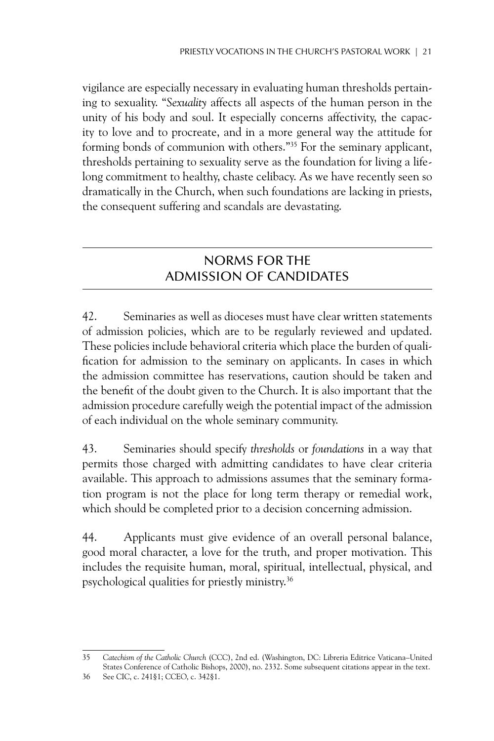vigilance are especially necessary in evaluating human thresholds pertaining to sexuality. "*Sexuality* affects all aspects of the human person in the unity of his body and soul. It especially concerns affectivity, the capacity to love and to procreate, and in a more general way the attitude for forming bonds of communion with others."[35] For the seminary applicant, thresholds pertaining to sexuality serve as the foundation for living a lifelong commitment to healthy, chaste celibacy. As we have recently seen so dramatically in the Church, when such foundations are lacking in priests, the consequent suffering and scandals are devastating.

## NORMS FOR THE ADMISSION OF CANDIDATES

42. Seminaries as well as dioceses must have clear written statements of admission policies, which are to be regularly reviewed and updated. These policies include behavioral criteria which place the burden of qualification for admission to the seminary on applicants. In cases in which the admission committee has reservations, caution should be taken and the benefit of the doubt given to the Church. It is also important that the admission procedure carefully weigh the potential impact of the admission of each individual on the whole seminary community.

43. Seminaries should specify *thresholds* or *foundations* in a way that permits those charged with admitting candidates to have clear criteria available. This approach to admissions assumes that the seminary formation program is not the place for long term therapy or remedial work, which should be completed prior to a decision concerning admission.

44. Applicants must give evidence of an overall personal balance, good moral character, a love for the truth, and proper motivation. This includes the requisite human, moral, spiritual, intellectual, physical, and psychological qualities for priestly ministry.[36]

---

35 *Catechism of the Catholic Church* (CCC), 2nd ed. (Washington, DC: Libreria Editrice Vaticana–United States Conference of Catholic Bishops, 2000), no. 2332. Some subsequent citations appear in the text.

36 See CIC, c. 241§1; CCEO, c. 342§1.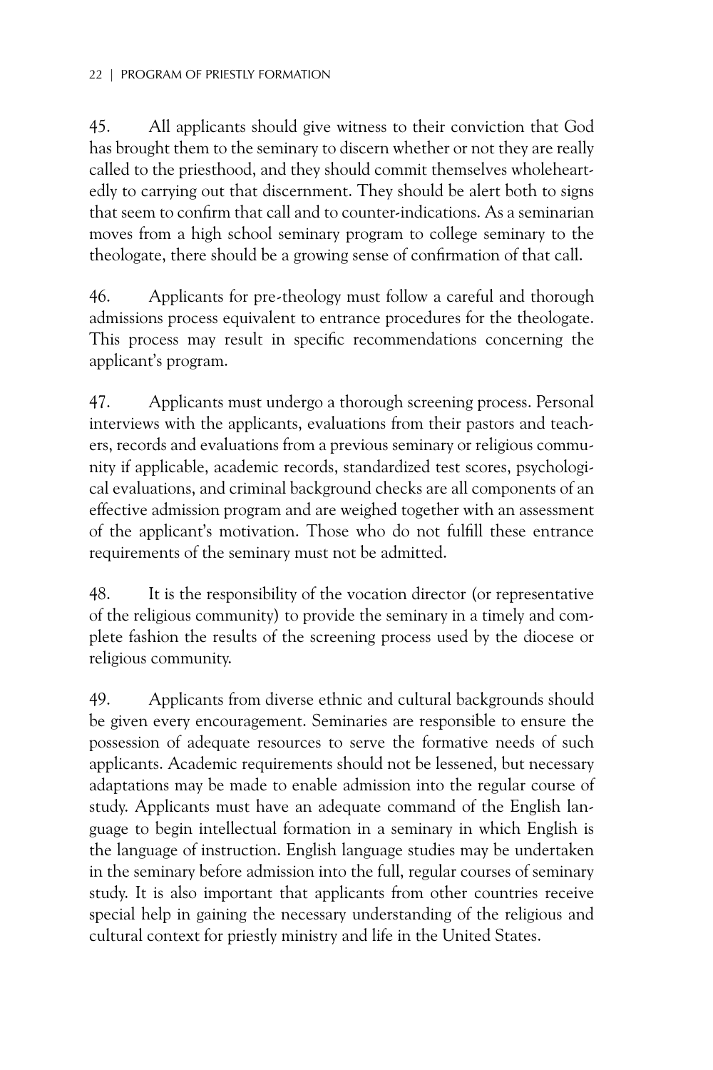45. All applicants should give witness to their conviction that God has brought them to the seminary to discern whether or not they are really called to the priesthood, and they should commit themselves wholeheartedly to carrying out that discernment. They should be alert both to signs that seem to confirm that call and to counter-indications. As a seminarian moves from a high school seminary program to college seminary to the theologate, there should be a growing sense of confirmation of that call.

46. Applicants for pre-theology must follow a careful and thorough admissions process equivalent to entrance procedures for the theologate. This process may result in specific recommendations concerning the applicant's program.

47. Applicants must undergo a thorough screening process. Personal interviews with the applicants, evaluations from their pastors and teachers, records and evaluations from a previous seminary or religious community if applicable, academic records, standardized test scores, psychological evaluations, and criminal background checks are all components of an effective admission program and are weighed together with an assessment of the applicant's motivation. Those who do not fulfill these entrance requirements of the seminary must not be admitted.

48. It is the responsibility of the vocation director (or representative of the religious community) to provide the seminary in a timely and complete fashion the results of the screening process used by the diocese or religious community.

49. Applicants from diverse ethnic and cultural backgrounds should be given every encouragement. Seminaries are responsible to ensure the possession of adequate resources to serve the formative needs of such applicants. Academic requirements should not be lessened, but necessary adaptations may be made to enable admission into the regular course of study. Applicants must have an adequate command of the English language to begin intellectual formation in a seminary in which English is the language of instruction. English language studies may be undertaken in the seminary before admission into the full, regular courses of seminary study. It is also important that applicants from other countries receive special help in gaining the necessary understanding of the religious and cultural context for priestly ministry and life in the United States.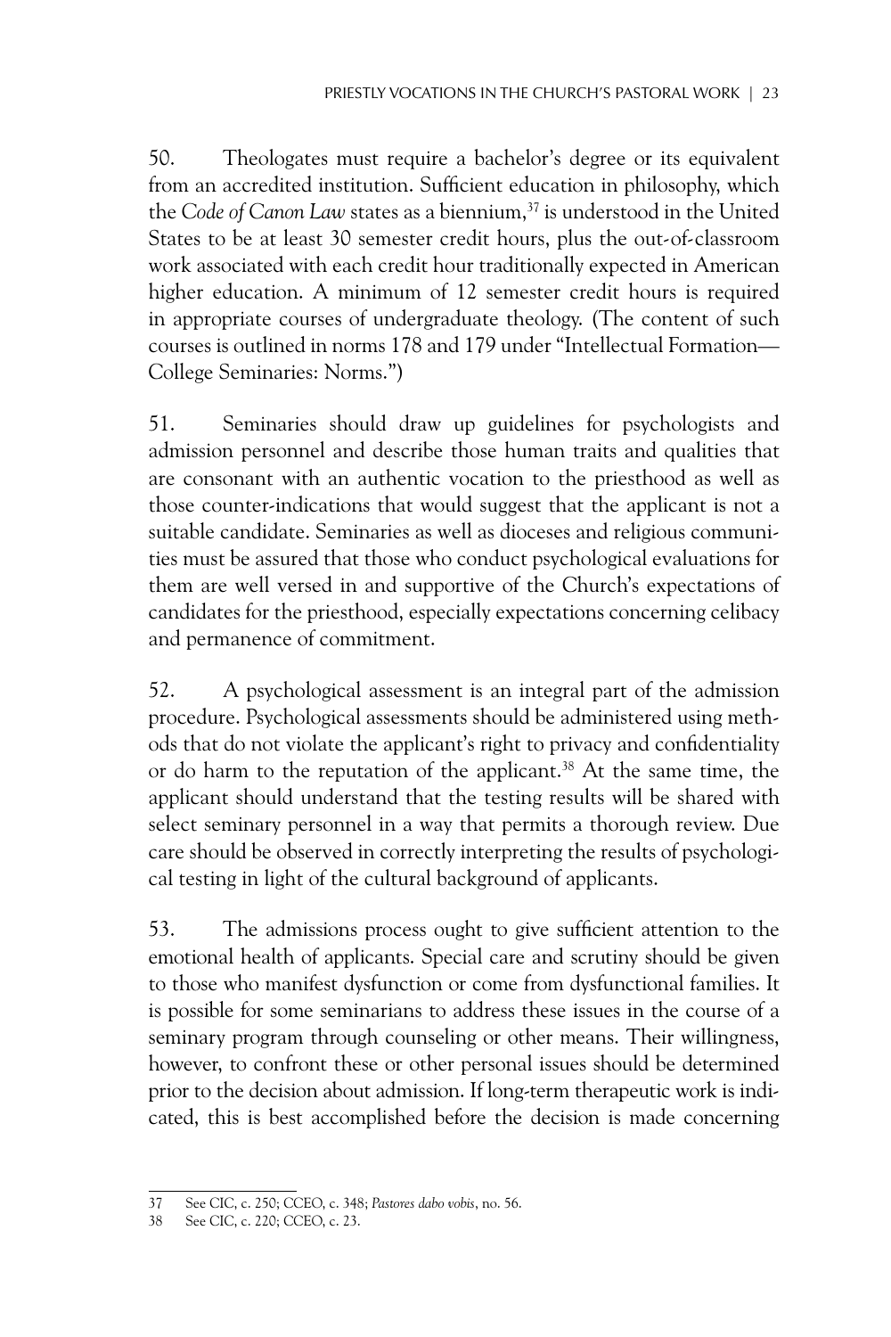50. Theologates must require a bachelor's degree or its equivalent from an accredited institution. Sufficient education in philosophy, which the *Code of Canon Law* states as a biennium,[37] is understood in the United States to be at least 30 semester credit hours, plus the out-of-classroom work associated with each credit hour traditionally expected in American higher education. A minimum of 12 semester credit hours is required in appropriate courses of undergraduate theology. (The content of such courses is outlined in norms 178 and 179 under "Intellectual Formation—College Seminaries: Norms.")

51. Seminaries should draw up guidelines for psychologists and admission personnel and describe those human traits and qualities that are consonant with an authentic vocation to the priesthood as well as those counter-indications that would suggest that the applicant is not a suitable candidate. Seminaries as well as dioceses and religious communities must be assured that those who conduct psychological evaluations for them are well versed in and supportive of the Church's expectations of candidates for the priesthood, especially expectations concerning celibacy and permanence of commitment.

52. A psychological assessment is an integral part of the admission procedure. Psychological assessments should be administered using methods that do not violate the applicant's right to privacy and confidentiality or do harm to the reputation of the applicant.[38] At the same time, the applicant should understand that the testing results will be shared with select seminary personnel in a way that permits a thorough review. Due care should be observed in correctly interpreting the results of psychological testing in light of the cultural background of applicants.

53. The admissions process ought to give sufficient attention to the emotional health of applicants. Special care and scrutiny should be given to those who manifest dysfunction or come from dysfunctional families. It is possible for some seminarians to address these issues in the course of a seminary program through counseling or other means. Their willingness, however, to confront these or other personal issues should be determined prior to the decision about admission. If long-term therapeutic work is indicated, this is best accomplished before the decision is made concerning

---

37 See CIC, c. 250; CCEO, c. 348; *Pastores dabo vobis*, no. 56.

38 See CIC, c. 220; CCEO, c. 23.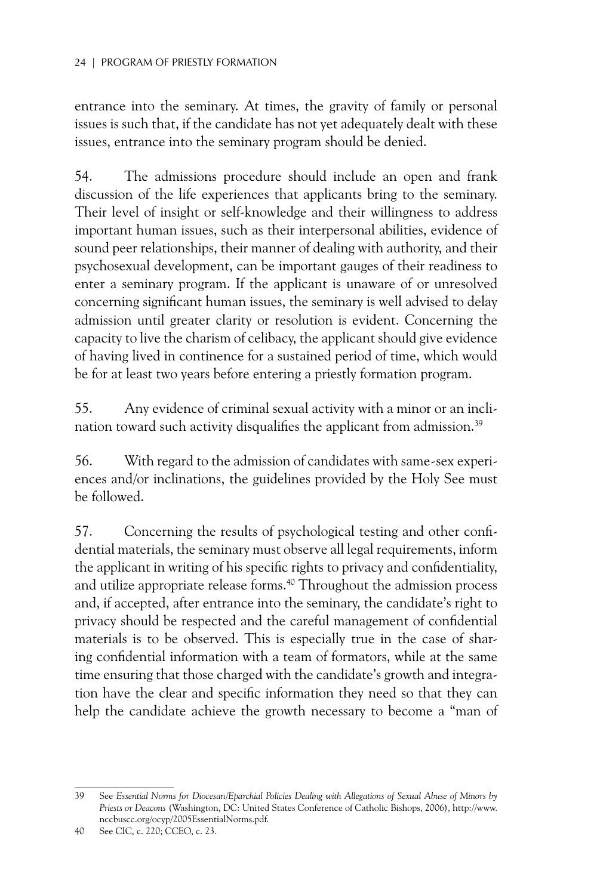entrance into the seminary. At times, the gravity of family or personal issues is such that, if the candidate has not yet adequately dealt with these issues, entrance into the seminary program should be denied.

54. The admissions procedure should include an open and frank discussion of the life experiences that applicants bring to the seminary. Their level of insight or self-knowledge and their willingness to address important human issues, such as their interpersonal abilities, evidence of sound peer relationships, their manner of dealing with authority, and their psychosexual development, can be important gauges of their readiness to enter a seminary program. If the applicant is unaware of or unresolved concerning significant human issues, the seminary is well advised to delay admission until greater clarity or resolution is evident. Concerning the capacity to live the charism of celibacy, the applicant should give evidence of having lived in continence for a sustained period of time, which would be for at least two years before entering a priestly formation program.

55. Any evidence of criminal sexual activity with a minor or an inclination toward such activity disqualifies the applicant from admission.[39]

56. With regard to the admission of candidates with same-sex experiences and/or inclinations, the guidelines provided by the Holy See must be followed.

57. Concerning the results of psychological testing and other confidential materials, the seminary must observe all legal requirements, inform the applicant in writing of his specific rights to privacy and confidentiality, and utilize appropriate release forms.[40] Throughout the admission process and, if accepted, after entrance into the seminary, the candidate's right to privacy should be respected and the careful management of confidential materials is to be observed. This is especially true in the case of sharing confidential information with a team of formators, while at the same time ensuring that those charged with the candidate's growth and integration have the clear and specific information they need so that they can help the candidate achieve the growth necessary to become a "man of

---

39 See *Essential Norms for Diocesan/Eparchial Policies Dealing with Allegations of Sexual Abuse of Minors by Priests or Deacons* (Washington, DC: United States Conference of Catholic Bishops, 2006), http://www.nccbuscc.org/ocyp/2005EssentialNorms.pdf.

40 See CIC, c. 220; CCEO, c. 23.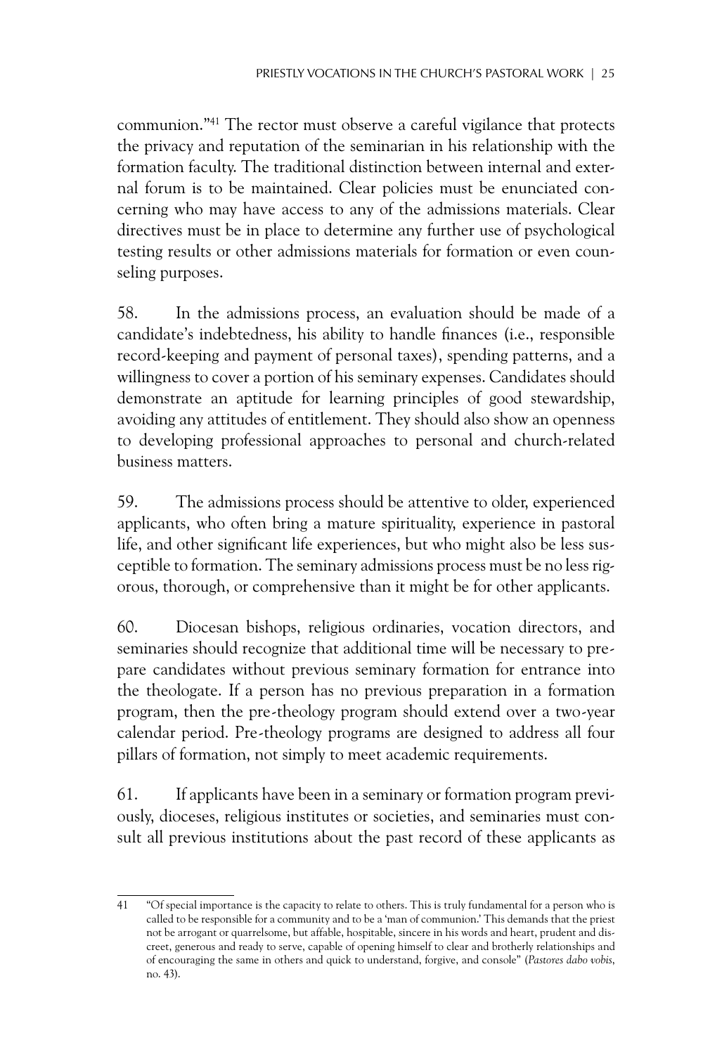communion."[41] The rector must observe a careful vigilance that protects the privacy and reputation of the seminarian in his relationship with the formation faculty. The traditional distinction between internal and external forum is to be maintained. Clear policies must be enunciated concerning who may have access to any of the admissions materials. Clear directives must be in place to determine any further use of psychological testing results or other admissions materials for formation or even counseling purposes.

58. In the admissions process, an evaluation should be made of a candidate's indebtedness, his ability to handle finances (i.e., responsible record-keeping and payment of personal taxes), spending patterns, and a willingness to cover a portion of his seminary expenses. Candidates should demonstrate an aptitude for learning principles of good stewardship, avoiding any attitudes of entitlement. They should also show an openness to developing professional approaches to personal and church-related business matters.

59. The admissions process should be attentive to older, experienced applicants, who often bring a mature spirituality, experience in pastoral life, and other significant life experiences, but who might also be less susceptible to formation. The seminary admissions process must be no less rigorous, thorough, or comprehensive than it might be for other applicants.

60. Diocesan bishops, religious ordinaries, vocation directors, and seminaries should recognize that additional time will be necessary to prepare candidates without previous seminary formation for entrance into the theologate. If a person has no previous preparation in a formation program, then the pre-theology program should extend over a two-year calendar period. Pre-theology programs are designed to address all four pillars of formation, not simply to meet academic requirements.

61. If applicants have been in a seminary or formation program previously, dioceses, religious institutes or societies, and seminaries must consult all previous institutions about the past record of these applicants as

---

41 "Of special importance is the capacity to relate to others. This is truly fundamental for a person who is called to be responsible for a community and to be a 'man of communion.' This demands that the priest not be arrogant or quarrelsome, but affable, hospitable, sincere in his words and heart, prudent and discreet, generous and ready to serve, capable of opening himself to clear and brotherly relationships and of encouraging the same in others and quick to understand, forgive, and console" (*Pastores dabo vobis*, no. 43).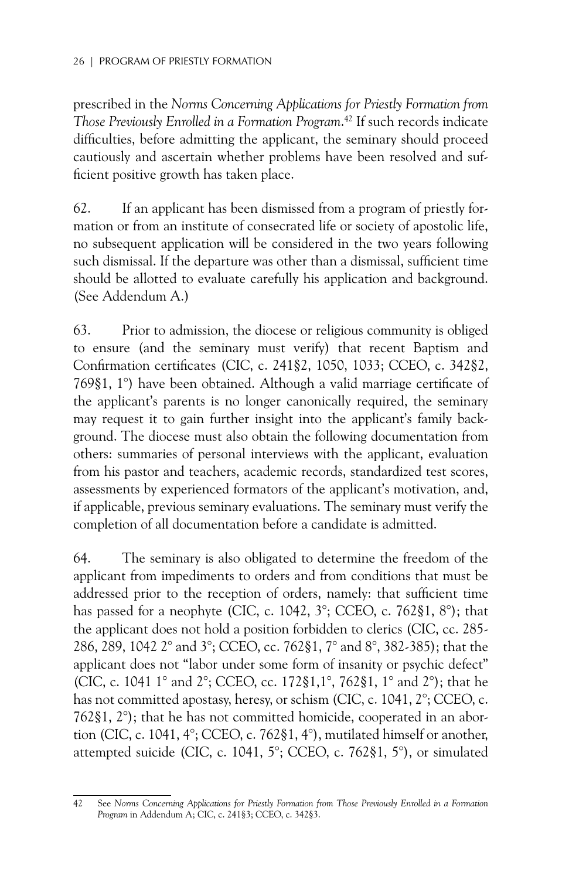prescribed in the *Norms Concerning Applications for Priestly Formation from Those Previously Enrolled in a Formation Program*.[42] If such records indicate difficulties, before admitting the applicant, the seminary should proceed cautiously and ascertain whether problems have been resolved and sufficient positive growth has taken place.

62. If an applicant has been dismissed from a program of priestly formation or from an institute of consecrated life or society of apostolic life, no subsequent application will be considered in the two years following such dismissal. If the departure was other than a dismissal, sufficient time should be allotted to evaluate carefully his application and background. (See Addendum A.)

63. Prior to admission, the diocese or religious community is obliged to ensure (and the seminary must verify) that recent Baptism and Confirmation certificates (CIC, c. 241§2, 1050, 1033; CCEO, c. 342§2, 769§1, 1°) have been obtained. Although a valid marriage certificate of the applicant's parents is no longer canonically required, the seminary may request it to gain further insight into the applicant's family background. The diocese must also obtain the following documentation from others: summaries of personal interviews with the applicant, evaluation from his pastor and teachers, academic records, standardized test scores, assessments by experienced formators of the applicant's motivation, and, if applicable, previous seminary evaluations. The seminary must verify the completion of all documentation before a candidate is admitted.

64. The seminary is also obligated to determine the freedom of the applicant from impediments to orders and from conditions that must be addressed prior to the reception of orders, namely: that sufficient time has passed for a neophyte (CIC, c. 1042, 3°; CCEO, c. 762§1, 8°); that the applicant does not hold a position forbidden to clerics (CIC, cc. 285-286, 289, 1042 2° and 3°; CCEO, cc. 762§1, 7° and 8°, 382-385); that the applicant does not "labor under some form of insanity or psychic defect" (CIC, c. 1041 1° and 2°; CCEO, cc. 172§1,1°, 762§1, 1° and 2°); that he has not committed apostasy, heresy, or schism (CIC, c. 1041, 2°; CCEO, c. 762§1, 2°); that he has not committed homicide, cooperated in an abortion (CIC, c. 1041, 4°; CCEO, c. 762§1, 4°), mutilated himself or another, attempted suicide (CIC, c. 1041, 5°; CCEO, c. 762§1, 5°), or simulated

---

42 See *Norms Concerning Applications for Priestly Formation from Those Previously Enrolled in a Formation Program* in Addendum A; CIC, c. 241§3; CCEO, c. 342§3.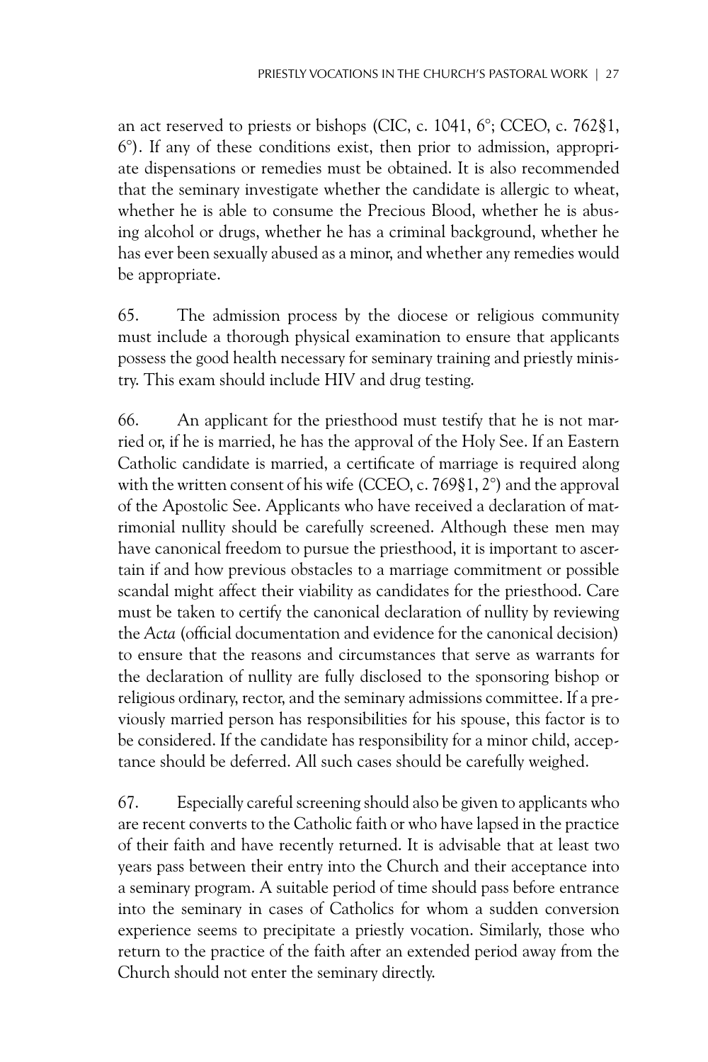an act reserved to priests or bishops (CIC, c. 1041, 6°; CCEO, c. 762§1, 6°). If any of these conditions exist, then prior to admission, appropriate dispensations or remedies must be obtained. It is also recommended that the seminary investigate whether the candidate is allergic to wheat, whether he is able to consume the Precious Blood, whether he is abusing alcohol or drugs, whether he has a criminal background, whether he has ever been sexually abused as a minor, and whether any remedies would be appropriate.

65. The admission process by the diocese or religious community must include a thorough physical examination to ensure that applicants possess the good health necessary for seminary training and priestly ministry. This exam should include HIV and drug testing.

66. An applicant for the priesthood must testify that he is not married or, if he is married, he has the approval of the Holy See. If an Eastern Catholic candidate is married, a certificate of marriage is required along with the written consent of his wife (CCEO, c. 769§1, 2°) and the approval of the Apostolic See. Applicants who have received a declaration of matrimonial nullity should be carefully screened. Although these men may have canonical freedom to pursue the priesthood, it is important to ascertain if and how previous obstacles to a marriage commitment or possible scandal might affect their viability as candidates for the priesthood. Care must be taken to certify the canonical declaration of nullity by reviewing the *Acta* (official documentation and evidence for the canonical decision) to ensure that the reasons and circumstances that serve as warrants for the declaration of nullity are fully disclosed to the sponsoring bishop or religious ordinary, rector, and the seminary admissions committee. If a previously married person has responsibilities for his spouse, this factor is to be considered. If the candidate has responsibility for a minor child, acceptance should be deferred. All such cases should be carefully weighed.

67. Especially careful screening should also be given to applicants who are recent converts to the Catholic faith or who have lapsed in the practice of their faith and have recently returned. It is advisable that at least two years pass between their entry into the Church and their acceptance into a seminary program. A suitable period of time should pass before entrance into the seminary in cases of Catholics for whom a sudden conversion experience seems to precipitate a priestly vocation. Similarly, those who return to the practice of the faith after an extended period away from the Church should not enter the seminary directly.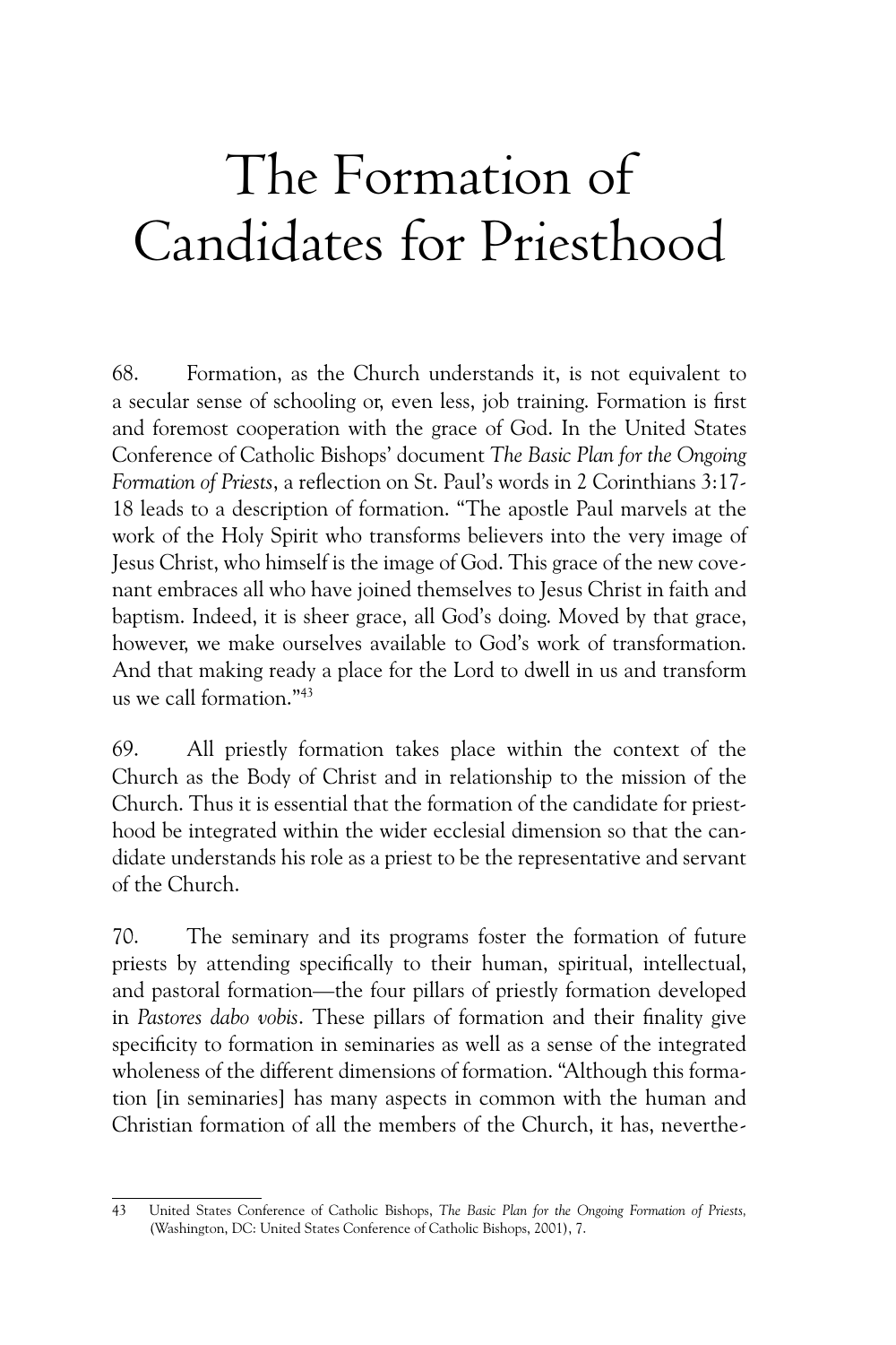# The Formation of Candidates for Priesthood

68. Formation, as the Church understands it, is not equivalent to a secular sense of schooling or, even less, job training. Formation is first and foremost cooperation with the grace of God. In the United States Conference of Catholic Bishops' document *The Basic Plan for the Ongoing Formation of Priests*, a reflection on St. Paul's words in 2 Corinthians 3:17-18 leads to a description of formation. "The apostle Paul marvels at the work of the Holy Spirit who transforms believers into the very image of Jesus Christ, who himself is the image of God. This grace of the new covenant embraces all who have joined themselves to Jesus Christ in faith and baptism. Indeed, it is sheer grace, all God's doing. Moved by that grace, however, we make ourselves available to God's work of transformation. And that making ready a place for the Lord to dwell in us and transform us we call formation."[43]

69. All priestly formation takes place within the context of the Church as the Body of Christ and in relationship to the mission of the Church. Thus it is essential that the formation of the candidate for priesthood be integrated within the wider ecclesial dimension so that the candidate understands his role as a priest to be the representative and servant of the Church.

70. The seminary and its programs foster the formation of future priests by attending specifically to their human, spiritual, intellectual, and pastoral formation—the four pillars of priestly formation developed in *Pastores dabo vobis*. These pillars of formation and their finality give specificity to formation in seminaries as well as a sense of the integrated wholeness of the different dimensions of formation. "Although this formation [in seminaries] has many aspects in common with the human and Christian formation of all the members of the Church, it has, neverthe-

---

43 United States Conference of Catholic Bishops, *The Basic Plan for the Ongoing Formation of Priests*, (Washington, DC: United States Conference of Catholic Bishops, 2001), 7.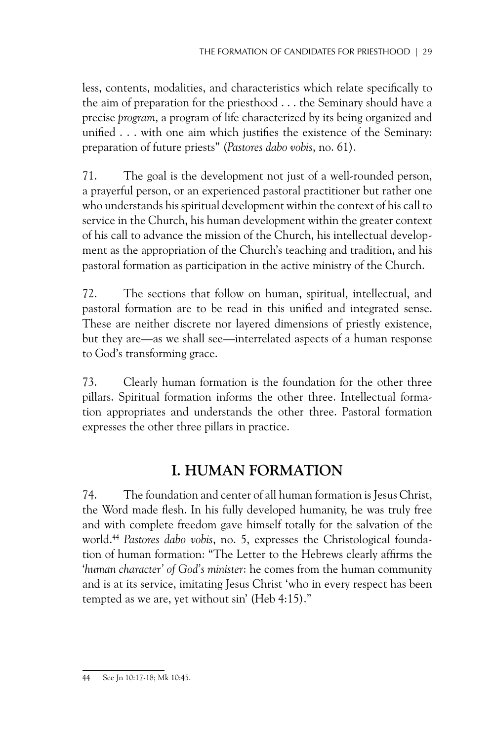less, contents, modalities, and characteristics which relate specifically to the aim of preparation for the priesthood . . . the Seminary should have a precise *program*, a program of life characterized by its being organized and unified . . . with one aim which justifies the existence of the Seminary: preparation of future priests" (*Pastores dabo vobis*, no. 61).

71. The goal is the development not just of a well-rounded person, a prayerful person, or an experienced pastoral practitioner but rather one who understands his spiritual development within the context of his call to service in the Church, his human development within the greater context of his call to advance the mission of the Church, his intellectual development as the appropriation of the Church's teaching and tradition, and his pastoral formation as participation in the active ministry of the Church.

72. The sections that follow on human, spiritual, intellectual, and pastoral formation are to be read in this unified and integrated sense. These are neither discrete nor layered dimensions of priestly existence, but they are—as we shall see—interrelated aspects of a human response to God's transforming grace.

73. Clearly human formation is the foundation for the other three pillars. Spiritual formation informs the other three. Intellectual formation appropriates and understands the other three. Pastoral formation expresses the other three pillars in practice.

## I. HUMAN FORMATION

74. The foundation and center of all human formation is Jesus Christ, the Word made flesh. In his fully developed humanity, he was truly free and with complete freedom gave himself totally for the salvation of the world.[44] *Pastores dabo vobis*, no. 5, expresses the Christological foundation of human formation: "The Letter to the Hebrews clearly affirms the '*human character' of God's minister*: he comes from the human community and is at its service, imitating Jesus Christ 'who in every respect has been tempted as we are, yet without sin' (Heb 4:15)."

---

44 See Jn 10:17-18; Mk 10:45.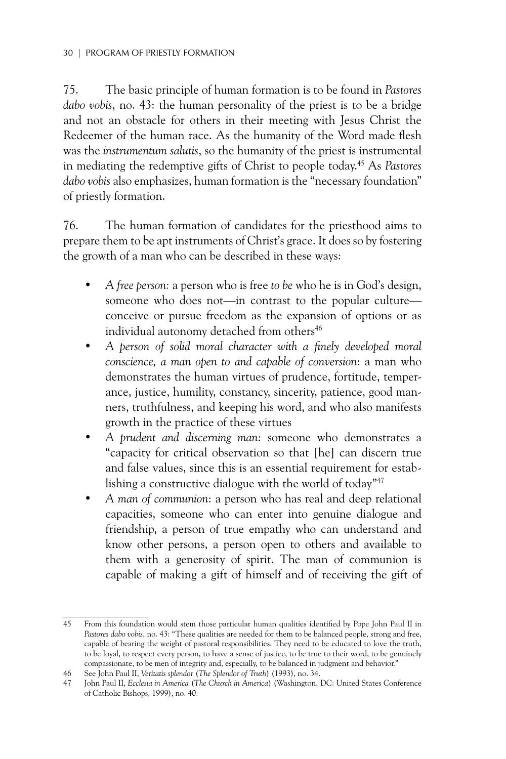75. The basic principle of human formation is to be found in *Pastores dabo vobis*, no. 43: the human personality of the priest is to be a bridge and not an obstacle for others in their meeting with Jesus Christ the Redeemer of the human race. As the humanity of the Word made flesh was the *instrumentum salutis*, so the humanity of the priest is instrumental in mediating the redemptive gifts of Christ to people today.[45] As *Pastores dabo vobis* also emphasizes, human formation is the "necessary foundation" of priestly formation.

76. The human formation of candidates for the priesthood aims to prepare them to be apt instruments of Christ's grace. It does so by fostering the growth of a man who can be described in these ways:

- *A free person:* a person who is free *to be* who he is in God's design, someone who does not—in contrast to the popular culture—conceive or pursue freedom as the expansion of options or as individual autonomy detached from others[46]
- *A person of solid moral character with a finely developed moral conscience, a man open to and capable of conversion*: a man who demonstrates the human virtues of prudence, fortitude, temperance, justice, humility, constancy, sincerity, patience, good manners, truthfulness, and keeping his word, and who also manifests growth in the practice of these virtues
- *A prudent and discerning man*: someone who demonstrates a "capacity for critical observation so that [he] can discern true and false values, since this is an essential requirement for establishing a constructive dialogue with the world of today"[47]
- *A man of communion*: a person who has real and deep relational capacities, someone who can enter into genuine dialogue and friendship, a person of true empathy who can understand and know other persons, a person open to others and available to them with a generosity of spirit. The man of communion is capable of making a gift of himself and of receiving the gift of

---

45 From this foundation would stem those particular human qualities identified by Pope John Paul II in *Pastores dabo vobis*, no. 43: "These qualities are needed for them to be balanced people, strong and free, capable of bearing the weight of pastoral responsibilities. They need to be educated to love the truth, to be loyal, to respect every person, to have a sense of justice, to be true to their word, to be genuinely compassionate, to be men of integrity and, especially, to be balanced in judgment and behavior."

46 See John Paul II, *Veritatis splendor* (*The Splendor of Truth*) (1993), no. 34.

47 John Paul II, *Ecclesia in America* (*The Church in America*) (Washington, DC: United States Conference of Catholic Bishops, 1999), no. 40.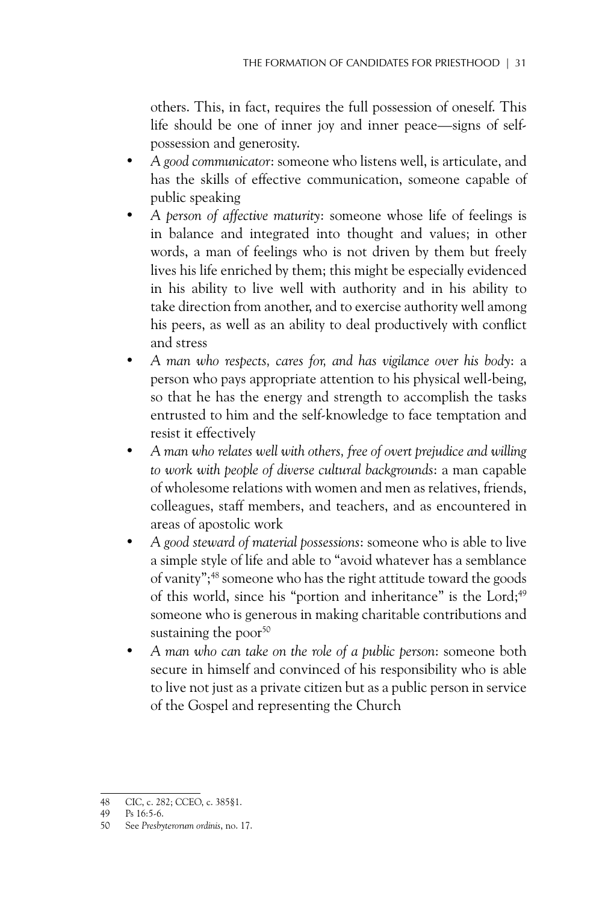others. This, in fact, requires the full possession of oneself. This life should be one of inner joy and inner peace—signs of self-possession and generosity.

- *A good communicator*: someone who listens well, is articulate, and has the skills of effective communication, someone capable of public speaking
- *A person of affective maturity*: someone whose life of feelings is in balance and integrated into thought and values; in other words, a man of feelings who is not driven by them but freely lives his life enriched by them; this might be especially evidenced in his ability to live well with authority and in his ability to take direction from another, and to exercise authority well among his peers, as well as an ability to deal productively with conflict and stress
- *A man who respects, cares for, and has vigilance over his body*: a person who pays appropriate attention to his physical well-being, so that he has the energy and strength to accomplish the tasks entrusted to him and the self-knowledge to face temptation and resist it effectively
- *A man who relates well with others, free of overt prejudice and willing to work with people of diverse cultural backgrounds*: a man capable of wholesome relations with women and men as relatives, friends, colleagues, staff members, and teachers, and as encountered in areas of apostolic work
- *A good steward of material possessions*: someone who is able to live a simple style of life and able to "avoid whatever has a semblance of vanity";[48] someone who has the right attitude toward the goods of this world, since his "portion and inheritance" is the Lord;[49] someone who is generous in making charitable contributions and sustaining the poor[50]
- *A man who can take on the role of a public person*: someone both secure in himself and convinced of his responsibility who is able to live not just as a private citizen but as a public person in service of the Gospel and representing the Church

---

48 CIC, c. 282; CCEO, c. 385§1.

49 Ps 16:5-6.

50 See *Presbyterorum ordinis*, no. 17.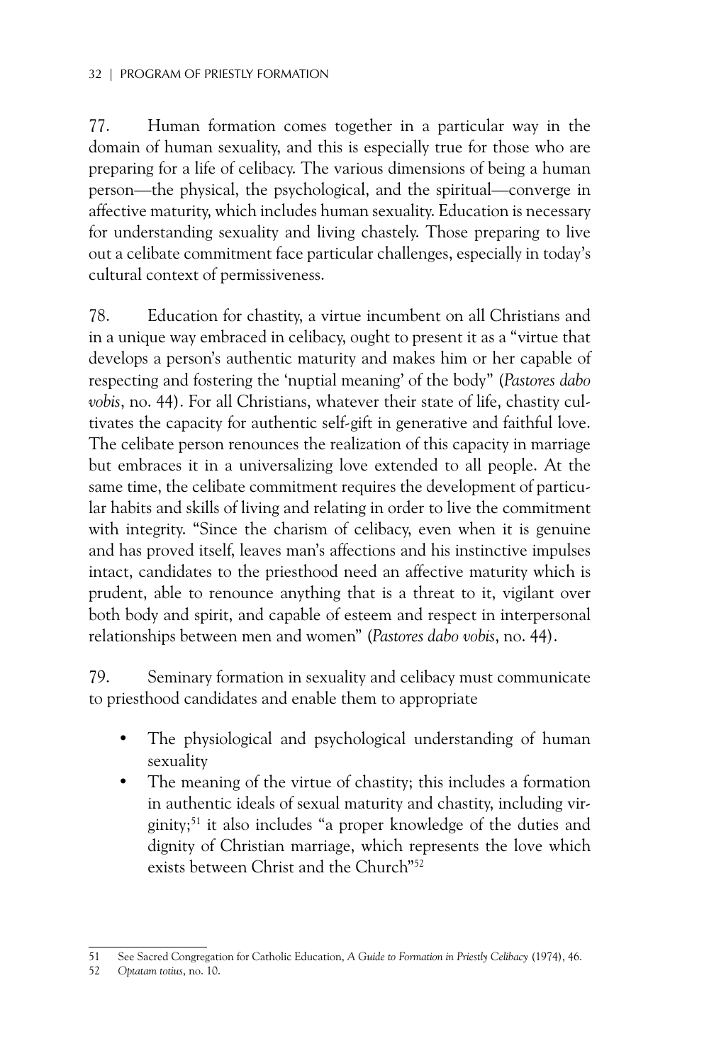77. Human formation comes together in a particular way in the domain of human sexuality, and this is especially true for those who are preparing for a life of celibacy. The various dimensions of being a human person—the physical, the psychological, and the spiritual—converge in affective maturity, which includes human sexuality. Education is necessary for understanding sexuality and living chastely. Those preparing to live out a celibate commitment face particular challenges, especially in today's cultural context of permissiveness.

78. Education for chastity, a virtue incumbent on all Christians and in a unique way embraced in celibacy, ought to present it as a "virtue that develops a person's authentic maturity and makes him or her capable of respecting and fostering the 'nuptial meaning' of the body" (*Pastores dabo vobis*, no. 44). For all Christians, whatever their state of life, chastity cultivates the capacity for authentic self-gift in generative and faithful love. The celibate person renounces the realization of this capacity in marriage but embraces it in a universalizing love extended to all people. At the same time, the celibate commitment requires the development of particular habits and skills of living and relating in order to live the commitment with integrity. "Since the charism of celibacy, even when it is genuine and has proved itself, leaves man's affections and his instinctive impulses intact, candidates to the priesthood need an affective maturity which is prudent, able to renounce anything that is a threat to it, vigilant over both body and spirit, and capable of esteem and respect in interpersonal relationships between men and women" (*Pastores dabo vobis*, no. 44).

79. Seminary formation in sexuality and celibacy must communicate to priesthood candidates and enable them to appropriate

- The physiological and psychological understanding of human sexuality
- The meaning of the virtue of chastity; this includes a formation in authentic ideals of sexual maturity and chastity, including virginity;[51] it also includes "a proper knowledge of the duties and dignity of Christian marriage, which represents the love which exists between Christ and the Church"[52]

---

51 See Sacred Congregation for Catholic Education, *A Guide to Formation in Priestly Celibacy* (1974), 46.

52 *Optatam totius*, no. 10.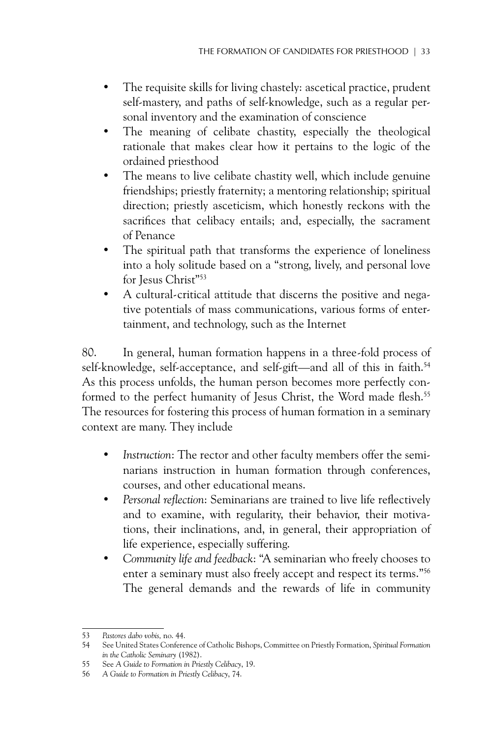- The requisite skills for living chastely: ascetical practice, prudent self-mastery, and paths of self-knowledge, such as a regular personal inventory and the examination of conscience
- The meaning of celibate chastity, especially the theological rationale that makes clear how it pertains to the logic of the ordained priesthood
- The means to live celibate chastity well, which include genuine friendships; priestly fraternity; a mentoring relationship; spiritual direction; priestly asceticism, which honestly reckons with the sacrifices that celibacy entails; and, especially, the sacrament of Penance
- The spiritual path that transforms the experience of loneliness into a holy solitude based on a "strong, lively, and personal love for Jesus Christ"[53]
- A cultural-critical attitude that discerns the positive and negative potentials of mass communications, various forms of entertainment, and technology, such as the Internet

80. In general, human formation happens in a three-fold process of self-knowledge, self-acceptance, and self-gift—and all of this in faith.[54] As this process unfolds, the human person becomes more perfectly conformed to the perfect humanity of Jesus Christ, the Word made flesh.[55] The resources for fostering this process of human formation in a seminary context are many. They include

- *Instruction*: The rector and other faculty members offer the seminarians instruction in human formation through conferences, courses, and other educational means.
- *Personal reflection*: Seminarians are trained to live life reflectively and to examine, with regularity, their behavior, their motivations, their inclinations, and, in general, their appropriation of life experience, especially suffering.
- *Community life and feedback*: "A seminarian who freely chooses to enter a seminary must also freely accept and respect its terms."[56] The general demands and the rewards of life in community

---

53 *Pastores dabo vobis*, no. 44.

54 See United States Conference of Catholic Bishops, Committee on Priestly Formation, *Spiritual Formation in the Catholic Seminary* (1982).

55 See *A Guide to Formation in Priestly Celibacy*, 19.

56 *A Guide to Formation in Priestly Celibacy*, 74.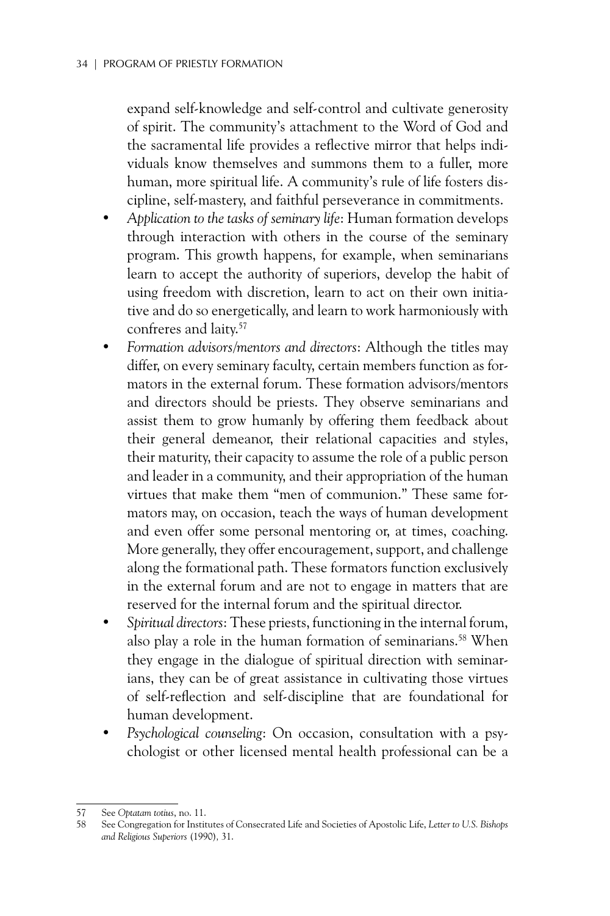expand self-knowledge and self-control and cultivate generosity of spirit. The community's attachment to the Word of God and the sacramental life provides a reflective mirror that helps individuals know themselves and summons them to a fuller, more human, more spiritual life. A community's rule of life fosters discipline, self-mastery, and faithful perseverance in commitments.

- *Application to the tasks of seminary life*: Human formation develops through interaction with others in the course of the seminary program. This growth happens, for example, when seminarians learn to accept the authority of superiors, develop the habit of using freedom with discretion, learn to act on their own initiative and do so energetically, and learn to work harmoniously with confreres and laity.[57]
- *Formation advisors/mentors and directors*: Although the titles may differ, on every seminary faculty, certain members function as formators in the external forum. These formation advisors/mentors and directors should be priests. They observe seminarians and assist them to grow humanly by offering them feedback about their general demeanor, their relational capacities and styles, their maturity, their capacity to assume the role of a public person and leader in a community, and their appropriation of the human virtues that make them "men of communion." These same formators may, on occasion, teach the ways of human development and even offer some personal mentoring or, at times, coaching. More generally, they offer encouragement, support, and challenge along the formational path. These formators function exclusively in the external forum and are not to engage in matters that are reserved for the internal forum and the spiritual director.
- *Spiritual directors*: These priests, functioning in the internal forum, also play a role in the human formation of seminarians.[58] When they engage in the dialogue of spiritual direction with seminarians, they can be of great assistance in cultivating those virtues of self-reflection and self-discipline that are foundational for human development.
- *Psychological counseling*: On occasion, consultation with a psychologist or other licensed mental health professional can be a

---

57 See *Optatam totius*, no. 11.

58 See Congregation for Institutes of Consecrated Life and Societies of Apostolic Life, *Letter to U.S. Bishops and Religious Superiors* (1990), 31.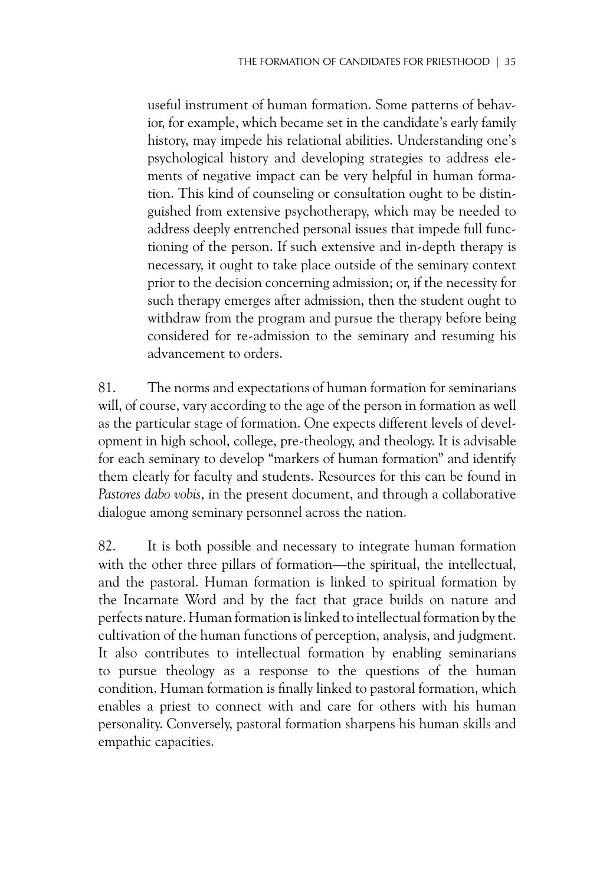useful instrument of human formation. Some patterns of behavior, for example, which became set in the candidate's early family history, may impede his relational abilities. Understanding one's psychological history and developing strategies to address elements of negative impact can be very helpful in human formation. This kind of counseling or consultation ought to be distinguished from extensive psychotherapy, which may be needed to address deeply entrenched personal issues that impede full functioning of the person. If such extensive and in-depth therapy is necessary, it ought to take place outside of the seminary context prior to the decision concerning admission; or, if the necessity for such therapy emerges after admission, then the student ought to withdraw from the program and pursue the therapy before being considered for re-admission to the seminary and resuming his advancement to orders.

81. The norms and expectations of human formation for seminarians will, of course, vary according to the age of the person in formation as well as the particular stage of formation. One expects different levels of development in high school, college, pre-theology, and theology. It is advisable for each seminary to develop "markers of human formation" and identify them clearly for faculty and students. Resources for this can be found in *Pastores dabo vobis*, in the present document, and through a collaborative dialogue among seminary personnel across the nation.

82. It is both possible and necessary to integrate human formation with the other three pillars of formation—the spiritual, the intellectual, and the pastoral. Human formation is linked to spiritual formation by the Incarnate Word and by the fact that grace builds on nature and perfects nature. Human formation is linked to intellectual formation by the cultivation of the human functions of perception, analysis, and judgment. It also contributes to intellectual formation by enabling seminarians to pursue theology as a response to the questions of the human condition. Human formation is finally linked to pastoral formation, which enables a priest to connect with and care for others with his human personality. Conversely, pastoral formation sharpens his human skills and empathic capacities.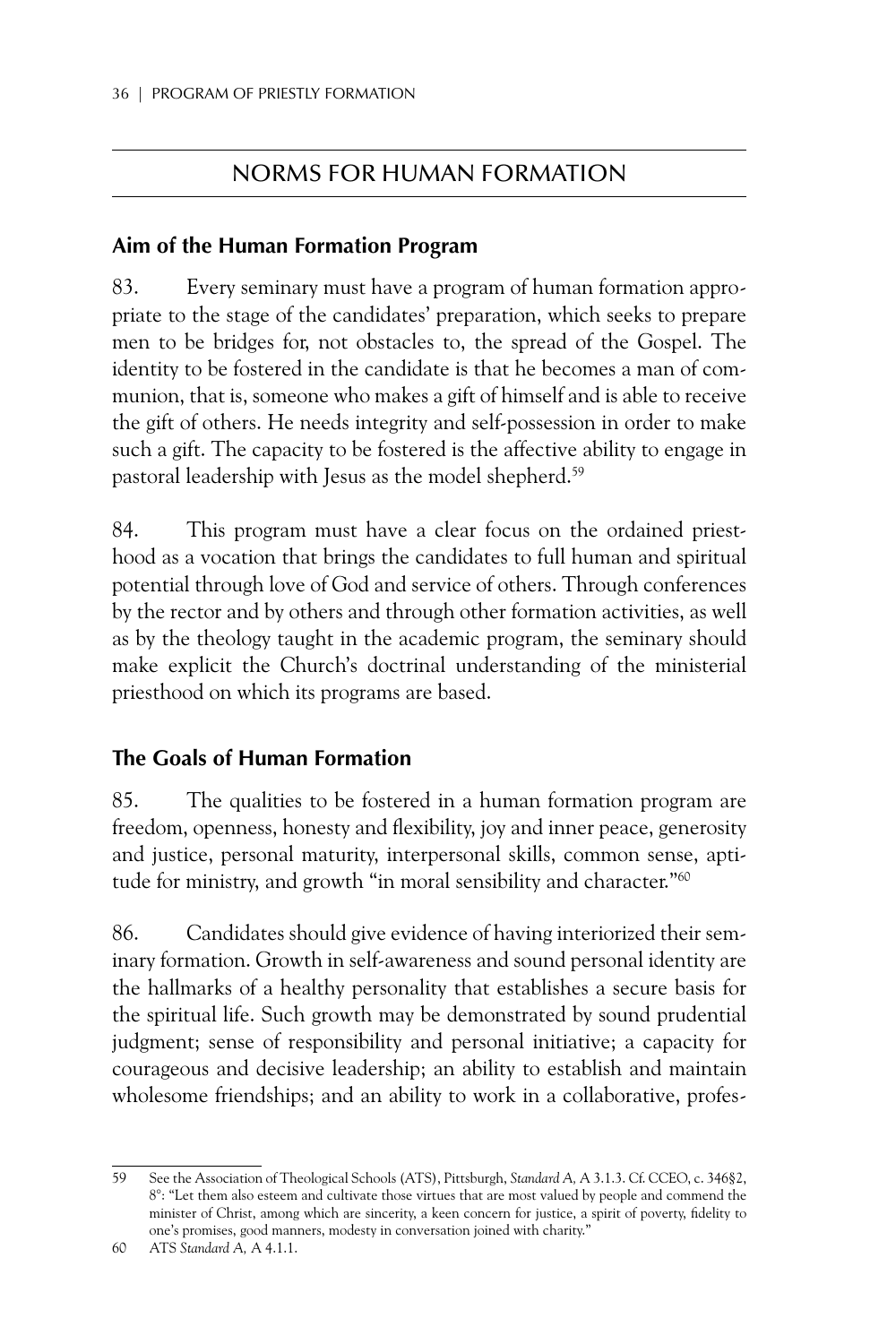## NORMS FOR HUMAN FORMATION

### Aim of the Human Formation Program

83. Every seminary must have a program of human formation appropriate to the stage of the candidates' preparation, which seeks to prepare men to be bridges for, not obstacles to, the spread of the Gospel. The identity to be fostered in the candidate is that he becomes a man of communion, that is, someone who makes a gift of himself and is able to receive the gift of others. He needs integrity and self-possession in order to make such a gift. The capacity to be fostered is the affective ability to engage in pastoral leadership with Jesus as the model shepherd.[59]

84. This program must have a clear focus on the ordained priesthood as a vocation that brings the candidates to full human and spiritual potential through love of God and service of others. Through conferences by the rector and by others and through other formation activities, as well as by the theology taught in the academic program, the seminary should make explicit the Church's doctrinal understanding of the ministerial priesthood on which its programs are based.

### The Goals of Human Formation

85. The qualities to be fostered in a human formation program are freedom, openness, honesty and flexibility, joy and inner peace, generosity and justice, personal maturity, interpersonal skills, common sense, aptitude for ministry, and growth "in moral sensibility and character."[60]

86. Candidates should give evidence of having interiorized their seminary formation. Growth in self-awareness and sound personal identity are the hallmarks of a healthy personality that establishes a secure basis for the spiritual life. Such growth may be demonstrated by sound prudential judgment; sense of responsibility and personal initiative; a capacity for courageous and decisive leadership; an ability to establish and maintain wholesome friendships; and an ability to work in a collaborative, profes-

---

59 See the Association of Theological Schools (ATS), Pittsburgh, *Standard A*, A 3.1.3. Cf. CCEO, c. 346§2, 8°: "Let them also esteem and cultivate those virtues that are most valued by people and commend the minister of Christ, among which are sincerity, a keen concern for justice, a spirit of poverty, fidelity to one's promises, good manners, modesty in conversation joined with charity."

60 ATS *Standard A*, A 4.1.1.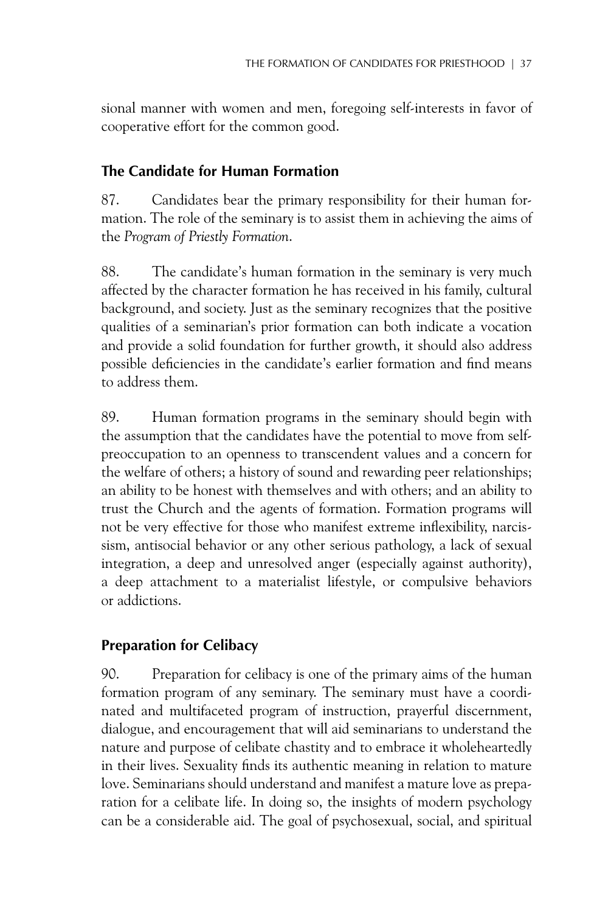sional manner with women and men, foregoing self-interests in favor of cooperative effort for the common good.

## The Candidate for Human Formation

87. Candidates bear the primary responsibility for their human formation. The role of the seminary is to assist them in achieving the aims of the *Program of Priestly Formation*.

88. The candidate's human formation in the seminary is very much affected by the character formation he has received in his family, cultural background, and society. Just as the seminary recognizes that the positive qualities of a seminarian's prior formation can both indicate a vocation and provide a solid foundation for further growth, it should also address possible deficiencies in the candidate's earlier formation and find means to address them.

89. Human formation programs in the seminary should begin with the assumption that the candidates have the potential to move from self-preoccupation to an openness to transcendent values and a concern for the welfare of others; a history of sound and rewarding peer relationships; an ability to be honest with themselves and with others; and an ability to trust the Church and the agents of formation. Formation programs will not be very effective for those who manifest extreme inflexibility, narcissism, antisocial behavior or any other serious pathology, a lack of sexual integration, a deep and unresolved anger (especially against authority), a deep attachment to a materialist lifestyle, or compulsive behaviors or addictions.

## Preparation for Celibacy

90. Preparation for celibacy is one of the primary aims of the human formation program of any seminary. The seminary must have a coordinated and multifaceted program of instruction, prayerful discernment, dialogue, and encouragement that will aid seminarians to understand the nature and purpose of celibate chastity and to embrace it wholeheartedly in their lives. Sexuality finds its authentic meaning in relation to mature love. Seminarians should understand and manifest a mature love as preparation for a celibate life. In doing so, the insights of modern psychology can be a considerable aid. The goal of psychosexual, social, and spiritual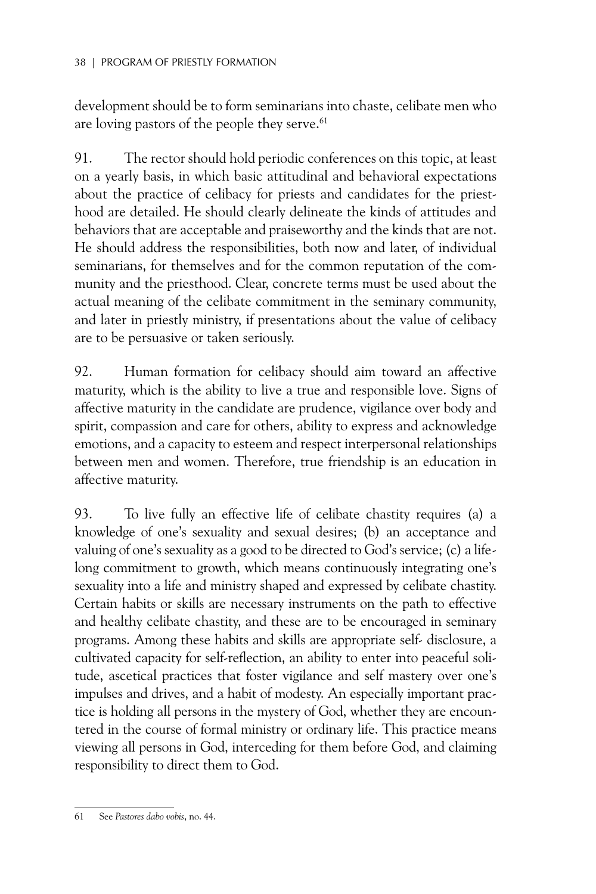development should be to form seminarians into chaste, celibate men who are loving pastors of the people they serve.[61]

91. The rector should hold periodic conferences on this topic, at least on a yearly basis, in which basic attitudinal and behavioral expectations about the practice of celibacy for priests and candidates for the priesthood are detailed. He should clearly delineate the kinds of attitudes and behaviors that are acceptable and praiseworthy and the kinds that are not. He should address the responsibilities, both now and later, of individual seminarians, for themselves and for the common reputation of the community and the priesthood. Clear, concrete terms must be used about the actual meaning of the celibate commitment in the seminary community, and later in priestly ministry, if presentations about the value of celibacy are to be persuasive or taken seriously.

92. Human formation for celibacy should aim toward an affective maturity, which is the ability to live a true and responsible love. Signs of affective maturity in the candidate are prudence, vigilance over body and spirit, compassion and care for others, ability to express and acknowledge emotions, and a capacity to esteem and respect interpersonal relationships between men and women. Therefore, true friendship is an education in affective maturity.

93. To live fully an effective life of celibate chastity requires (a) a knowledge of one's sexuality and sexual desires; (b) an acceptance and valuing of one's sexuality as a good to be directed to God's service; (c) a lifelong commitment to growth, which means continuously integrating one's sexuality into a life and ministry shaped and expressed by celibate chastity. Certain habits or skills are necessary instruments on the path to effective and healthy celibate chastity, and these are to be encouraged in seminary programs. Among these habits and skills are appropriate self- disclosure, a cultivated capacity for self-reflection, an ability to enter into peaceful solitude, ascetical practices that foster vigilance and self mastery over one's impulses and drives, and a habit of modesty. An especially important practice is holding all persons in the mystery of God, whether they are encountered in the course of formal ministry or ordinary life. This practice means viewing all persons in God, interceding for them before God, and claiming responsibility to direct them to God.

---

61 See *Pastores dabo vobis*, no. 44.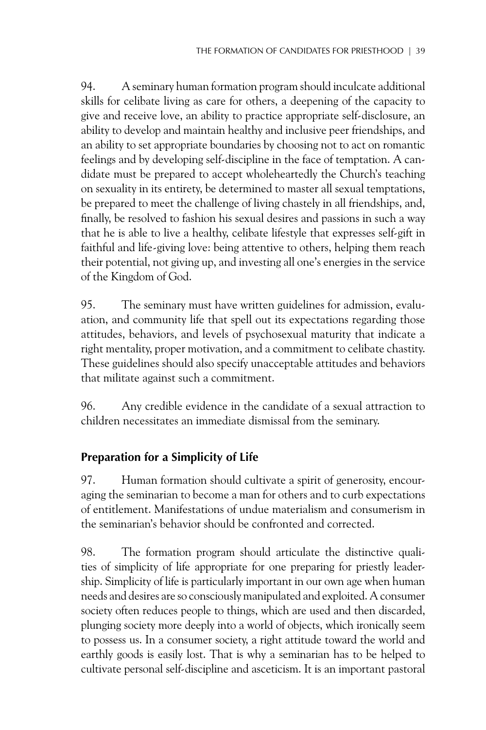94. A seminary human formation program should inculcate additional skills for celibate living as care for others, a deepening of the capacity to give and receive love, an ability to practice appropriate self-disclosure, an ability to develop and maintain healthy and inclusive peer friendships, and an ability to set appropriate boundaries by choosing not to act on romantic feelings and by developing self-discipline in the face of temptation. A candidate must be prepared to accept wholeheartedly the Church's teaching on sexuality in its entirety, be determined to master all sexual temptations, be prepared to meet the challenge of living chastely in all friendships, and, finally, be resolved to fashion his sexual desires and passions in such a way that he is able to live a healthy, celibate lifestyle that expresses self-gift in faithful and life-giving love: being attentive to others, helping them reach their potential, not giving up, and investing all one's energies in the service of the Kingdom of God.

95. The seminary must have written guidelines for admission, evaluation, and community life that spell out its expectations regarding those attitudes, behaviors, and levels of psychosexual maturity that indicate a right mentality, proper motivation, and a commitment to celibate chastity. These guidelines should also specify unacceptable attitudes and behaviors that militate against such a commitment.

96. Any credible evidence in the candidate of a sexual attraction to children necessitates an immediate dismissal from the seminary.

## Preparation for a Simplicity of Life

97. Human formation should cultivate a spirit of generosity, encouraging the seminarian to become a man for others and to curb expectations of entitlement. Manifestations of undue materialism and consumerism in the seminarian's behavior should be confronted and corrected.

98. The formation program should articulate the distinctive qualities of simplicity of life appropriate for one preparing for priestly leadership. Simplicity of life is particularly important in our own age when human needs and desires are so consciously manipulated and exploited. A consumer society often reduces people to things, which are used and then discarded, plunging society more deeply into a world of objects, which ironically seem to possess us. In a consumer society, a right attitude toward the world and earthly goods is easily lost. That is why a seminarian has to be helped to cultivate personal self-discipline and asceticism. It is an important pastoral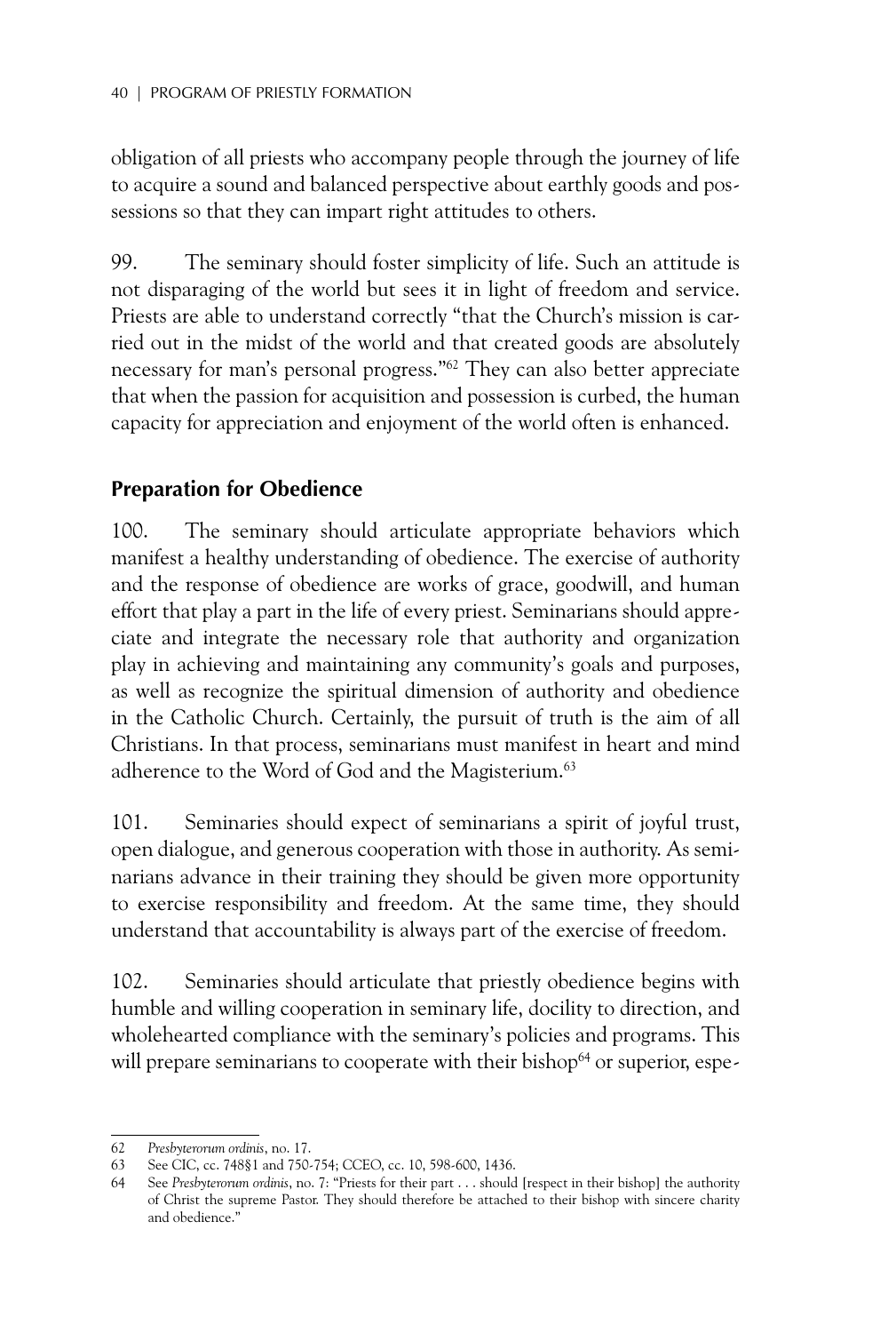obligation of all priests who accompany people through the journey of life to acquire a sound and balanced perspective about earthly goods and possessions so that they can impart right attitudes to others.

99. The seminary should foster simplicity of life. Such an attitude is not disparaging of the world but sees it in light of freedom and service. Priests are able to understand correctly "that the Church's mission is carried out in the midst of the world and that created goods are absolutely necessary for man's personal progress."[62] They can also better appreciate that when the passion for acquisition and possession is curbed, the human capacity for appreciation and enjoyment of the world often is enhanced.

## Preparation for Obedience

100. The seminary should articulate appropriate behaviors which manifest a healthy understanding of obedience. The exercise of authority and the response of obedience are works of grace, goodwill, and human effort that play a part in the life of every priest. Seminarians should appreciate and integrate the necessary role that authority and organization play in achieving and maintaining any community's goals and purposes, as well as recognize the spiritual dimension of authority and obedience in the Catholic Church. Certainly, the pursuit of truth is the aim of all Christians. In that process, seminarians must manifest in heart and mind adherence to the Word of God and the Magisterium.[63]

101. Seminaries should expect of seminarians a spirit of joyful trust, open dialogue, and generous cooperation with those in authority. As seminarians advance in their training they should be given more opportunity to exercise responsibility and freedom. At the same time, they should understand that accountability is always part of the exercise of freedom.

102. Seminaries should articulate that priestly obedience begins with humble and willing cooperation in seminary life, docility to direction, and wholehearted compliance with the seminary's policies and programs. This will prepare seminarians to cooperate with their bishop[64] or superior, espe-

---

62 *Presbyterorum ordinis*, no. 17.

63 See CIC, cc. 748§1 and 750-754; CCEO, cc. 10, 598-600, 1436.

64 See *Presbyterorum ordinis*, no. 7: "Priests for their part . . . should [respect in their bishop] the authority of Christ the supreme Pastor. They should therefore be attached to their bishop with sincere charity and obedience."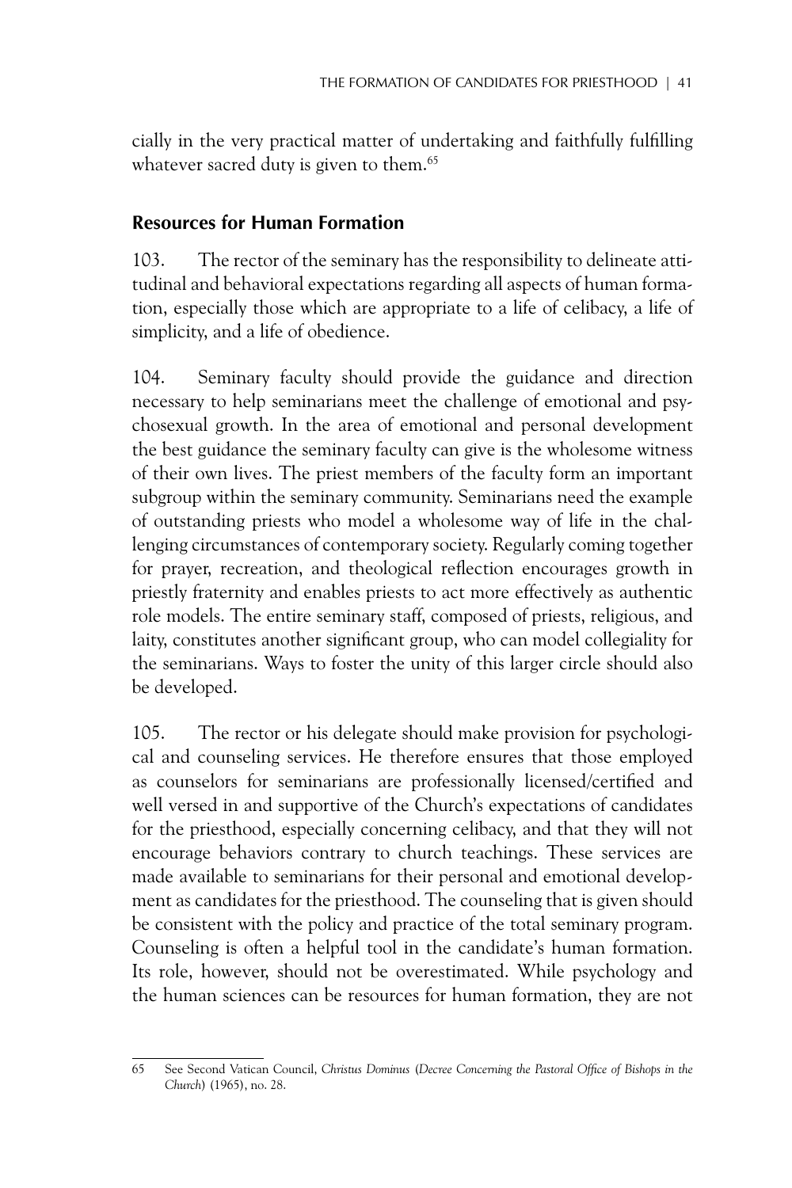cially in the very practical matter of undertaking and faithfully fulfilling whatever sacred duty is given to them.[65]

## Resources for Human Formation

103. The rector of the seminary has the responsibility to delineate attitudinal and behavioral expectations regarding all aspects of human formation, especially those which are appropriate to a life of celibacy, a life of simplicity, and a life of obedience.

104. Seminary faculty should provide the guidance and direction necessary to help seminarians meet the challenge of emotional and psychosexual growth. In the area of emotional and personal development the best guidance the seminary faculty can give is the wholesome witness of their own lives. The priest members of the faculty form an important subgroup within the seminary community. Seminarians need the example of outstanding priests who model a wholesome way of life in the challenging circumstances of contemporary society. Regularly coming together for prayer, recreation, and theological reflection encourages growth in priestly fraternity and enables priests to act more effectively as authentic role models. The entire seminary staff, composed of priests, religious, and laity, constitutes another significant group, who can model collegiality for the seminarians. Ways to foster the unity of this larger circle should also be developed.

105. The rector or his delegate should make provision for psychological and counseling services. He therefore ensures that those employed as counselors for seminarians are professionally licensed/certified and well versed in and supportive of the Church's expectations of candidates for the priesthood, especially concerning celibacy, and that they will not encourage behaviors contrary to church teachings. These services are made available to seminarians for their personal and emotional development as candidates for the priesthood. The counseling that is given should be consistent with the policy and practice of the total seminary program. Counseling is often a helpful tool in the candidate's human formation. Its role, however, should not be overestimated. While psychology and the human sciences can be resources for human formation, they are not

---

65 See Second Vatican Council, *Christus Dominus* (*Decree Concerning the Pastoral Office of Bishops in the Church*) (1965), no. 28.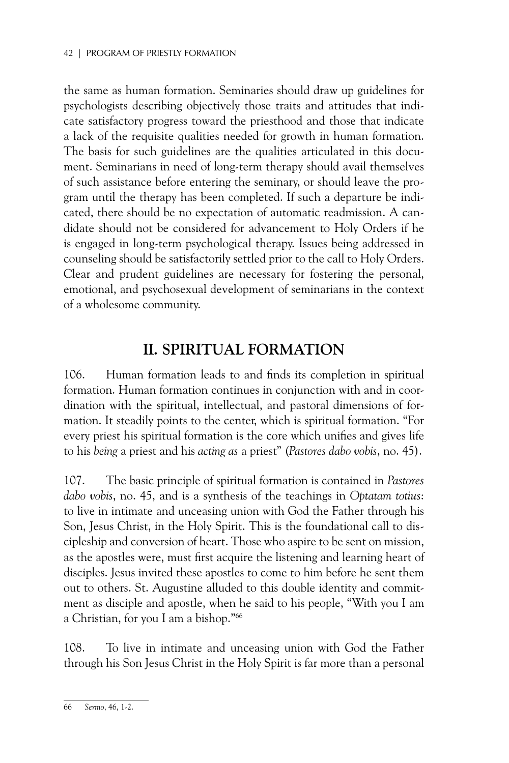the same as human formation. Seminaries should draw up guidelines for psychologists describing objectively those traits and attitudes that indicate satisfactory progress toward the priesthood and those that indicate a lack of the requisite qualities needed for growth in human formation. The basis for such guidelines are the qualities articulated in this document. Seminarians in need of long-term therapy should avail themselves of such assistance before entering the seminary, or should leave the program until the therapy has been completed. If such a departure be indicated, there should be no expectation of automatic readmission. A candidate should not be considered for advancement to Holy Orders if he is engaged in long-term psychological therapy. Issues being addressed in counseling should be satisfactorily settled prior to the call to Holy Orders. Clear and prudent guidelines are necessary for fostering the personal, emotional, and psychosexual development of seminarians in the context of a wholesome community.

## II. SPIRITUAL FORMATION

106. Human formation leads to and finds its completion in spiritual formation. Human formation continues in conjunction with and in coordination with the spiritual, intellectual, and pastoral dimensions of formation. It steadily points to the center, which is spiritual formation. "For every priest his spiritual formation is the core which unifies and gives life to his *being* a priest and his *acting as* a priest" (*Pastores dabo vobis*, no. 45).

107. The basic principle of spiritual formation is contained in *Pastores dabo vobis*, no. 45, and is a synthesis of the teachings in *Optatam totius*: to live in intimate and unceasing union with God the Father through his Son, Jesus Christ, in the Holy Spirit. This is the foundational call to discipleship and conversion of heart. Those who aspire to be sent on mission, as the apostles were, must first acquire the listening and learning heart of disciples. Jesus invited these apostles to come to him before he sent them out to others. St. Augustine alluded to this double identity and commitment as disciple and apostle, when he said to his people, "With you I am a Christian, for you I am a bishop."[66]

108. To live in intimate and unceasing union with God the Father through his Son Jesus Christ in the Holy Spirit is far more than a personal

---

66 *Sermo*, 46, 1-2.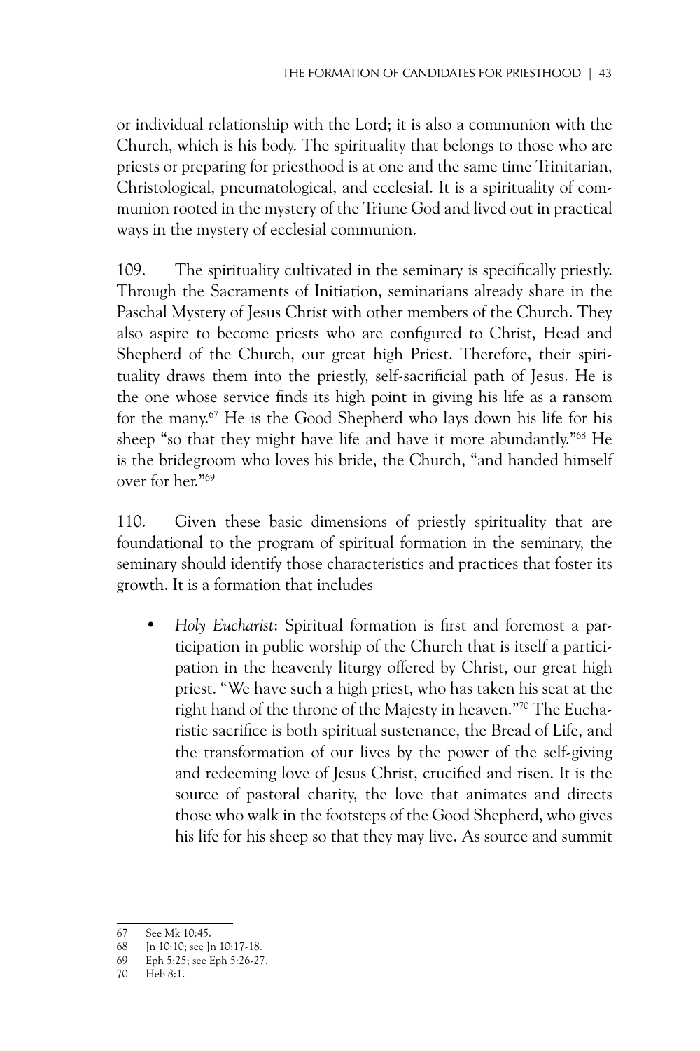or individual relationship with the Lord; it is also a communion with the Church, which is his body. The spirituality that belongs to those who are priests or preparing for priesthood is at one and the same time Trinitarian, Christological, pneumatological, and ecclesial. It is a spirituality of communion rooted in the mystery of the Triune God and lived out in practical ways in the mystery of ecclesial communion.

109. The spirituality cultivated in the seminary is specifically priestly. Through the Sacraments of Initiation, seminarians already share in the Paschal Mystery of Jesus Christ with other members of the Church. They also aspire to become priests who are configured to Christ, Head and Shepherd of the Church, our great high Priest. Therefore, their spirituality draws them into the priestly, self-sacrificial path of Jesus. He is the one whose service finds its high point in giving his life as a ransom for the many.[67] He is the Good Shepherd who lays down his life for his sheep "so that they might have life and have it more abundantly."[68] He is the bridegroom who loves his bride, the Church, "and handed himself over for her."[69]

110. Given these basic dimensions of priestly spirituality that are foundational to the program of spiritual formation in the seminary, the seminary should identify those characteristics and practices that foster its growth. It is a formation that includes

- *Holy Eucharist*: Spiritual formation is first and foremost a participation in public worship of the Church that is itself a participation in the heavenly liturgy offered by Christ, our great high priest. "We have such a high priest, who has taken his seat at the right hand of the throne of the Majesty in heaven."[70] The Eucharistic sacrifice is both spiritual sustenance, the Bread of Life, and the transformation of our lives by the power of the self-giving and redeeming love of Jesus Christ, crucified and risen. It is the source of pastoral charity, the love that animates and directs those who walk in the footsteps of the Good Shepherd, who gives his life for his sheep so that they may live. As source and summit

---

67 See Mk 10:45.

68 Jn 10:10; see Jn 10:17-18.

69 Eph 5:25; see Eph 5:26-27.

70 Heb 8:1.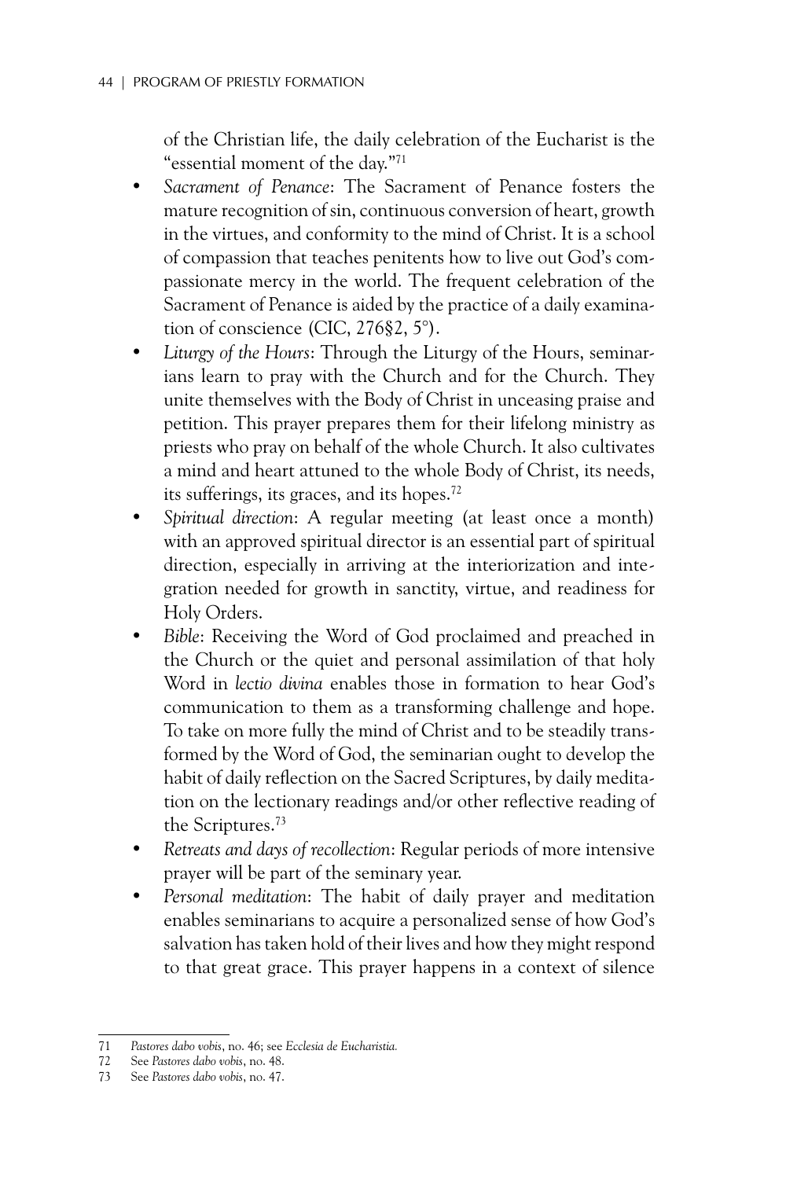of the Christian life, the daily celebration of the Eucharist is the "essential moment of the day."[71]

- *Sacrament of Penance*: The Sacrament of Penance fosters the mature recognition of sin, continuous conversion of heart, growth in the virtues, and conformity to the mind of Christ. It is a school of compassion that teaches penitents how to live out God's compassionate mercy in the world. The frequent celebration of the Sacrament of Penance is aided by the practice of a daily examination of conscience (CIC, 276§2, 5°).
- *Liturgy of the Hours*: Through the Liturgy of the Hours, seminarians learn to pray with the Church and for the Church. They unite themselves with the Body of Christ in unceasing praise and petition. This prayer prepares them for their lifelong ministry as priests who pray on behalf of the whole Church. It also cultivates a mind and heart attuned to the whole Body of Christ, its needs, its sufferings, its graces, and its hopes.[72]
- *Spiritual direction*: A regular meeting (at least once a month) with an approved spiritual director is an essential part of spiritual direction, especially in arriving at the interiorization and integration needed for growth in sanctity, virtue, and readiness for Holy Orders.
- *Bible*: Receiving the Word of God proclaimed and preached in the Church or the quiet and personal assimilation of that holy Word in *lectio divina* enables those in formation to hear God's communication to them as a transforming challenge and hope. To take on more fully the mind of Christ and to be steadily transformed by the Word of God, the seminarian ought to develop the habit of daily reflection on the Sacred Scriptures, by daily meditation on the lectionary readings and/or other reflective reading of the Scriptures.[73]
- *Retreats and days of recollection*: Regular periods of more intensive prayer will be part of the seminary year.
- *Personal meditation*: The habit of daily prayer and meditation enables seminarians to acquire a personalized sense of how God's salvation has taken hold of their lives and how they might respond to that great grace. This prayer happens in a context of silence

---

71 *Pastores dabo vobis*, no. 46; see *Ecclesia de Eucharistia.*

72 See *Pastores dabo vobis*, no. 48.

73 See *Pastores dabo vobis*, no. 47.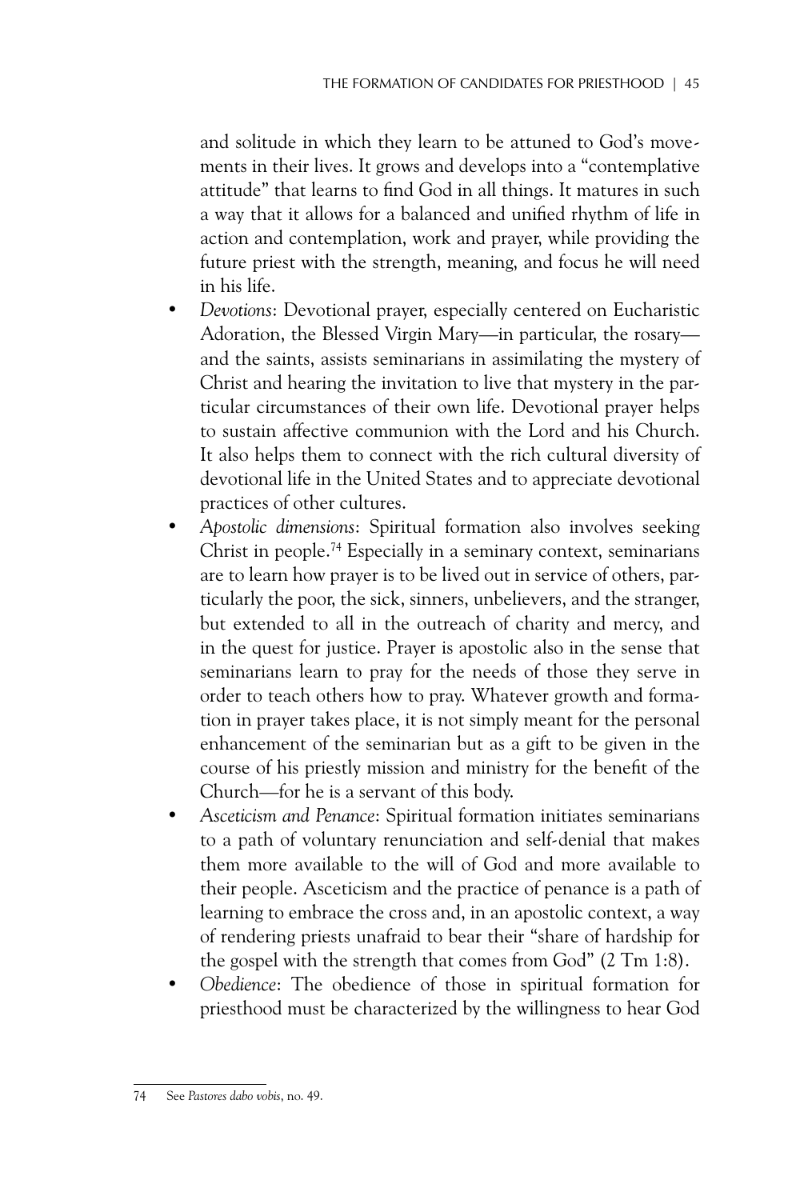and solitude in which they learn to be attuned to God's movements in their lives. It grows and develops into a "contemplative attitude" that learns to find God in all things. It matures in such a way that it allows for a balanced and unified rhythm of life in action and contemplation, work and prayer, while providing the future priest with the strength, meaning, and focus he will need in his life.

- *Devotions*: Devotional prayer, especially centered on Eucharistic Adoration, the Blessed Virgin Mary—in particular, the rosary—and the saints, assists seminarians in assimilating the mystery of Christ and hearing the invitation to live that mystery in the particular circumstances of their own life. Devotional prayer helps to sustain affective communion with the Lord and his Church. It also helps them to connect with the rich cultural diversity of devotional life in the United States and to appreciate devotional practices of other cultures.
- *Apostolic dimensions*: Spiritual formation also involves seeking Christ in people.[74] Especially in a seminary context, seminarians are to learn how prayer is to be lived out in service of others, particularly the poor, the sick, sinners, unbelievers, and the stranger, but extended to all in the outreach of charity and mercy, and in the quest for justice. Prayer is apostolic also in the sense that seminarians learn to pray for the needs of those they serve in order to teach others how to pray. Whatever growth and formation in prayer takes place, it is not simply meant for the personal enhancement of the seminarian but as a gift to be given in the course of his priestly mission and ministry for the benefit of the Church—for he is a servant of this body.
- *Asceticism and Penance*: Spiritual formation initiates seminarians to a path of voluntary renunciation and self-denial that makes them more available to the will of God and more available to their people. Asceticism and the practice of penance is a path of learning to embrace the cross and, in an apostolic context, a way of rendering priests unafraid to bear their "share of hardship for the gospel with the strength that comes from God" (2 Tm 1:8).
- *Obedience*: The obedience of those in spiritual formation for priesthood must be characterized by the willingness to hear God

---

74 See *Pastores dabo vobis*, no. 49.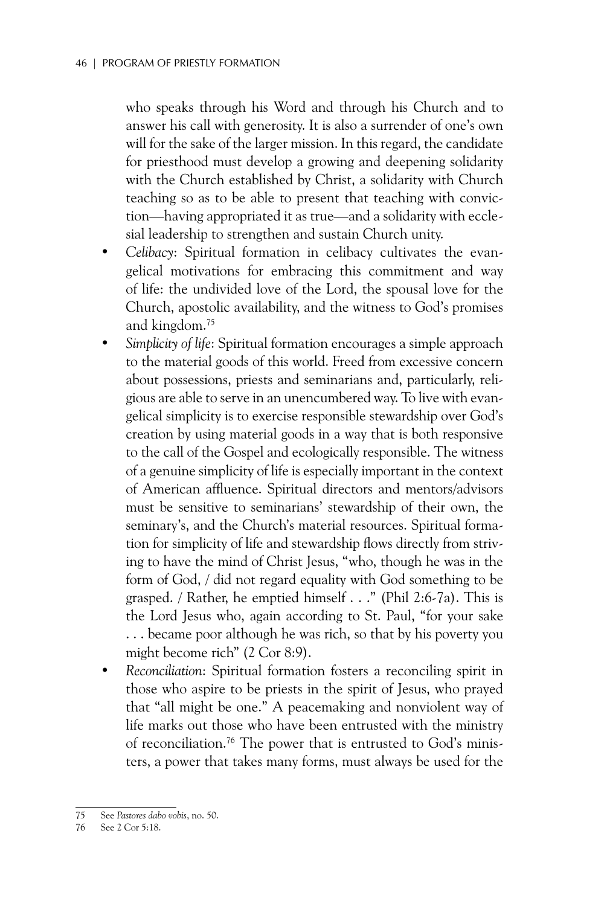who speaks through his Word and through his Church and to answer his call with generosity. It is also a surrender of one's own will for the sake of the larger mission. In this regard, the candidate for priesthood must develop a growing and deepening solidarity with the Church established by Christ, a solidarity with Church teaching so as to be able to present that teaching with conviction—having appropriated it as true—and a solidarity with ecclesial leadership to strengthen and sustain Church unity.

- *Celibacy*: Spiritual formation in celibacy cultivates the evangelical motivations for embracing this commitment and way of life: the undivided love of the Lord, the spousal love for the Church, apostolic availability, and the witness to God's promises and kingdom.[75]
- *Simplicity of life*: Spiritual formation encourages a simple approach to the material goods of this world. Freed from excessive concern about possessions, priests and seminarians and, particularly, religious are able to serve in an unencumbered way. To live with evangelical simplicity is to exercise responsible stewardship over God's creation by using material goods in a way that is both responsive to the call of the Gospel and ecologically responsible. The witness of a genuine simplicity of life is especially important in the context of American affluence. Spiritual directors and mentors/advisors must be sensitive to seminarians' stewardship of their own, the seminary's, and the Church's material resources. Spiritual formation for simplicity of life and stewardship flows directly from striving to have the mind of Christ Jesus, "who, though he was in the form of God, / did not regard equality with God something to be grasped. / Rather, he emptied himself . . ." (Phil 2:6-7a). This is the Lord Jesus who, again according to St. Paul, "for your sake . . . became poor although he was rich, so that by his poverty you might become rich" (2 Cor 8:9).
- *Reconciliation*: Spiritual formation fosters a reconciling spirit in those who aspire to be priests in the spirit of Jesus, who prayed that "all might be one." A peacemaking and nonviolent way of life marks out those who have been entrusted with the ministry of reconciliation.[76] The power that is entrusted to God's ministers, a power that takes many forms, must always be used for the

---

75 See *Pastores dabo vobis*, no. 50.

76 See 2 Cor 5:18.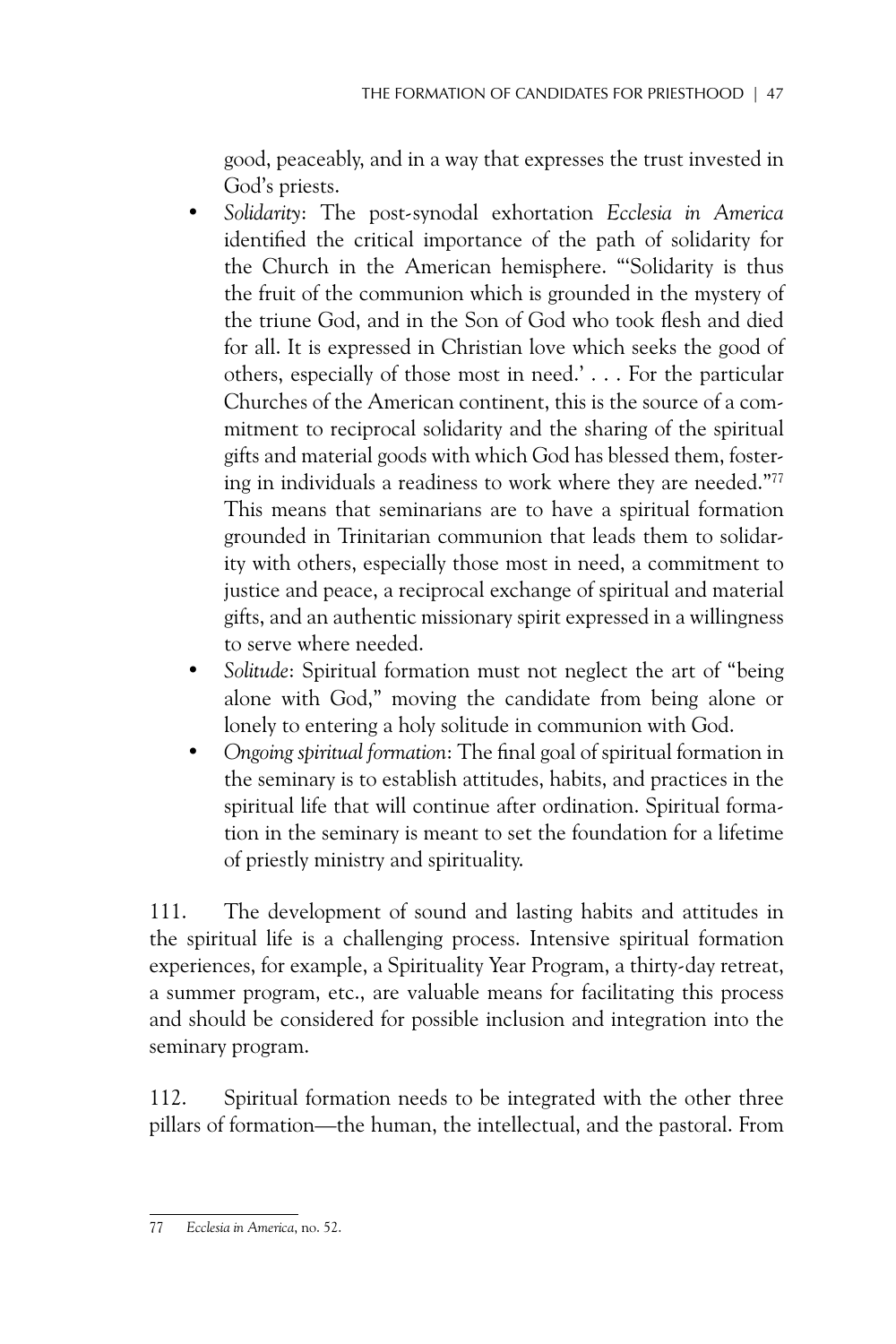good, peaceably, and in a way that expresses the trust invested in God's priests.

- *Solidarity*: The post-synodal exhortation *Ecclesia in America* identified the critical importance of the path of solidarity for the Church in the American hemisphere. "'Solidarity is thus the fruit of the communion which is grounded in the mystery of the triune God, and in the Son of God who took flesh and died for all. It is expressed in Christian love which seeks the good of others, especially of those most in need.' . . . For the particular Churches of the American continent, this is the source of a commitment to reciprocal solidarity and the sharing of the spiritual gifts and material goods with which God has blessed them, fostering in individuals a readiness to work where they are needed."[77] This means that seminarians are to have a spiritual formation grounded in Trinitarian communion that leads them to solidarity with others, especially those most in need, a commitment to justice and peace, a reciprocal exchange of spiritual and material gifts, and an authentic missionary spirit expressed in a willingness to serve where needed.
- *Solitude*: Spiritual formation must not neglect the art of "being alone with God," moving the candidate from being alone or lonely to entering a holy solitude in communion with God.
- *Ongoing spiritual formation*: The final goal of spiritual formation in the seminary is to establish attitudes, habits, and practices in the spiritual life that will continue after ordination. Spiritual formation in the seminary is meant to set the foundation for a lifetime of priestly ministry and spirituality.

111. The development of sound and lasting habits and attitudes in the spiritual life is a challenging process. Intensive spiritual formation experiences, for example, a Spirituality Year Program, a thirty-day retreat, a summer program, etc., are valuable means for facilitating this process and should be considered for possible inclusion and integration into the seminary program.

112. Spiritual formation needs to be integrated with the other three pillars of formation—the human, the intellectual, and the pastoral. From

---

77 *Ecclesia in America*, no. 52.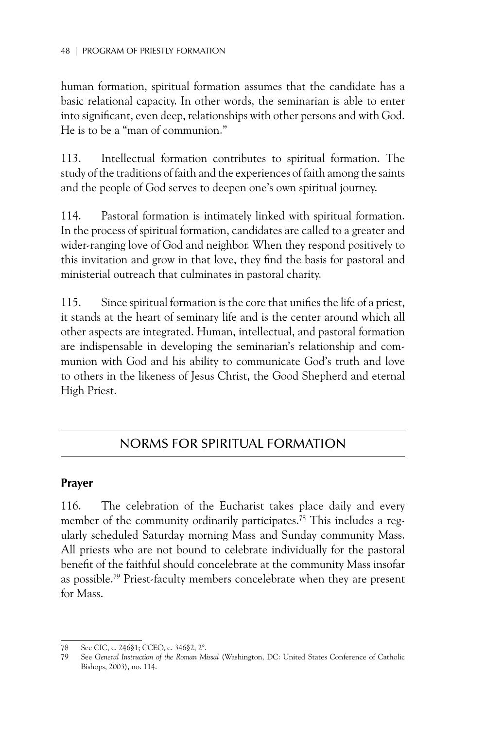human formation, spiritual formation assumes that the candidate has a basic relational capacity. In other words, the seminarian is able to enter into significant, even deep, relationships with other persons and with God. He is to be a "man of communion."

113. Intellectual formation contributes to spiritual formation. The study of the traditions of faith and the experiences of faith among the saints and the people of God serves to deepen one's own spiritual journey.

114. Pastoral formation is intimately linked with spiritual formation. In the process of spiritual formation, candidates are called to a greater and wider-ranging love of God and neighbor. When they respond positively to this invitation and grow in that love, they find the basis for pastoral and ministerial outreach that culminates in pastoral charity.

115. Since spiritual formation is the core that unifies the life of a priest, it stands at the heart of seminary life and is the center around which all other aspects are integrated. Human, intellectual, and pastoral formation are indispensable in developing the seminarian's relationship and communion with God and his ability to communicate God's truth and love to others in the likeness of Jesus Christ, the Good Shepherd and eternal High Priest.

## NORMS FOR SPIRITUAL FORMATION

### Prayer

116. The celebration of the Eucharist takes place daily and every member of the community ordinarily participates.[78] This includes a regularly scheduled Saturday morning Mass and Sunday community Mass. All priests who are not bound to celebrate individually for the pastoral benefit of the faithful should concelebrate at the community Mass insofar as possible.[79] Priest-faculty members concelebrate when they are present for Mass.

---

78 See CIC, c. 246§1; CCEO, c. 346§2, 2°.

79 See *General Instruction of the Roman Missal* (Washington, DC: United States Conference of Catholic Bishops, 2003), no. 114.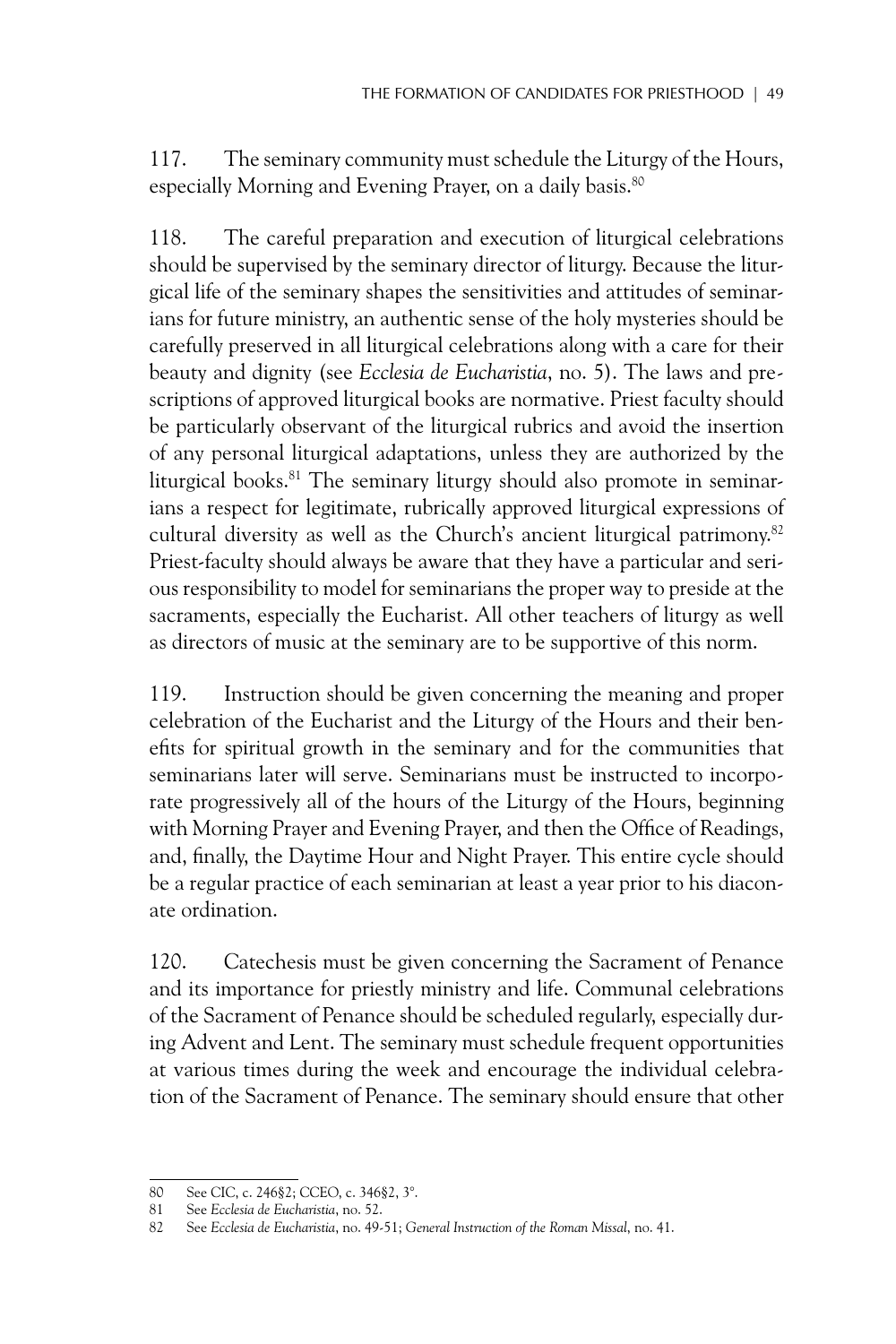117. The seminary community must schedule the Liturgy of the Hours, especially Morning and Evening Prayer, on a daily basis.[80]

118. The careful preparation and execution of liturgical celebrations should be supervised by the seminary director of liturgy. Because the liturgical life of the seminary shapes the sensitivities and attitudes of seminarians for future ministry, an authentic sense of the holy mysteries should be carefully preserved in all liturgical celebrations along with a care for their beauty and dignity (see *Ecclesia de Eucharistia*, no. 5). The laws and prescriptions of approved liturgical books are normative. Priest faculty should be particularly observant of the liturgical rubrics and avoid the insertion of any personal liturgical adaptations, unless they are authorized by the liturgical books.[81] The seminary liturgy should also promote in seminarians a respect for legitimate, rubrically approved liturgical expressions of cultural diversity as well as the Church's ancient liturgical patrimony.[82] Priest-faculty should always be aware that they have a particular and serious responsibility to model for seminarians the proper way to preside at the sacraments, especially the Eucharist. All other teachers of liturgy as well as directors of music at the seminary are to be supportive of this norm.

119. Instruction should be given concerning the meaning and proper celebration of the Eucharist and the Liturgy of the Hours and their benefits for spiritual growth in the seminary and for the communities that seminarians later will serve. Seminarians must be instructed to incorporate progressively all of the hours of the Liturgy of the Hours, beginning with Morning Prayer and Evening Prayer, and then the Office of Readings, and, finally, the Daytime Hour and Night Prayer. This entire cycle should be a regular practice of each seminarian at least a year prior to his diaconate ordination.

120. Catechesis must be given concerning the Sacrament of Penance and its importance for priestly ministry and life. Communal celebrations of the Sacrament of Penance should be scheduled regularly, especially during Advent and Lent. The seminary must schedule frequent opportunities at various times during the week and encourage the individual celebration of the Sacrament of Penance. The seminary should ensure that other

---

80 See CIC, c. 246§2; CCEO, c. 346§2, 3°.

81 See *Ecclesia de Eucharistia*, no. 52.

82 See *Ecclesia de Eucharistia*, no. 49-51; *General Instruction of the Roman Missal*, no. 41.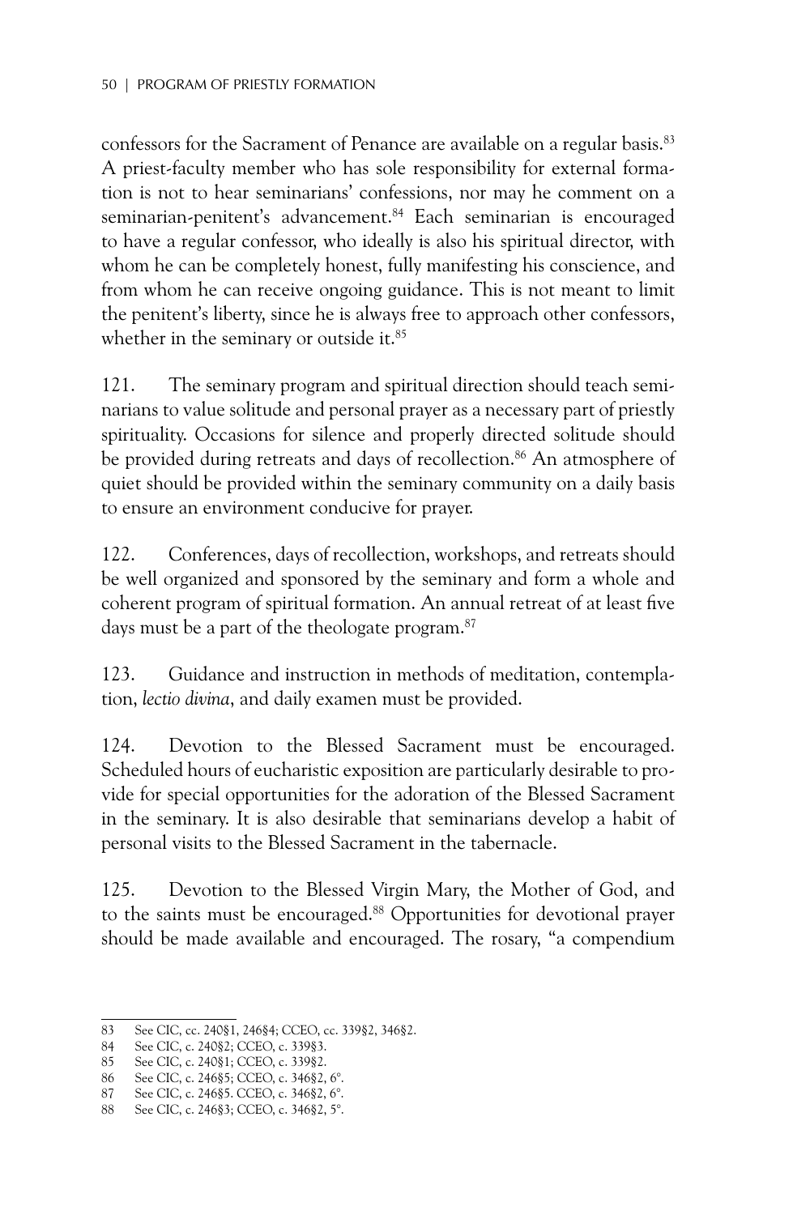confessors for the Sacrament of Penance are available on a regular basis.[83] A priest-faculty member who has sole responsibility for external formation is not to hear seminarians' confessions, nor may he comment on a seminarian-penitent's advancement.[84] Each seminarian is encouraged to have a regular confessor, who ideally is also his spiritual director, with whom he can be completely honest, fully manifesting his conscience, and from whom he can receive ongoing guidance. This is not meant to limit the penitent's liberty, since he is always free to approach other confessors, whether in the seminary or outside it.[85]

121. The seminary program and spiritual direction should teach seminarians to value solitude and personal prayer as a necessary part of priestly spirituality. Occasions for silence and properly directed solitude should be provided during retreats and days of recollection.[86] An atmosphere of quiet should be provided within the seminary community on a daily basis to ensure an environment conducive for prayer.

122. Conferences, days of recollection, workshops, and retreats should be well organized and sponsored by the seminary and form a whole and coherent program of spiritual formation. An annual retreat of at least five days must be a part of the theologate program.[87]

123. Guidance and instruction in methods of meditation, contemplation, *lectio divina*, and daily examen must be provided.

124. Devotion to the Blessed Sacrament must be encouraged. Scheduled hours of eucharistic exposition are particularly desirable to provide for special opportunities for the adoration of the Blessed Sacrament in the seminary. It is also desirable that seminarians develop a habit of personal visits to the Blessed Sacrament in the tabernacle.

125. Devotion to the Blessed Virgin Mary, the Mother of God, and to the saints must be encouraged.[88] Opportunities for devotional prayer should be made available and encouraged. The rosary, "a compendium

---

83 See CIC, cc. 240§1, 246§4; CCEO, cc. 339§2, 346§2.

84 See CIC, c. 240§2; CCEO, c. 339§3.

85 See CIC, c. 240§1; CCEO, c. 339§2.

86 See CIC, c. 246§5; CCEO, c. 346§2, 6°.

87 See CIC, c. 246§5. CCEO, c. 346§2, 6°.

88 See CIC, c. 246§3; CCEO, c. 346§2, 5°.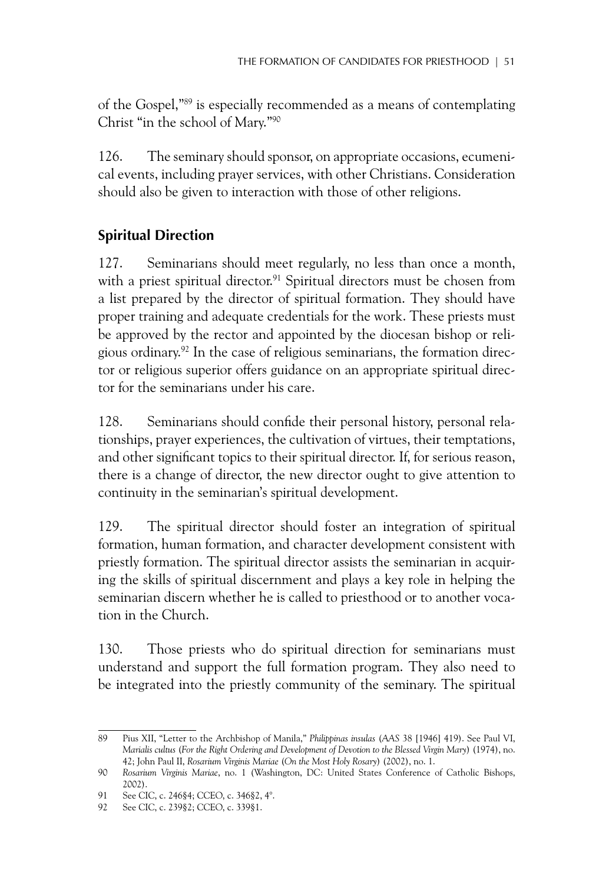of the Gospel,"[89] is especially recommended as a means of contemplating Christ "in the school of Mary."[90]

126. The seminary should sponsor, on appropriate occasions, ecumenical events, including prayer services, with other Christians. Consideration should also be given to interaction with those of other religions.

## Spiritual Direction

127. Seminarians should meet regularly, no less than once a month, with a priest spiritual director.[91] Spiritual directors must be chosen from a list prepared by the director of spiritual formation. They should have proper training and adequate credentials for the work. These priests must be approved by the rector and appointed by the diocesan bishop or religious ordinary.[92] In the case of religious seminarians, the formation director or religious superior offers guidance on an appropriate spiritual director for the seminarians under his care.

128. Seminarians should confide their personal history, personal relationships, prayer experiences, the cultivation of virtues, their temptations, and other significant topics to their spiritual director. If, for serious reason, there is a change of director, the new director ought to give attention to continuity in the seminarian's spiritual development.

129. The spiritual director should foster an integration of spiritual formation, human formation, and character development consistent with priestly formation. The spiritual director assists the seminarian in acquiring the skills of spiritual discernment and plays a key role in helping the seminarian discern whether he is called to priesthood or to another vocation in the Church.

130. Those priests who do spiritual direction for seminarians must understand and support the full formation program. They also need to be integrated into the priestly community of the seminary. The spiritual

---

89 Pius XII, "Letter to the Archbishop of Manila," *Philippinas insulas* (*AAS* 38 [1946] 419). See Paul VI, *Marialis cultus* (*For the Right Ordering and Development of Devotion to the Blessed Virgin Mary*) (1974), no. 42; John Paul II, *Rosarium Virginis Mariae* (*On the Most Holy Rosary*) (2002), no. 1.

90 *Rosarium Virginis Mariae*, no. 1 (Washington, DC: United States Conference of Catholic Bishops, 2002).

91 See CIC, c. 246§4; CCEO, c. 346§2, 4°.

92 See CIC, c. 239§2; CCEO, c. 339§1.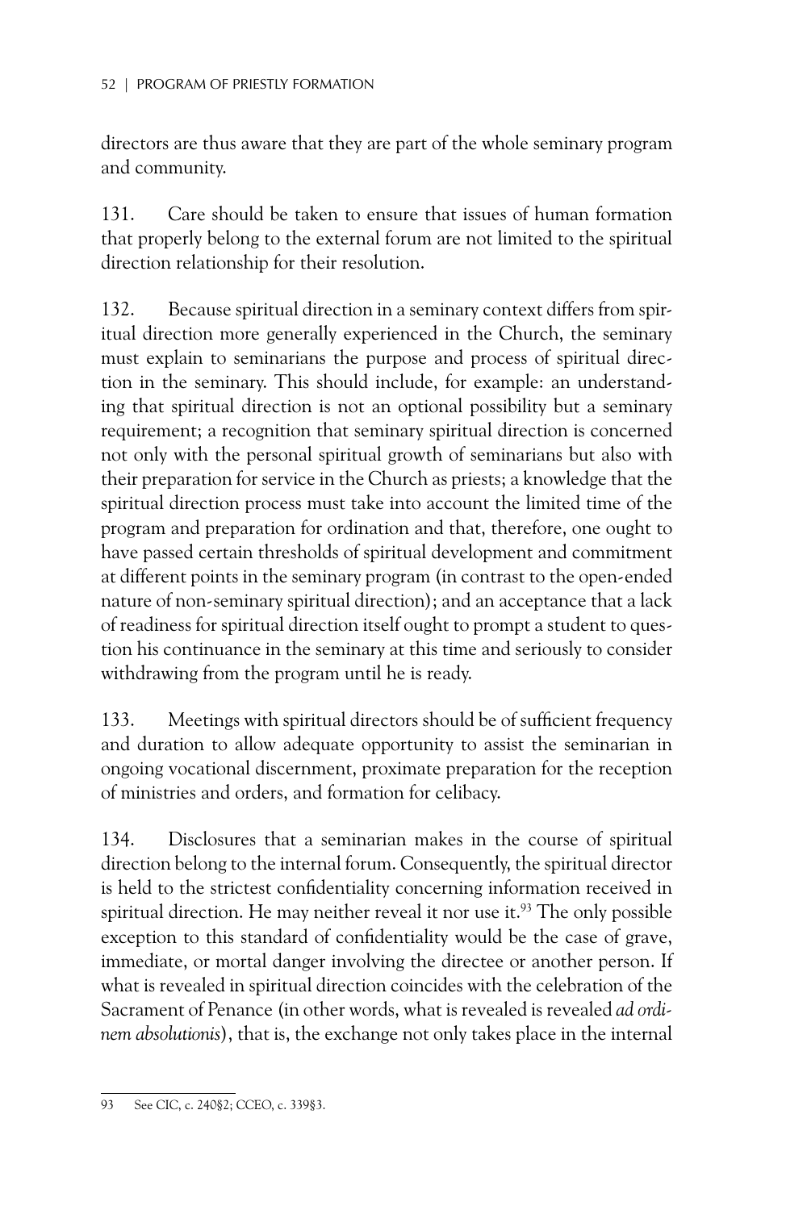directors are thus aware that they are part of the whole seminary program and community.

131. Care should be taken to ensure that issues of human formation that properly belong to the external forum are not limited to the spiritual direction relationship for their resolution.

132. Because spiritual direction in a seminary context differs from spiritual direction more generally experienced in the Church, the seminary must explain to seminarians the purpose and process of spiritual direction in the seminary. This should include, for example: an understanding that spiritual direction is not an optional possibility but a seminary requirement; a recognition that seminary spiritual direction is concerned not only with the personal spiritual growth of seminarians but also with their preparation for service in the Church as priests; a knowledge that the spiritual direction process must take into account the limited time of the program and preparation for ordination and that, therefore, one ought to have passed certain thresholds of spiritual development and commitment at different points in the seminary program (in contrast to the open-ended nature of non-seminary spiritual direction); and an acceptance that a lack of readiness for spiritual direction itself ought to prompt a student to question his continuance in the seminary at this time and seriously to consider withdrawing from the program until he is ready.

133. Meetings with spiritual directors should be of sufficient frequency and duration to allow adequate opportunity to assist the seminarian in ongoing vocational discernment, proximate preparation for the reception of ministries and orders, and formation for celibacy.

134. Disclosures that a seminarian makes in the course of spiritual direction belong to the internal forum. Consequently, the spiritual director is held to the strictest confidentiality concerning information received in spiritual direction. He may neither reveal it nor use it.[93] The only possible exception to this standard of confidentiality would be the case of grave, immediate, or mortal danger involving the directee or another person. If what is revealed in spiritual direction coincides with the celebration of the Sacrament of Penance (in other words, what is revealed is revealed *ad ordinem absolutionis*), that is, the exchange not only takes place in the internal

---

93 See CIC, c. 240§2; CCEO, c. 339§3.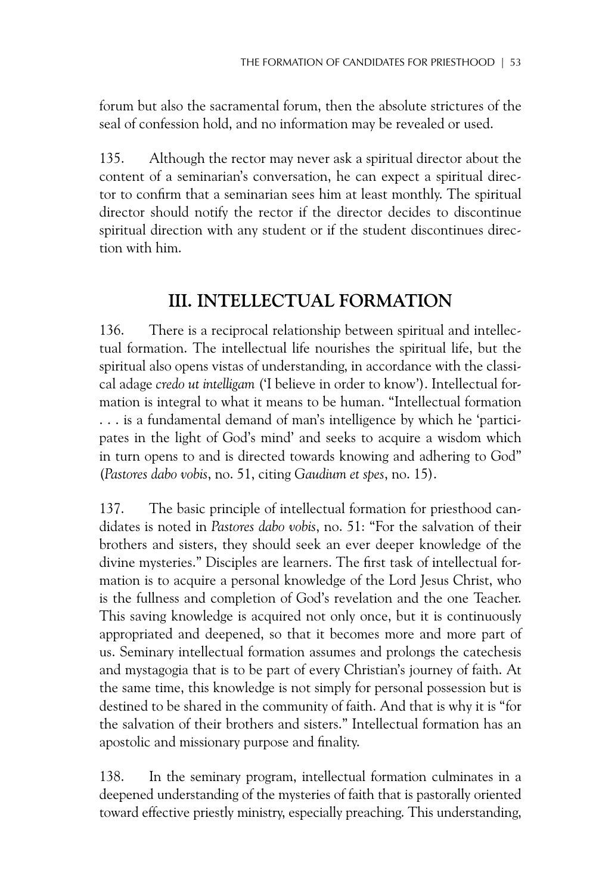forum but also the sacramental forum, then the absolute strictures of the seal of confession hold, and no information may be revealed or used.

135. Although the rector may never ask a spiritual director about the content of a seminarian's conversation, he can expect a spiritual director to confirm that a seminarian sees him at least monthly. The spiritual director should notify the rector if the director decides to discontinue spiritual direction with any student or if the student discontinues direction with him.

## III. INTELLECTUAL FORMATION

136. There is a reciprocal relationship between spiritual and intellectual formation. The intellectual life nourishes the spiritual life, but the spiritual also opens vistas of understanding, in accordance with the classical adage *credo ut intelligam* ('I believe in order to know'). Intellectual formation is integral to what it means to be human. "Intellectual formation . . . is a fundamental demand of man's intelligence by which he 'participates in the light of God's mind' and seeks to acquire a wisdom which in turn opens to and is directed towards knowing and adhering to God" (*Pastores dabo vobis*, no. 51, citing *Gaudium et spes*, no. 15).

137. The basic principle of intellectual formation for priesthood candidates is noted in *Pastores dabo vobis*, no. 51: "For the salvation of their brothers and sisters, they should seek an ever deeper knowledge of the divine mysteries." Disciples are learners. The first task of intellectual formation is to acquire a personal knowledge of the Lord Jesus Christ, who is the fullness and completion of God's revelation and the one Teacher. This saving knowledge is acquired not only once, but it is continuously appropriated and deepened, so that it becomes more and more part of us. Seminary intellectual formation assumes and prolongs the catechesis and mystagogia that is to be part of every Christian's journey of faith. At the same time, this knowledge is not simply for personal possession but is destined to be shared in the community of faith. And that is why it is "for the salvation of their brothers and sisters." Intellectual formation has an apostolic and missionary purpose and finality.

138. In the seminary program, intellectual formation culminates in a deepened understanding of the mysteries of faith that is pastorally oriented toward effective priestly ministry, especially preaching. This understanding,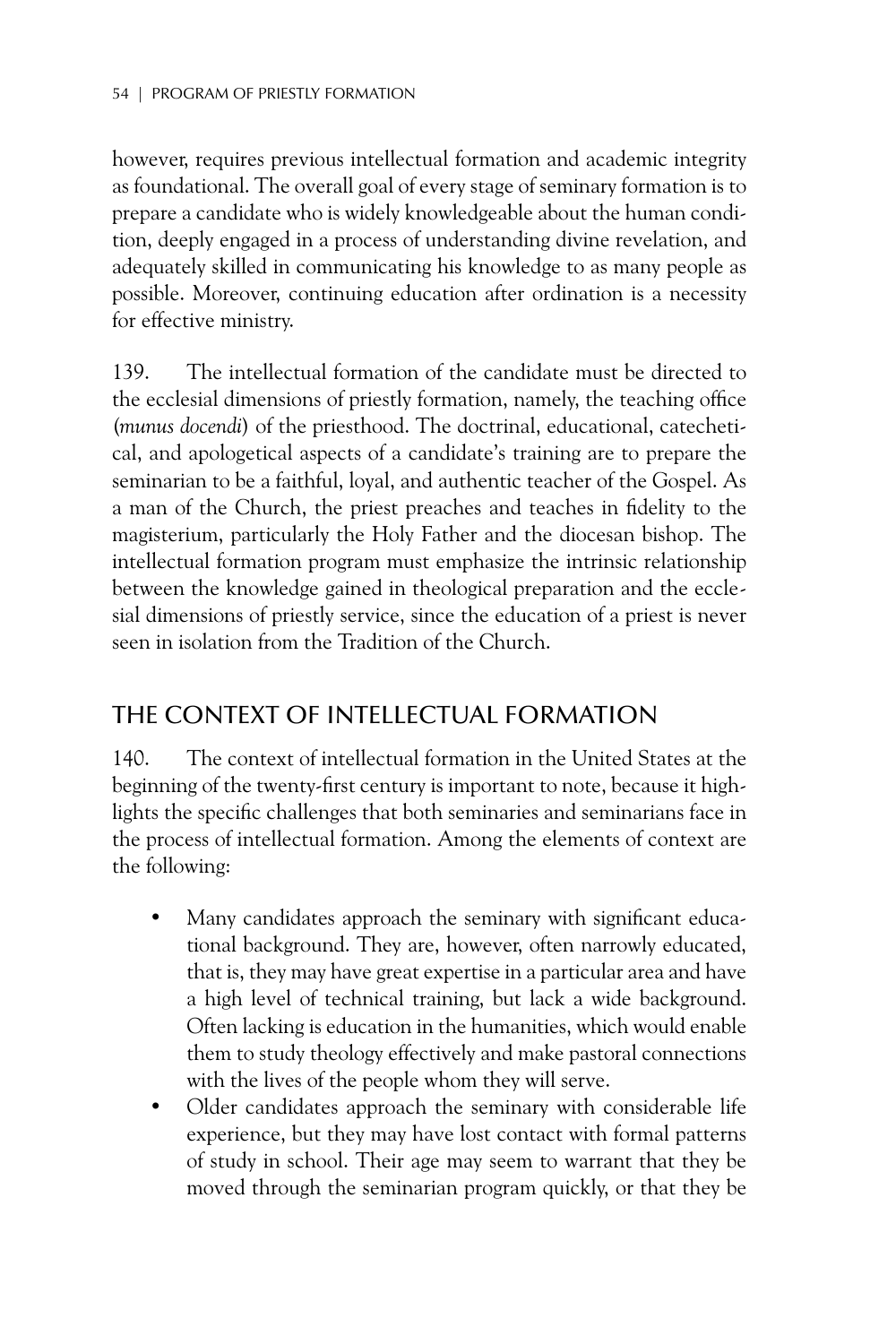however, requires previous intellectual formation and academic integrity as foundational. The overall goal of every stage of seminary formation is to prepare a candidate who is widely knowledgeable about the human condition, deeply engaged in a process of understanding divine revelation, and adequately skilled in communicating his knowledge to as many people as possible. Moreover, continuing education after ordination is a necessity for effective ministry.

139. The intellectual formation of the candidate must be directed to the ecclesial dimensions of priestly formation, namely, the teaching office (*munus docendi*) of the priesthood. The doctrinal, educational, catechetical, and apologetical aspects of a candidate's training are to prepare the seminarian to be a faithful, loyal, and authentic teacher of the Gospel. As a man of the Church, the priest preaches and teaches in fidelity to the magisterium, particularly the Holy Father and the diocesan bishop. The intellectual formation program must emphasize the intrinsic relationship between the knowledge gained in theological preparation and the ecclesial dimensions of priestly service, since the education of a priest is never seen in isolation from the Tradition of the Church.

## THE CONTEXT OF INTELLECTUAL FORMATION

140. The context of intellectual formation in the United States at the beginning of the twenty-first century is important to note, because it highlights the specific challenges that both seminaries and seminarians face in the process of intellectual formation. Among the elements of context are the following:

- Many candidates approach the seminary with significant educational background. They are, however, often narrowly educated, that is, they may have great expertise in a particular area and have a high level of technical training, but lack a wide background. Often lacking is education in the humanities, which would enable them to study theology effectively and make pastoral connections with the lives of the people whom they will serve.
- Older candidates approach the seminary with considerable life experience, but they may have lost contact with formal patterns of study in school. Their age may seem to warrant that they be moved through the seminarian program quickly, or that they be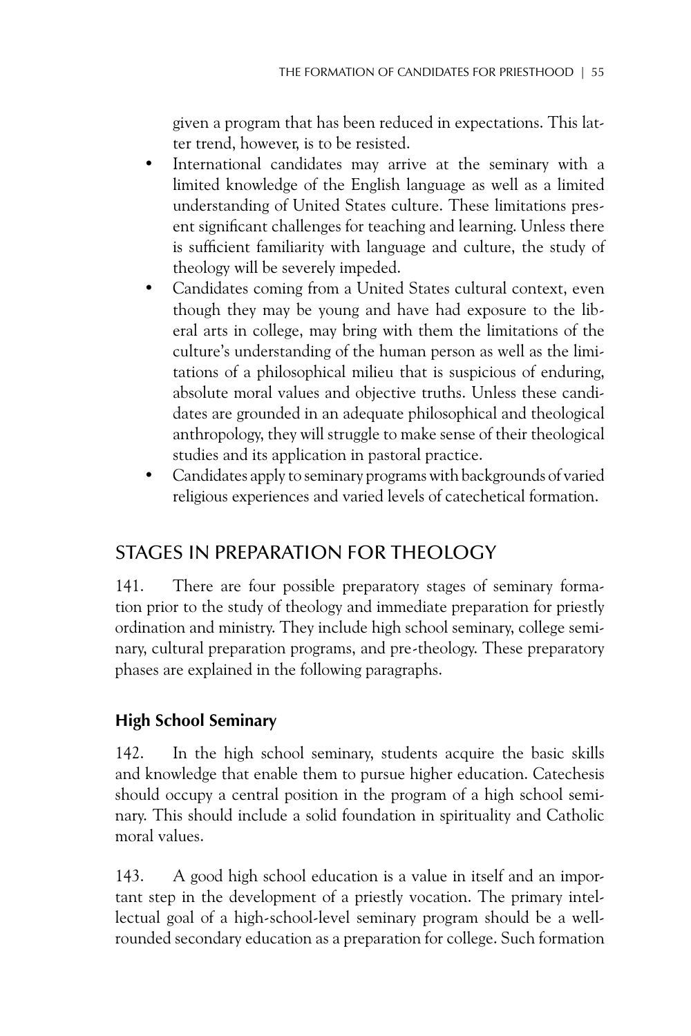given a program that has been reduced in expectations. This latter trend, however, is to be resisted.

- International candidates may arrive at the seminary with a limited knowledge of the English language as well as a limited understanding of United States culture. These limitations present significant challenges for teaching and learning. Unless there is sufficient familiarity with language and culture, the study of theology will be severely impeded.
- Candidates coming from a United States cultural context, even though they may be young and have had exposure to the liberal arts in college, may bring with them the limitations of the culture's understanding of the human person as well as the limitations of a philosophical milieu that is suspicious of enduring, absolute moral values and objective truths. Unless these candidates are grounded in an adequate philosophical and theological anthropology, they will struggle to make sense of their theological studies and its application in pastoral practice.
- Candidates apply to seminary programs with backgrounds of varied religious experiences and varied levels of catechetical formation.

## STAGES IN PREPARATION FOR THEOLOGY

141. There are four possible preparatory stages of seminary formation prior to the study of theology and immediate preparation for priestly ordination and ministry. They include high school seminary, college seminary, cultural preparation programs, and pre-theology. These preparatory phases are explained in the following paragraphs.

### High School Seminary

142. In the high school seminary, students acquire the basic skills and knowledge that enable them to pursue higher education. Catechesis should occupy a central position in the program of a high school seminary. This should include a solid foundation in spirituality and Catholic moral values.

143. A good high school education is a value in itself and an important step in the development of a priestly vocation. The primary intellectual goal of a high-school-level seminary program should be a well-rounded secondary education as a preparation for college. Such formation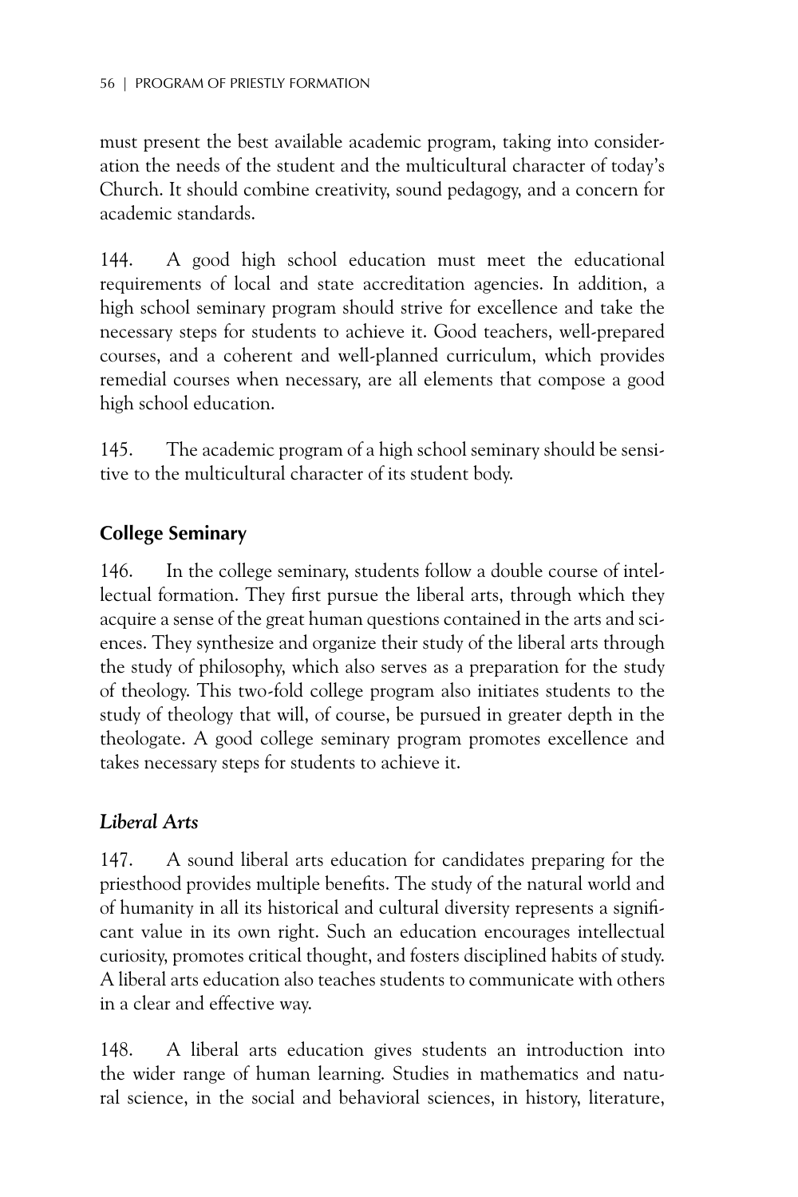must present the best available academic program, taking into consideration the needs of the student and the multicultural character of today's Church. It should combine creativity, sound pedagogy, and a concern for academic standards.

144. A good high school education must meet the educational requirements of local and state accreditation agencies. In addition, a high school seminary program should strive for excellence and take the necessary steps for students to achieve it. Good teachers, well-prepared courses, and a coherent and well-planned curriculum, which provides remedial courses when necessary, are all elements that compose a good high school education.

145. The academic program of a high school seminary should be sensitive to the multicultural character of its student body.

## College Seminary

146. In the college seminary, students follow a double course of intellectual formation. They first pursue the liberal arts, through which they acquire a sense of the great human questions contained in the arts and sciences. They synthesize and organize their study of the liberal arts through the study of philosophy, which also serves as a preparation for the study of theology. This two-fold college program also initiates students to the study of theology that will, of course, be pursued in greater depth in the theologate. A good college seminary program promotes excellence and takes necessary steps for students to achieve it.

### *Liberal Arts*

147. A sound liberal arts education for candidates preparing for the priesthood provides multiple benefits. The study of the natural world and of humanity in all its historical and cultural diversity represents a significant value in its own right. Such an education encourages intellectual curiosity, promotes critical thought, and fosters disciplined habits of study. A liberal arts education also teaches students to communicate with others in a clear and effective way.

148. A liberal arts education gives students an introduction into the wider range of human learning. Studies in mathematics and natural science, in the social and behavioral sciences, in history, literature,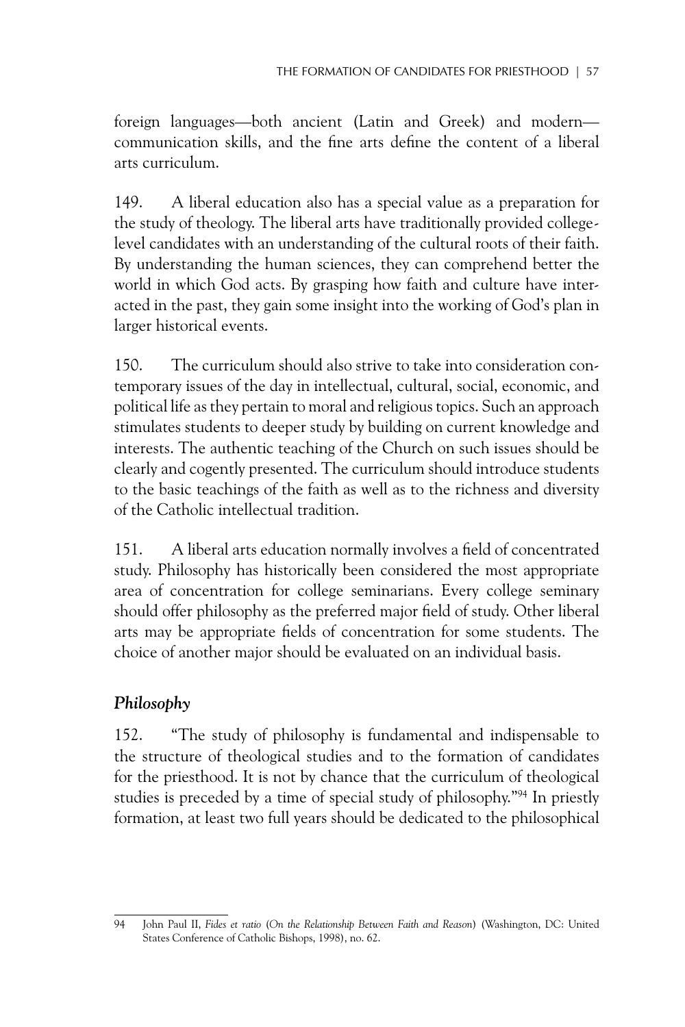foreign languages—both ancient (Latin and Greek) and modern—communication skills, and the fine arts define the content of a liberal arts curriculum.

149. A liberal education also has a special value as a preparation for the study of theology. The liberal arts have traditionally provided college-level candidates with an understanding of the cultural roots of their faith. By understanding the human sciences, they can comprehend better the world in which God acts. By grasping how faith and culture have interacted in the past, they gain some insight into the working of God's plan in larger historical events.

150. The curriculum should also strive to take into consideration contemporary issues of the day in intellectual, cultural, social, economic, and political life as they pertain to moral and religious topics. Such an approach stimulates students to deeper study by building on current knowledge and interests. The authentic teaching of the Church on such issues should be clearly and cogently presented. The curriculum should introduce students to the basic teachings of the faith as well as to the richness and diversity of the Catholic intellectual tradition.

151. A liberal arts education normally involves a field of concentrated study. Philosophy has historically been considered the most appropriate area of concentration for college seminarians. Every college seminary should offer philosophy as the preferred major field of study. Other liberal arts may be appropriate fields of concentration for some students. The choice of another major should be evaluated on an individual basis.

### *Philosophy*

152. "The study of philosophy is fundamental and indispensable to the structure of theological studies and to the formation of candidates for the priesthood. It is not by chance that the curriculum of theological studies is preceded by a time of special study of philosophy."[94] In priestly formation, at least two full years should be dedicated to the philosophical

---

94 John Paul II, *Fides et ratio* (*On the Relationship Between Faith and Reason*) (Washington, DC: United States Conference of Catholic Bishops, 1998), no. 62.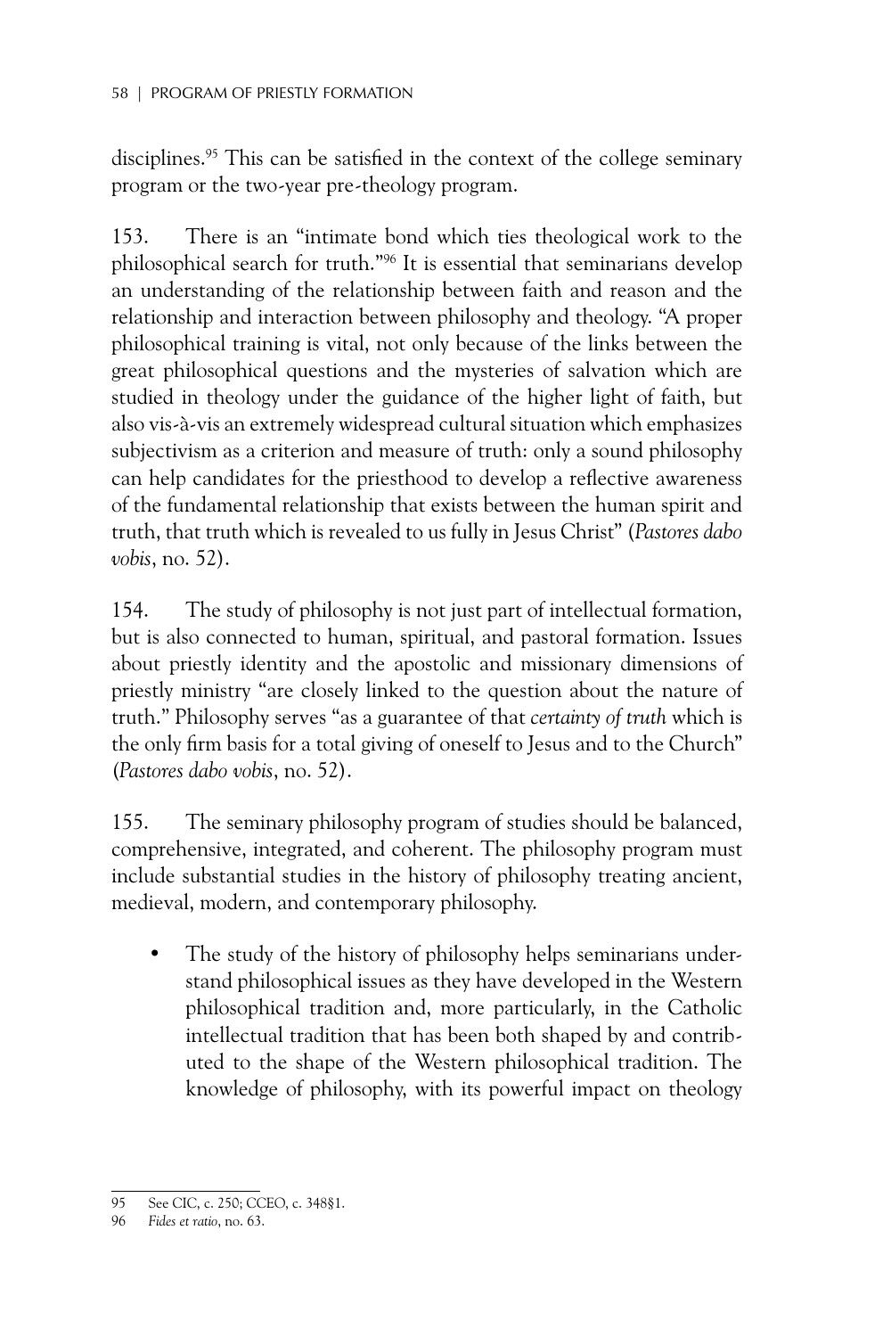disciplines.[95] This can be satisfied in the context of the college seminary program or the two-year pre-theology program.

153. There is an "intimate bond which ties theological work to the philosophical search for truth."[96] It is essential that seminarians develop an understanding of the relationship between faith and reason and the relationship and interaction between philosophy and theology. "A proper philosophical training is vital, not only because of the links between the great philosophical questions and the mysteries of salvation which are studied in theology under the guidance of the higher light of faith, but also vis-à-vis an extremely widespread cultural situation which emphasizes subjectivism as a criterion and measure of truth: only a sound philosophy can help candidates for the priesthood to develop a reflective awareness of the fundamental relationship that exists between the human spirit and truth, that truth which is revealed to us fully in Jesus Christ" (*Pastores dabo vobis*, no. 52).

154. The study of philosophy is not just part of intellectual formation, but is also connected to human, spiritual, and pastoral formation. Issues about priestly identity and the apostolic and missionary dimensions of priestly ministry "are closely linked to the question about the nature of truth." Philosophy serves "as a guarantee of that *certainty of truth* which is the only firm basis for a total giving of oneself to Jesus and to the Church" (*Pastores dabo vobis*, no. 52).

155. The seminary philosophy program of studies should be balanced, comprehensive, integrated, and coherent. The philosophy program must include substantial studies in the history of philosophy treating ancient, medieval, modern, and contemporary philosophy.

- The study of the history of philosophy helps seminarians understand philosophical issues as they have developed in the Western philosophical tradition and, more particularly, in the Catholic intellectual tradition that has been both shaped by and contributed to the shape of the Western philosophical tradition. The knowledge of philosophy, with its powerful impact on theology

---

95 See CIC, c. 250; CCEO, c. 348§1.

96 *Fides et ratio*, no. 63.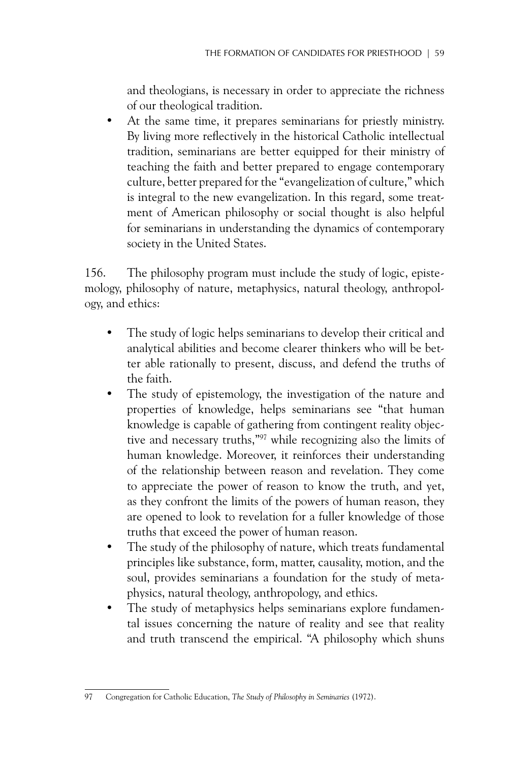and theologians, is necessary in order to appreciate the richness of our theological tradition.

- At the same time, it prepares seminarians for priestly ministry. By living more reflectively in the historical Catholic intellectual tradition, seminarians are better equipped for their ministry of teaching the faith and better prepared to engage contemporary culture, better prepared for the "evangelization of culture," which is integral to the new evangelization. In this regard, some treatment of American philosophy or social thought is also helpful for seminarians in understanding the dynamics of contemporary society in the United States.

156. The philosophy program must include the study of logic, epistemology, philosophy of nature, metaphysics, natural theology, anthropology, and ethics:

- The study of logic helps seminarians to develop their critical and analytical abilities and become clearer thinkers who will be better able rationally to present, discuss, and defend the truths of the faith.
- The study of epistemology, the investigation of the nature and properties of knowledge, helps seminarians see "that human knowledge is capable of gathering from contingent reality objective and necessary truths,"[97] while recognizing also the limits of human knowledge. Moreover, it reinforces their understanding of the relationship between reason and revelation. They come to appreciate the power of reason to know the truth, and yet, as they confront the limits of the powers of human reason, they are opened to look to revelation for a fuller knowledge of those truths that exceed the power of human reason.
- The study of the philosophy of nature, which treats fundamental principles like substance, form, matter, causality, motion, and the soul, provides seminarians a foundation for the study of metaphysics, natural theology, anthropology, and ethics.
- The study of metaphysics helps seminarians explore fundamental issues concerning the nature of reality and see that reality and truth transcend the empirical. "A philosophy which shuns

---

97 Congregation for Catholic Education, *The Study of Philosophy in Seminaries* (1972).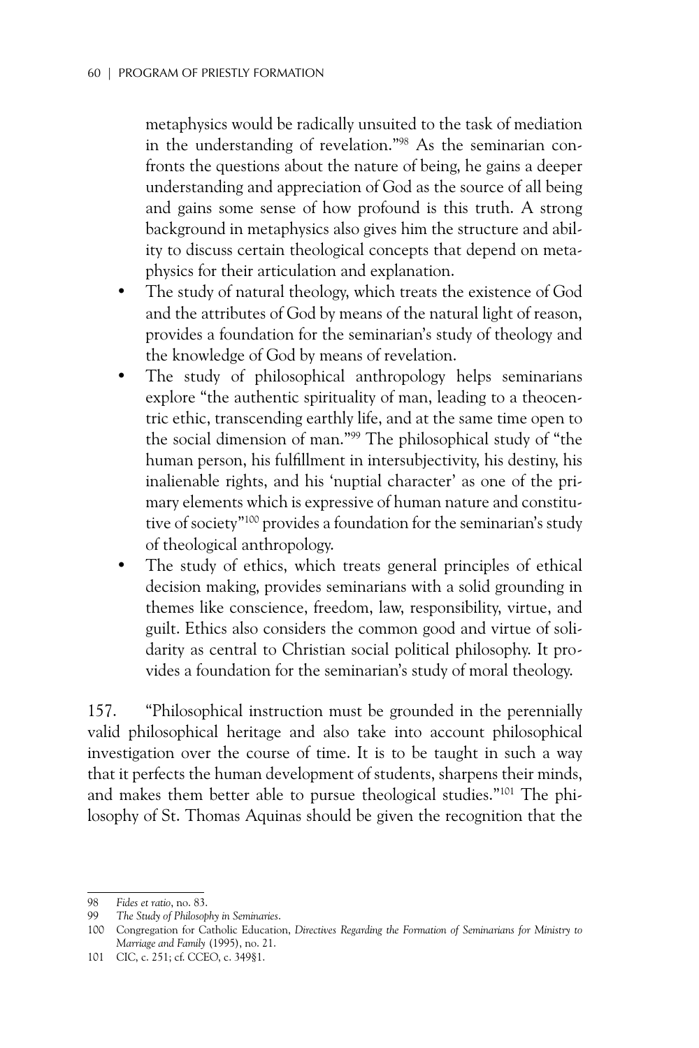metaphysics would be radically unsuited to the task of mediation in the understanding of revelation."[98] As the seminarian confronts the questions about the nature of being, he gains a deeper understanding and appreciation of God as the source of all being and gains some sense of how profound is this truth. A strong background in metaphysics also gives him the structure and ability to discuss certain theological concepts that depend on metaphysics for their articulation and explanation.

- The study of natural theology, which treats the existence of God and the attributes of God by means of the natural light of reason, provides a foundation for the seminarian's study of theology and the knowledge of God by means of revelation.
- The study of philosophical anthropology helps seminarians explore "the authentic spirituality of man, leading to a theocentric ethic, transcending earthly life, and at the same time open to the social dimension of man."[99] The philosophical study of "the human person, his fulfillment in intersubjectivity, his destiny, his inalienable rights, and his 'nuptial character' as one of the primary elements which is expressive of human nature and constitutive of society"[100] provides a foundation for the seminarian's study of theological anthropology.
- The study of ethics, which treats general principles of ethical decision making, provides seminarians with a solid grounding in themes like conscience, freedom, law, responsibility, virtue, and guilt. Ethics also considers the common good and virtue of solidarity as central to Christian social political philosophy. It provides a foundation for the seminarian's study of moral theology.

157. "Philosophical instruction must be grounded in the perennially valid philosophical heritage and also take into account philosophical investigation over the course of time. It is to be taught in such a way that it perfects the human development of students, sharpens their minds, and makes them better able to pursue theological studies."[101] The philosophy of St. Thomas Aquinas should be given the recognition that the

---

98 *Fides et ratio*, no. 83.

99 *The Study of Philosophy in Seminaries*.

100 Congregation for Catholic Education, *Directives Regarding the Formation of Seminarians for Ministry to Marriage and Family* (1995), no. 21.

101 CIC, c. 251; cf. CCEO, c. 349§1.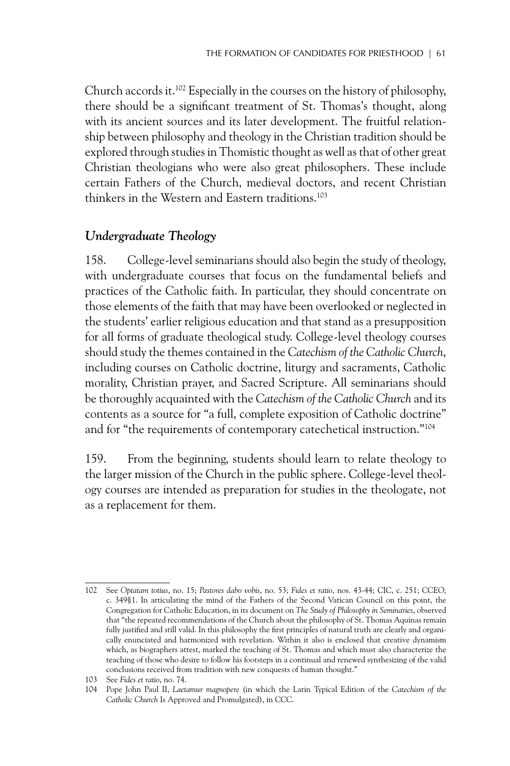Church accords it.[102] Especially in the courses on the history of philosophy, there should be a significant treatment of St. Thomas's thought, along with its ancient sources and its later development. The fruitful relationship between philosophy and theology in the Christian tradition should be explored through studies in Thomistic thought as well as that of other great Christian theologians who were also great philosophers. These include certain Fathers of the Church, medieval doctors, and recent Christian thinkers in the Western and Eastern traditions.[103]

### *Undergraduate Theology*

158. College-level seminarians should also begin the study of theology, with undergraduate courses that focus on the fundamental beliefs and practices of the Catholic faith. In particular, they should concentrate on those elements of the faith that may have been overlooked or neglected in the students' earlier religious education and that stand as a presupposition for all forms of graduate theological study. College-level theology courses should study the themes contained in the *Catechism of the Catholic Church*, including courses on Catholic doctrine, liturgy and sacraments, Catholic morality, Christian prayer, and Sacred Scripture. All seminarians should be thoroughly acquainted with the *Catechism of the Catholic Church* and its contents as a source for "a full, complete exposition of Catholic doctrine" and for "the requirements of contemporary catechetical instruction."[104]

159. From the beginning, students should learn to relate theology to the larger mission of the Church in the public sphere. College-level theology courses are intended as preparation for studies in the theologate, not as a replacement for them.

---

102 See *Optatam totius*, no. 15; *Pastores dabo vobis*, no. 53; *Fides et ratio*, nos. 43-44; CIC, c. 251; CCEO, c. 349§1. In articulating the mind of the Fathers of the Second Vatican Council on this point, the Congregation for Catholic Education, in its document on *The Study of Philosophy in Seminaries*, observed that "the repeated recommendations of the Church about the philosophy of St. Thomas Aquinas remain fully justified and still valid. In this philosophy the first principles of natural truth are clearly and organically enunciated and harmonized with revelation. Within it also is enclosed that creative dynamism which, as biographers attest, marked the teaching of St. Thomas and which must also characterize the teaching of those who desire to follow his footsteps in a continual and renewed synthesizing of the valid conclusions received from tradition with new conquests of human thought."

103 See *Fides et ratio*, no. 74.

104 Pope John Paul II, *Laetamur magnopere* (in which the Latin Typical Edition of the *Catechism of the Catholic Church* Is Approved and Promulgated), in CCC.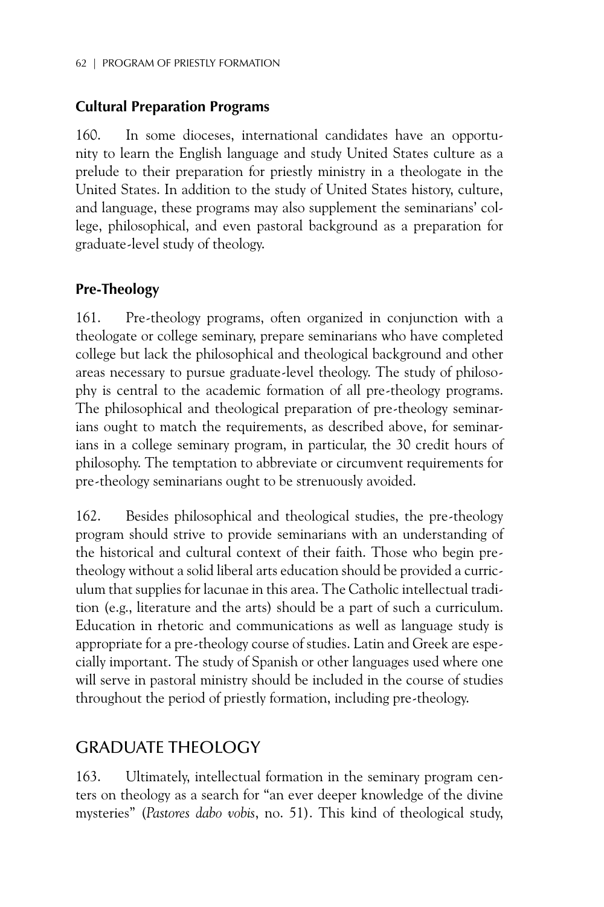### Cultural Preparation Programs

160. In some dioceses, international candidates have an opportunity to learn the English language and study United States culture as a prelude to their preparation for priestly ministry in a theologate in the United States. In addition to the study of United States history, culture, and language, these programs may also supplement the seminarians' college, philosophical, and even pastoral background as a preparation for graduate-level study of theology.

### Pre-Theology

161. Pre-theology programs, often organized in conjunction with a theologate or college seminary, prepare seminarians who have completed college but lack the philosophical and theological background and other areas necessary to pursue graduate-level theology. The study of philosophy is central to the academic formation of all pre-theology programs. The philosophical and theological preparation of pre-theology seminarians ought to match the requirements, as described above, for seminarians in a college seminary program, in particular, the 30 credit hours of philosophy. The temptation to abbreviate or circumvent requirements for pre-theology seminarians ought to be strenuously avoided.

162. Besides philosophical and theological studies, the pre-theology program should strive to provide seminarians with an understanding of the historical and cultural context of their faith. Those who begin pre-theology without a solid liberal arts education should be provided a curriculum that supplies for lacunae in this area. The Catholic intellectual tradition (e.g., literature and the arts) should be a part of such a curriculum. Education in rhetoric and communications as well as language study is appropriate for a pre-theology course of studies. Latin and Greek are especially important. The study of Spanish or other languages used where one will serve in pastoral ministry should be included in the course of studies throughout the period of priestly formation, including pre-theology.

## GRADUATE THEOLOGY

163. Ultimately, intellectual formation in the seminary program centers on theology as a search for "an ever deeper knowledge of the divine mysteries" (*Pastores dabo vobis*, no. 51). This kind of theological study,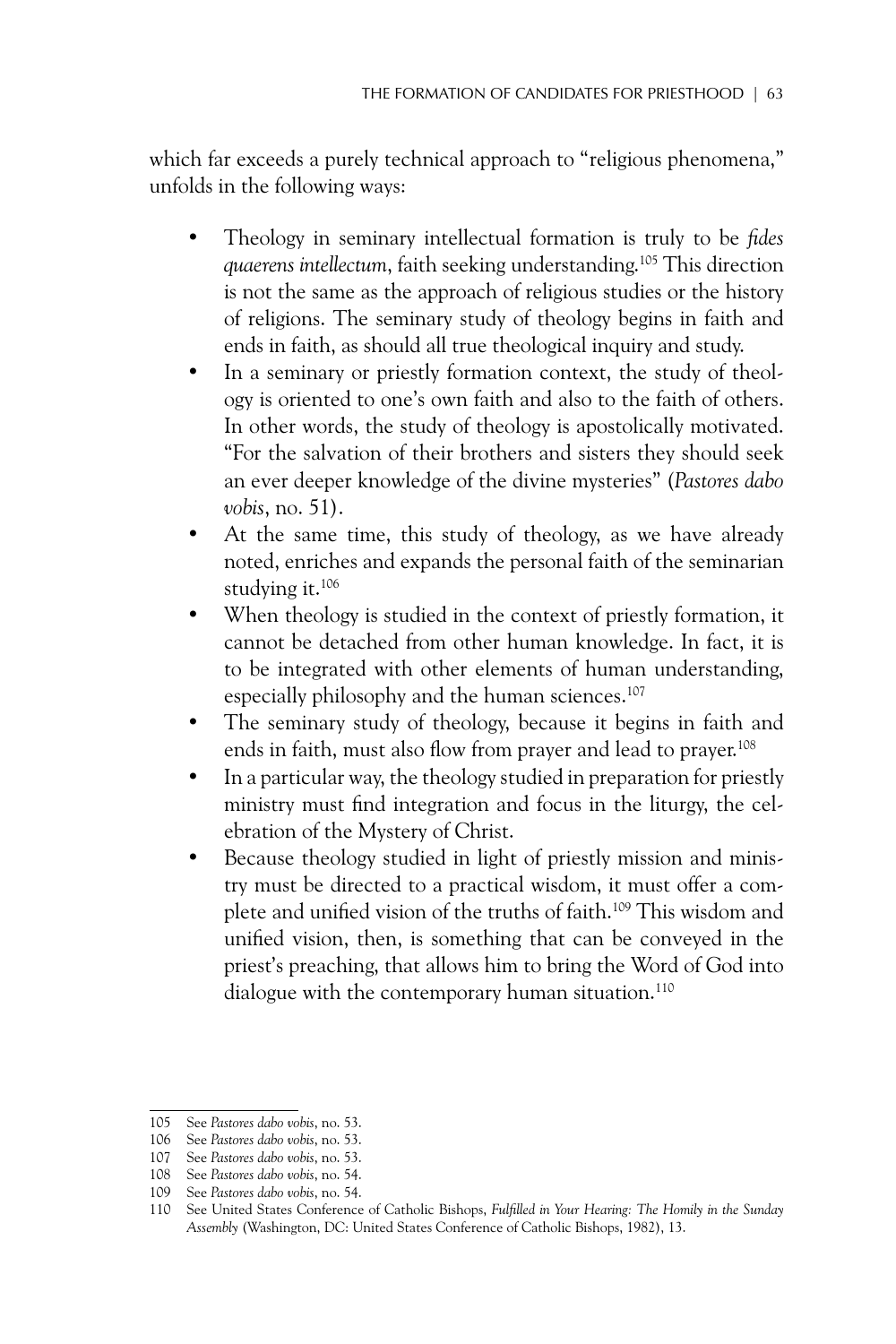which far exceeds a purely technical approach to "religious phenomena," unfolds in the following ways:

- Theology in seminary intellectual formation is truly to be *fides quaerens intellectum*, faith seeking understanding.[105] This direction is not the same as the approach of religious studies or the history of religions. The seminary study of theology begins in faith and ends in faith, as should all true theological inquiry and study.
- In a seminary or priestly formation context, the study of theology is oriented to one's own faith and also to the faith of others. In other words, the study of theology is apostolically motivated. "For the salvation of their brothers and sisters they should seek an ever deeper knowledge of the divine mysteries" (*Pastores dabo vobis*, no. 51).
- At the same time, this study of theology, as we have already noted, enriches and expands the personal faith of the seminarian studying it.[106]
- When theology is studied in the context of priestly formation, it cannot be detached from other human knowledge. In fact, it is to be integrated with other elements of human understanding, especially philosophy and the human sciences.[107]
- The seminary study of theology, because it begins in faith and ends in faith, must also flow from prayer and lead to prayer.[108]
- In a particular way, the theology studied in preparation for priestly ministry must find integration and focus in the liturgy, the celebration of the Mystery of Christ.
- Because theology studied in light of priestly mission and ministry must be directed to a practical wisdom, it must offer a complete and unified vision of the truths of faith.[109] This wisdom and unified vision, then, is something that can be conveyed in the priest's preaching, that allows him to bring the Word of God into dialogue with the contemporary human situation.[110]

---

105 See *Pastores dabo vobis*, no. 53.

106 See *Pastores dabo vobis*, no. 53.

107 See *Pastores dabo vobis*, no. 53.

108 See *Pastores dabo vobis*, no. 54.

109 See *Pastores dabo vobis*, no. 54.

110 See United States Conference of Catholic Bishops, *Fulfilled in Your Hearing: The Homily in the Sunday Assembly* (Washington, DC: United States Conference of Catholic Bishops, 1982), 13.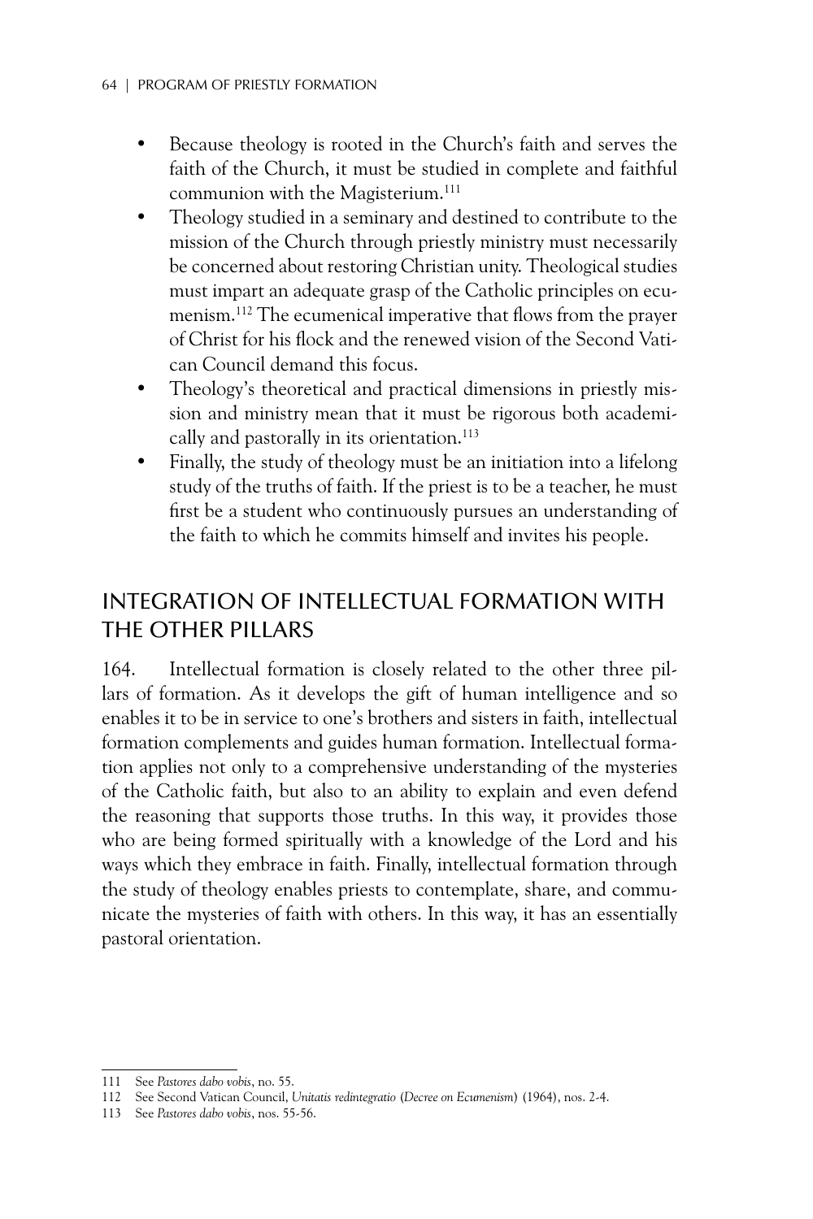- Because theology is rooted in the Church's faith and serves the faith of the Church, it must be studied in complete and faithful communion with the Magisterium.[111]
- Theology studied in a seminary and destined to contribute to the mission of the Church through priestly ministry must necessarily be concerned about restoring Christian unity. Theological studies must impart an adequate grasp of the Catholic principles on ecumenism.[112] The ecumenical imperative that flows from the prayer of Christ for his flock and the renewed vision of the Second Vatican Council demand this focus.
- Theology's theoretical and practical dimensions in priestly mission and ministry mean that it must be rigorous both academically and pastorally in its orientation.[113]
- Finally, the study of theology must be an initiation into a lifelong study of the truths of faith. If the priest is to be a teacher, he must first be a student who continuously pursues an understanding of the faith to which he commits himself and invites his people.

## INTEGRATION OF INTELLECTUAL FORMATION WITH THE OTHER PILLARS

164. Intellectual formation is closely related to the other three pillars of formation. As it develops the gift of human intelligence and so enables it to be in service to one's brothers and sisters in faith, intellectual formation complements and guides human formation. Intellectual formation applies not only to a comprehensive understanding of the mysteries of the Catholic faith, but also to an ability to explain and even defend the reasoning that supports those truths. In this way, it provides those who are being formed spiritually with a knowledge of the Lord and his ways which they embrace in faith. Finally, intellectual formation through the study of theology enables priests to contemplate, share, and communicate the mysteries of faith with others. In this way, it has an essentially pastoral orientation.

---

111 See *Pastores dabo vobis*, no. 55.

112 See Second Vatican Council, *Unitatis redintegratio* (*Decree on Ecumenism*) (1964), nos. 2-4.

113 See *Pastores dabo vobis*, nos. 55-56.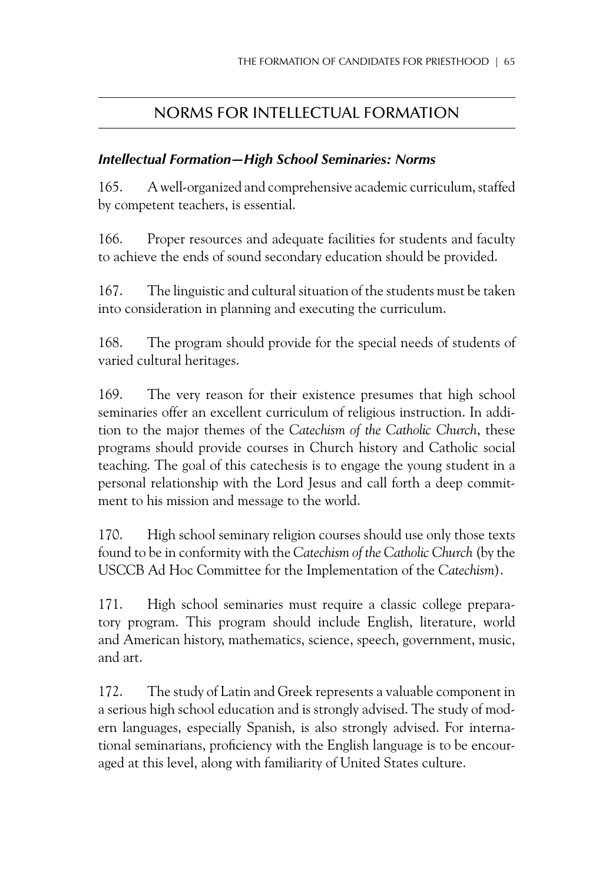## NORMS FOR INTELLECTUAL FORMATION

### *Intellectual Formation—High School Seminaries: Norms*

165. A well-organized and comprehensive academic curriculum, staffed by competent teachers, is essential.

166. Proper resources and adequate facilities for students and faculty to achieve the ends of sound secondary education should be provided.

167. The linguistic and cultural situation of the students must be taken into consideration in planning and executing the curriculum.

168. The program should provide for the special needs of students of varied cultural heritages.

169. The very reason for their existence presumes that high school seminaries offer an excellent curriculum of religious instruction. In addition to the major themes of the *Catechism of the Catholic Church*, these programs should provide courses in Church history and Catholic social teaching. The goal of this catechesis is to engage the young student in a personal relationship with the Lord Jesus and call forth a deep commitment to his mission and message to the world.

170. High school seminary religion courses should use only those texts found to be in conformity with the *Catechism of the Catholic Church* (by the USCCB Ad Hoc Committee for the Implementation of the *Catechism*).

171. High school seminaries must require a classic college preparatory program. This program should include English, literature, world and American history, mathematics, science, speech, government, music, and art.

172. The study of Latin and Greek represents a valuable component in a serious high school education and is strongly advised. The study of modern languages, especially Spanish, is also strongly advised. For international seminarians, proficiency with the English language is to be encouraged at this level, along with familiarity of United States culture.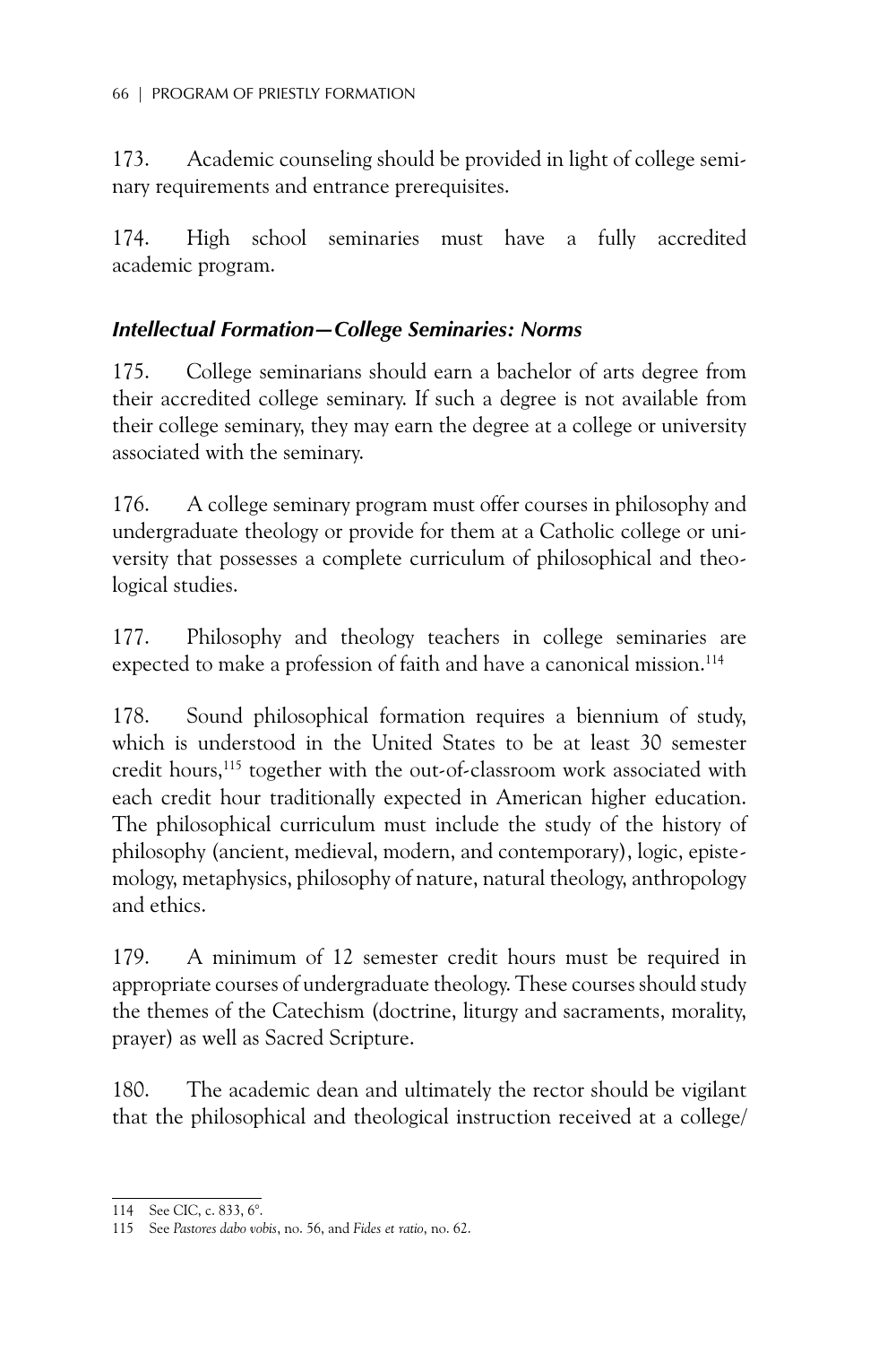173. Academic counseling should be provided in light of college seminary requirements and entrance prerequisites.

174. High school seminaries must have a fully accredited academic program.

### *Intellectual Formation—College Seminaries: Norms*

175. College seminarians should earn a bachelor of arts degree from their accredited college seminary. If such a degree is not available from their college seminary, they may earn the degree at a college or university associated with the seminary.

176. A college seminary program must offer courses in philosophy and undergraduate theology or provide for them at a Catholic college or university that possesses a complete curriculum of philosophical and theological studies.

177. Philosophy and theology teachers in college seminaries are expected to make a profession of faith and have a canonical mission.[114]

178. Sound philosophical formation requires a biennium of study, which is understood in the United States to be at least 30 semester credit hours,[115] together with the out-of-classroom work associated with each credit hour traditionally expected in American higher education. The philosophical curriculum must include the study of the history of philosophy (ancient, medieval, modern, and contemporary), logic, epistemology, metaphysics, philosophy of nature, natural theology, anthropology and ethics.

179. A minimum of 12 semester credit hours must be required in appropriate courses of undergraduate theology. These courses should study the themes of the Catechism (doctrine, liturgy and sacraments, morality, prayer) as well as Sacred Scripture.

180. The academic dean and ultimately the rector should be vigilant that the philosophical and theological instruction received at a college/

---

114 See CIC, c. 833, 6°.

115 See *Pastores dabo vobis*, no. 56, and *Fides et ratio*, no. 62.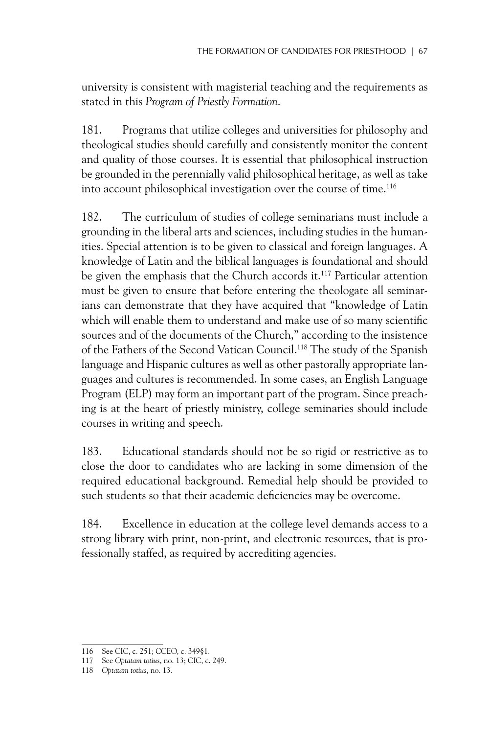university is consistent with magisterial teaching and the requirements as stated in this *Program of Priestly Formation.*

181. Programs that utilize colleges and universities for philosophy and theological studies should carefully and consistently monitor the content and quality of those courses. It is essential that philosophical instruction be grounded in the perennially valid philosophical heritage, as well as take into account philosophical investigation over the course of time.[116]

182. The curriculum of studies of college seminarians must include a grounding in the liberal arts and sciences, including studies in the humanities. Special attention is to be given to classical and foreign languages. A knowledge of Latin and the biblical languages is foundational and should be given the emphasis that the Church accords it.[117] Particular attention must be given to ensure that before entering the theologate all seminarians can demonstrate that they have acquired that "knowledge of Latin which will enable them to understand and make use of so many scientific sources and of the documents of the Church," according to the insistence of the Fathers of the Second Vatican Council.[118] The study of the Spanish language and Hispanic cultures as well as other pastorally appropriate languages and cultures is recommended. In some cases, an English Language Program (ELP) may form an important part of the program. Since preaching is at the heart of priestly ministry, college seminaries should include courses in writing and speech.

183. Educational standards should not be so rigid or restrictive as to close the door to candidates who are lacking in some dimension of the required educational background. Remedial help should be provided to such students so that their academic deficiencies may be overcome.

184. Excellence in education at the college level demands access to a strong library with print, non-print, and electronic resources, that is professionally staffed, as required by accrediting agencies.

---

116 See CIC, c. 251; CCEO, c. 349§1.

117 See *Optatam totius*, no. 13; CIC, c. 249.

118 *Optatam totius*, no. 13.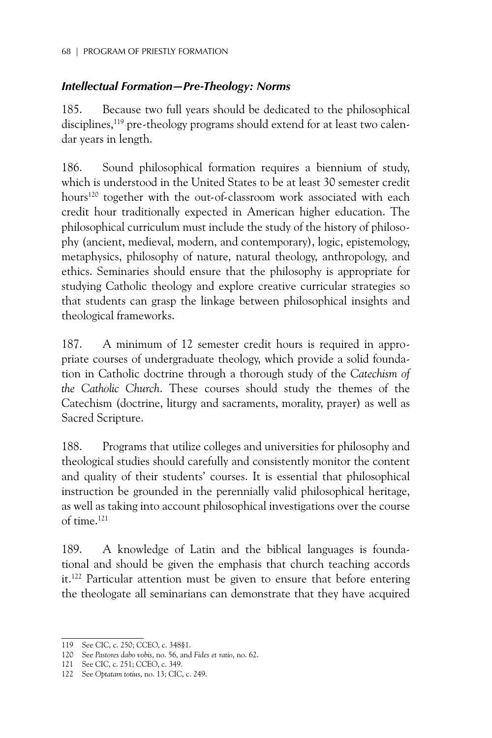### *Intellectual Formation—Pre-Theology: Norms*

185. Because two full years should be dedicated to the philosophical disciplines,[119] pre-theology programs should extend for at least two calendar years in length.

186. Sound philosophical formation requires a biennium of study, which is understood in the United States to be at least 30 semester credit hours[120] together with the out-of-classroom work associated with each credit hour traditionally expected in American higher education. The philosophical curriculum must include the study of the history of philosophy (ancient, medieval, modern, and contemporary), logic, epistemology, metaphysics, philosophy of nature, natural theology, anthropology, and ethics. Seminaries should ensure that the philosophy is appropriate for studying Catholic theology and explore creative curricular strategies so that students can grasp the linkage between philosophical insights and theological frameworks.

187. A minimum of 12 semester credit hours is required in appropriate courses of undergraduate theology, which provide a solid foundation in Catholic doctrine through a thorough study of the *Catechism of the Catholic Church*. These courses should study the themes of the Catechism (doctrine, liturgy and sacraments, morality, prayer) as well as Sacred Scripture.

188. Programs that utilize colleges and universities for philosophy and theological studies should carefully and consistently monitor the content and quality of their students' courses. It is essential that philosophical instruction be grounded in the perennially valid philosophical heritage, as well as taking into account philosophical investigations over the course of time.[121]

189. A knowledge of Latin and the biblical languages is foundational and should be given the emphasis that church teaching accords it.[122] Particular attention must be given to ensure that before entering the theologate all seminarians can demonstrate that they have acquired

---

119 See CIC, c. 250; CCEO, c. 348§1.

120 See *Pastores dabo vobis*, no. 56, and *Fides et ratio*, no. 62.

121 See CIC, c. 251; CCEO, c. 349.

122 See *Optatam totius*, no. 13; CIC, c. 249.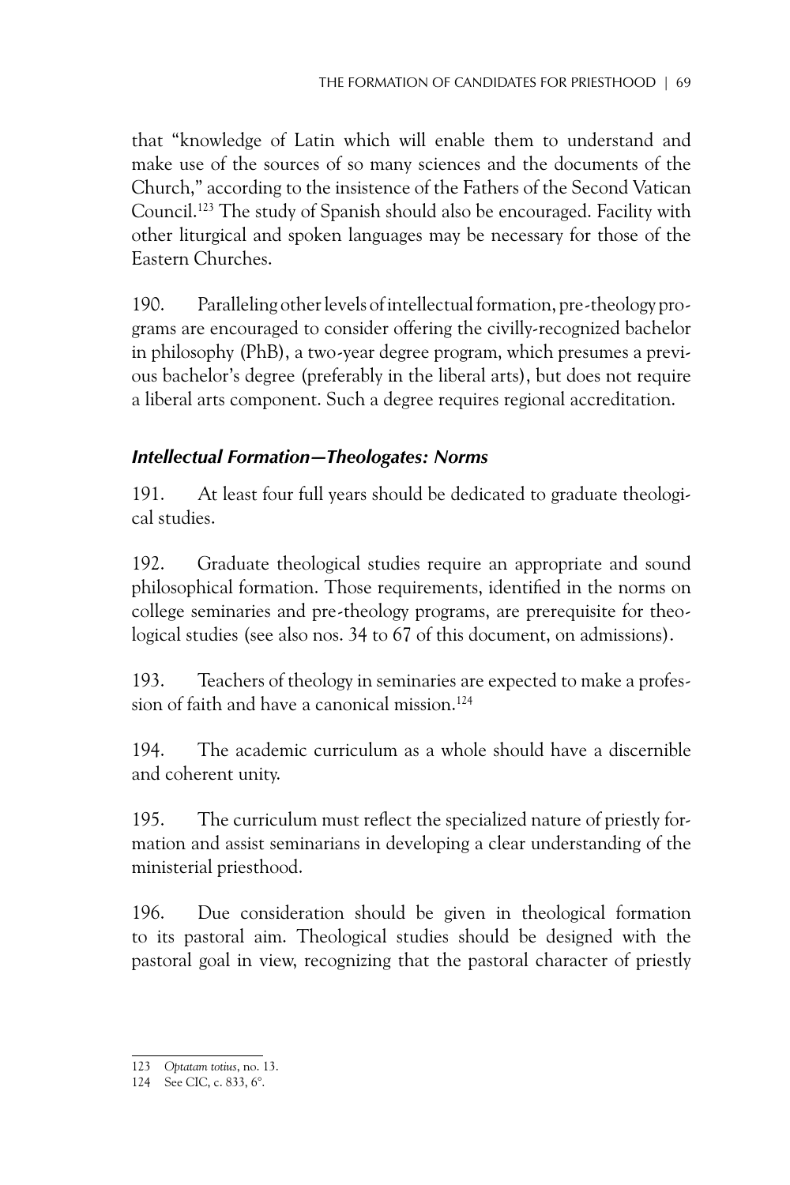that "knowledge of Latin which will enable them to understand and make use of the sources of so many sciences and the documents of the Church," according to the insistence of the Fathers of the Second Vatican Council.[123] The study of Spanish should also be encouraged. Facility with other liturgical and spoken languages may be necessary for those of the Eastern Churches.

190. Paralleling other levels of intellectual formation, pre-theology programs are encouraged to consider offering the civilly-recognized bachelor in philosophy (PhB), a two-year degree program, which presumes a previous bachelor's degree (preferably in the liberal arts), but does not require a liberal arts component. Such a degree requires regional accreditation.

### *Intellectual Formation—Theologates: Norms*

191. At least four full years should be dedicated to graduate theological studies.

192. Graduate theological studies require an appropriate and sound philosophical formation. Those requirements, identified in the norms on college seminaries and pre-theology programs, are prerequisite for theological studies (see also nos. 34 to 67 of this document, on admissions).

193. Teachers of theology in seminaries are expected to make a profession of faith and have a canonical mission.[124]

194. The academic curriculum as a whole should have a discernible and coherent unity.

195. The curriculum must reflect the specialized nature of priestly formation and assist seminarians in developing a clear understanding of the ministerial priesthood.

196. Due consideration should be given in theological formation to its pastoral aim. Theological studies should be designed with the pastoral goal in view, recognizing that the pastoral character of priestly

---

123 *Optatam totius*, no. 13.

124 See CIC, c. 833, 6°.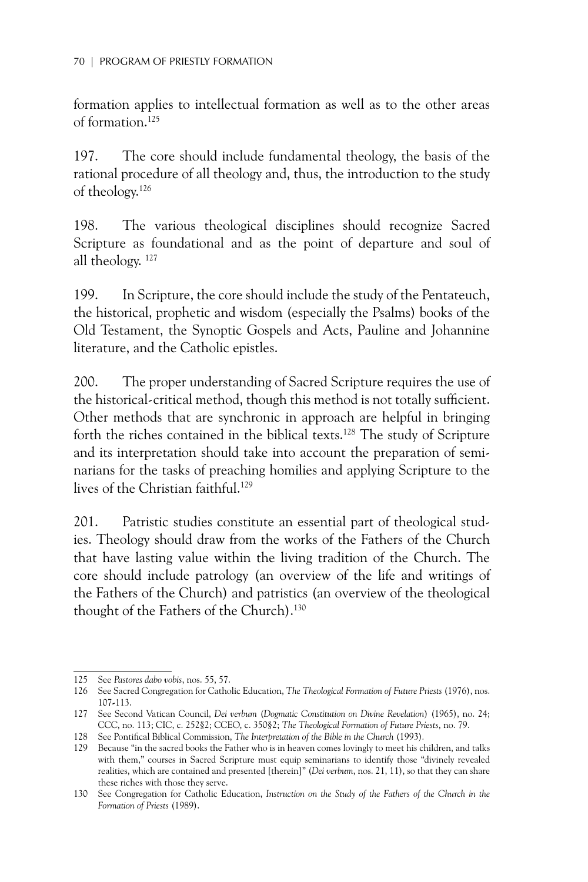formation applies to intellectual formation as well as to the other areas of formation.[125]

197. The core should include fundamental theology, the basis of the rational procedure of all theology and, thus, the introduction to the study of theology.[126]

198. The various theological disciplines should recognize Sacred Scripture as foundational and as the point of departure and soul of all theology. [127]

199. In Scripture, the core should include the study of the Pentateuch, the historical, prophetic and wisdom (especially the Psalms) books of the Old Testament, the Synoptic Gospels and Acts, Pauline and Johannine literature, and the Catholic epistles.

200. The proper understanding of Sacred Scripture requires the use of the historical-critical method, though this method is not totally sufficient. Other methods that are synchronic in approach are helpful in bringing forth the riches contained in the biblical texts.[128] The study of Scripture and its interpretation should take into account the preparation of seminarians for the tasks of preaching homilies and applying Scripture to the lives of the Christian faithful.[129]

201. Patristic studies constitute an essential part of theological studies. Theology should draw from the works of the Fathers of the Church that have lasting value within the living tradition of the Church. The core should include patrology (an overview of the life and writings of the Fathers of the Church) and patristics (an overview of the theological thought of the Fathers of the Church).[130]

---

125 See *Pastores dabo vobis*, nos. 55, 57.

126 See Sacred Congregation for Catholic Education, *The Theological Formation of Future Priests* (1976), nos. 107-113.

127 See Second Vatican Council, *Dei verbum* (*Dogmatic Constitution on Divine Revelation*) (1965), no. 24; CCC, no. 113; CIC, c. 252§2; CCEO, c. 350§2; *The Theological Formation of Future Priests*, no. 79.

128 See Pontifical Biblical Commission, *The Interpretation of the Bible in the Church* (1993).

129 Because "in the sacred books the Father who is in heaven comes lovingly to meet his children, and talks with them," courses in Sacred Scripture must equip seminarians to identify those "divinely revealed realities, which are contained and presented [therein]" (*Dei verbum*, nos. 21, 11), so that they can share these riches with those they serve.

130 See Congregation for Catholic Education, *Instruction on the Study of the Fathers of the Church in the Formation of Priests* (1989).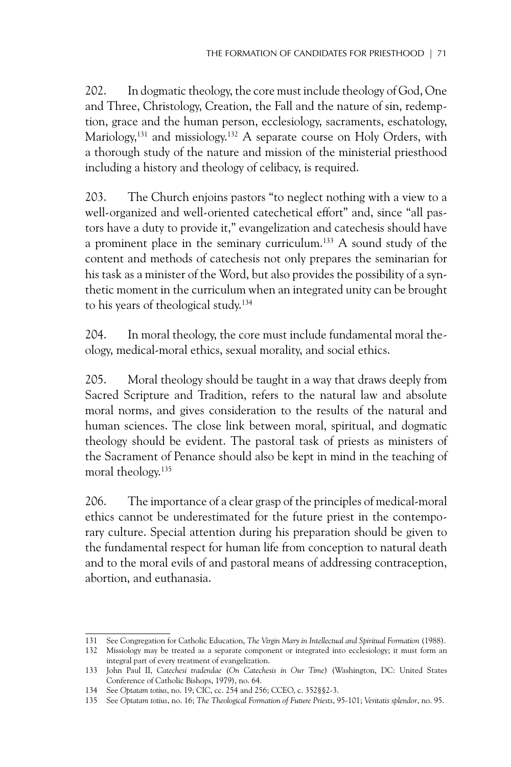202. In dogmatic theology, the core must include theology of God, One and Three, Christology, Creation, the Fall and the nature of sin, redemption, grace and the human person, ecclesiology, sacraments, eschatology, Mariology,[131] and missiology.[132] A separate course on Holy Orders, with a thorough study of the nature and mission of the ministerial priesthood including a history and theology of celibacy, is required.

203. The Church enjoins pastors "to neglect nothing with a view to a well-organized and well-oriented catechetical effort" and, since "all pastors have a duty to provide it," evangelization and catechesis should have a prominent place in the seminary curriculum.[133] A sound study of the content and methods of catechesis not only prepares the seminarian for his task as a minister of the Word, but also provides the possibility of a synthetic moment in the curriculum when an integrated unity can be brought to his years of theological study.[134]

204. In moral theology, the core must include fundamental moral theology, medical-moral ethics, sexual morality, and social ethics.

205. Moral theology should be taught in a way that draws deeply from Sacred Scripture and Tradition, refers to the natural law and absolute moral norms, and gives consideration to the results of the natural and human sciences. The close link between moral, spiritual, and dogmatic theology should be evident. The pastoral task of priests as ministers of the Sacrament of Penance should also be kept in mind in the teaching of moral theology.[135]

206. The importance of a clear grasp of the principles of medical-moral ethics cannot be underestimated for the future priest in the contemporary culture. Special attention during his preparation should be given to the fundamental respect for human life from conception to natural death and to the moral evils of and pastoral means of addressing contraception, abortion, and euthanasia.

---

131 See Congregation for Catholic Education, *The Virgin Mary in Intellectual and Spiritual Formation* (1988).

132 Missiology may be treated as a separate component or integrated into ecclesiology; it must form an integral part of every treatment of evangelization.

133 John Paul II, *Catechesi tradendae* (*On Catechesis in Our Time*) (Washington, DC: United States Conference of Catholic Bishops, 1979), no. 64.

134 See *Optatam totius*, no. 19; CIC, cc. 254 and 256; CCEO, c. 352§§2-3.

135 See *Optatam totius*, no. 16; *The Theological Formation of Future Priests*, 95-101; *Veritatis splendor*, no. 95.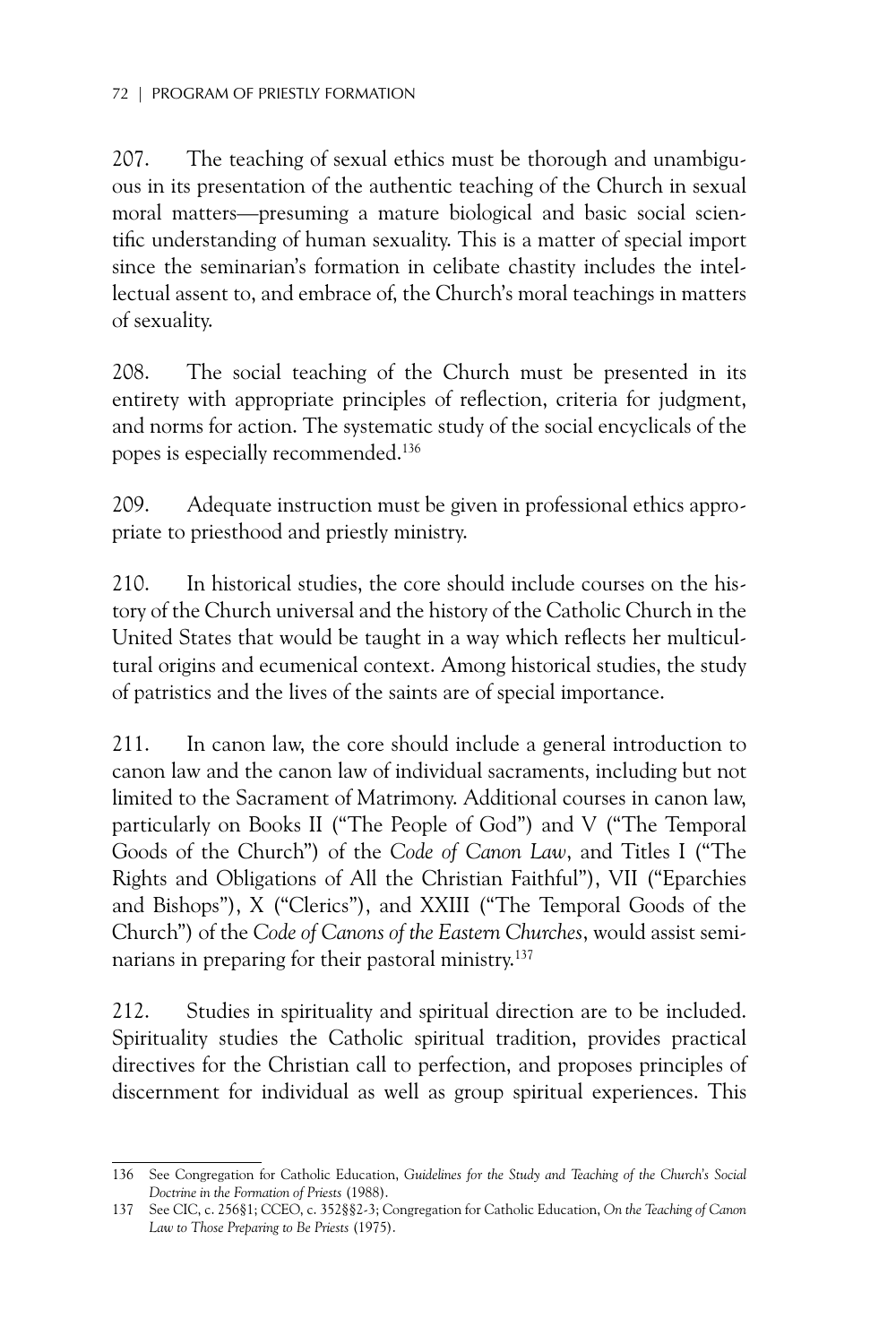207. The teaching of sexual ethics must be thorough and unambiguous in its presentation of the authentic teaching of the Church in sexual moral matters—presuming a mature biological and basic social scientific understanding of human sexuality. This is a matter of special import since the seminarian's formation in celibate chastity includes the intellectual assent to, and embrace of, the Church's moral teachings in matters of sexuality.

208. The social teaching of the Church must be presented in its entirety with appropriate principles of reflection, criteria for judgment, and norms for action. The systematic study of the social encyclicals of the popes is especially recommended.[136]

209. Adequate instruction must be given in professional ethics appropriate to priesthood and priestly ministry.

210. In historical studies, the core should include courses on the history of the Church universal and the history of the Catholic Church in the United States that would be taught in a way which reflects her multicultural origins and ecumenical context. Among historical studies, the study of patristics and the lives of the saints are of special importance.

211. In canon law, the core should include a general introduction to canon law and the canon law of individual sacraments, including but not limited to the Sacrament of Matrimony. Additional courses in canon law, particularly on Books II ("The People of God") and V ("The Temporal Goods of the Church") of the *Code of Canon Law*, and Titles I ("The Rights and Obligations of All the Christian Faithful"), VII ("Eparchies and Bishops"), X ("Clerics"), and XXIII ("The Temporal Goods of the Church") of the *Code of Canons of the Eastern Churches*, would assist seminarians in preparing for their pastoral ministry.[137]

212. Studies in spirituality and spiritual direction are to be included. Spirituality studies the Catholic spiritual tradition, provides practical directives for the Christian call to perfection, and proposes principles of discernment for individual as well as group spiritual experiences. This

---

136 See Congregation for Catholic Education, *Guidelines for the Study and Teaching of the Church's Social Doctrine in the Formation of Priests* (1988).

137 See CIC, c. 256§1; CCEO, c. 352§§2-3; Congregation for Catholic Education, *On the Teaching of Canon Law to Those Preparing to Be Priests* (1975).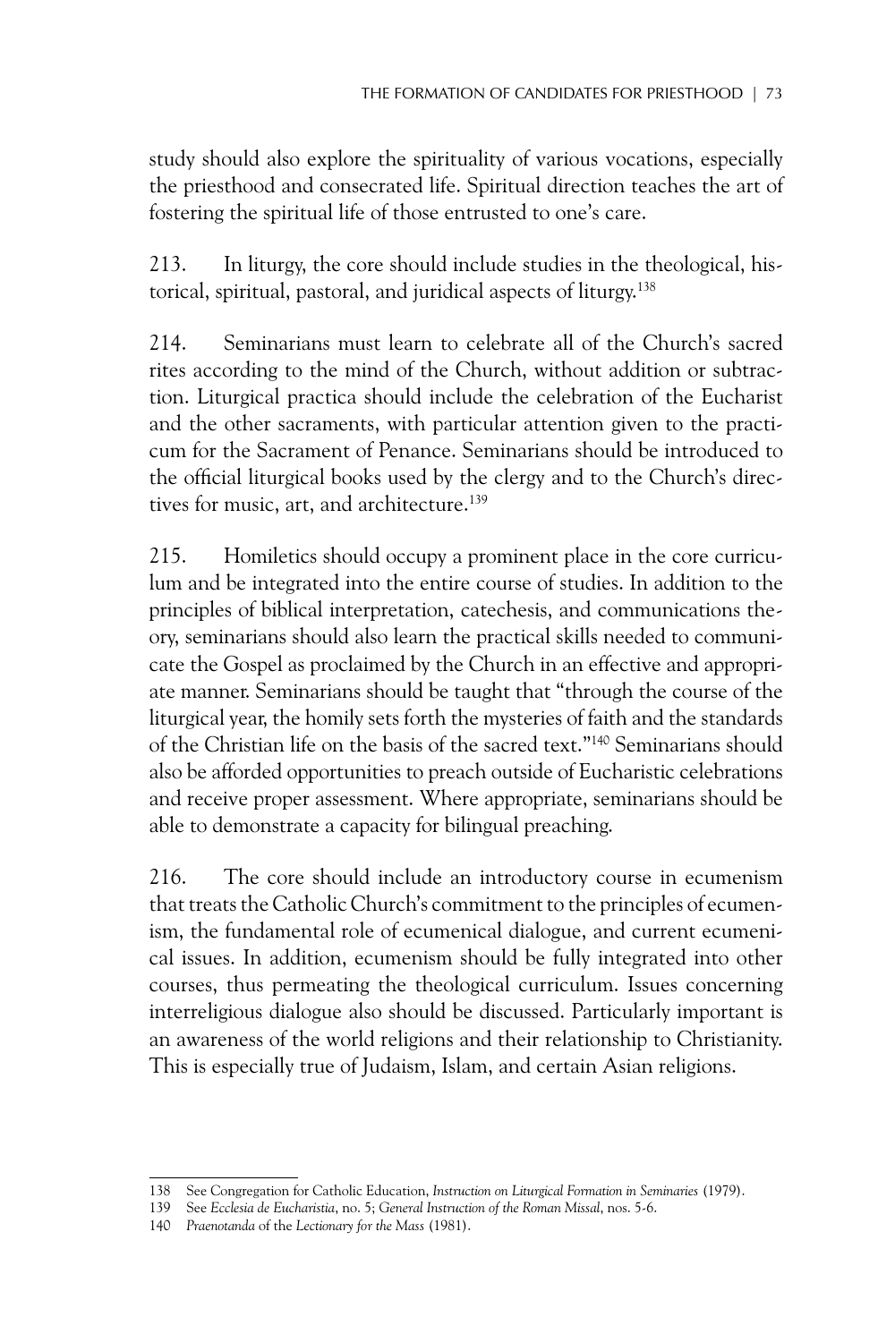study should also explore the spirituality of various vocations, especially the priesthood and consecrated life. Spiritual direction teaches the art of fostering the spiritual life of those entrusted to one's care.

213. In liturgy, the core should include studies in the theological, historical, spiritual, pastoral, and juridical aspects of liturgy.[138]

214. Seminarians must learn to celebrate all of the Church's sacred rites according to the mind of the Church, without addition or subtraction. Liturgical practica should include the celebration of the Eucharist and the other sacraments, with particular attention given to the practicum for the Sacrament of Penance. Seminarians should be introduced to the official liturgical books used by the clergy and to the Church's directives for music, art, and architecture.[139]

215. Homiletics should occupy a prominent place in the core curriculum and be integrated into the entire course of studies. In addition to the principles of biblical interpretation, catechesis, and communications theory, seminarians should also learn the practical skills needed to communicate the Gospel as proclaimed by the Church in an effective and appropriate manner. Seminarians should be taught that "through the course of the liturgical year, the homily sets forth the mysteries of faith and the standards of the Christian life on the basis of the sacred text."[140] Seminarians should also be afforded opportunities to preach outside of Eucharistic celebrations and receive proper assessment. Where appropriate, seminarians should be able to demonstrate a capacity for bilingual preaching.

216. The core should include an introductory course in ecumenism that treats the Catholic Church's commitment to the principles of ecumenism, the fundamental role of ecumenical dialogue, and current ecumenical issues. In addition, ecumenism should be fully integrated into other courses, thus permeating the theological curriculum. Issues concerning interreligious dialogue also should be discussed. Particularly important is an awareness of the world religions and their relationship to Christianity. This is especially true of Judaism, Islam, and certain Asian religions.

---

138 See Congregation for Catholic Education, *Instruction on Liturgical Formation in Seminaries* (1979).

139 See *Ecclesia de Eucharistia*, no. 5; *General Instruction of the Roman Missal*, nos. 5-6.

140 *Praenotanda* of the *Lectionary for the Mass* (1981).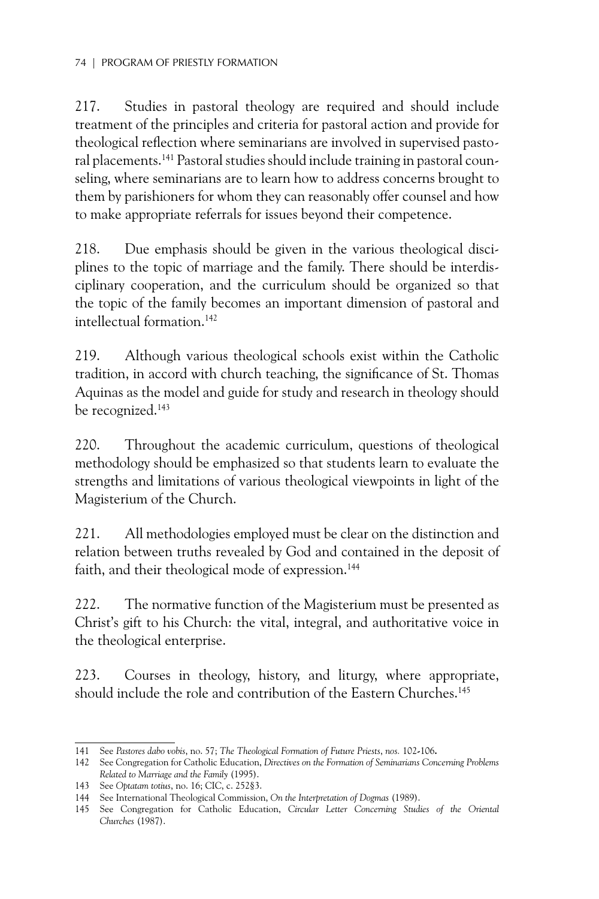217. Studies in pastoral theology are required and should include treatment of the principles and criteria for pastoral action and provide for theological reflection where seminarians are involved in supervised pastoral placements.[141] Pastoral studies should include training in pastoral counseling, where seminarians are to learn how to address concerns brought to them by parishioners for whom they can reasonably offer counsel and how to make appropriate referrals for issues beyond their competence.

218. Due emphasis should be given in the various theological disciplines to the topic of marriage and the family. There should be interdisciplinary cooperation, and the curriculum should be organized so that the topic of the family becomes an important dimension of pastoral and intellectual formation.[142]

219. Although various theological schools exist within the Catholic tradition, in accord with church teaching, the significance of St. Thomas Aquinas as the model and guide for study and research in theology should be recognized.[143]

220. Throughout the academic curriculum, questions of theological methodology should be emphasized so that students learn to evaluate the strengths and limitations of various theological viewpoints in light of the Magisterium of the Church.

221. All methodologies employed must be clear on the distinction and relation between truths revealed by God and contained in the deposit of faith, and their theological mode of expression.[144]

222. The normative function of the Magisterium must be presented as Christ's gift to his Church: the vital, integral, and authoritative voice in the theological enterprise.

223. Courses in theology, history, and liturgy, where appropriate, should include the role and contribution of the Eastern Churches.[145]

---

141 See *Pastores dabo vobis*, no. 57; *The Theological Formation of Future Priests*, *nos.* 102-106.

142 See Congregation for Catholic Education, *Directives on the Formation of Seminarians Concerning Problems Related to Marriage and the Family* (1995).

143 See *Optatam totius*, no. 16; CIC, c. 252§3.

144 See International Theological Commission, *On the Interpretation of Dogmas* (1989).

145 See Congregation for Catholic Education, *Circular Letter Concerning Studies of the Oriental Churches* (1987).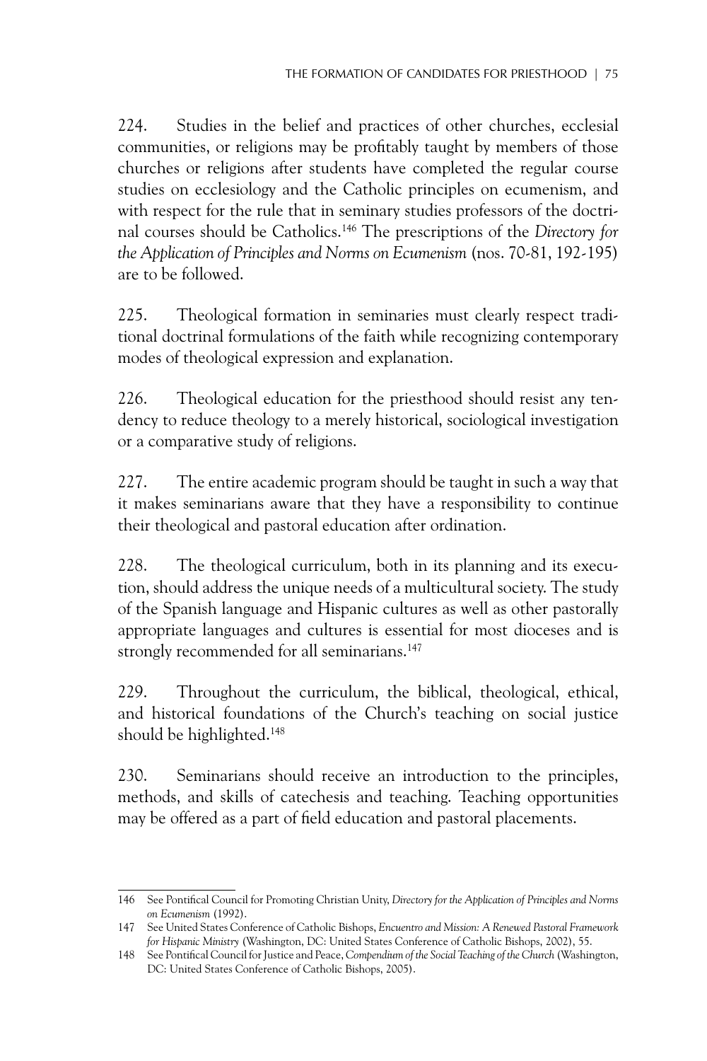224. Studies in the belief and practices of other churches, ecclesial communities, or religions may be profitably taught by members of those churches or religions after students have completed the regular course studies on ecclesiology and the Catholic principles on ecumenism, and with respect for the rule that in seminary studies professors of the doctrinal courses should be Catholics.[146] The prescriptions of the *Directory for the Application of Principles and Norms on Ecumenism* (nos. 70-81, 192-195) are to be followed.

225. Theological formation in seminaries must clearly respect traditional doctrinal formulations of the faith while recognizing contemporary modes of theological expression and explanation.

226. Theological education for the priesthood should resist any tendency to reduce theology to a merely historical, sociological investigation or a comparative study of religions.

227. The entire academic program should be taught in such a way that it makes seminarians aware that they have a responsibility to continue their theological and pastoral education after ordination.

228. The theological curriculum, both in its planning and its execution, should address the unique needs of a multicultural society. The study of the Spanish language and Hispanic cultures as well as other pastorally appropriate languages and cultures is essential for most dioceses and is strongly recommended for all seminarians.[147]

229. Throughout the curriculum, the biblical, theological, ethical, and historical foundations of the Church's teaching on social justice should be highlighted.[148]

230. Seminarians should receive an introduction to the principles, methods, and skills of catechesis and teaching. Teaching opportunities may be offered as a part of field education and pastoral placements.

---

146 See Pontifical Council for Promoting Christian Unity, *Directory for the Application of Principles and Norms on Ecumenism* (1992).

147 See United States Conference of Catholic Bishops, *Encuentro and Mission: A Renewed Pastoral Framework for Hispanic Ministry* (Washington, DC: United States Conference of Catholic Bishops, 2002), 55.

148 See Pontifical Council for Justice and Peace, *Compendium of the Social Teaching of the Church* (Washington, DC: United States Conference of Catholic Bishops, 2005).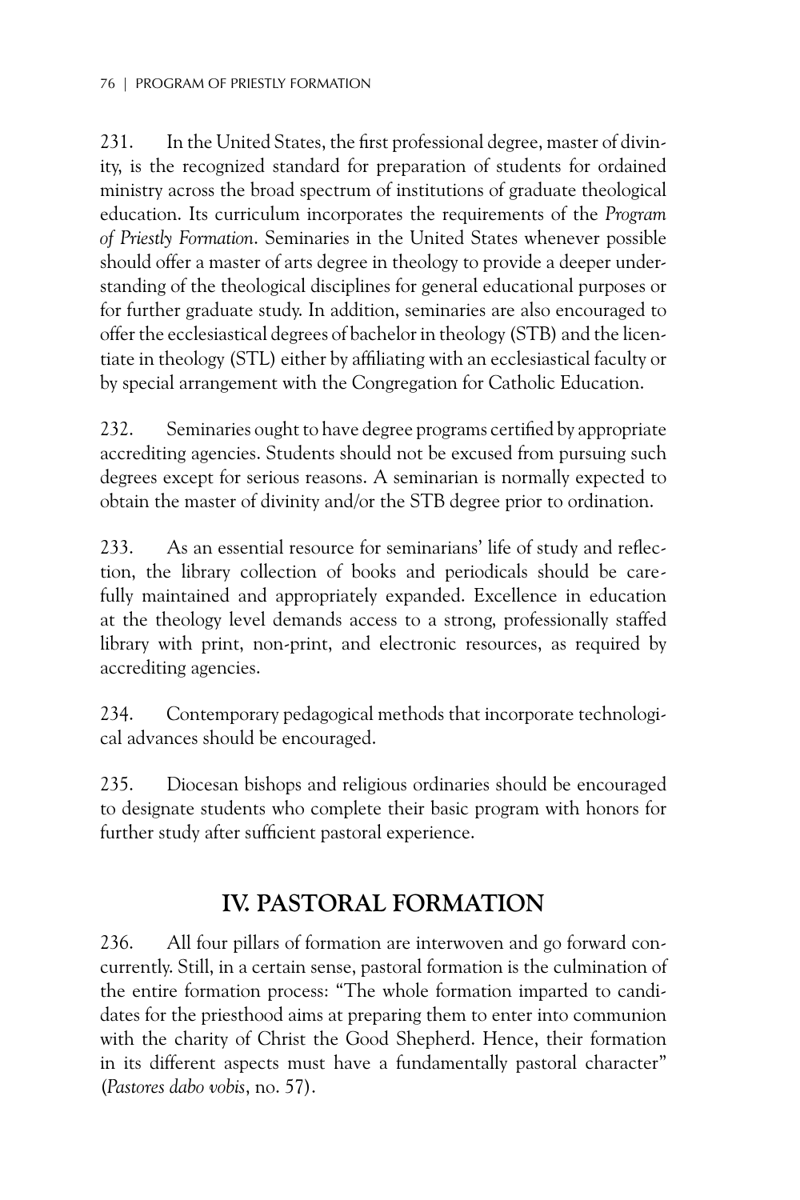231. In the United States, the first professional degree, master of divinity, is the recognized standard for preparation of students for ordained ministry across the broad spectrum of institutions of graduate theological education. Its curriculum incorporates the requirements of the *Program of Priestly Formation*. Seminaries in the United States whenever possible should offer a master of arts degree in theology to provide a deeper understanding of the theological disciplines for general educational purposes or for further graduate study. In addition, seminaries are also encouraged to offer the ecclesiastical degrees of bachelor in theology (STB) and the licentiate in theology (STL) either by affiliating with an ecclesiastical faculty or by special arrangement with the Congregation for Catholic Education.

232. Seminaries ought to have degree programs certified by appropriate accrediting agencies. Students should not be excused from pursuing such degrees except for serious reasons. A seminarian is normally expected to obtain the master of divinity and/or the STB degree prior to ordination.

233. As an essential resource for seminarians' life of study and reflection, the library collection of books and periodicals should be carefully maintained and appropriately expanded. Excellence in education at the theology level demands access to a strong, professionally staffed library with print, non-print, and electronic resources, as required by accrediting agencies.

234. Contemporary pedagogical methods that incorporate technological advances should be encouraged.

235. Diocesan bishops and religious ordinaries should be encouraged to designate students who complete their basic program with honors for further study after sufficient pastoral experience.

## IV. PASTORAL FORMATION

236. All four pillars of formation are interwoven and go forward concurrently. Still, in a certain sense, pastoral formation is the culmination of the entire formation process: "The whole formation imparted to candidates for the priesthood aims at preparing them to enter into communion with the charity of Christ the Good Shepherd. Hence, their formation in its different aspects must have a fundamentally pastoral character" (*Pastores dabo vobis*, no. 57).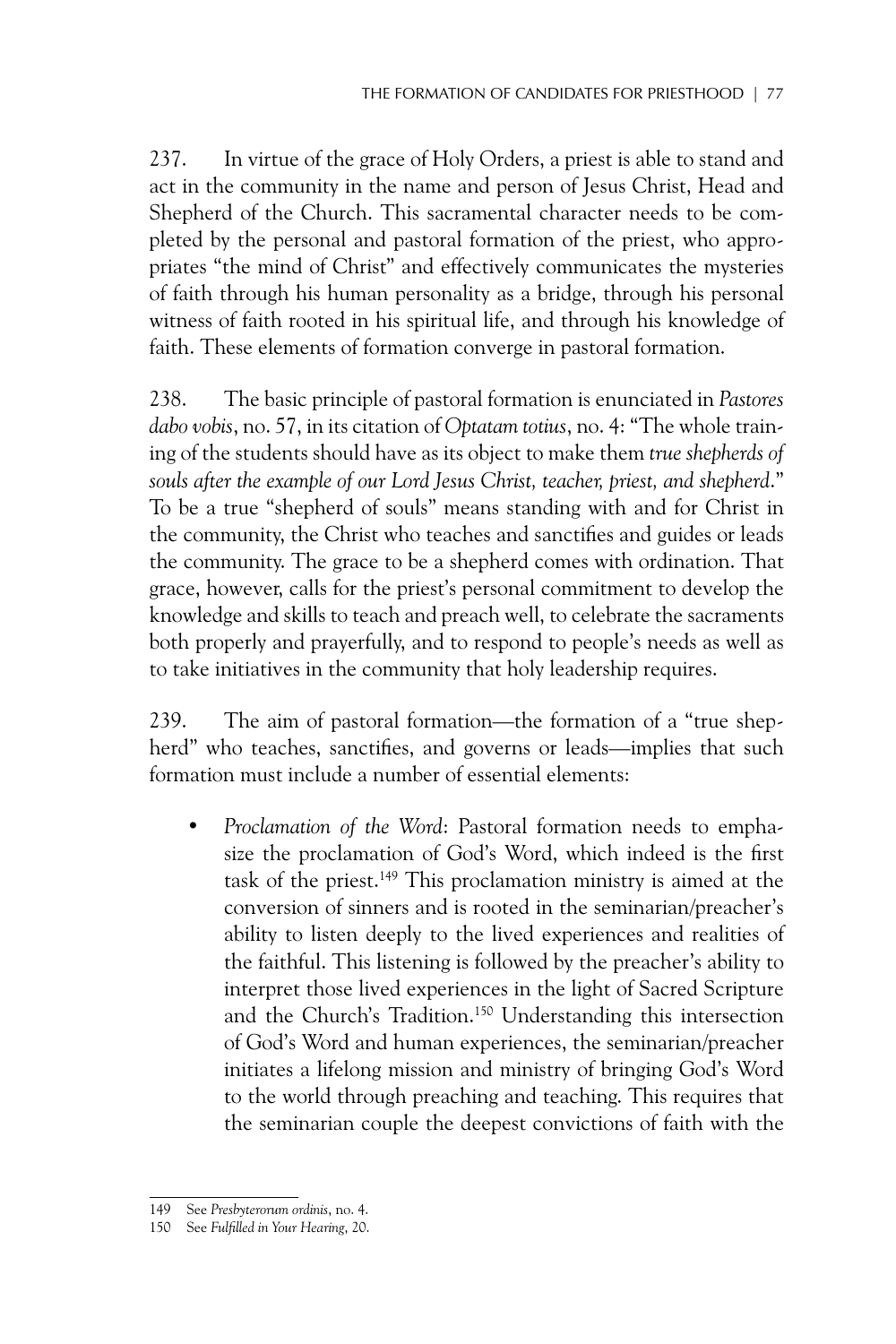237. In virtue of the grace of Holy Orders, a priest is able to stand and act in the community in the name and person of Jesus Christ, Head and Shepherd of the Church. This sacramental character needs to be completed by the personal and pastoral formation of the priest, who appropriates "the mind of Christ" and effectively communicates the mysteries of faith through his human personality as a bridge, through his personal witness of faith rooted in his spiritual life, and through his knowledge of faith. These elements of formation converge in pastoral formation.

238. The basic principle of pastoral formation is enunciated in *Pastores dabo vobis*, no. 57, in its citation of *Optatam totius*, no. 4: "The whole training of the students should have as its object to make them *true shepherds of souls after the example of our Lord Jesus Christ, teacher, priest, and shepherd*." To be a true "shepherd of souls" means standing with and for Christ in the community, the Christ who teaches and sanctifies and guides or leads the community. The grace to be a shepherd comes with ordination. That grace, however, calls for the priest's personal commitment to develop the knowledge and skills to teach and preach well, to celebrate the sacraments both properly and prayerfully, and to respond to people's needs as well as to take initiatives in the community that holy leadership requires.

239. The aim of pastoral formation—the formation of a "true shepherd" who teaches, sanctifies, and governs or leads—implies that such formation must include a number of essential elements:

- *Proclamation of the Word*: Pastoral formation needs to emphasize the proclamation of God's Word, which indeed is the first task of the priest.[149] This proclamation ministry is aimed at the conversion of sinners and is rooted in the seminarian/preacher's ability to listen deeply to the lived experiences and realities of the faithful. This listening is followed by the preacher's ability to interpret those lived experiences in the light of Sacred Scripture and the Church's Tradition.[150] Understanding this intersection of God's Word and human experiences, the seminarian/preacher initiates a lifelong mission and ministry of bringing God's Word to the world through preaching and teaching. This requires that the seminarian couple the deepest convictions of faith with the

---

149 See *Presbyterorum ordinis*, no. 4.

150 See *Fulfilled in Your Hearing*, 20.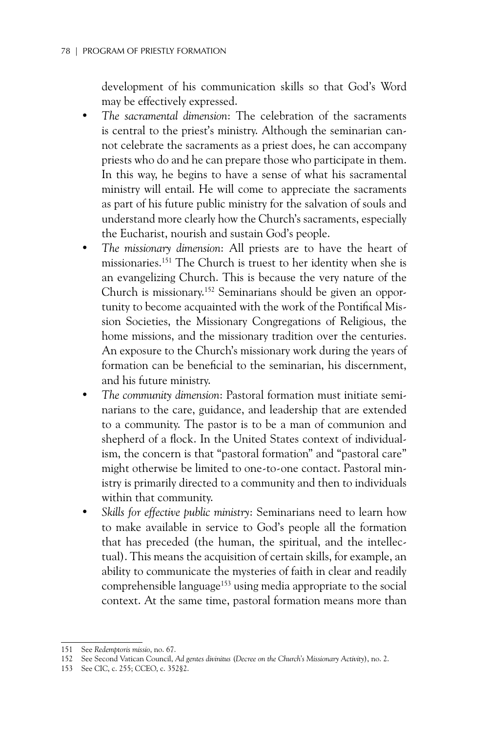development of his communication skills so that God's Word may be effectively expressed.

- *The sacramental dimension*: The celebration of the sacraments is central to the priest's ministry. Although the seminarian cannot celebrate the sacraments as a priest does, he can accompany priests who do and he can prepare those who participate in them. In this way, he begins to have a sense of what his sacramental ministry will entail. He will come to appreciate the sacraments as part of his future public ministry for the salvation of souls and understand more clearly how the Church's sacraments, especially the Eucharist, nourish and sustain God's people.
- *The missionary dimension*: All priests are to have the heart of missionaries.[151] The Church is truest to her identity when she is an evangelizing Church. This is because the very nature of the Church is missionary.[152] Seminarians should be given an opportunity to become acquainted with the work of the Pontifical Mission Societies, the Missionary Congregations of Religious, the home missions, and the missionary tradition over the centuries. An exposure to the Church's missionary work during the years of formation can be beneficial to the seminarian, his discernment, and his future ministry.
- *The community dimension*: Pastoral formation must initiate seminarians to the care, guidance, and leadership that are extended to a community. The pastor is to be a man of communion and shepherd of a flock. In the United States context of individualism, the concern is that "pastoral formation" and "pastoral care" might otherwise be limited to one-to-one contact. Pastoral ministry is primarily directed to a community and then to individuals within that community.
- *Skills for effective public ministry*: Seminarians need to learn how to make available in service to God's people all the formation that has preceded (the human, the spiritual, and the intellectual). This means the acquisition of certain skills, for example, an ability to communicate the mysteries of faith in clear and readily comprehensible language[153] using media appropriate to the social context. At the same time, pastoral formation means more than

---

151 See *Redemptoris missio*, no. 67.

152 See Second Vatican Council, *Ad gentes divinitus* (*Decree on the Church's Missionary Activity*), no. 2.

153 See CIC, c. 255; CCEO, c. 352§2.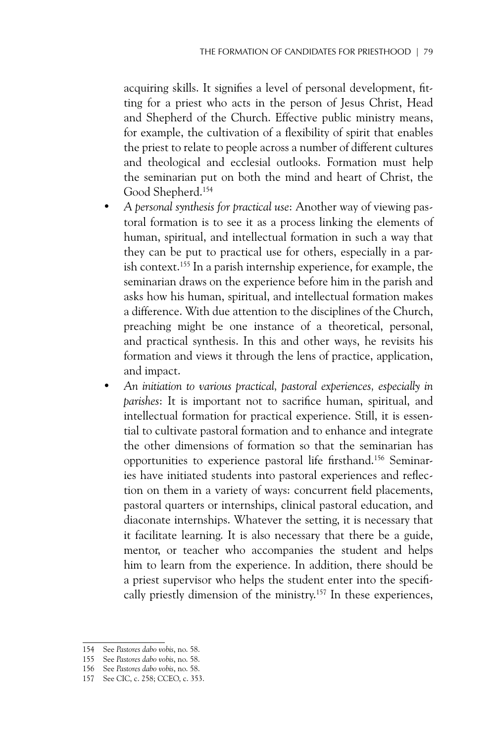acquiring skills. It signifies a level of personal development, fitting for a priest who acts in the person of Jesus Christ, Head and Shepherd of the Church. Effective public ministry means, for example, the cultivation of a flexibility of spirit that enables the priest to relate to people across a number of different cultures and theological and ecclesial outlooks. Formation must help the seminarian put on both the mind and heart of Christ, the Good Shepherd.[154]

- *A personal synthesis for practical use*: Another way of viewing pastoral formation is to see it as a process linking the elements of human, spiritual, and intellectual formation in such a way that they can be put to practical use for others, especially in a parish context.[155] In a parish internship experience, for example, the seminarian draws on the experience before him in the parish and asks how his human, spiritual, and intellectual formation makes a difference. With due attention to the disciplines of the Church, preaching might be one instance of a theoretical, personal, and practical synthesis. In this and other ways, he revisits his formation and views it through the lens of practice, application, and impact.
- *An initiation to various practical, pastoral experiences, especially in parishes*: It is important not to sacrifice human, spiritual, and intellectual formation for practical experience. Still, it is essential to cultivate pastoral formation and to enhance and integrate the other dimensions of formation so that the seminarian has opportunities to experience pastoral life firsthand.[156] Seminaries have initiated students into pastoral experiences and reflection on them in a variety of ways: concurrent field placements, pastoral quarters or internships, clinical pastoral education, and diaconate internships. Whatever the setting, it is necessary that it facilitate learning. It is also necessary that there be a guide, mentor, or teacher who accompanies the student and helps him to learn from the experience. In addition, there should be a priest supervisor who helps the student enter into the specifically priestly dimension of the ministry.[157] In these experiences,

---

154 See *Pastores dabo vobis*, no. 58.

155 See *Pastores dabo vobis*, no. 58.

156 See *Pastores dabo vobis*, no. 58.

157 See CIC, c. 258; CCEO, c. 353.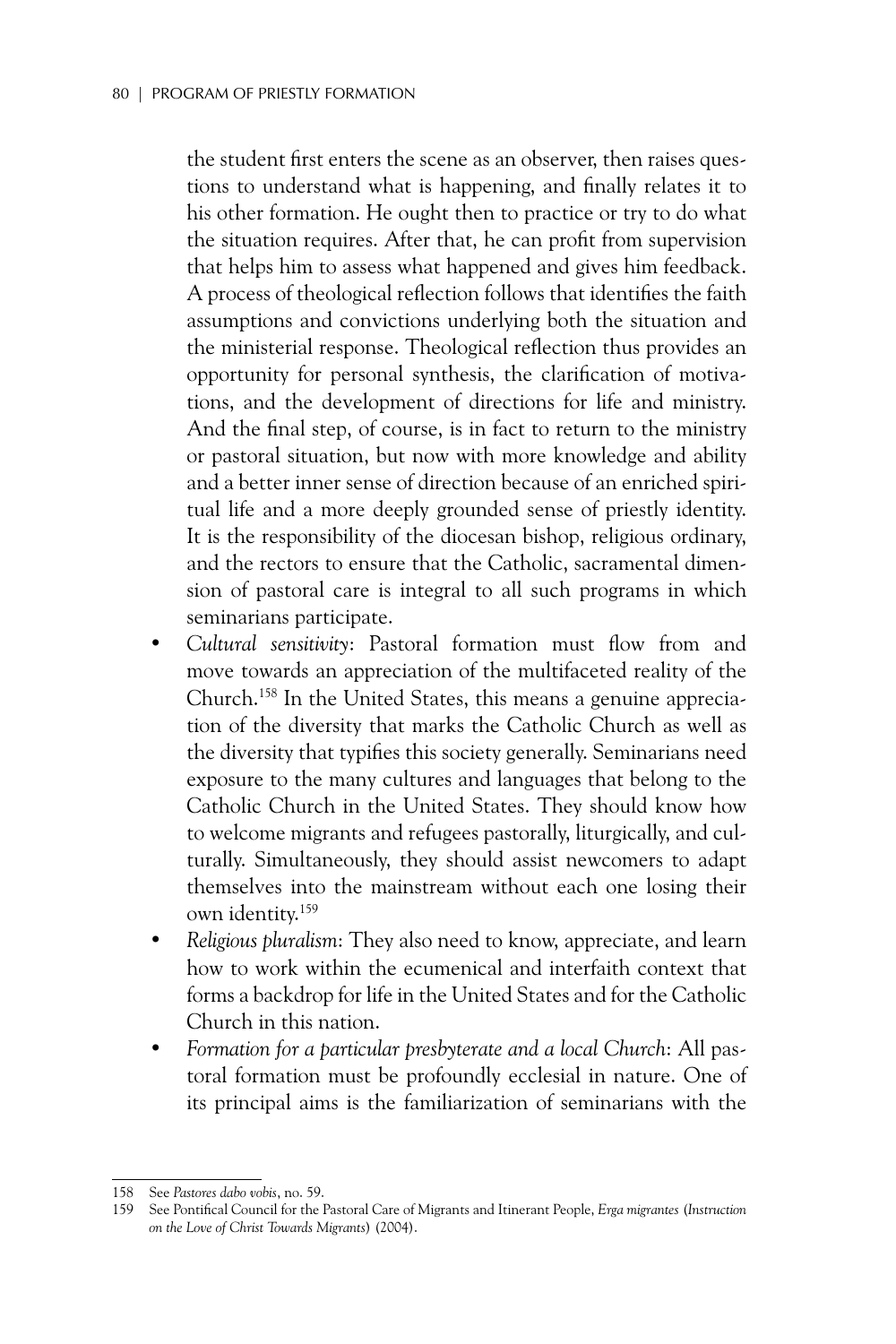the student first enters the scene as an observer, then raises questions to understand what is happening, and finally relates it to his other formation. He ought then to practice or try to do what the situation requires. After that, he can profit from supervision that helps him to assess what happened and gives him feedback. A process of theological reflection follows that identifies the faith assumptions and convictions underlying both the situation and the ministerial response. Theological reflection thus provides an opportunity for personal synthesis, the clarification of motivations, and the development of directions for life and ministry. And the final step, of course, is in fact to return to the ministry or pastoral situation, but now with more knowledge and ability and a better inner sense of direction because of an enriched spiritual life and a more deeply grounded sense of priestly identity. It is the responsibility of the diocesan bishop, religious ordinary, and the rectors to ensure that the Catholic, sacramental dimension of pastoral care is integral to all such programs in which seminarians participate.

- *Cultural sensitivity*: Pastoral formation must flow from and move towards an appreciation of the multifaceted reality of the Church.[158] In the United States, this means a genuine appreciation of the diversity that marks the Catholic Church as well as the diversity that typifies this society generally. Seminarians need exposure to the many cultures and languages that belong to the Catholic Church in the United States. They should know how to welcome migrants and refugees pastorally, liturgically, and culturally. Simultaneously, they should assist newcomers to adapt themselves into the mainstream without each one losing their own identity.[159]
- *Religious pluralism*: They also need to know, appreciate, and learn how to work within the ecumenical and interfaith context that forms a backdrop for life in the United States and for the Catholic Church in this nation.
- *Formation for a particular presbyterate and a local Church*: All pastoral formation must be profoundly ecclesial in nature. One of its principal aims is the familiarization of seminarians with the

---

158 See *Pastores dabo vobis*, no. 59.

159 See Pontifical Council for the Pastoral Care of Migrants and Itinerant People, *Erga migrantes* (*Instruction on the Love of Christ Towards Migrants*) (2004).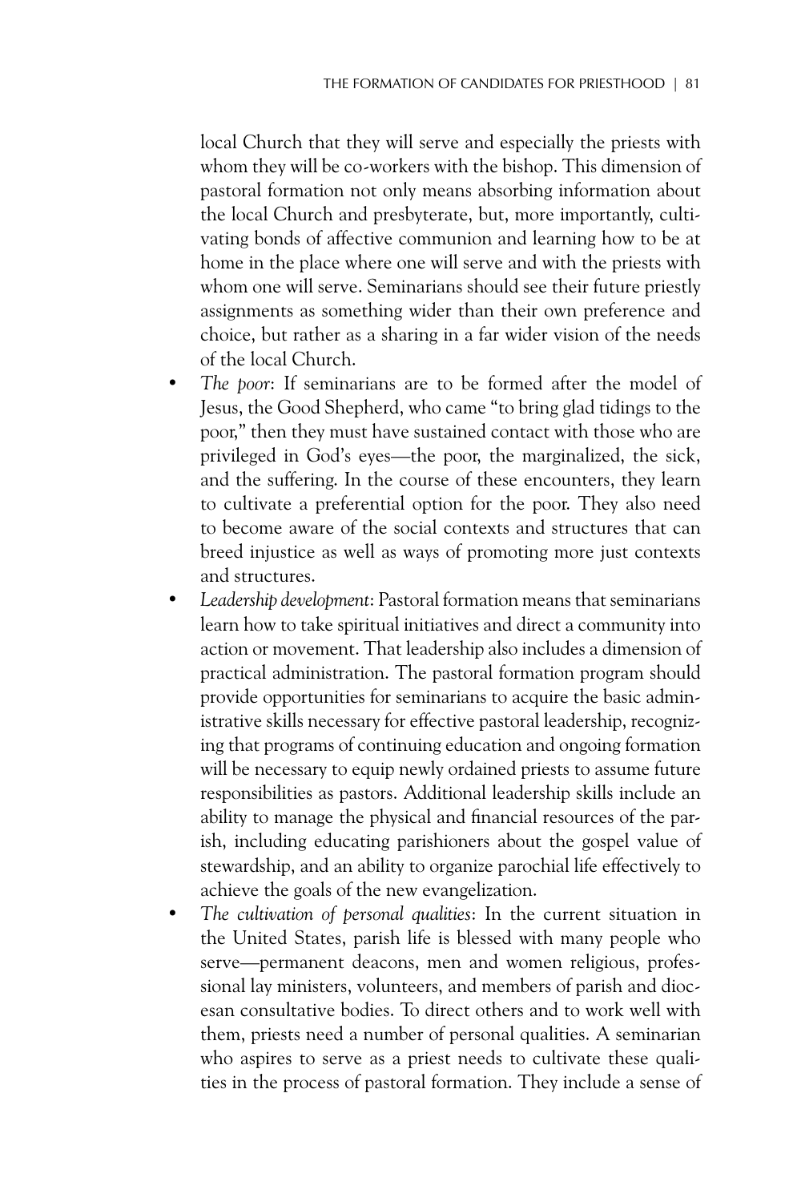local Church that they will serve and especially the priests with whom they will be co-workers with the bishop. This dimension of pastoral formation not only means absorbing information about the local Church and presbyterate, but, more importantly, cultivating bonds of affective communion and learning how to be at home in the place where one will serve and with the priests with whom one will serve. Seminarians should see their future priestly assignments as something wider than their own preference and choice, but rather as a sharing in a far wider vision of the needs of the local Church.

- *The poor*: If seminarians are to be formed after the model of Jesus, the Good Shepherd, who came "to bring glad tidings to the poor," then they must have sustained contact with those who are privileged in God's eyes—the poor, the marginalized, the sick, and the suffering. In the course of these encounters, they learn to cultivate a preferential option for the poor. They also need to become aware of the social contexts and structures that can breed injustice as well as ways of promoting more just contexts and structures.
- *Leadership development*: Pastoral formation means that seminarians learn how to take spiritual initiatives and direct a community into action or movement. That leadership also includes a dimension of practical administration. The pastoral formation program should provide opportunities for seminarians to acquire the basic administrative skills necessary for effective pastoral leadership, recognizing that programs of continuing education and ongoing formation will be necessary to equip newly ordained priests to assume future responsibilities as pastors. Additional leadership skills include an ability to manage the physical and financial resources of the parish, including educating parishioners about the gospel value of stewardship, and an ability to organize parochial life effectively to achieve the goals of the new evangelization.
- *The cultivation of personal qualities*: In the current situation in the United States, parish life is blessed with many people who serve—permanent deacons, men and women religious, professional lay ministers, volunteers, and members of parish and diocesan consultative bodies. To direct others and to work well with them, priests need a number of personal qualities. A seminarian who aspires to serve as a priest needs to cultivate these qualities in the process of pastoral formation. They include a sense of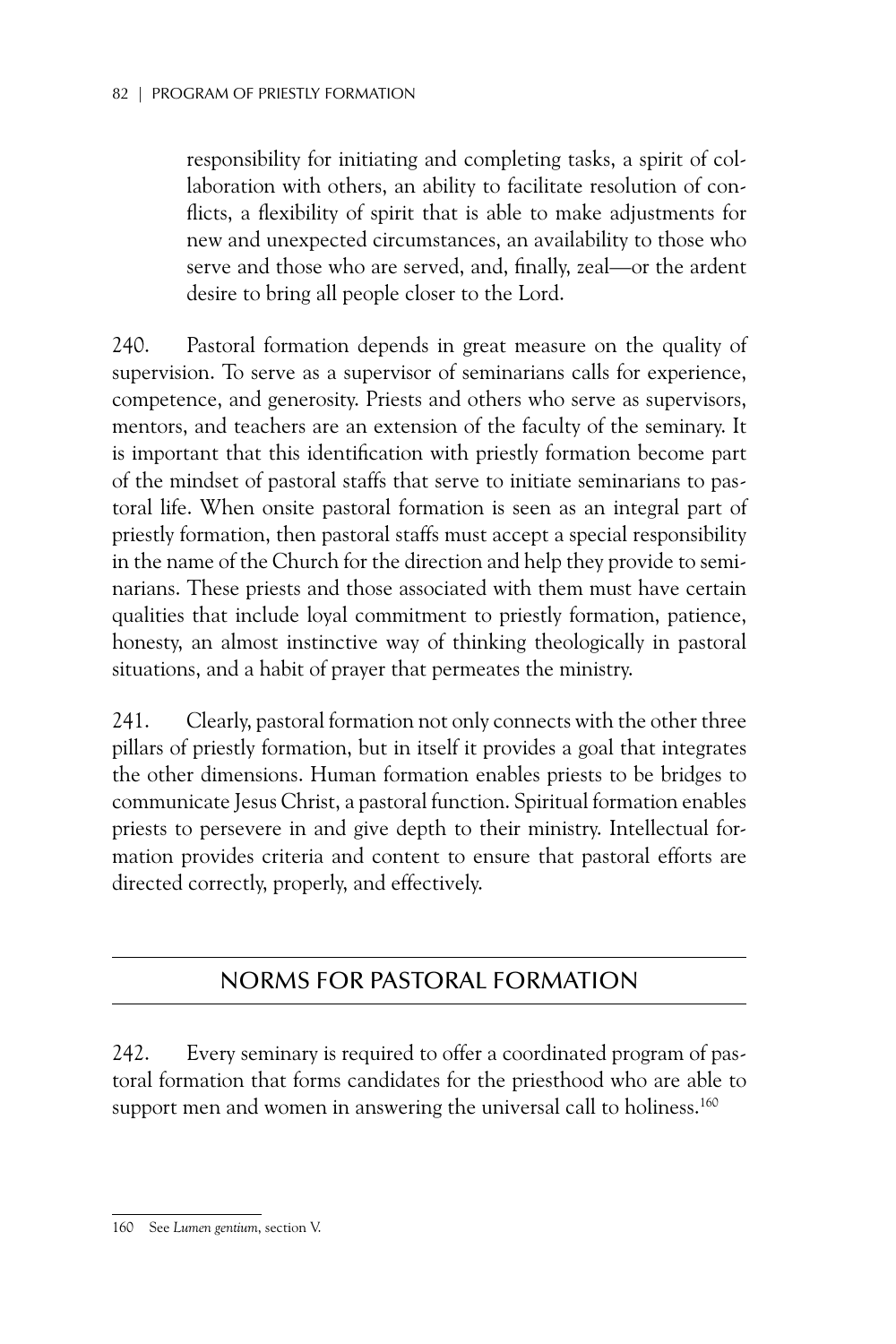responsibility for initiating and completing tasks, a spirit of collaboration with others, an ability to facilitate resolution of conflicts, a flexibility of spirit that is able to make adjustments for new and unexpected circumstances, an availability to those who serve and those who are served, and, finally, zeal—or the ardent desire to bring all people closer to the Lord.

240. Pastoral formation depends in great measure on the quality of supervision. To serve as a supervisor of seminarians calls for experience, competence, and generosity. Priests and others who serve as supervisors, mentors, and teachers are an extension of the faculty of the seminary. It is important that this identification with priestly formation become part of the mindset of pastoral staffs that serve to initiate seminarians to pastoral life. When onsite pastoral formation is seen as an integral part of priestly formation, then pastoral staffs must accept a special responsibility in the name of the Church for the direction and help they provide to seminarians. These priests and those associated with them must have certain qualities that include loyal commitment to priestly formation, patience, honesty, an almost instinctive way of thinking theologically in pastoral situations, and a habit of prayer that permeates the ministry.

241. Clearly, pastoral formation not only connects with the other three pillars of priestly formation, but in itself it provides a goal that integrates the other dimensions. Human formation enables priests to be bridges to communicate Jesus Christ, a pastoral function. Spiritual formation enables priests to persevere in and give depth to their ministry. Intellectual formation provides criteria and content to ensure that pastoral efforts are directed correctly, properly, and effectively.

## NORMS FOR PASTORAL FORMATION

242. Every seminary is required to offer a coordinated program of pastoral formation that forms candidates for the priesthood who are able to support men and women in answering the universal call to holiness.[160]

---

160 See *Lumen gentium*, section V.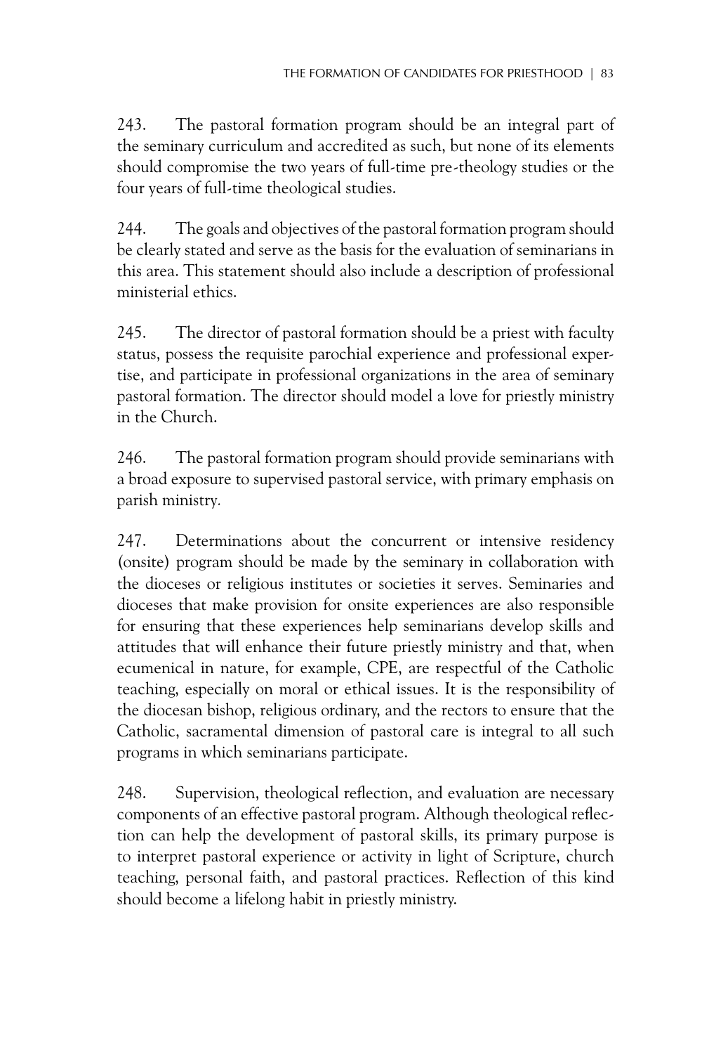243. The pastoral formation program should be an integral part of the seminary curriculum and accredited as such, but none of its elements should compromise the two years of full-time pre-theology studies or the four years of full-time theological studies.

244. The goals and objectives of the pastoral formation program should be clearly stated and serve as the basis for the evaluation of seminarians in this area. This statement should also include a description of professional ministerial ethics.

245. The director of pastoral formation should be a priest with faculty status, possess the requisite parochial experience and professional expertise, and participate in professional organizations in the area of seminary pastoral formation. The director should model a love for priestly ministry in the Church.

246. The pastoral formation program should provide seminarians with a broad exposure to supervised pastoral service, with primary emphasis on parish ministry.

247. Determinations about the concurrent or intensive residency (onsite) program should be made by the seminary in collaboration with the dioceses or religious institutes or societies it serves. Seminaries and dioceses that make provision for onsite experiences are also responsible for ensuring that these experiences help seminarians develop skills and attitudes that will enhance their future priestly ministry and that, when ecumenical in nature, for example, CPE, are respectful of the Catholic teaching, especially on moral or ethical issues. It is the responsibility of the diocesan bishop, religious ordinary, and the rectors to ensure that the Catholic, sacramental dimension of pastoral care is integral to all such programs in which seminarians participate.

248. Supervision, theological reflection, and evaluation are necessary components of an effective pastoral program. Although theological reflection can help the development of pastoral skills, its primary purpose is to interpret pastoral experience or activity in light of Scripture, church teaching, personal faith, and pastoral practices. Reflection of this kind should become a lifelong habit in priestly ministry.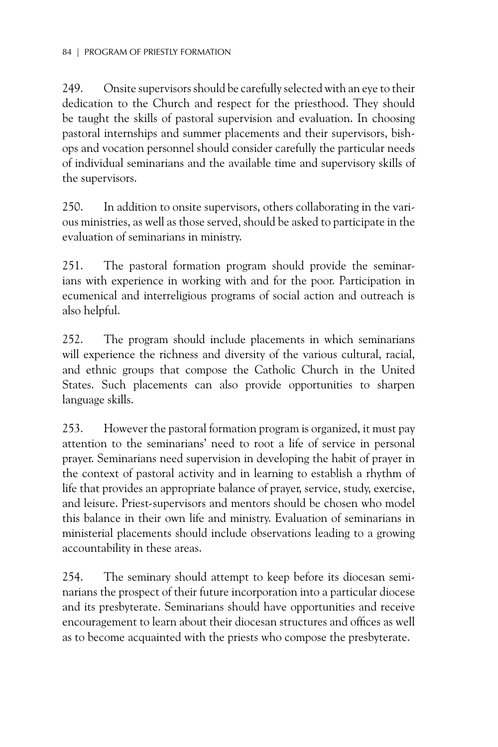249. Onsite supervisors should be carefully selected with an eye to their dedication to the Church and respect for the priesthood. They should be taught the skills of pastoral supervision and evaluation. In choosing pastoral internships and summer placements and their supervisors, bishops and vocation personnel should consider carefully the particular needs of individual seminarians and the available time and supervisory skills of the supervisors.

250. In addition to onsite supervisors, others collaborating in the various ministries, as well as those served, should be asked to participate in the evaluation of seminarians in ministry.

251. The pastoral formation program should provide the seminarians with experience in working with and for the poor. Participation in ecumenical and interreligious programs of social action and outreach is also helpful.

252. The program should include placements in which seminarians will experience the richness and diversity of the various cultural, racial, and ethnic groups that compose the Catholic Church in the United States. Such placements can also provide opportunities to sharpen language skills.

253. However the pastoral formation program is organized, it must pay attention to the seminarians' need to root a life of service in personal prayer. Seminarians need supervision in developing the habit of prayer in the context of pastoral activity and in learning to establish a rhythm of life that provides an appropriate balance of prayer, service, study, exercise, and leisure. Priest-supervisors and mentors should be chosen who model this balance in their own life and ministry. Evaluation of seminarians in ministerial placements should include observations leading to a growing accountability in these areas.

254. The seminary should attempt to keep before its diocesan seminarians the prospect of their future incorporation into a particular diocese and its presbyterate. Seminarians should have opportunities and receive encouragement to learn about their diocesan structures and offices as well as to become acquainted with the priests who compose the presbyterate.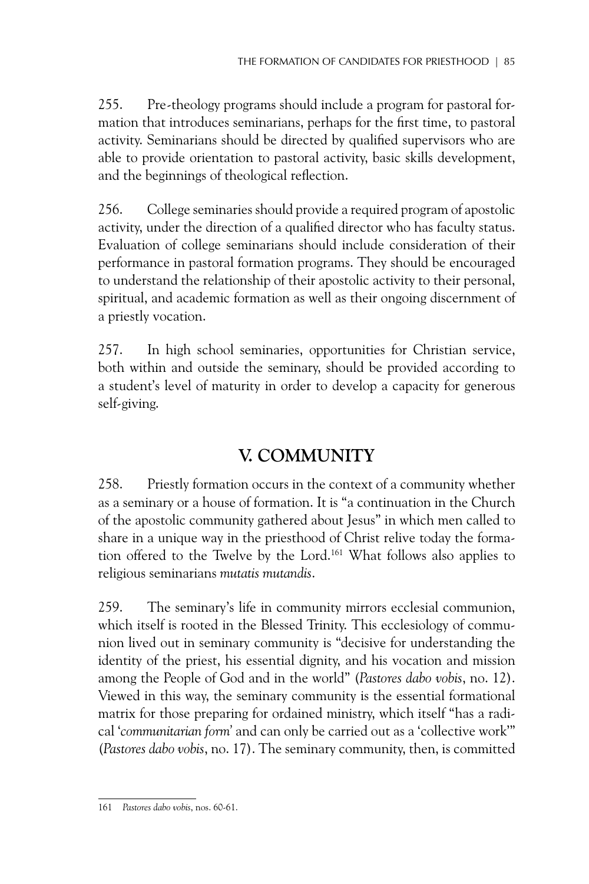255. Pre-theology programs should include a program for pastoral formation that introduces seminarians, perhaps for the first time, to pastoral activity. Seminarians should be directed by qualified supervisors who are able to provide orientation to pastoral activity, basic skills development, and the beginnings of theological reflection.

256. College seminaries should provide a required program of apostolic activity, under the direction of a qualified director who has faculty status. Evaluation of college seminarians should include consideration of their performance in pastoral formation programs. They should be encouraged to understand the relationship of their apostolic activity to their personal, spiritual, and academic formation as well as their ongoing discernment of a priestly vocation.

257. In high school seminaries, opportunities for Christian service, both within and outside the seminary, should be provided according to a student's level of maturity in order to develop a capacity for generous self-giving.

## V. COMMUNITY

258. Priestly formation occurs in the context of a community whether as a seminary or a house of formation. It is "a continuation in the Church of the apostolic community gathered about Jesus" in which men called to share in a unique way in the priesthood of Christ relive today the formation offered to the Twelve by the Lord.[161] What follows also applies to religious seminarians *mutatis mutandis*.

259. The seminary's life in community mirrors ecclesial communion, which itself is rooted in the Blessed Trinity. This ecclesiology of communion lived out in seminary community is "decisive for understanding the identity of the priest, his essential dignity, and his vocation and mission among the People of God and in the world" (*Pastores dabo vobis*, no. 12). Viewed in this way, the seminary community is the essential formational matrix for those preparing for ordained ministry, which itself "has a radical '*communitarian form*' and can only be carried out as a 'collective work'" (*Pastores dabo vobis*, no. 17). The seminary community, then, is committed

---

161 *Pastores dabo vobis*, nos. 60-61.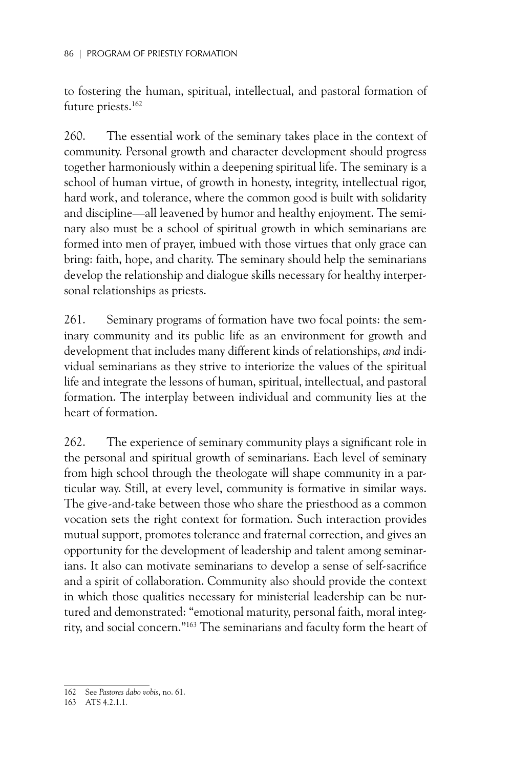to fostering the human, spiritual, intellectual, and pastoral formation of future priests.[162]

260. The essential work of the seminary takes place in the context of community. Personal growth and character development should progress together harmoniously within a deepening spiritual life. The seminary is a school of human virtue, of growth in honesty, integrity, intellectual rigor, hard work, and tolerance, where the common good is built with solidarity and discipline—all leavened by humor and healthy enjoyment. The seminary also must be a school of spiritual growth in which seminarians are formed into men of prayer, imbued with those virtues that only grace can bring: faith, hope, and charity. The seminary should help the seminarians develop the relationship and dialogue skills necessary for healthy interpersonal relationships as priests.

261. Seminary programs of formation have two focal points: the seminary community and its public life as an environment for growth and development that includes many different kinds of relationships, *and* individual seminarians as they strive to interiorize the values of the spiritual life and integrate the lessons of human, spiritual, intellectual, and pastoral formation. The interplay between individual and community lies at the heart of formation.

262. The experience of seminary community plays a significant role in the personal and spiritual growth of seminarians. Each level of seminary from high school through the theologate will shape community in a particular way. Still, at every level, community is formative in similar ways. The give-and-take between those who share the priesthood as a common vocation sets the right context for formation. Such interaction provides mutual support, promotes tolerance and fraternal correction, and gives an opportunity for the development of leadership and talent among seminarians. It also can motivate seminarians to develop a sense of self-sacrifice and a spirit of collaboration. Community also should provide the context in which those qualities necessary for ministerial leadership can be nurtured and demonstrated: "emotional maturity, personal faith, moral integrity, and social concern."[163] The seminarians and faculty form the heart of

---

162 See *Pastores dabo vobis*, no. 61.

163 ATS 4.2.1.1.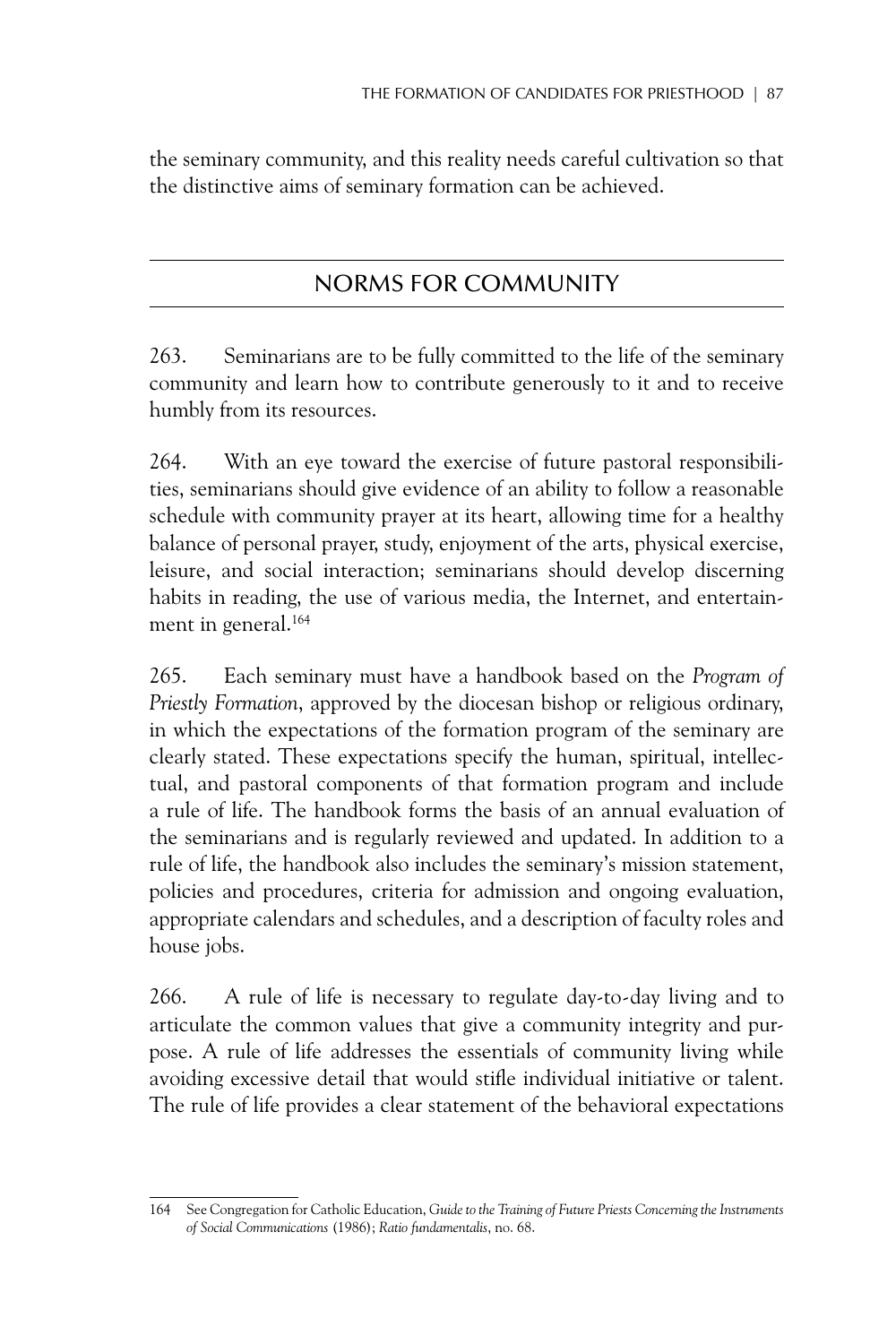the seminary community, and this reality needs careful cultivation so that the distinctive aims of seminary formation can be achieved.

## NORMS FOR COMMUNITY

263. Seminarians are to be fully committed to the life of the seminary community and learn how to contribute generously to it and to receive humbly from its resources.

264. With an eye toward the exercise of future pastoral responsibilities, seminarians should give evidence of an ability to follow a reasonable schedule with community prayer at its heart, allowing time for a healthy balance of personal prayer, study, enjoyment of the arts, physical exercise, leisure, and social interaction; seminarians should develop discerning habits in reading, the use of various media, the Internet, and entertainment in general.[164]

265. Each seminary must have a handbook based on the *Program of Priestly Formation*, approved by the diocesan bishop or religious ordinary, in which the expectations of the formation program of the seminary are clearly stated. These expectations specify the human, spiritual, intellectual, and pastoral components of that formation program and include a rule of life. The handbook forms the basis of an annual evaluation of the seminarians and is regularly reviewed and updated. In addition to a rule of life, the handbook also includes the seminary's mission statement, policies and procedures, criteria for admission and ongoing evaluation, appropriate calendars and schedules, and a description of faculty roles and house jobs.

266. A rule of life is necessary to regulate day-to-day living and to articulate the common values that give a community integrity and purpose. A rule of life addresses the essentials of community living while avoiding excessive detail that would stifle individual initiative or talent. The rule of life provides a clear statement of the behavioral expectations

---

164 See Congregation for Catholic Education, *Guide to the Training of Future Priests Concerning the Instruments of Social Communications* (1986); *Ratio fundamentalis*, no. 68.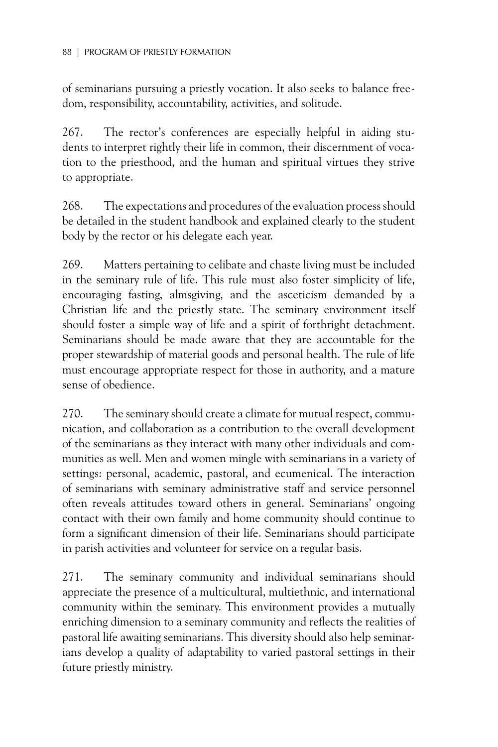of seminarians pursuing a priestly vocation. It also seeks to balance freedom, responsibility, accountability, activities, and solitude.

267. The rector's conferences are especially helpful in aiding students to interpret rightly their life in common, their discernment of vocation to the priesthood, and the human and spiritual virtues they strive to appropriate.

268. The expectations and procedures of the evaluation process should be detailed in the student handbook and explained clearly to the student body by the rector or his delegate each year.

269. Matters pertaining to celibate and chaste living must be included in the seminary rule of life. This rule must also foster simplicity of life, encouraging fasting, almsgiving, and the asceticism demanded by a Christian life and the priestly state. The seminary environment itself should foster a simple way of life and a spirit of forthright detachment. Seminarians should be made aware that they are accountable for the proper stewardship of material goods and personal health. The rule of life must encourage appropriate respect for those in authority, and a mature sense of obedience.

270. The seminary should create a climate for mutual respect, communication, and collaboration as a contribution to the overall development of the seminarians as they interact with many other individuals and communities as well. Men and women mingle with seminarians in a variety of settings: personal, academic, pastoral, and ecumenical. The interaction of seminarians with seminary administrative staff and service personnel often reveals attitudes toward others in general. Seminarians' ongoing contact with their own family and home community should continue to form a significant dimension of their life. Seminarians should participate in parish activities and volunteer for service on a regular basis.

271. The seminary community and individual seminarians should appreciate the presence of a multicultural, multiethnic, and international community within the seminary. This environment provides a mutually enriching dimension to a seminary community and reflects the realities of pastoral life awaiting seminarians. This diversity should also help seminarians develop a quality of adaptability to varied pastoral settings in their future priestly ministry.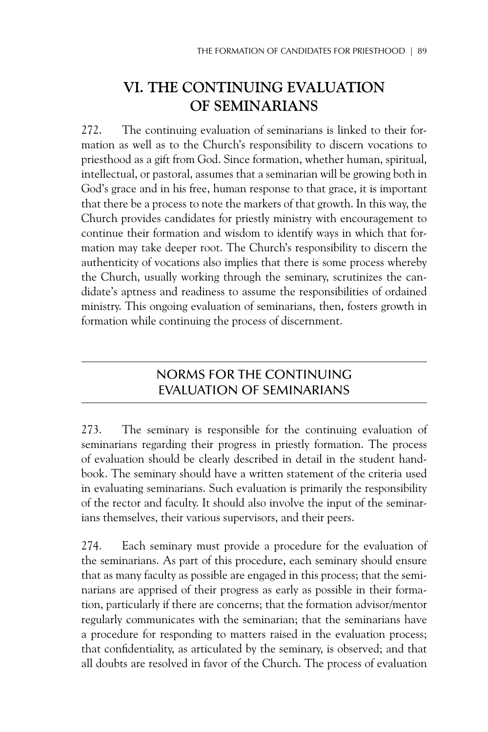# VI. THE CONTINUING EVALUATION OF SEMINARIANS

272. The continuing evaluation of seminarians is linked to their formation as well as to the Church's responsibility to discern vocations to priesthood as a gift from God. Since formation, whether human, spiritual, intellectual, or pastoral, assumes that a seminarian will be growing both in God's grace and in his free, human response to that grace, it is important that there be a process to note the markers of that growth. In this way, the Church provides candidates for priestly ministry with encouragement to continue their formation and wisdom to identify ways in which that formation may take deeper root. The Church's responsibility to discern the authenticity of vocations also implies that there is some process whereby the Church, usually working through the seminary, scrutinizes the candidate's aptness and readiness to assume the responsibilities of ordained ministry. This ongoing evaluation of seminarians, then, fosters growth in formation while continuing the process of discernment.

## NORMS FOR THE CONTINUING EVALUATION OF SEMINARIANS

273. The seminary is responsible for the continuing evaluation of seminarians regarding their progress in priestly formation. The process of evaluation should be clearly described in detail in the student handbook. The seminary should have a written statement of the criteria used in evaluating seminarians. Such evaluation is primarily the responsibility of the rector and faculty. It should also involve the input of the seminarians themselves, their various supervisors, and their peers.

274. Each seminary must provide a procedure for the evaluation of the seminarians. As part of this procedure, each seminary should ensure that as many faculty as possible are engaged in this process; that the seminarians are apprised of their progress as early as possible in their formation, particularly if there are concerns; that the formation advisor/mentor regularly communicates with the seminarian; that the seminarians have a procedure for responding to matters raised in the evaluation process; that confidentiality, as articulated by the seminary, is observed; and that all doubts are resolved in favor of the Church. The process of evaluation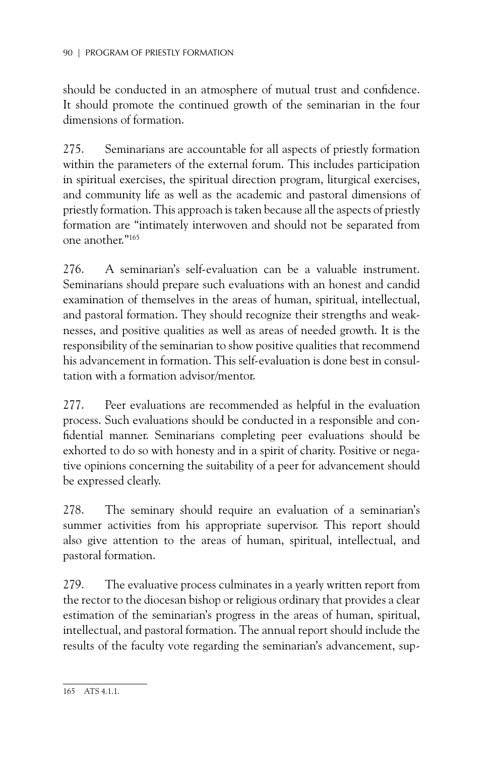should be conducted in an atmosphere of mutual trust and confidence. It should promote the continued growth of the seminarian in the four dimensions of formation.

275. Seminarians are accountable for all aspects of priestly formation within the parameters of the external forum. This includes participation in spiritual exercises, the spiritual direction program, liturgical exercises, and community life as well as the academic and pastoral dimensions of priestly formation. This approach is taken because all the aspects of priestly formation are "intimately interwoven and should not be separated from one another."[165]

276. A seminarian's self-evaluation can be a valuable instrument. Seminarians should prepare such evaluations with an honest and candid examination of themselves in the areas of human, spiritual, intellectual, and pastoral formation. They should recognize their strengths and weaknesses, and positive qualities as well as areas of needed growth. It is the responsibility of the seminarian to show positive qualities that recommend his advancement in formation. This self-evaluation is done best in consultation with a formation advisor/mentor.

277. Peer evaluations are recommended as helpful in the evaluation process. Such evaluations should be conducted in a responsible and confidential manner. Seminarians completing peer evaluations should be exhorted to do so with honesty and in a spirit of charity. Positive or negative opinions concerning the suitability of a peer for advancement should be expressed clearly.

278. The seminary should require an evaluation of a seminarian's summer activities from his appropriate supervisor. This report should also give attention to the areas of human, spiritual, intellectual, and pastoral formation.

279. The evaluative process culminates in a yearly written report from the rector to the diocesan bishop or religious ordinary that provides a clear estimation of the seminarian's progress in the areas of human, spiritual, intellectual, and pastoral formation. The annual report should include the results of the faculty vote regarding the seminarian's advancement, sup-

---

165 ATS 4.1.1.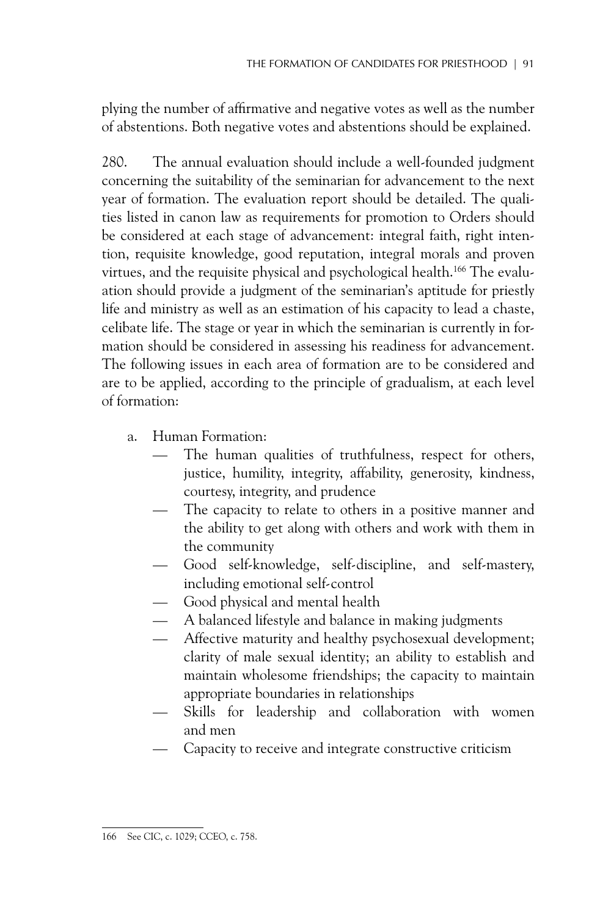plying the number of affirmative and negative votes as well as the number of abstentions. Both negative votes and abstentions should be explained.

280. The annual evaluation should include a well-founded judgment concerning the suitability of the seminarian for advancement to the next year of formation. The evaluation report should be detailed. The qualities listed in canon law as requirements for promotion to Orders should be considered at each stage of advancement: integral faith, right intention, requisite knowledge, good reputation, integral morals and proven virtues, and the requisite physical and psychological health.[166] The evaluation should provide a judgment of the seminarian's aptitude for priestly life and ministry as well as an estimation of his capacity to lead a chaste, celibate life. The stage or year in which the seminarian is currently in formation should be considered in assessing his readiness for advancement. The following issues in each area of formation are to be considered and are to be applied, according to the principle of gradualism, at each level of formation:

a. Human Formation:
   - The human qualities of truthfulness, respect for others, justice, humility, integrity, affability, generosity, kindness, courtesy, integrity, and prudence
   - The capacity to relate to others in a positive manner and the ability to get along with others and work with them in the community
   - Good self-knowledge, self-discipline, and self-mastery, including emotional self-control
   - Good physical and mental health
   - A balanced lifestyle and balance in making judgments
   - Affective maturity and healthy psychosexual development; clarity of male sexual identity; an ability to establish and maintain wholesome friendships; the capacity to maintain appropriate boundaries in relationships
   - Skills for leadership and collaboration with women and men
   - Capacity to receive and integrate constructive criticism

---

166 See CIC, c. 1029; CCEO, c. 758.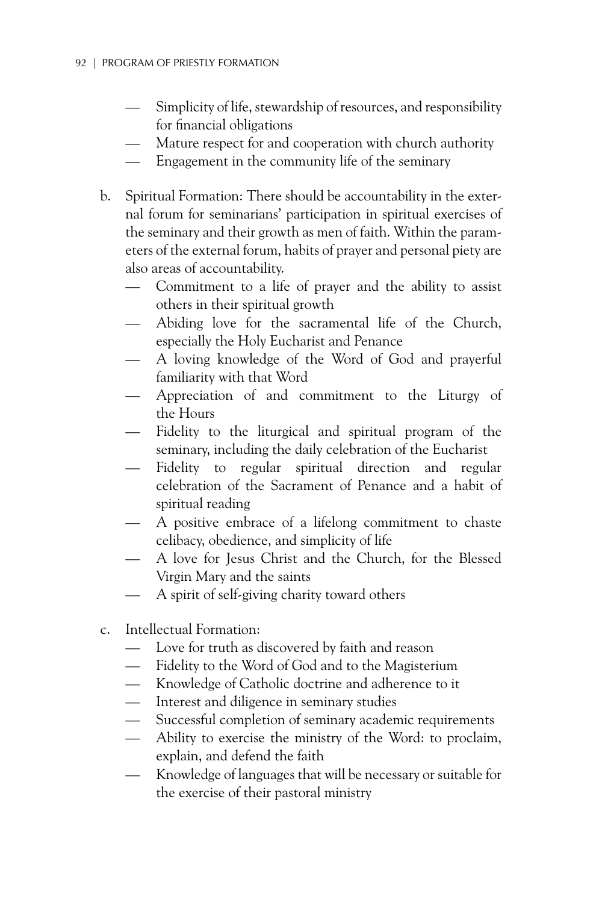- Simplicity of life, stewardship of resources, and responsibility for financial obligations
- Mature respect for and cooperation with church authority
- Engagement in the community life of the seminary

b. Spiritual Formation: There should be accountability in the external forum for seminarians' participation in spiritual exercises of the seminary and their growth as men of faith. Within the parameters of the external forum, habits of prayer and personal piety are also areas of accountability.
   - Commitment to a life of prayer and the ability to assist others in their spiritual growth
   - Abiding love for the sacramental life of the Church, especially the Holy Eucharist and Penance
   - A loving knowledge of the Word of God and prayerful familiarity with that Word
   - Appreciation of and commitment to the Liturgy of the Hours
   - Fidelity to the liturgical and spiritual program of the seminary, including the daily celebration of the Eucharist
   - Fidelity to regular spiritual direction and regular celebration of the Sacrament of Penance and a habit of spiritual reading
   - A positive embrace of a lifelong commitment to chaste celibacy, obedience, and simplicity of life
   - A love for Jesus Christ and the Church, for the Blessed Virgin Mary and the saints
   - A spirit of self-giving charity toward others

c. Intellectual Formation:
   - Love for truth as discovered by faith and reason
   - Fidelity to the Word of God and to the Magisterium
   - Knowledge of Catholic doctrine and adherence to it
   - Interest and diligence in seminary studies
   - Successful completion of seminary academic requirements
   - Ability to exercise the ministry of the Word: to proclaim, explain, and defend the faith
   - Knowledge of languages that will be necessary or suitable for the exercise of their pastoral ministry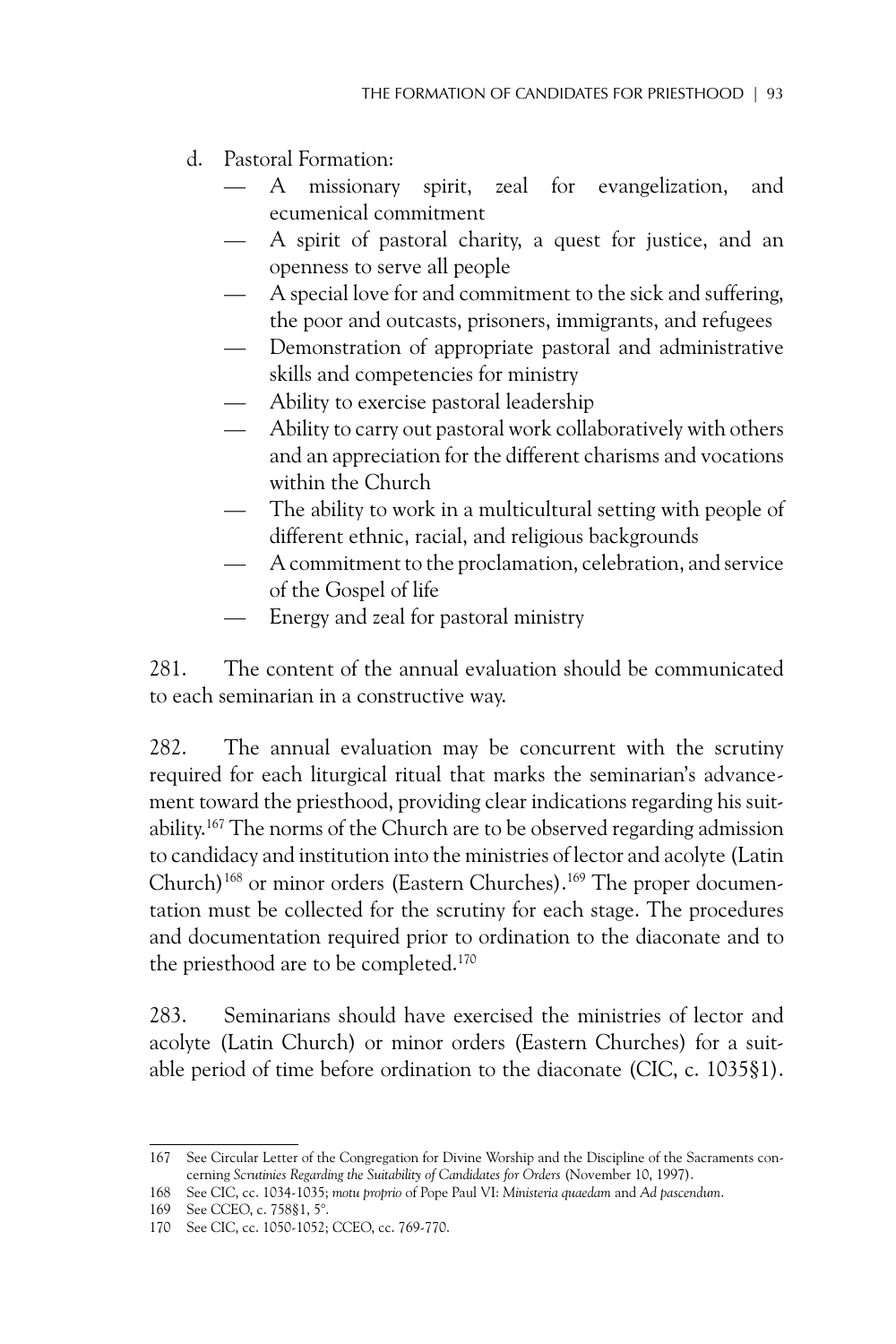d. Pastoral Formation:
   - A missionary spirit, zeal for evangelization, and ecumenical commitment
   - A spirit of pastoral charity, a quest for justice, and an openness to serve all people
   - A special love for and commitment to the sick and suffering, the poor and outcasts, prisoners, immigrants, and refugees
   - Demonstration of appropriate pastoral and administrative skills and competencies for ministry
   - Ability to exercise pastoral leadership
   - Ability to carry out pastoral work collaboratively with others and an appreciation for the different charisms and vocations within the Church
   - The ability to work in a multicultural setting with people of different ethnic, racial, and religious backgrounds
   - A commitment to the proclamation, celebration, and service of the Gospel of life
   - Energy and zeal for pastoral ministry

281. The content of the annual evaluation should be communicated to each seminarian in a constructive way.

282. The annual evaluation may be concurrent with the scrutiny required for each liturgical ritual that marks the seminarian's advancement toward the priesthood, providing clear indications regarding his suitability.[167] The norms of the Church are to be observed regarding admission to candidacy and institution into the ministries of lector and acolyte (Latin Church)[168] or minor orders (Eastern Churches).[169] The proper documentation must be collected for the scrutiny for each stage. The procedures and documentation required prior to ordination to the diaconate and to the priesthood are to be completed.[170]

283. Seminarians should have exercised the ministries of lector and acolyte (Latin Church) or minor orders (Eastern Churches) for a suitable period of time before ordination to the diaconate (CIC, c. 1035§1).

---

167 See Circular Letter of the Congregation for Divine Worship and the Discipline of the Sacraments concerning *Scrutinies Regarding the Suitability of Candidates for Orders* (November 10, 1997).

168 See CIC, cc. 1034-1035; *motu proprio* of Pope Paul VI: *Ministeria quaedam* and *Ad pascendum*.

169 See CCEO, c. 758§1, 5°.

170 See CIC, cc. 1050-1052; CCEO, cc. 769-770.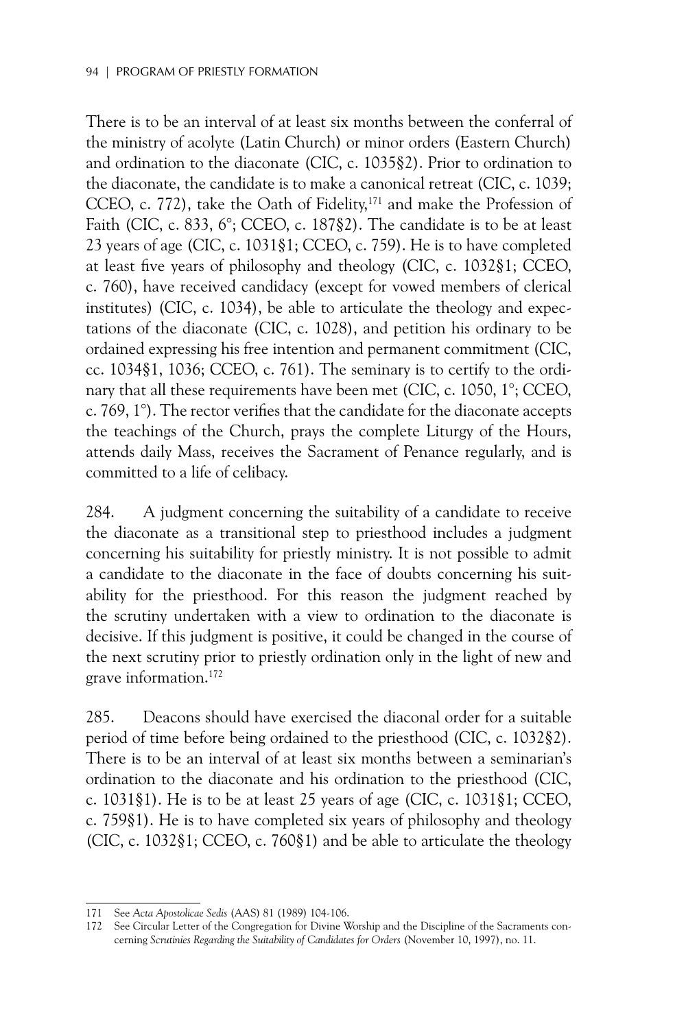There is to be an interval of at least six months between the conferral of the ministry of acolyte (Latin Church) or minor orders (Eastern Church) and ordination to the diaconate (CIC, c. 1035§2). Prior to ordination to the diaconate, the candidate is to make a canonical retreat (CIC, c. 1039; CCEO, c. 772), take the Oath of Fidelity,[171] and make the Profession of Faith (CIC, c. 833, 6°; CCEO, c. 187§2). The candidate is to be at least 23 years of age (CIC, c. 1031§1; CCEO, c. 759). He is to have completed at least five years of philosophy and theology (CIC, c. 1032§1; CCEO, c. 760), have received candidacy (except for vowed members of clerical institutes) (CIC, c. 1034), be able to articulate the theology and expectations of the diaconate (CIC, c. 1028), and petition his ordinary to be ordained expressing his free intention and permanent commitment (CIC, cc. 1034§1, 1036; CCEO, c. 761). The seminary is to certify to the ordinary that all these requirements have been met (CIC, c. 1050, 1°; CCEO, c. 769, 1°). The rector verifies that the candidate for the diaconate accepts the teachings of the Church, prays the complete Liturgy of the Hours, attends daily Mass, receives the Sacrament of Penance regularly, and is committed to a life of celibacy.

284. A judgment concerning the suitability of a candidate to receive the diaconate as a transitional step to priesthood includes a judgment concerning his suitability for priestly ministry. It is not possible to admit a candidate to the diaconate in the face of doubts concerning his suitability for the priesthood. For this reason the judgment reached by the scrutiny undertaken with a view to ordination to the diaconate is decisive. If this judgment is positive, it could be changed in the course of the next scrutiny prior to priestly ordination only in the light of new and grave information.[172]

285. Deacons should have exercised the diaconal order for a suitable period of time before being ordained to the priesthood (CIC, c. 1032§2). There is to be an interval of at least six months between a seminarian's ordination to the diaconate and his ordination to the priesthood (CIC, c. 1031§1). He is to be at least 25 years of age (CIC, c. 1031§1; CCEO, c. 759§1). He is to have completed six years of philosophy and theology (CIC, c. 1032§1; CCEO, c. 760§1) and be able to articulate the theology

---

171 See *Acta Apostolicae Sedis* (AAS) 81 (1989) 104-106.

172 See Circular Letter of the Congregation for Divine Worship and the Discipline of the Sacraments concerning *Scrutinies Regarding the Suitability of Candidates for Orders* (November 10, 1997), no. 11.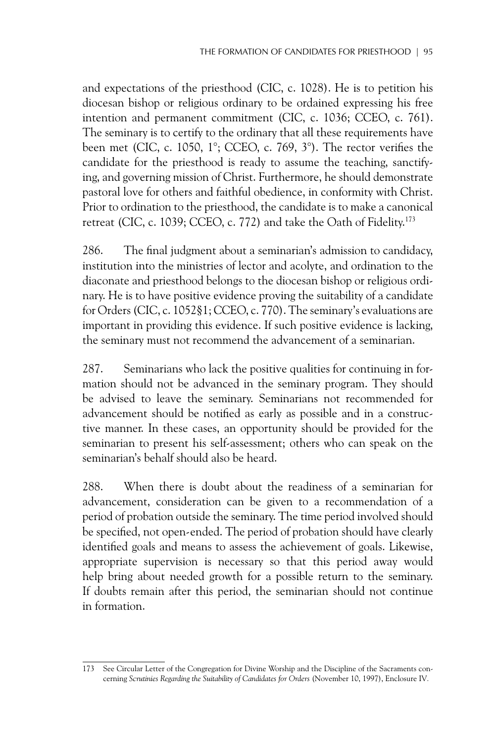and expectations of the priesthood (CIC, c. 1028). He is to petition his diocesan bishop or religious ordinary to be ordained expressing his free intention and permanent commitment (CIC, c. 1036; CCEO, c. 761). The seminary is to certify to the ordinary that all these requirements have been met (CIC, c. 1050, 1°; CCEO, c. 769, 3°). The rector verifies the candidate for the priesthood is ready to assume the teaching, sanctifying, and governing mission of Christ. Furthermore, he should demonstrate pastoral love for others and faithful obedience, in conformity with Christ. Prior to ordination to the priesthood, the candidate is to make a canonical retreat (CIC, c. 1039; CCEO, c. 772) and take the Oath of Fidelity.[173]

286. The final judgment about a seminarian's admission to candidacy, institution into the ministries of lector and acolyte, and ordination to the diaconate and priesthood belongs to the diocesan bishop or religious ordinary. He is to have positive evidence proving the suitability of a candidate for Orders (CIC, c. 1052§1; CCEO, c. 770). The seminary's evaluations are important in providing this evidence. If such positive evidence is lacking, the seminary must not recommend the advancement of a seminarian.

287. Seminarians who lack the positive qualities for continuing in formation should not be advanced in the seminary program. They should be advised to leave the seminary. Seminarians not recommended for advancement should be notified as early as possible and in a constructive manner. In these cases, an opportunity should be provided for the seminarian to present his self-assessment; others who can speak on the seminarian's behalf should also be heard.

288. When there is doubt about the readiness of a seminarian for advancement, consideration can be given to a recommendation of a period of probation outside the seminary. The time period involved should be specified, not open-ended. The period of probation should have clearly identified goals and means to assess the achievement of goals. Likewise, appropriate supervision is necessary so that this period away would help bring about needed growth for a possible return to the seminary. If doubts remain after this period, the seminarian should not continue in formation.

---

173 See Circular Letter of the Congregation for Divine Worship and the Discipline of the Sacraments concerning *Scrutinies Regarding the Suitability of Candidates for Orders* (November 10, 1997), Enclosure IV.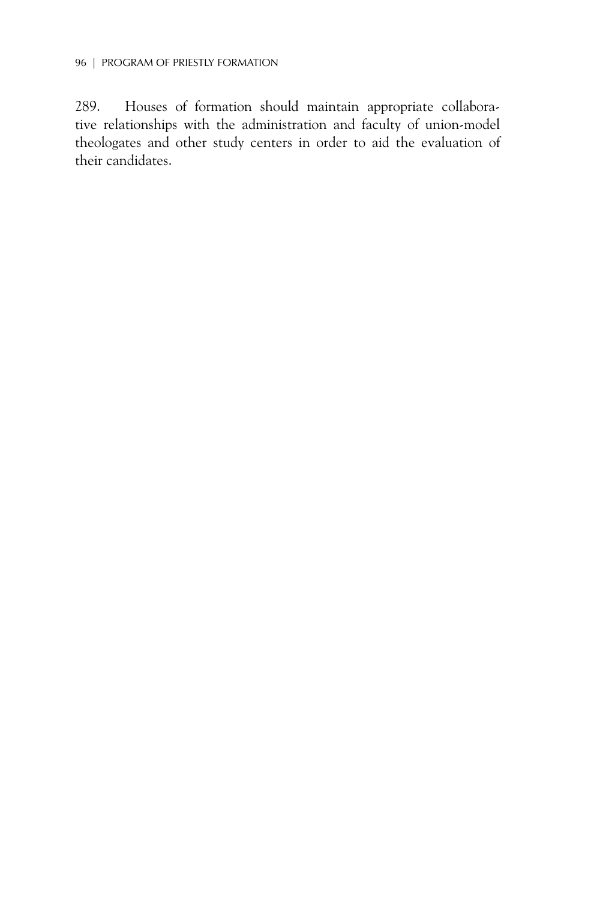289. Houses of formation should maintain appropriate collaborative relationships with the administration and faculty of union-model theologates and other study centers in order to aid the evaluation of their candidates.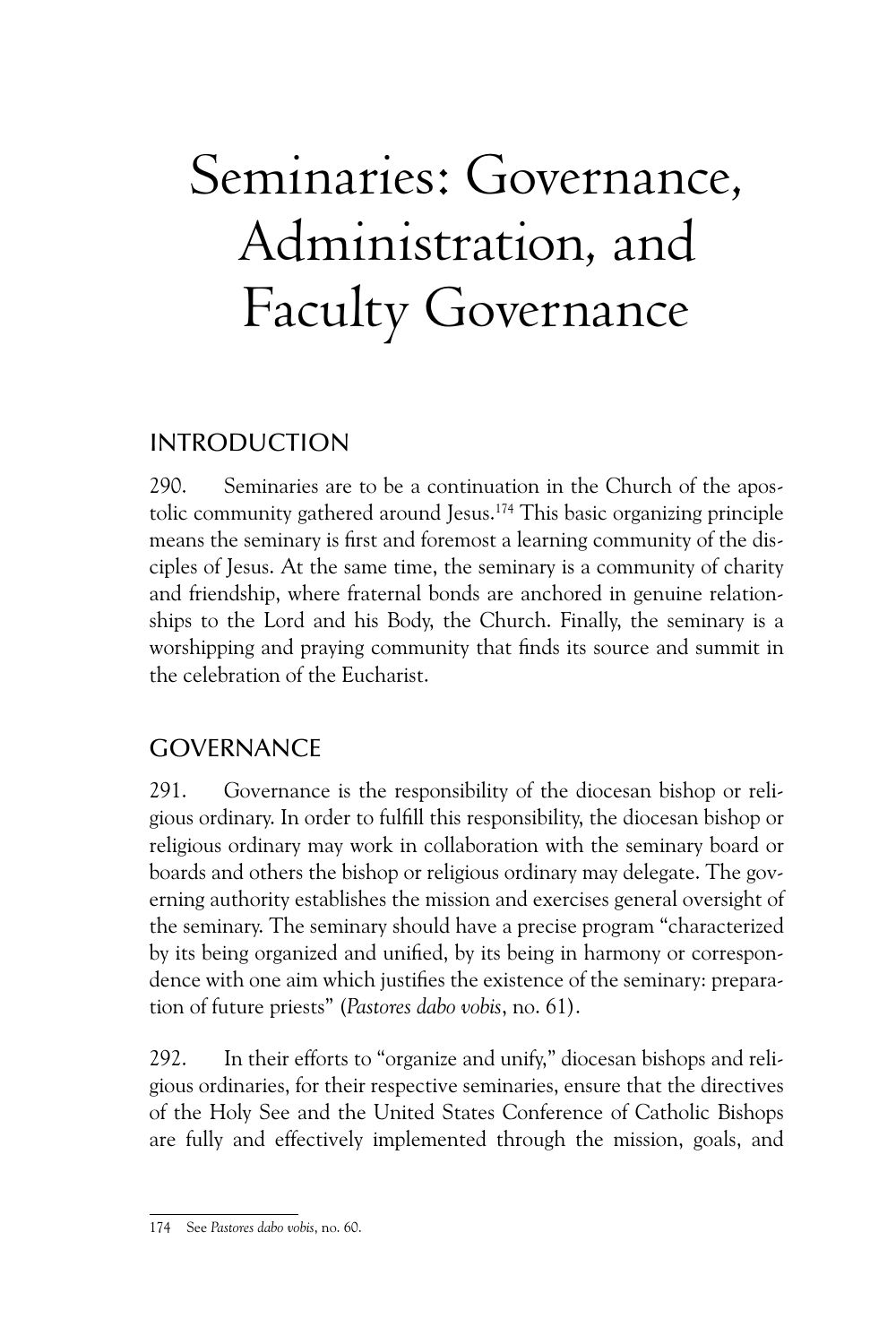# Seminaries: Governance, Administration, and Faculty Governance

## INTRODUCTION

290. Seminaries are to be a continuation in the Church of the apostolic community gathered around Jesus.[174] This basic organizing principle means the seminary is first and foremost a learning community of the disciples of Jesus. At the same time, the seminary is a community of charity and friendship, where fraternal bonds are anchored in genuine relationships to the Lord and his Body, the Church. Finally, the seminary is a worshipping and praying community that finds its source and summit in the celebration of the Eucharist.

## GOVERNANCE

291. Governance is the responsibility of the diocesan bishop or religious ordinary. In order to fulfill this responsibility, the diocesan bishop or religious ordinary may work in collaboration with the seminary board or boards and others the bishop or religious ordinary may delegate. The governing authority establishes the mission and exercises general oversight of the seminary. The seminary should have a precise program "characterized by its being organized and unified, by its being in harmony or correspondence with one aim which justifies the existence of the seminary: preparation of future priests" (*Pastores dabo vobis*, no. 61).

292. In their efforts to "organize and unify," diocesan bishops and religious ordinaries, for their respective seminaries, ensure that the directives of the Holy See and the United States Conference of Catholic Bishops are fully and effectively implemented through the mission, goals, and

---

174 See *Pastores dabo vobis*, no. 60.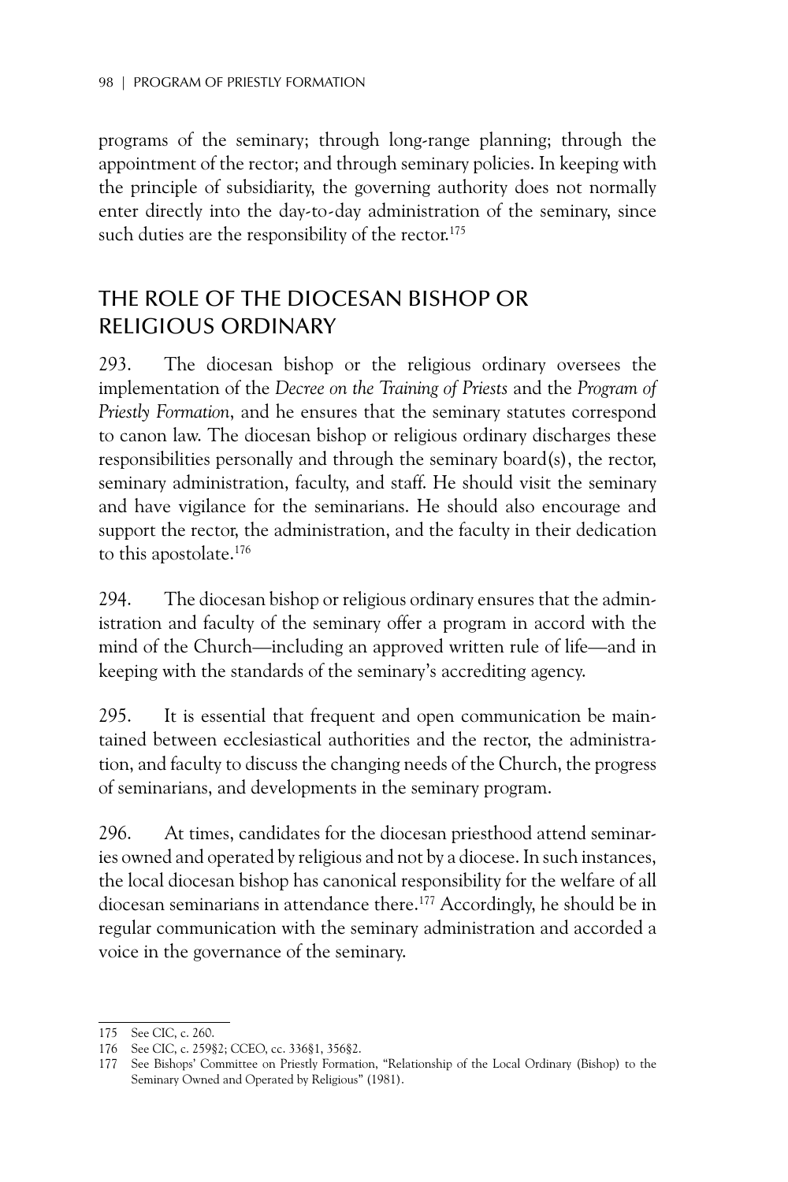programs of the seminary; through long-range planning; through the appointment of the rector; and through seminary policies. In keeping with the principle of subsidiarity, the governing authority does not normally enter directly into the day-to-day administration of the seminary, since such duties are the responsibility of the rector.[175]

## THE ROLE OF THE DIOCESAN BISHOP OR RELIGIOUS ORDINARY

293. The diocesan bishop or the religious ordinary oversees the implementation of the *Decree on the Training of Priests* and the *Program of Priestly Formation*, and he ensures that the seminary statutes correspond to canon law. The diocesan bishop or religious ordinary discharges these responsibilities personally and through the seminary board(s), the rector, seminary administration, faculty, and staff. He should visit the seminary and have vigilance for the seminarians. He should also encourage and support the rector, the administration, and the faculty in their dedication to this apostolate.[176]

294. The diocesan bishop or religious ordinary ensures that the administration and faculty of the seminary offer a program in accord with the mind of the Church—including an approved written rule of life—and in keeping with the standards of the seminary's accrediting agency.

295. It is essential that frequent and open communication be maintained between ecclesiastical authorities and the rector, the administration, and faculty to discuss the changing needs of the Church, the progress of seminarians, and developments in the seminary program.

296. At times, candidates for the diocesan priesthood attend seminaries owned and operated by religious and not by a diocese. In such instances, the local diocesan bishop has canonical responsibility for the welfare of all diocesan seminarians in attendance there.[177] Accordingly, he should be in regular communication with the seminary administration and accorded a voice in the governance of the seminary.

---

175 See CIC, c. 260.

176 See CIC, c. 259§2; CCEO, cc. 336§1, 356§2.

177 See Bishops' Committee on Priestly Formation, "Relationship of the Local Ordinary (Bishop) to the Seminary Owned and Operated by Religious" (1981).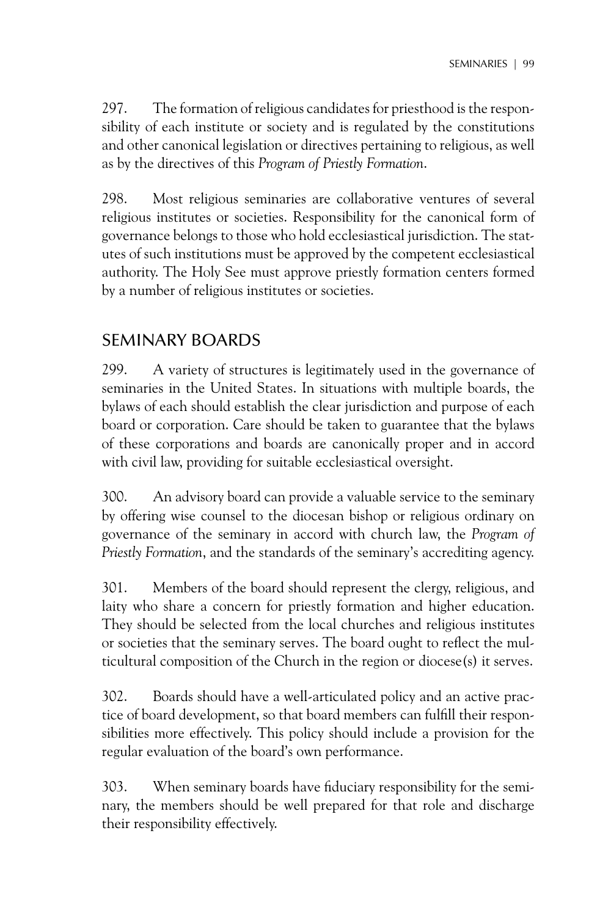297. The formation of religious candidates for priesthood is the responsibility of each institute or society and is regulated by the constitutions and other canonical legislation or directives pertaining to religious, as well as by the directives of this *Program of Priestly Formation*.

298. Most religious seminaries are collaborative ventures of several religious institutes or societies. Responsibility for the canonical form of governance belongs to those who hold ecclesiastical jurisdiction. The statutes of such institutions must be approved by the competent ecclesiastical authority. The Holy See must approve priestly formation centers formed by a number of religious institutes or societies.

## SEMINARY BOARDS

299. A variety of structures is legitimately used in the governance of seminaries in the United States. In situations with multiple boards, the bylaws of each should establish the clear jurisdiction and purpose of each board or corporation. Care should be taken to guarantee that the bylaws of these corporations and boards are canonically proper and in accord with civil law, providing for suitable ecclesiastical oversight.

300. An advisory board can provide a valuable service to the seminary by offering wise counsel to the diocesan bishop or religious ordinary on governance of the seminary in accord with church law, the *Program of Priestly Formation*, and the standards of the seminary's accrediting agency.

301. Members of the board should represent the clergy, religious, and laity who share a concern for priestly formation and higher education. They should be selected from the local churches and religious institutes or societies that the seminary serves. The board ought to reflect the multicultural composition of the Church in the region or diocese(s) it serves.

302. Boards should have a well-articulated policy and an active practice of board development, so that board members can fulfill their responsibilities more effectively. This policy should include a provision for the regular evaluation of the board's own performance.

303. When seminary boards have fiduciary responsibility for the seminary, the members should be well prepared for that role and discharge their responsibility effectively.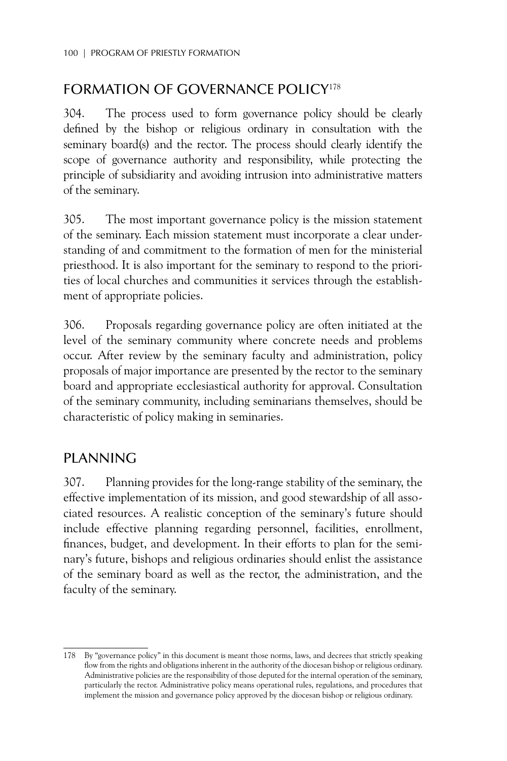## FORMATION OF GOVERNANCE POLICY[178]

304. The process used to form governance policy should be clearly defined by the bishop or religious ordinary in consultation with the seminary board(s) and the rector. The process should clearly identify the scope of governance authority and responsibility, while protecting the principle of subsidiarity and avoiding intrusion into administrative matters of the seminary.

305. The most important governance policy is the mission statement of the seminary. Each mission statement must incorporate a clear understanding of and commitment to the formation of men for the ministerial priesthood. It is also important for the seminary to respond to the priorities of local churches and communities it services through the establishment of appropriate policies.

306. Proposals regarding governance policy are often initiated at the level of the seminary community where concrete needs and problems occur. After review by the seminary faculty and administration, policy proposals of major importance are presented by the rector to the seminary board and appropriate ecclesiastical authority for approval. Consultation of the seminary community, including seminarians themselves, should be characteristic of policy making in seminaries.

## PLANNING

307. Planning provides for the long-range stability of the seminary, the effective implementation of its mission, and good stewardship of all associated resources. A realistic conception of the seminary's future should include effective planning regarding personnel, facilities, enrollment, finances, budget, and development. In their efforts to plan for the seminary's future, bishops and religious ordinaries should enlist the assistance of the seminary board as well as the rector, the administration, and the faculty of the seminary.

---

178 By "governance policy" in this document is meant those norms, laws, and decrees that strictly speaking flow from the rights and obligations inherent in the authority of the diocesan bishop or religious ordinary. Administrative policies are the responsibility of those deputed for the internal operation of the seminary, particularly the rector. Administrative policy means operational rules, regulations, and procedures that implement the mission and governance policy approved by the diocesan bishop or religious ordinary.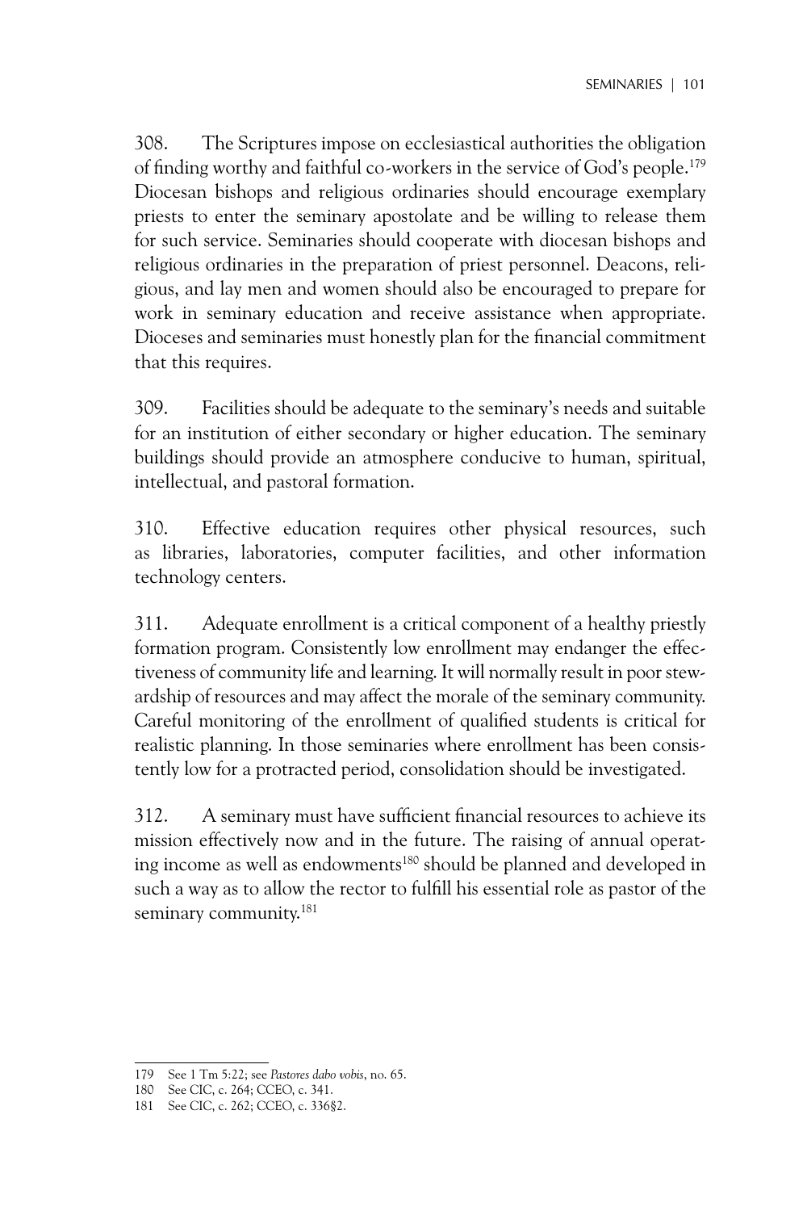308. The Scriptures impose on ecclesiastical authorities the obligation of finding worthy and faithful co-workers in the service of God's people.[179] Diocesan bishops and religious ordinaries should encourage exemplary priests to enter the seminary apostolate and be willing to release them for such service. Seminaries should cooperate with diocesan bishops and religious ordinaries in the preparation of priest personnel. Deacons, religious, and lay men and women should also be encouraged to prepare for work in seminary education and receive assistance when appropriate. Dioceses and seminaries must honestly plan for the financial commitment that this requires.

309. Facilities should be adequate to the seminary's needs and suitable for an institution of either secondary or higher education. The seminary buildings should provide an atmosphere conducive to human, spiritual, intellectual, and pastoral formation.

310. Effective education requires other physical resources, such as libraries, laboratories, computer facilities, and other information technology centers.

311. Adequate enrollment is a critical component of a healthy priestly formation program. Consistently low enrollment may endanger the effectiveness of community life and learning. It will normally result in poor stewardship of resources and may affect the morale of the seminary community. Careful monitoring of the enrollment of qualified students is critical for realistic planning. In those seminaries where enrollment has been consistently low for a protracted period, consolidation should be investigated.

312. A seminary must have sufficient financial resources to achieve its mission effectively now and in the future. The raising of annual operating income as well as endowments[180] should be planned and developed in such a way as to allow the rector to fulfill his essential role as pastor of the seminary community.[181]

---

179 See 1 Tm 5:22; see *Pastores dabo vobis*, no. 65.

180 See CIC, c. 264; CCEO, c. 341.

181 See CIC, c. 262; CCEO, c. 336§2.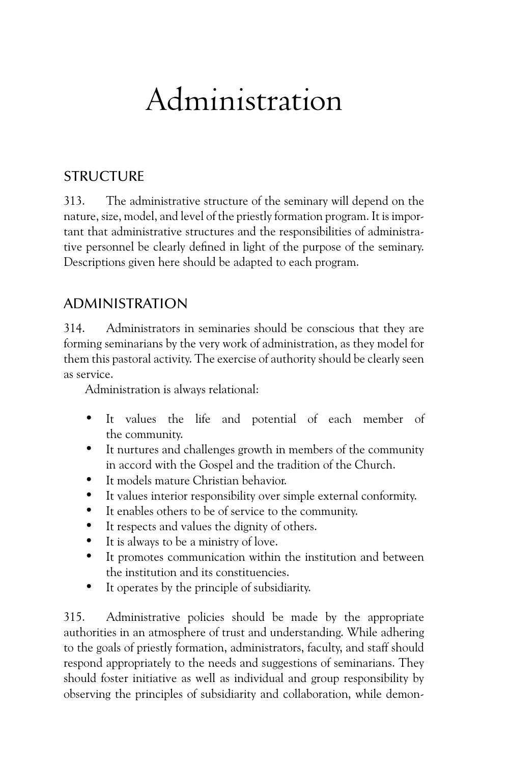# Administration

## STRUCTURE

313. The administrative structure of the seminary will depend on the nature, size, model, and level of the priestly formation program. It is important that administrative structures and the responsibilities of administrative personnel be clearly defined in light of the purpose of the seminary. Descriptions given here should be adapted to each program.

## ADMINISTRATION

314. Administrators in seminaries should be conscious that they are forming seminarians by the very work of administration, as they model for them this pastoral activity. The exercise of authority should be clearly seen as service.

Administration is always relational:

- It values the life and potential of each member of the community.
- It nurtures and challenges growth in members of the community in accord with the Gospel and the tradition of the Church.
- It models mature Christian behavior.
- It values interior responsibility over simple external conformity.
- It enables others to be of service to the community.
- It respects and values the dignity of others.
- It is always to be a ministry of love.
- It promotes communication within the institution and between the institution and its constituencies.
- It operates by the principle of subsidiarity.

315. Administrative policies should be made by the appropriate authorities in an atmosphere of trust and understanding. While adhering to the goals of priestly formation, administrators, faculty, and staff should respond appropriately to the needs and suggestions of seminarians. They should foster initiative as well as individual and group responsibility by observing the principles of subsidiarity and collaboration, while demon-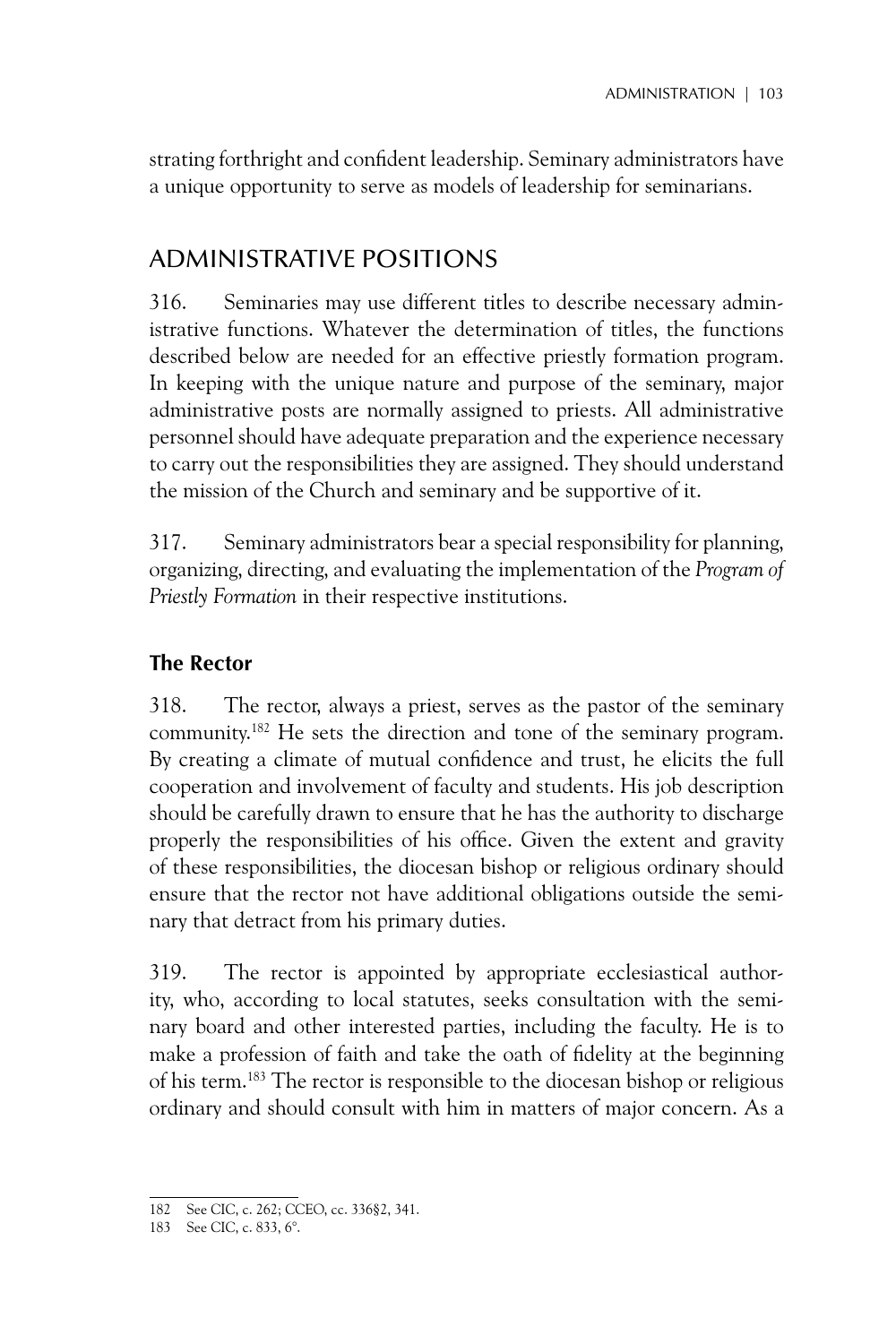strating forthright and confident leadership. Seminary administrators have a unique opportunity to serve as models of leadership for seminarians.

## ADMINISTRATIVE POSITIONS

316. Seminaries may use different titles to describe necessary administrative functions. Whatever the determination of titles, the functions described below are needed for an effective priestly formation program. In keeping with the unique nature and purpose of the seminary, major administrative posts are normally assigned to priests. All administrative personnel should have adequate preparation and the experience necessary to carry out the responsibilities they are assigned. They should understand the mission of the Church and seminary and be supportive of it.

317. Seminary administrators bear a special responsibility for planning, organizing, directing, and evaluating the implementation of the *Program of Priestly Formation* in their respective institutions.

### The Rector

318. The rector, always a priest, serves as the pastor of the seminary community.[182] He sets the direction and tone of the seminary program. By creating a climate of mutual confidence and trust, he elicits the full cooperation and involvement of faculty and students. His job description should be carefully drawn to ensure that he has the authority to discharge properly the responsibilities of his office. Given the extent and gravity of these responsibilities, the diocesan bishop or religious ordinary should ensure that the rector not have additional obligations outside the seminary that detract from his primary duties.

319. The rector is appointed by appropriate ecclesiastical authority, who, according to local statutes, seeks consultation with the seminary board and other interested parties, including the faculty. He is to make a profession of faith and take the oath of fidelity at the beginning of his term.[183] The rector is responsible to the diocesan bishop or religious ordinary and should consult with him in matters of major concern. As a

---

182 See CIC, c. 262; CCEO, cc. 336§2, 341.

183 See CIC, c. 833, 6°.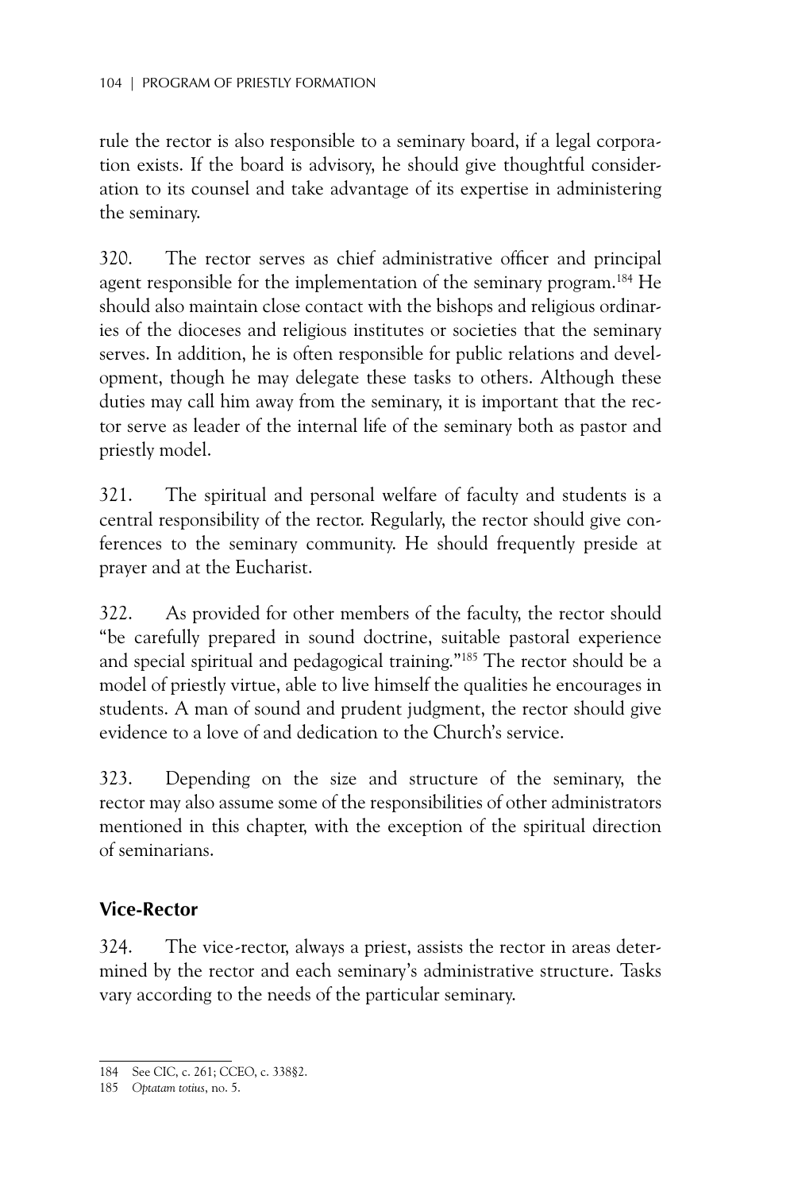rule the rector is also responsible to a seminary board, if a legal corporation exists. If the board is advisory, he should give thoughtful consideration to its counsel and take advantage of its expertise in administering the seminary.

320. The rector serves as chief administrative officer and principal agent responsible for the implementation of the seminary program.[184] He should also maintain close contact with the bishops and religious ordinaries of the dioceses and religious institutes or societies that the seminary serves. In addition, he is often responsible for public relations and development, though he may delegate these tasks to others. Although these duties may call him away from the seminary, it is important that the rector serve as leader of the internal life of the seminary both as pastor and priestly model.

321. The spiritual and personal welfare of faculty and students is a central responsibility of the rector. Regularly, the rector should give conferences to the seminary community. He should frequently preside at prayer and at the Eucharist.

322. As provided for other members of the faculty, the rector should "be carefully prepared in sound doctrine, suitable pastoral experience and special spiritual and pedagogical training."[185] The rector should be a model of priestly virtue, able to live himself the qualities he encourages in students. A man of sound and prudent judgment, the rector should give evidence to a love of and dedication to the Church's service.

323. Depending on the size and structure of the seminary, the rector may also assume some of the responsibilities of other administrators mentioned in this chapter, with the exception of the spiritual direction of seminarians.

## Vice-Rector

324. The vice-rector, always a priest, assists the rector in areas determined by the rector and each seminary's administrative structure. Tasks vary according to the needs of the particular seminary.

---

184 See CIC, c. 261; CCEO, c. 338§2.

185 *Optatam totius*, no. 5.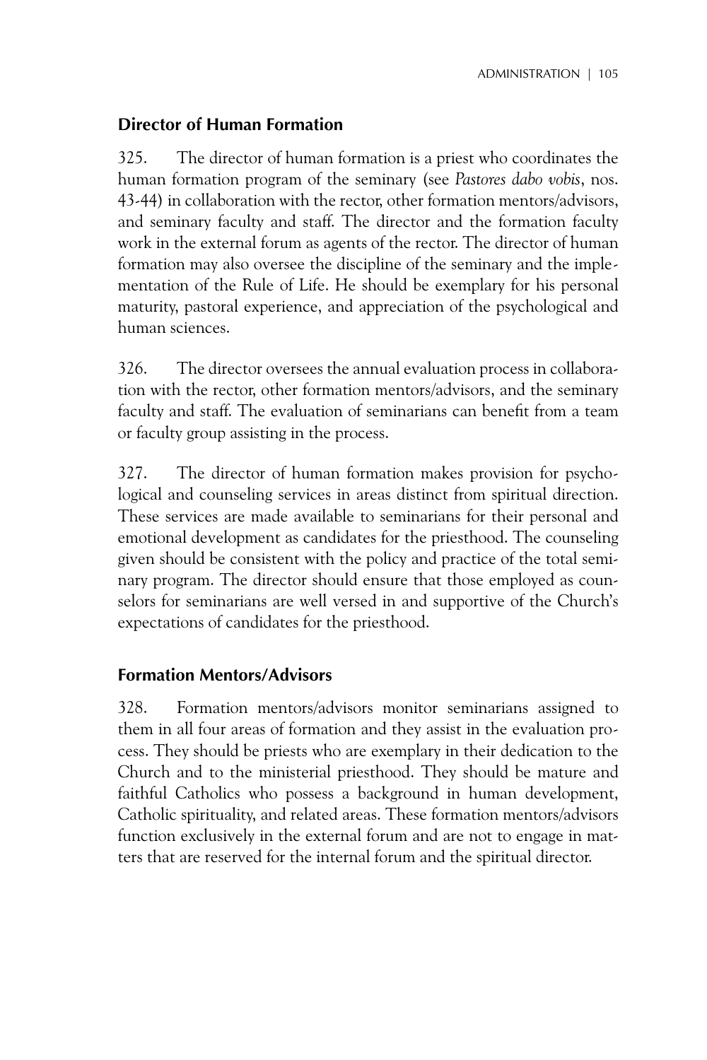### Director of Human Formation

325. The director of human formation is a priest who coordinates the human formation program of the seminary (see *Pastores dabo vobis*, nos. 43-44) in collaboration with the rector, other formation mentors/advisors, and seminary faculty and staff. The director and the formation faculty work in the external forum as agents of the rector. The director of human formation may also oversee the discipline of the seminary and the implementation of the Rule of Life. He should be exemplary for his personal maturity, pastoral experience, and appreciation of the psychological and human sciences.

326. The director oversees the annual evaluation process in collaboration with the rector, other formation mentors/advisors, and the seminary faculty and staff. The evaluation of seminarians can benefit from a team or faculty group assisting in the process.

327. The director of human formation makes provision for psychological and counseling services in areas distinct from spiritual direction. These services are made available to seminarians for their personal and emotional development as candidates for the priesthood. The counseling given should be consistent with the policy and practice of the total seminary program. The director should ensure that those employed as counselors for seminarians are well versed in and supportive of the Church's expectations of candidates for the priesthood.

### Formation Mentors/Advisors

328. Formation mentors/advisors monitor seminarians assigned to them in all four areas of formation and they assist in the evaluation process. They should be priests who are exemplary in their dedication to the Church and to the ministerial priesthood. They should be mature and faithful Catholics who possess a background in human development, Catholic spirituality, and related areas. These formation mentors/advisors function exclusively in the external forum and are not to engage in matters that are reserved for the internal forum and the spiritual director.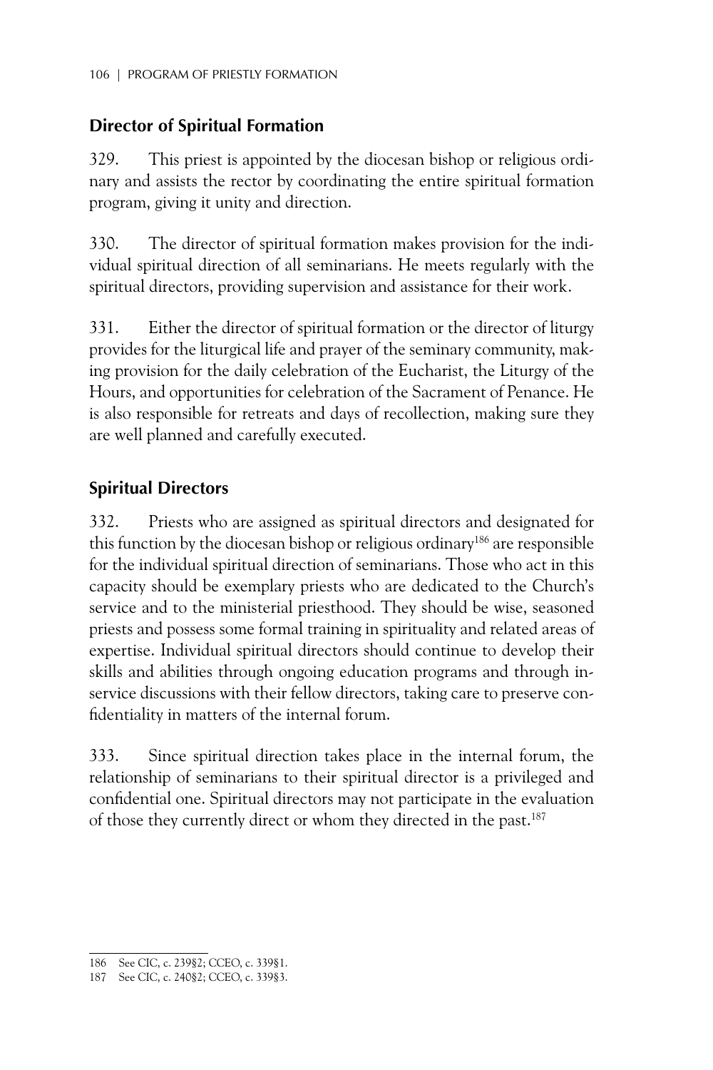## Director of Spiritual Formation

329. This priest is appointed by the diocesan bishop or religious ordinary and assists the rector by coordinating the entire spiritual formation program, giving it unity and direction.

330. The director of spiritual formation makes provision for the individual spiritual direction of all seminarians. He meets regularly with the spiritual directors, providing supervision and assistance for their work.

331. Either the director of spiritual formation or the director of liturgy provides for the liturgical life and prayer of the seminary community, making provision for the daily celebration of the Eucharist, the Liturgy of the Hours, and opportunities for celebration of the Sacrament of Penance. He is also responsible for retreats and days of recollection, making sure they are well planned and carefully executed.

## Spiritual Directors

332. Priests who are assigned as spiritual directors and designated for this function by the diocesan bishop or religious ordinary[186] are responsible for the individual spiritual direction of seminarians. Those who act in this capacity should be exemplary priests who are dedicated to the Church's service and to the ministerial priesthood. They should be wise, seasoned priests and possess some formal training in spirituality and related areas of expertise. Individual spiritual directors should continue to develop their skills and abilities through ongoing education programs and through in-service discussions with their fellow directors, taking care to preserve confidentiality in matters of the internal forum.

333. Since spiritual direction takes place in the internal forum, the relationship of seminarians to their spiritual director is a privileged and confidential one. Spiritual directors may not participate in the evaluation of those they currently direct or whom they directed in the past.[187]

---

186 See CIC, c. 239§2; CCEO, c. 339§1.

187 See CIC, c. 240§2; CCEO, c. 339§3.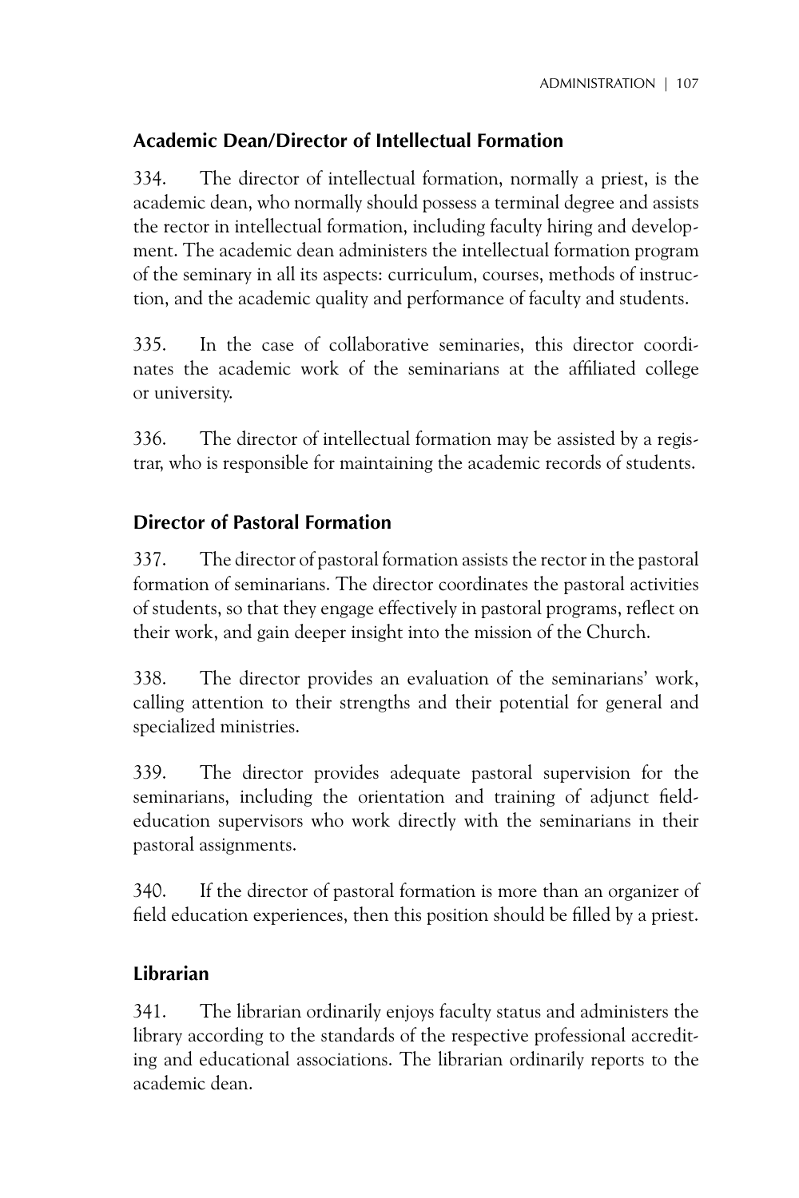## Academic Dean/Director of Intellectual Formation

334. The director of intellectual formation, normally a priest, is the academic dean, who normally should possess a terminal degree and assists the rector in intellectual formation, including faculty hiring and development. The academic dean administers the intellectual formation program of the seminary in all its aspects: curriculum, courses, methods of instruction, and the academic quality and performance of faculty and students.

335. In the case of collaborative seminaries, this director coordinates the academic work of the seminarians at the affiliated college or university.

336. The director of intellectual formation may be assisted by a registrar, who is responsible for maintaining the academic records of students.

## Director of Pastoral Formation

337. The director of pastoral formation assists the rector in the pastoral formation of seminarians. The director coordinates the pastoral activities of students, so that they engage effectively in pastoral programs, reflect on their work, and gain deeper insight into the mission of the Church.

338. The director provides an evaluation of the seminarians' work, calling attention to their strengths and their potential for general and specialized ministries.

339. The director provides adequate pastoral supervision for the seminarians, including the orientation and training of adjunct field-education supervisors who work directly with the seminarians in their pastoral assignments.

340. If the director of pastoral formation is more than an organizer of field education experiences, then this position should be filled by a priest.

## Librarian

341. The librarian ordinarily enjoys faculty status and administers the library according to the standards of the respective professional accrediting and educational associations. The librarian ordinarily reports to the academic dean.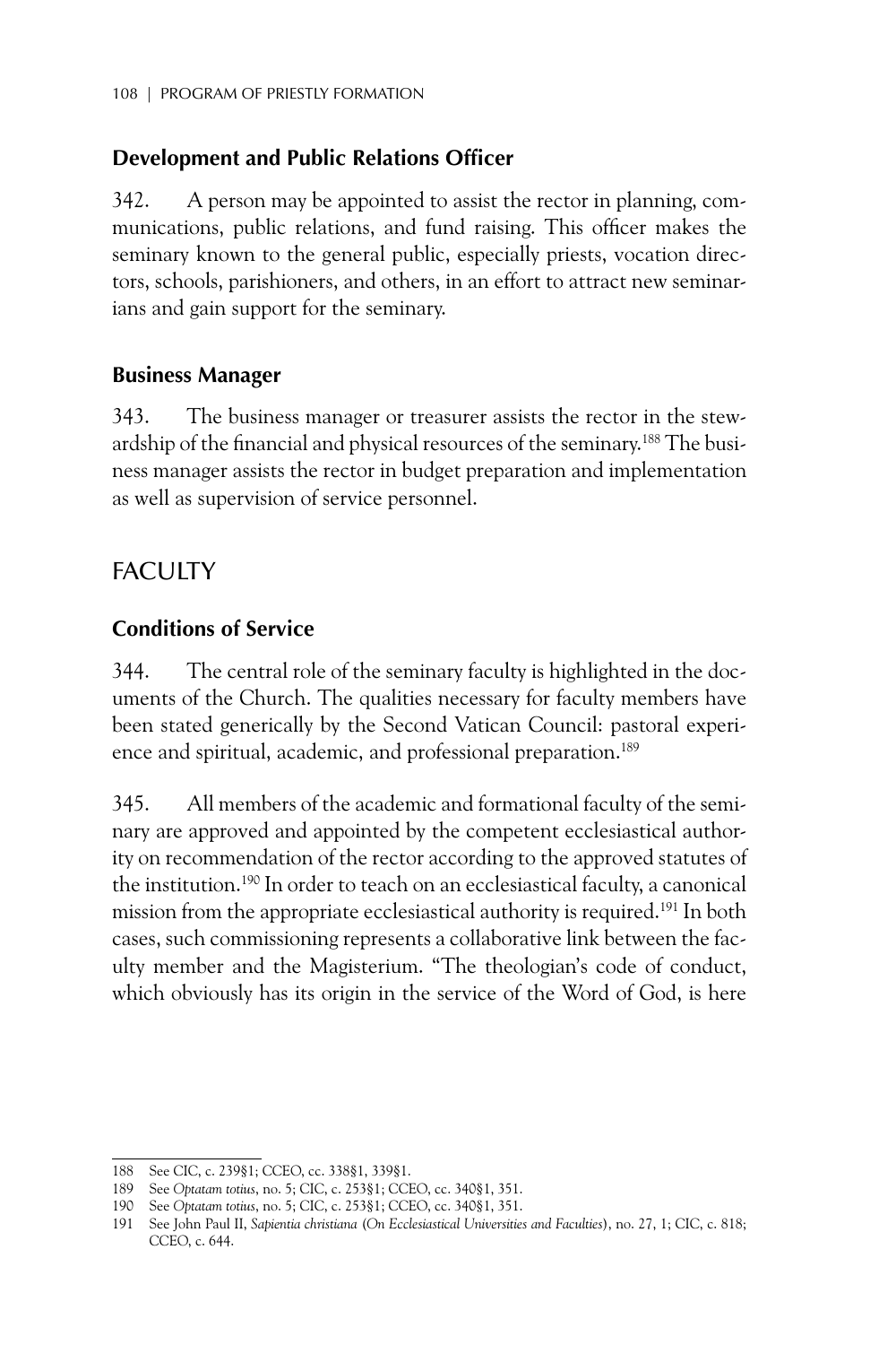### Development and Public Relations Officer

342. A person may be appointed to assist the rector in planning, communications, public relations, and fund raising. This officer makes the seminary known to the general public, especially priests, vocation directors, schools, parishioners, and others, in an effort to attract new seminarians and gain support for the seminary.

### Business Manager

343. The business manager or treasurer assists the rector in the stewardship of the financial and physical resources of the seminary.[188] The business manager assists the rector in budget preparation and implementation as well as supervision of service personnel.

## FACULTY

### Conditions of Service

344. The central role of the seminary faculty is highlighted in the documents of the Church. The qualities necessary for faculty members have been stated generically by the Second Vatican Council: pastoral experience and spiritual, academic, and professional preparation.[189]

345. All members of the academic and formational faculty of the seminary are approved and appointed by the competent ecclesiastical authority on recommendation of the rector according to the approved statutes of the institution.[190] In order to teach on an ecclesiastical faculty, a canonical mission from the appropriate ecclesiastical authority is required.[191] In both cases, such commissioning represents a collaborative link between the faculty member and the Magisterium. "The theologian's code of conduct, which obviously has its origin in the service of the Word of God, is here

---

188 See CIC, c. 239§1; CCEO, cc. 338§1, 339§1.

189 See *Optatam totius*, no. 5; CIC, c. 253§1; CCEO, cc. 340§1, 351.

190 See *Optatam totius*, no. 5; CIC, c. 253§1; CCEO, cc. 340§1, 351.

191 See John Paul II, *Sapientia christiana (On Ecclesiastical Universities and Faculties)*, no. 27, 1; CIC, c. 818; CCEO, c. 644.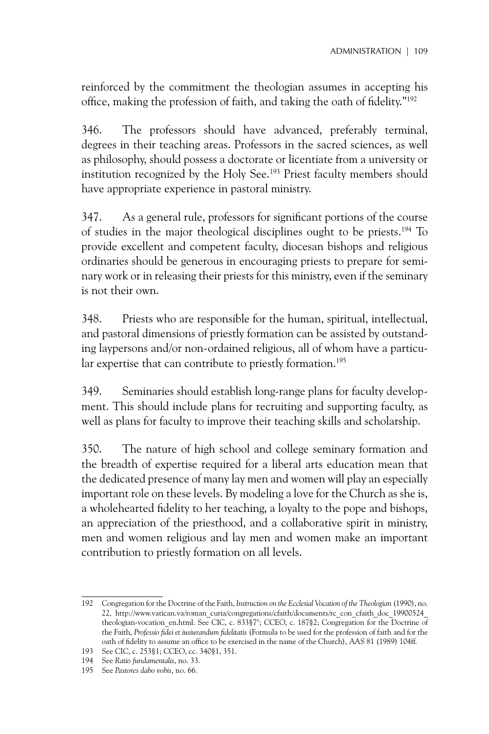reinforced by the commitment the theologian assumes in accepting his office, making the profession of faith, and taking the oath of fidelity."[192]

346. The professors should have advanced, preferably terminal, degrees in their teaching areas. Professors in the sacred sciences, as well as philosophy, should possess a doctorate or licentiate from a university or institution recognized by the Holy See.[193] Priest faculty members should have appropriate experience in pastoral ministry.

347. As a general rule, professors for significant portions of the course of studies in the major theological disciplines ought to be priests.[194] To provide excellent and competent faculty, diocesan bishops and religious ordinaries should be generous in encouraging priests to prepare for seminary work or in releasing their priests for this ministry, even if the seminary is not their own.

348. Priests who are responsible for the human, spiritual, intellectual, and pastoral dimensions of priestly formation can be assisted by outstanding laypersons and/or non-ordained religious, all of whom have a particular expertise that can contribute to priestly formation.[195]

349. Seminaries should establish long-range plans for faculty development. This should include plans for recruiting and supporting faculty, as well as plans for faculty to improve their teaching skills and scholarship.

350. The nature of high school and college seminary formation and the breadth of expertise required for a liberal arts education mean that the dedicated presence of many lay men and women will play an especially important role on these levels. By modeling a love for the Church as she is, a wholehearted fidelity to her teaching, a loyalty to the pope and bishops, an appreciation of the priesthood, and a collaborative spirit in ministry, men and women religious and lay men and women make an important contribution to priestly formation on all levels.

---

192 Congregation for the Doctrine of the Faith, *Instruction on the Ecclesial Vocation of the Theologian* (1990), no. 22, http://www.vatican.va/roman_curia/congregations/cfaith/documents/rc_con_cfaith_doc_19900524_theologian-vocation_en.html. See CIC, c. 833§7°; CCEO, c. 187§2; Congregation for the Doctrine of the Faith, *Professio fidei et iusiurandum fidelitatis* (Formula to be used for the profession of faith and for the oath of fidelity to assume an office to be exercised in the name of the Church), AAS 81 (1989) 104ff.

193 See CIC, c. 253§1; CCEO, cc. 340§1, 351.

194 See *Ratio fundamentalis*, no. 33.

195 See *Pastores dabo vobis*, no. 66.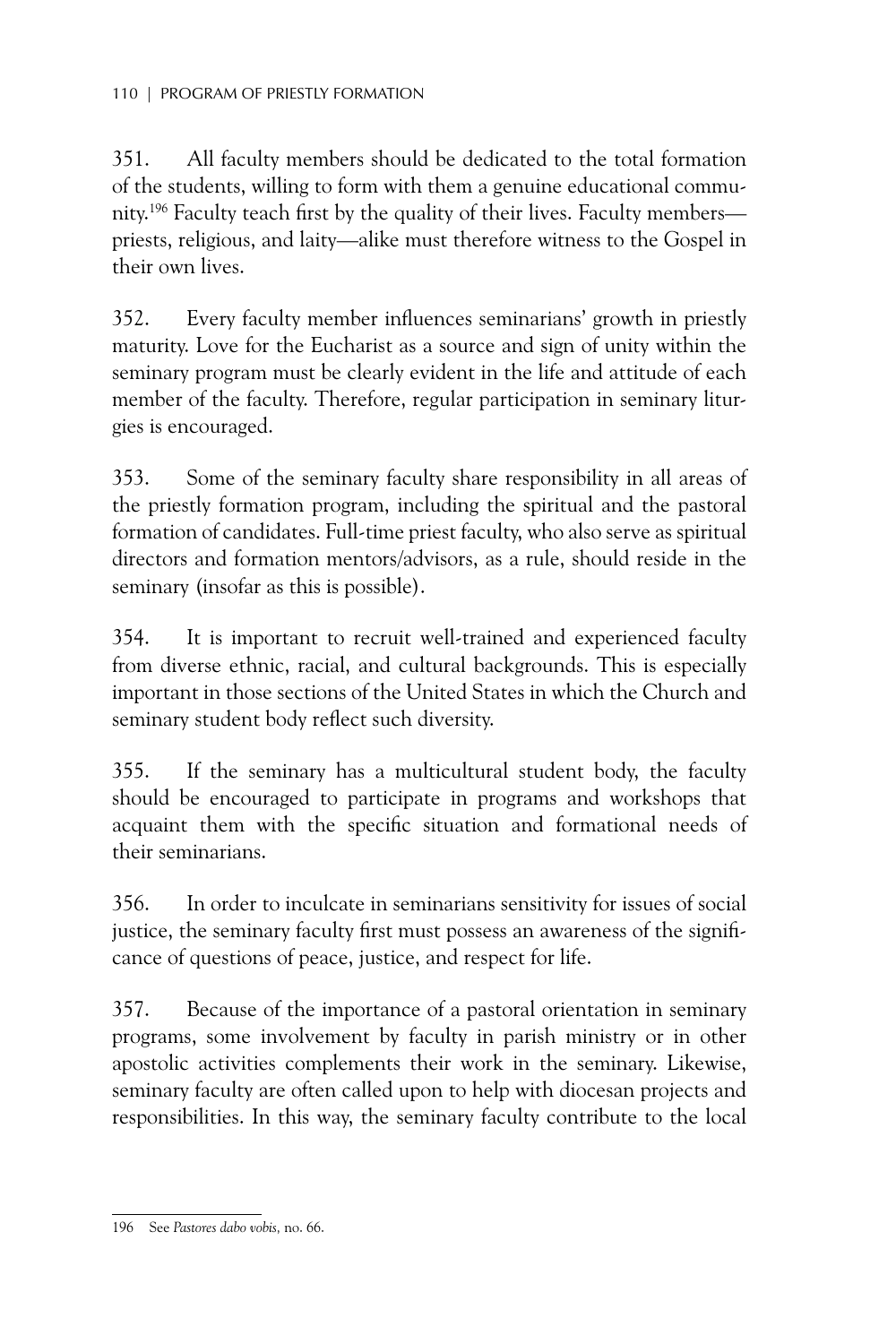351. All faculty members should be dedicated to the total formation of the students, willing to form with them a genuine educational community.[196] Faculty teach first by the quality of their lives. Faculty members—priests, religious, and laity—alike must therefore witness to the Gospel in their own lives.

352. Every faculty member influences seminarians' growth in priestly maturity. Love for the Eucharist as a source and sign of unity within the seminary program must be clearly evident in the life and attitude of each member of the faculty. Therefore, regular participation in seminary liturgies is encouraged.

353. Some of the seminary faculty share responsibility in all areas of the priestly formation program, including the spiritual and the pastoral formation of candidates. Full-time priest faculty, who also serve as spiritual directors and formation mentors/advisors, as a rule, should reside in the seminary (insofar as this is possible).

354. It is important to recruit well-trained and experienced faculty from diverse ethnic, racial, and cultural backgrounds. This is especially important in those sections of the United States in which the Church and seminary student body reflect such diversity.

355. If the seminary has a multicultural student body, the faculty should be encouraged to participate in programs and workshops that acquaint them with the specific situation and formational needs of their seminarians.

356. In order to inculcate in seminarians sensitivity for issues of social justice, the seminary faculty first must possess an awareness of the significance of questions of peace, justice, and respect for life.

357. Because of the importance of a pastoral orientation in seminary programs, some involvement by faculty in parish ministry or in other apostolic activities complements their work in the seminary. Likewise, seminary faculty are often called upon to help with diocesan projects and responsibilities. In this way, the seminary faculty contribute to the local

---

196 See *Pastores dabo vobis*, no. 66.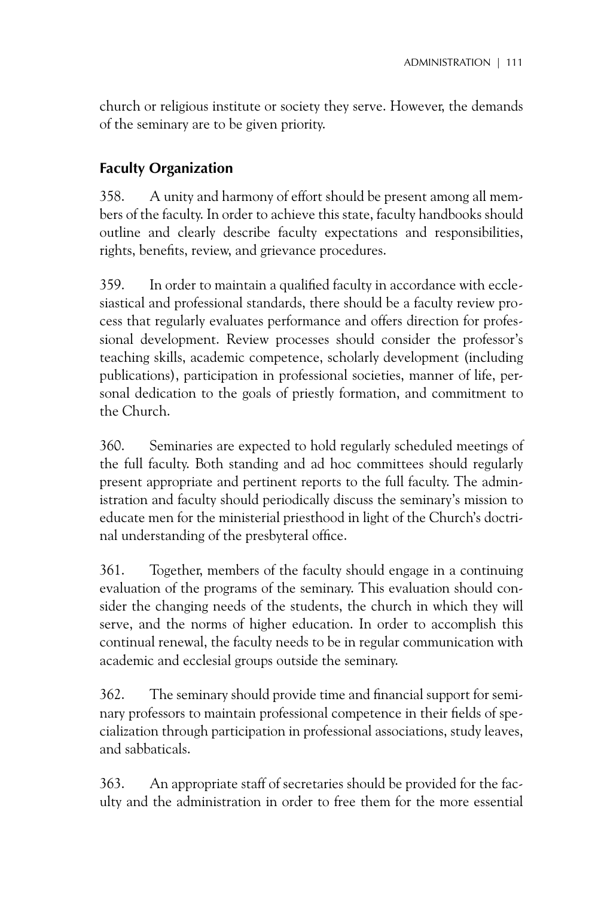church or religious institute or society they serve. However, the demands of the seminary are to be given priority.

## Faculty Organization

358. A unity and harmony of effort should be present among all members of the faculty. In order to achieve this state, faculty handbooks should outline and clearly describe faculty expectations and responsibilities, rights, benefits, review, and grievance procedures.

359. In order to maintain a qualified faculty in accordance with ecclesiastical and professional standards, there should be a faculty review process that regularly evaluates performance and offers direction for professional development. Review processes should consider the professor's teaching skills, academic competence, scholarly development (including publications), participation in professional societies, manner of life, personal dedication to the goals of priestly formation, and commitment to the Church.

360. Seminaries are expected to hold regularly scheduled meetings of the full faculty. Both standing and ad hoc committees should regularly present appropriate and pertinent reports to the full faculty. The administration and faculty should periodically discuss the seminary's mission to educate men for the ministerial priesthood in light of the Church's doctrinal understanding of the presbyteral office.

361. Together, members of the faculty should engage in a continuing evaluation of the programs of the seminary. This evaluation should consider the changing needs of the students, the church in which they will serve, and the norms of higher education. In order to accomplish this continual renewal, the faculty needs to be in regular communication with academic and ecclesial groups outside the seminary.

362. The seminary should provide time and financial support for seminary professors to maintain professional competence in their fields of specialization through participation in professional associations, study leaves, and sabbaticals.

363. An appropriate staff of secretaries should be provided for the faculty and the administration in order to free them for the more essential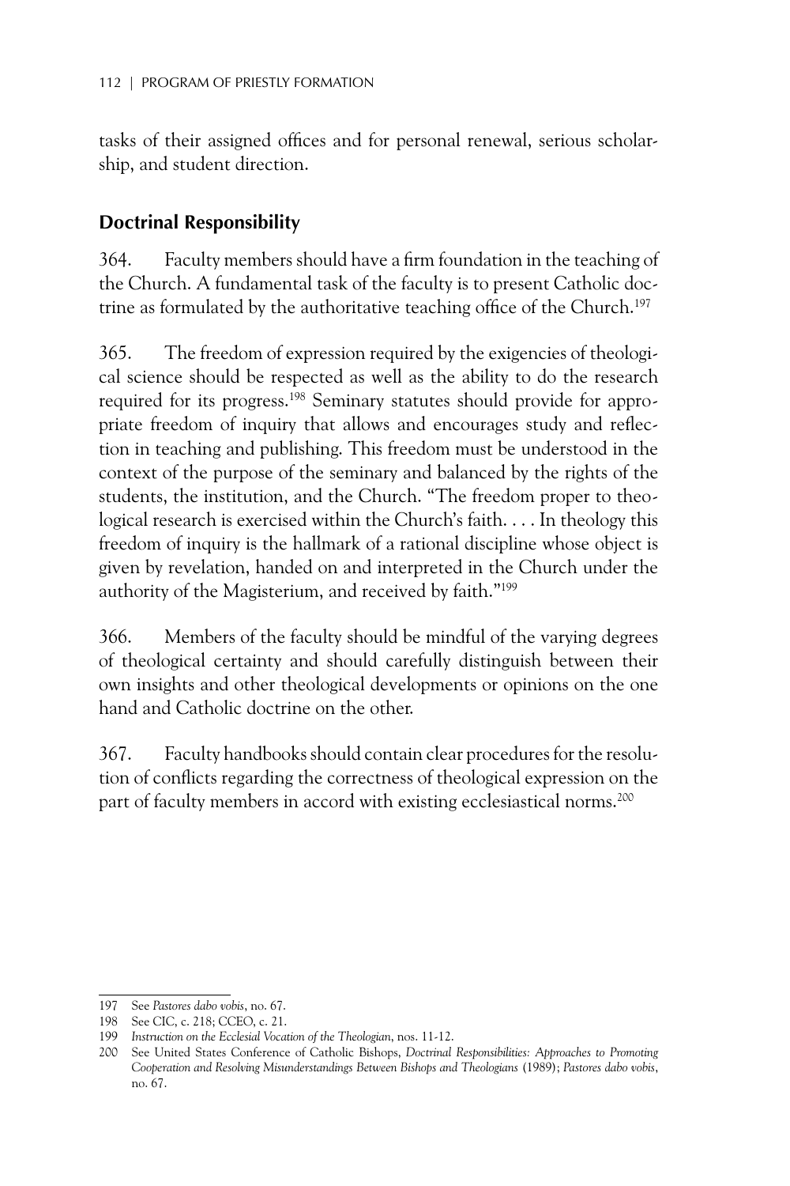tasks of their assigned offices and for personal renewal, serious scholarship, and student direction.

## Doctrinal Responsibility

364. Faculty members should have a firm foundation in the teaching of the Church. A fundamental task of the faculty is to present Catholic doctrine as formulated by the authoritative teaching office of the Church.[197]

365. The freedom of expression required by the exigencies of theological science should be respected as well as the ability to do the research required for its progress.[198] Seminary statutes should provide for appropriate freedom of inquiry that allows and encourages study and reflection in teaching and publishing. This freedom must be understood in the context of the purpose of the seminary and balanced by the rights of the students, the institution, and the Church. "The freedom proper to theological research is exercised within the Church's faith. . . . In theology this freedom of inquiry is the hallmark of a rational discipline whose object is given by revelation, handed on and interpreted in the Church under the authority of the Magisterium, and received by faith."[199]

366. Members of the faculty should be mindful of the varying degrees of theological certainty and should carefully distinguish between their own insights and other theological developments or opinions on the one hand and Catholic doctrine on the other.

367. Faculty handbooks should contain clear procedures for the resolution of conflicts regarding the correctness of theological expression on the part of faculty members in accord with existing ecclesiastical norms.[200]

---

197 See *Pastores dabo vobis*, no. 67.

198 See CIC, c. 218; CCEO, c. 21.

199 *Instruction on the Ecclesial Vocation of the Theologian*, nos. 11-12.

200 See United States Conference of Catholic Bishops, *Doctrinal Responsibilities: Approaches to Promoting Cooperation and Resolving Misunderstandings Between Bishops and Theologians* (1989); *Pastores dabo vobis*, no. 67.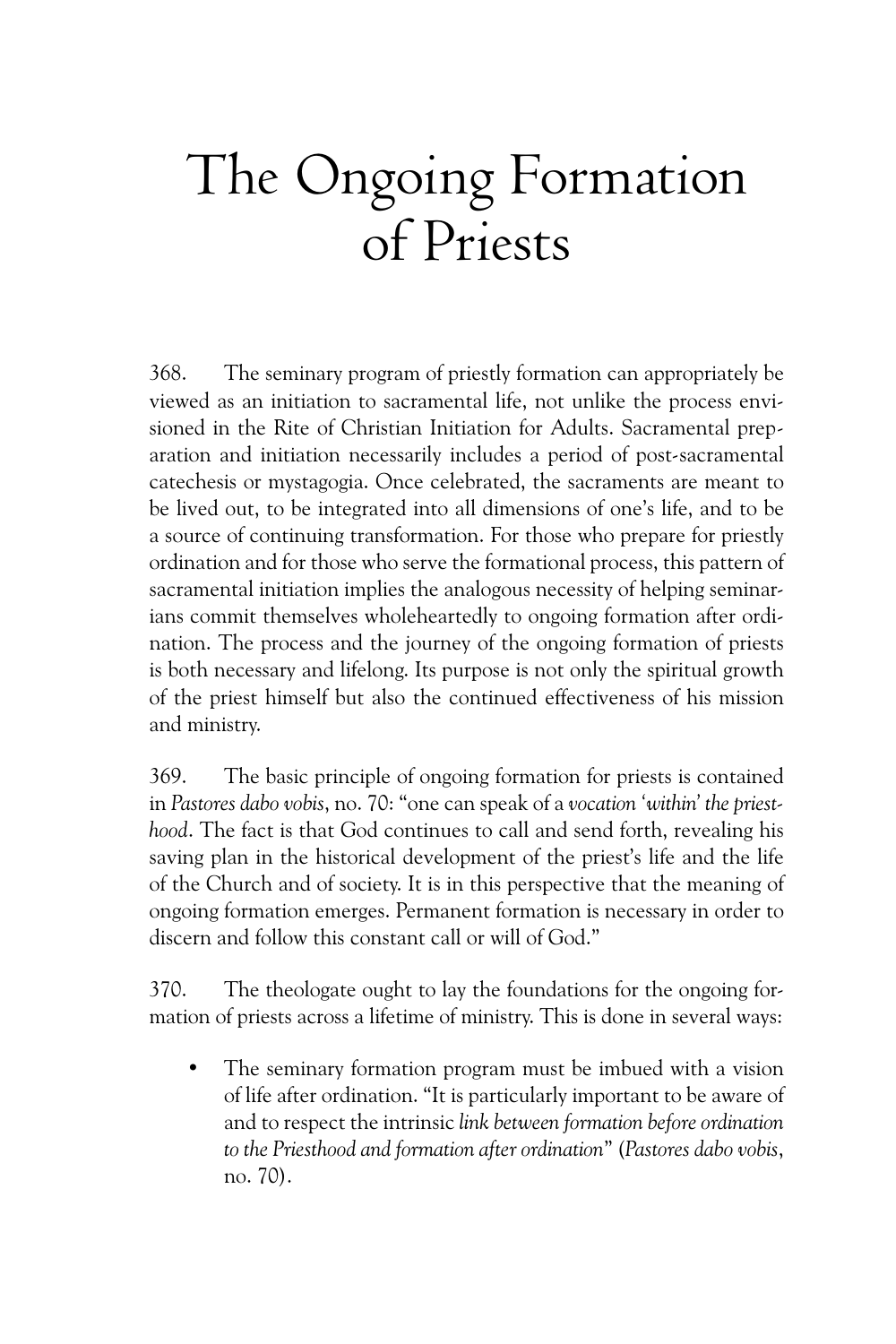# The Ongoing Formation of Priests

368. The seminary program of priestly formation can appropriately be viewed as an initiation to sacramental life, not unlike the process envisioned in the Rite of Christian Initiation for Adults. Sacramental preparation and initiation necessarily includes a period of post-sacramental catechesis or mystagogia. Once celebrated, the sacraments are meant to be lived out, to be integrated into all dimensions of one's life, and to be a source of continuing transformation. For those who prepare for priestly ordination and for those who serve the formational process, this pattern of sacramental initiation implies the analogous necessity of helping seminarians commit themselves wholeheartedly to ongoing formation after ordination. The process and the journey of the ongoing formation of priests is both necessary and lifelong. Its purpose is not only the spiritual growth of the priest himself but also the continued effectiveness of his mission and ministry.

369. The basic principle of ongoing formation for priests is contained in *Pastores dabo vobis*, no. 70: "one can speak of a *vocation 'within' the priesthood*. The fact is that God continues to call and send forth, revealing his saving plan in the historical development of the priest's life and the life of the Church and of society. It is in this perspective that the meaning of ongoing formation emerges. Permanent formation is necessary in order to discern and follow this constant call or will of God."

370. The theologate ought to lay the foundations for the ongoing formation of priests across a lifetime of ministry. This is done in several ways:

- The seminary formation program must be imbued with a vision of life after ordination. "It is particularly important to be aware of and to respect the intrinsic *link between formation before ordination to the Priesthood and formation after ordination*" (*Pastores dabo vobis*, no. 70).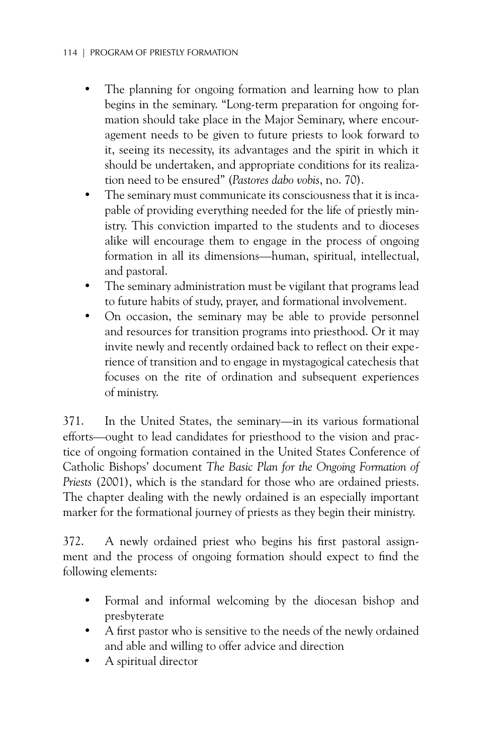- The planning for ongoing formation and learning how to plan begins in the seminary. "Long-term preparation for ongoing formation should take place in the Major Seminary, where encouragement needs to be given to future priests to look forward to it, seeing its necessity, its advantages and the spirit in which it should be undertaken, and appropriate conditions for its realization need to be ensured" (*Pastores dabo vobis*, no. 70).
- The seminary must communicate its consciousness that it is incapable of providing everything needed for the life of priestly ministry. This conviction imparted to the students and to dioceses alike will encourage them to engage in the process of ongoing formation in all its dimensions—human, spiritual, intellectual, and pastoral.
- The seminary administration must be vigilant that programs lead to future habits of study, prayer, and formational involvement.
- On occasion, the seminary may be able to provide personnel and resources for transition programs into priesthood. Or it may invite newly and recently ordained back to reflect on their experience of transition and to engage in mystagogical catechesis that focuses on the rite of ordination and subsequent experiences of ministry.

371. In the United States, the seminary—in its various formational efforts—ought to lead candidates for priesthood to the vision and practice of ongoing formation contained in the United States Conference of Catholic Bishops' document *The Basic Plan for the Ongoing Formation of Priests* (2001), which is the standard for those who are ordained priests. The chapter dealing with the newly ordained is an especially important marker for the formational journey of priests as they begin their ministry.

372. A newly ordained priest who begins his first pastoral assignment and the process of ongoing formation should expect to find the following elements:

- Formal and informal welcoming by the diocesan bishop and presbyterate
- A first pastor who is sensitive to the needs of the newly ordained and able and willing to offer advice and direction
- A spiritual director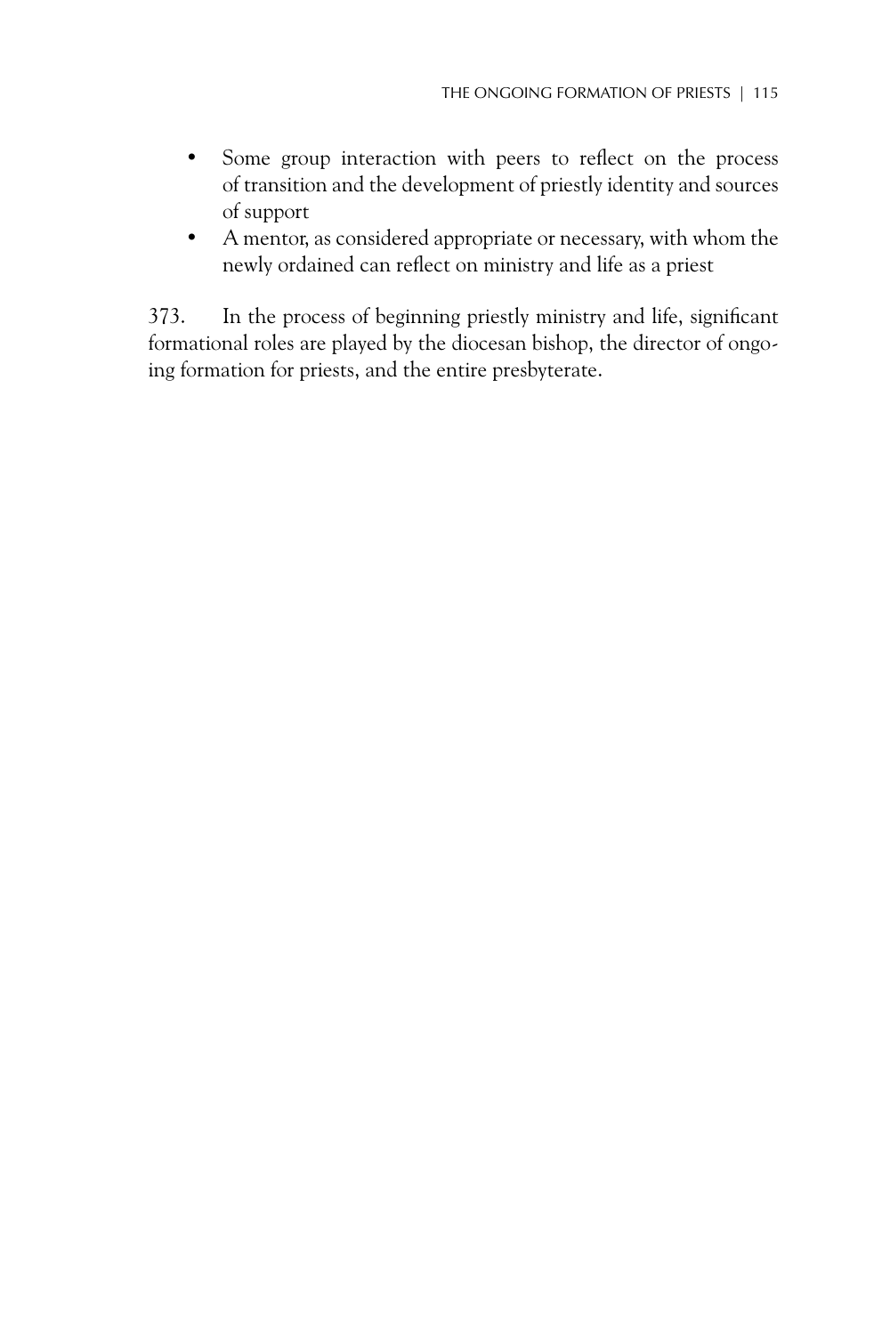- Some group interaction with peers to reflect on the process of transition and the development of priestly identity and sources of support
- A mentor, as considered appropriate or necessary, with whom the newly ordained can reflect on ministry and life as a priest

373. In the process of beginning priestly ministry and life, significant formational roles are played by the diocesan bishop, the director of ongoing formation for priests, and the entire presbyterate.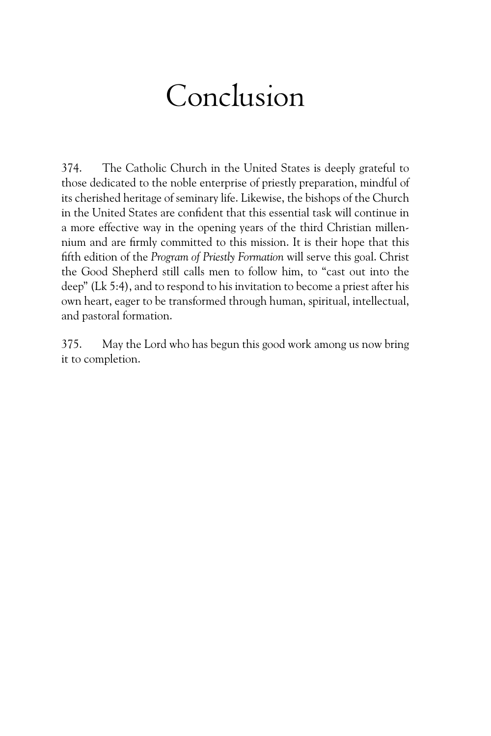# Conclusion

374. The Catholic Church in the United States is deeply grateful to those dedicated to the noble enterprise of priestly preparation, mindful of its cherished heritage of seminary life. Likewise, the bishops of the Church in the United States are confident that this essential task will continue in a more effective way in the opening years of the third Christian millennium and are firmly committed to this mission. It is their hope that this fifth edition of the *Program of Priestly Formation* will serve this goal. Christ the Good Shepherd still calls men to follow him, to "cast out into the deep" (Lk 5:4), and to respond to his invitation to become a priest after his own heart, eager to be transformed through human, spiritual, intellectual, and pastoral formation.

375. May the Lord who has begun this good work among us now bring it to completion.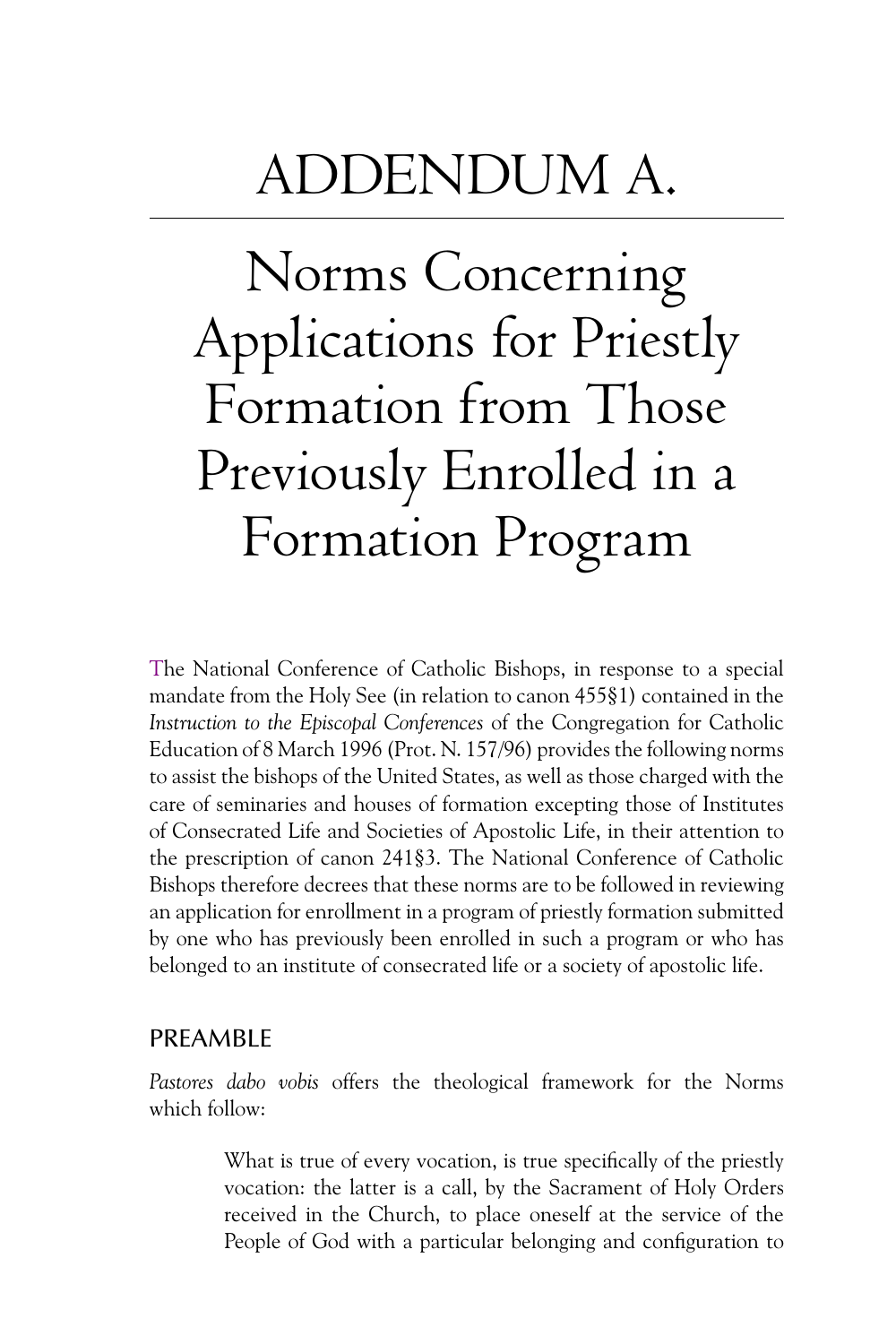# ADDENDUM A.

# Norms Concerning Applications for Priestly Formation from Those Previously Enrolled in a Formation Program

The National Conference of Catholic Bishops, in response to a special mandate from the Holy See (in relation to canon 455§1) contained in the *Instruction to the Episcopal Conferences* of the Congregation for Catholic Education of 8 March 1996 (Prot. N. 157/96) provides the following norms to assist the bishops of the United States, as well as those charged with the care of seminaries and houses of formation excepting those of Institutes of Consecrated Life and Societies of Apostolic Life, in their attention to the prescription of canon 241§3. The National Conference of Catholic Bishops therefore decrees that these norms are to be followed in reviewing an application for enrollment in a program of priestly formation submitted by one who has previously been enrolled in such a program or who has belonged to an institute of consecrated life or a society of apostolic life.

## PREAMBLE

*Pastores dabo vobis* offers the theological framework for the Norms which follow:

> What is true of every vocation, is true specifically of the priestly vocation: the latter is a call, by the Sacrament of Holy Orders received in the Church, to place oneself at the service of the People of God with a particular belonging and configuration to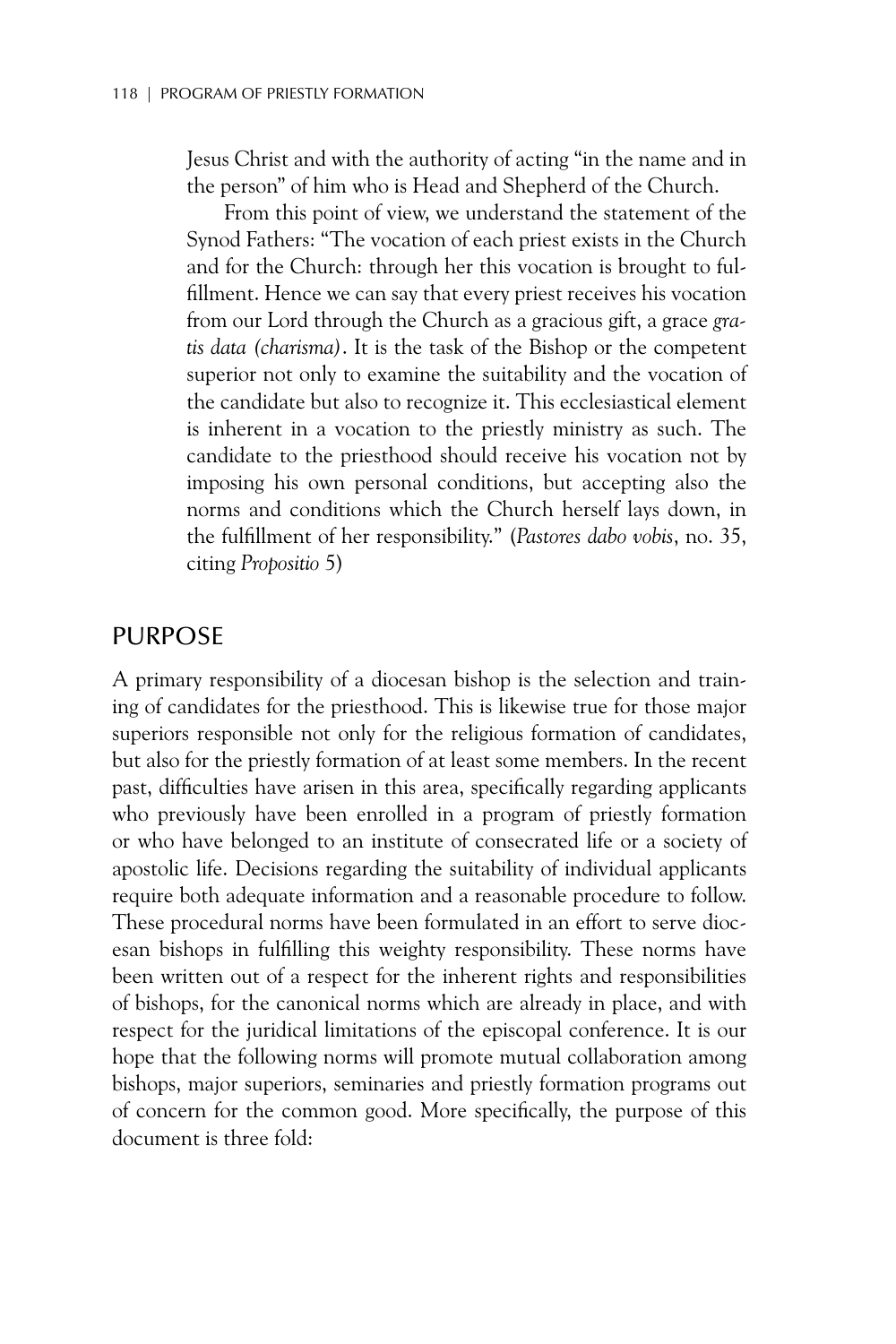Jesus Christ and with the authority of acting "in the name and in the person" of him who is Head and Shepherd of the Church.

From this point of view, we understand the statement of the Synod Fathers: "The vocation of each priest exists in the Church and for the Church: through her this vocation is brought to fulfillment. Hence we can say that every priest receives his vocation from our Lord through the Church as a gracious gift, a grace *gratis data (charisma)*. It is the task of the Bishop or the competent superior not only to examine the suitability and the vocation of the candidate but also to recognize it. This ecclesiastical element is inherent in a vocation to the priestly ministry as such. The candidate to the priesthood should receive his vocation not by imposing his own personal conditions, but accepting also the norms and conditions which the Church herself lays down, in the fulfillment of her responsibility." (*Pastores dabo vobis*, no. 35, citing *Propositio* 5)

## PURPOSE

A primary responsibility of a diocesan bishop is the selection and training of candidates for the priesthood. This is likewise true for those major superiors responsible not only for the religious formation of candidates, but also for the priestly formation of at least some members. In the recent past, difficulties have arisen in this area, specifically regarding applicants who previously have been enrolled in a program of priestly formation or who have belonged to an institute of consecrated life or a society of apostolic life. Decisions regarding the suitability of individual applicants require both adequate information and a reasonable procedure to follow. These procedural norms have been formulated in an effort to serve diocesan bishops in fulfilling this weighty responsibility. These norms have been written out of a respect for the inherent rights and responsibilities of bishops, for the canonical norms which are already in place, and with respect for the juridical limitations of the episcopal conference. It is our hope that the following norms will promote mutual collaboration among bishops, major superiors, seminaries and priestly formation programs out of concern for the common good. More specifically, the purpose of this document is three fold: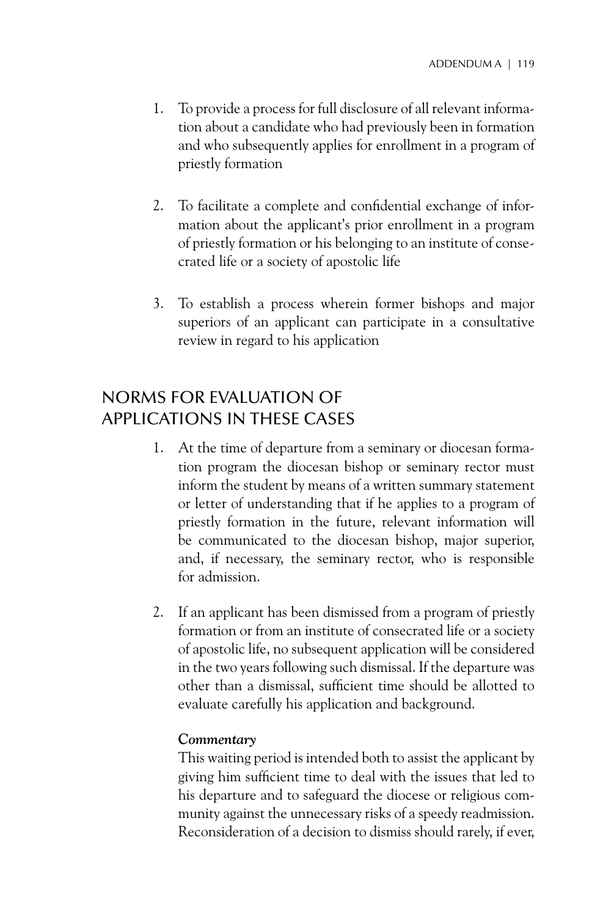1. To provide a process for full disclosure of all relevant information about a candidate who had previously been in formation and who subsequently applies for enrollment in a program of priestly formation

2. To facilitate a complete and confidential exchange of information about the applicant's prior enrollment in a program of priestly formation or his belonging to an institute of consecrated life or a society of apostolic life

3. To establish a process wherein former bishops and major superiors of an applicant can participate in a consultative review in regard to his application

## NORMS FOR EVALUATION OF APPLICATIONS IN THESE CASES

1. At the time of departure from a seminary or diocesan formation program the diocesan bishop or seminary rector must inform the student by means of a written summary statement or letter of understanding that if he applies to a program of priestly formation in the future, relevant information will be communicated to the diocesan bishop, major superior, and, if necessary, the seminary rector, who is responsible for admission.

2. If an applicant has been dismissed from a program of priestly formation or from an institute of consecrated life or a society of apostolic life, no subsequent application will be considered in the two years following such dismissal. If the departure was other than a dismissal, sufficient time should be allotted to evaluate carefully his application and background.

   ***Commentary***
   This waiting period is intended both to assist the applicant by giving him sufficient time to deal with the issues that led to his departure and to safeguard the diocese or religious community against the unnecessary risks of a speedy readmission. Reconsideration of a decision to dismiss should rarely, if ever,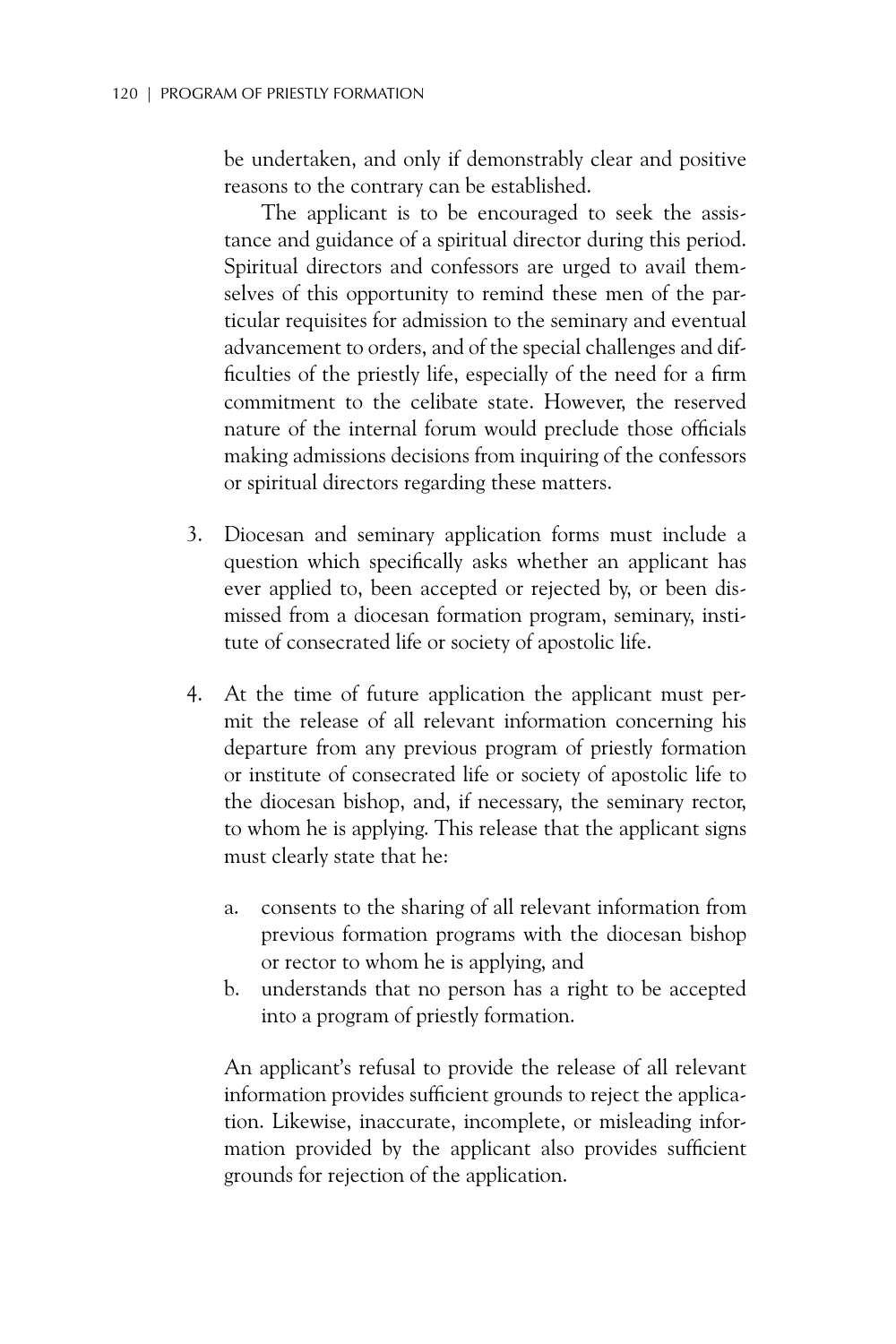be undertaken, and only if demonstrably clear and positive reasons to the contrary can be established.

The applicant is to be encouraged to seek the assistance and guidance of a spiritual director during this period. Spiritual directors and confessors are urged to avail themselves of this opportunity to remind these men of the particular requisites for admission to the seminary and eventual advancement to orders, and of the special challenges and difficulties of the priestly life, especially of the need for a firm commitment to the celibate state. However, the reserved nature of the internal forum would preclude those officials making admissions decisions from inquiring of the confessors or spiritual directors regarding these matters.

3. Diocesan and seminary application forms must include a question which specifically asks whether an applicant has ever applied to, been accepted or rejected by, or been dismissed from a diocesan formation program, seminary, institute of consecrated life or society of apostolic life.

4. At the time of future application the applicant must permit the release of all relevant information concerning his departure from any previous program of priestly formation or institute of consecrated life or society of apostolic life to the diocesan bishop, and, if necessary, the seminary rector, to whom he is applying. This release that the applicant signs must clearly state that he:

   a. consents to the sharing of all relevant information from previous formation programs with the diocesan bishop or rector to whom he is applying, and
   b. understands that no person has a right to be accepted into a program of priestly formation.

   An applicant's refusal to provide the release of all relevant information provides sufficient grounds to reject the application. Likewise, inaccurate, incomplete, or misleading information provided by the applicant also provides sufficient grounds for rejection of the application.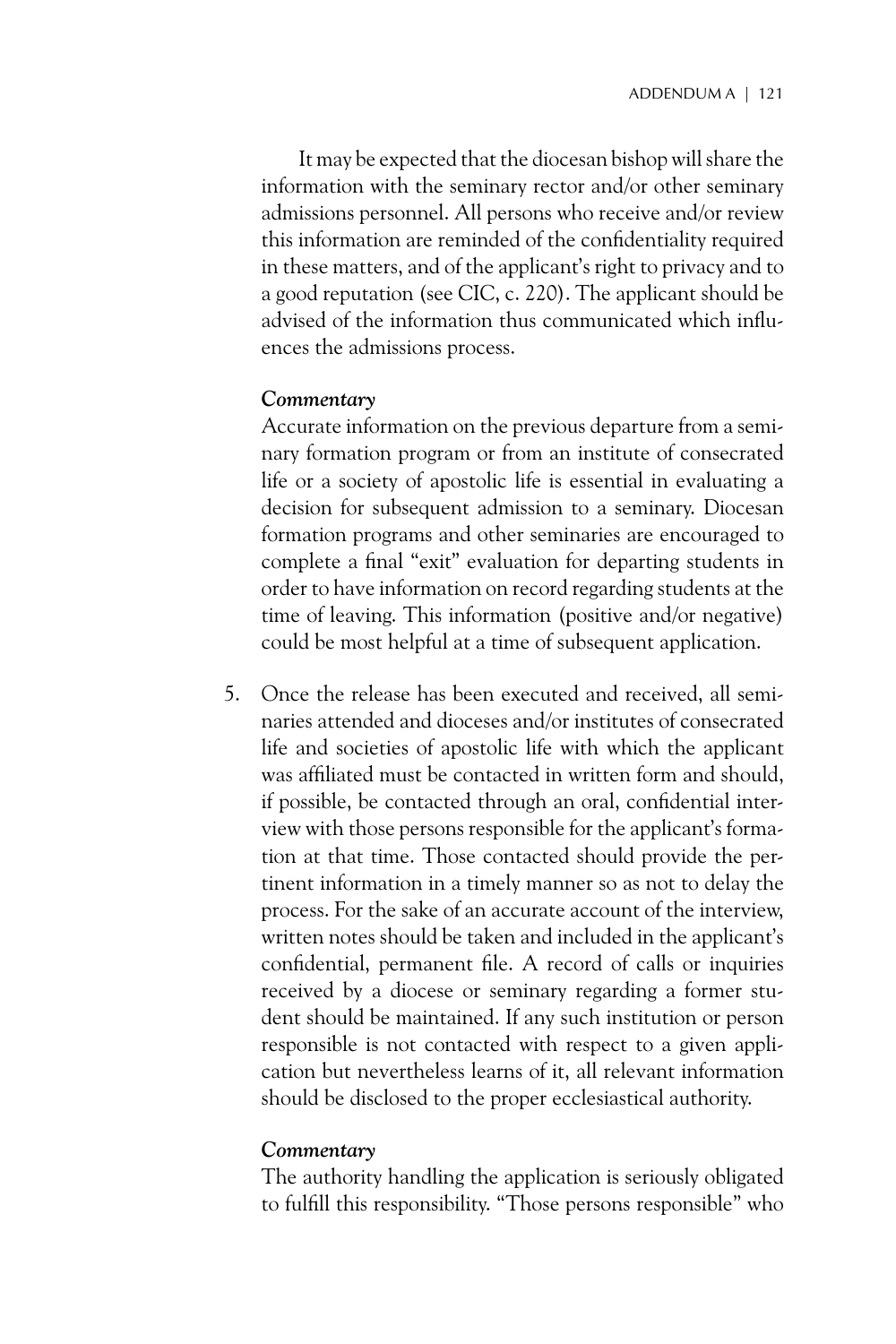It may be expected that the diocesan bishop will share the information with the seminary rector and/or other seminary admissions personnel. All persons who receive and/or review this information are reminded of the confidentiality required in these matters, and of the applicant's right to privacy and to a good reputation (see CIC, c. 220). The applicant should be advised of the information thus communicated which influences the admissions process.

***Commentary***

Accurate information on the previous departure from a seminary formation program or from an institute of consecrated life or a society of apostolic life is essential in evaluating a decision for subsequent admission to a seminary. Diocesan formation programs and other seminaries are encouraged to complete a final "exit" evaluation for departing students in order to have information on record regarding students at the time of leaving. This information (positive and/or negative) could be most helpful at a time of subsequent application.

5. Once the release has been executed and received, all seminaries attended and dioceses and/or institutes of consecrated life and societies of apostolic life with which the applicant was affiliated must be contacted in written form and should, if possible, be contacted through an oral, confidential interview with those persons responsible for the applicant's formation at that time. Those contacted should provide the pertinent information in a timely manner so as not to delay the process. For the sake of an accurate account of the interview, written notes should be taken and included in the applicant's confidential, permanent file. A record of calls or inquiries received by a diocese or seminary regarding a former student should be maintained. If any such institution or person responsible is not contacted with respect to a given application but nevertheless learns of it, all relevant information should be disclosed to the proper ecclesiastical authority.

   ***Commentary***

   The authority handling the application is seriously obligated to fulfill this responsibility. "Those persons responsible" who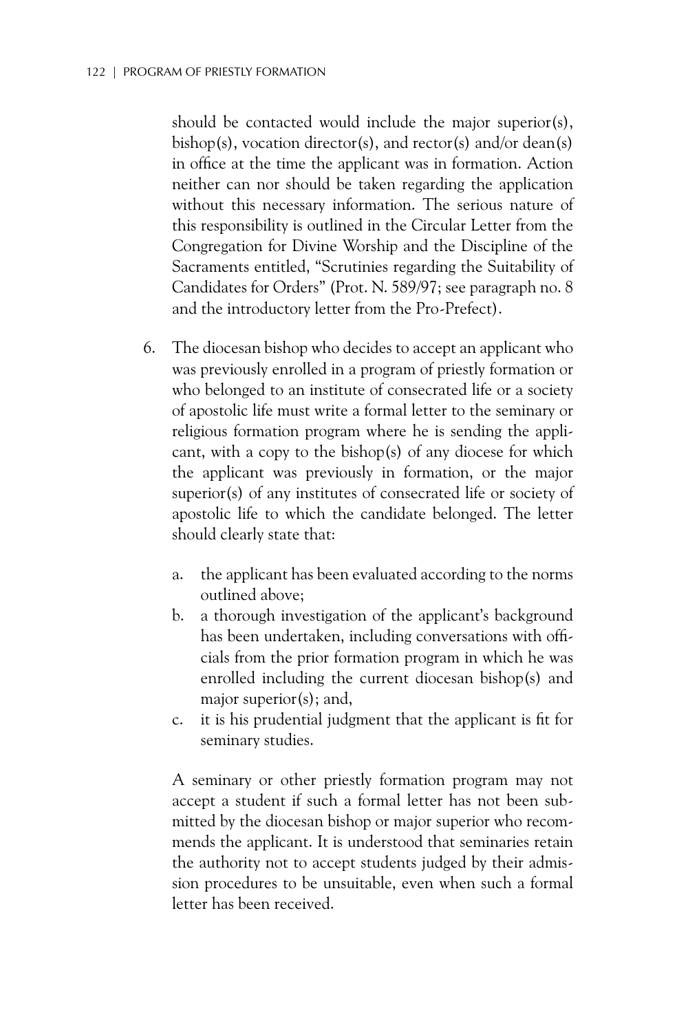should be contacted would include the major superior(s), bishop(s), vocation director(s), and rector(s) and/or dean(s) in office at the time the applicant was in formation. Action neither can nor should be taken regarding the application without this necessary information. The serious nature of this responsibility is outlined in the Circular Letter from the Congregation for Divine Worship and the Discipline of the Sacraments entitled, "Scrutinies regarding the Suitability of Candidates for Orders" (Prot. N. 589/97; see paragraph no. 8 and the introductory letter from the Pro-Prefect).

6. The diocesan bishop who decides to accept an applicant who was previously enrolled in a program of priestly formation or who belonged to an institute of consecrated life or a society of apostolic life must write a formal letter to the seminary or religious formation program where he is sending the applicant, with a copy to the bishop(s) of any diocese for which the applicant was previously in formation, or the major superior(s) of any institutes of consecrated life or society of apostolic life to which the candidate belonged. The letter should clearly state that:

   a. the applicant has been evaluated according to the norms outlined above;
   b. a thorough investigation of the applicant's background has been undertaken, including conversations with officials from the prior formation program in which he was enrolled including the current diocesan bishop(s) and major superior(s); and,
   c. it is his prudential judgment that the applicant is fit for seminary studies.

   A seminary or other priestly formation program may not accept a student if such a formal letter has not been submitted by the diocesan bishop or major superior who recommends the applicant. It is understood that seminaries retain the authority not to accept students judged by their admission procedures to be unsuitable, even when such a formal letter has been received.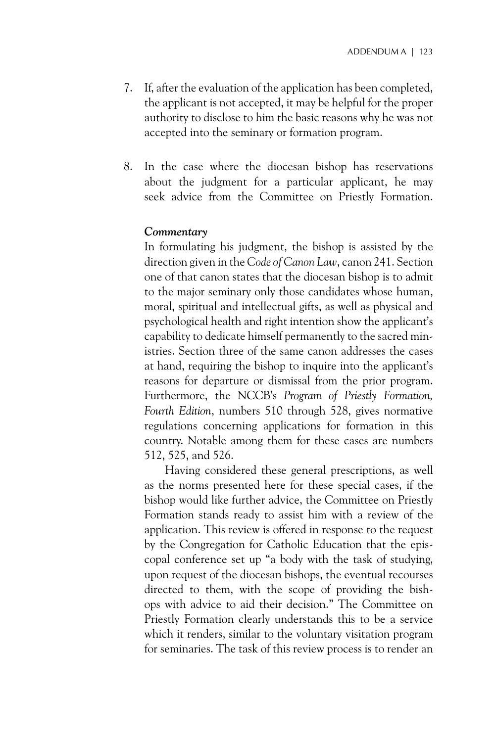7. If, after the evaluation of the application has been completed, the applicant is not accepted, it may be helpful for the proper authority to disclose to him the basic reasons why he was not accepted into the seminary or formation program.

8. In the case where the diocesan bishop has reservations about the judgment for a particular applicant, he may seek advice from the Committee on Priestly Formation.

***Commentary***

In formulating his judgment, the bishop is assisted by the direction given in the *Code of Canon Law*, canon 241. Section one of that canon states that the diocesan bishop is to admit to the major seminary only those candidates whose human, moral, spiritual and intellectual gifts, as well as physical and psychological health and right intention show the applicant's capability to dedicate himself permanently to the sacred ministries. Section three of the same canon addresses the cases at hand, requiring the bishop to inquire into the applicant's reasons for departure or dismissal from the prior program. Furthermore, the NCCB's *Program of Priestly Formation, Fourth Edition*, numbers 510 through 528, gives normative regulations concerning applications for formation in this country. Notable among them for these cases are numbers 512, 525, and 526.

Having considered these general prescriptions, as well as the norms presented here for these special cases, if the bishop would like further advice, the Committee on Priestly Formation stands ready to assist him with a review of the application. This review is offered in response to the request by the Congregation for Catholic Education that the episcopal conference set up "a body with the task of studying, upon request of the diocesan bishops, the eventual recourses directed to them, with the scope of providing the bishops with advice to aid their decision." The Committee on Priestly Formation clearly understands this to be a service which it renders, similar to the voluntary visitation program for seminaries. The task of this review process is to render an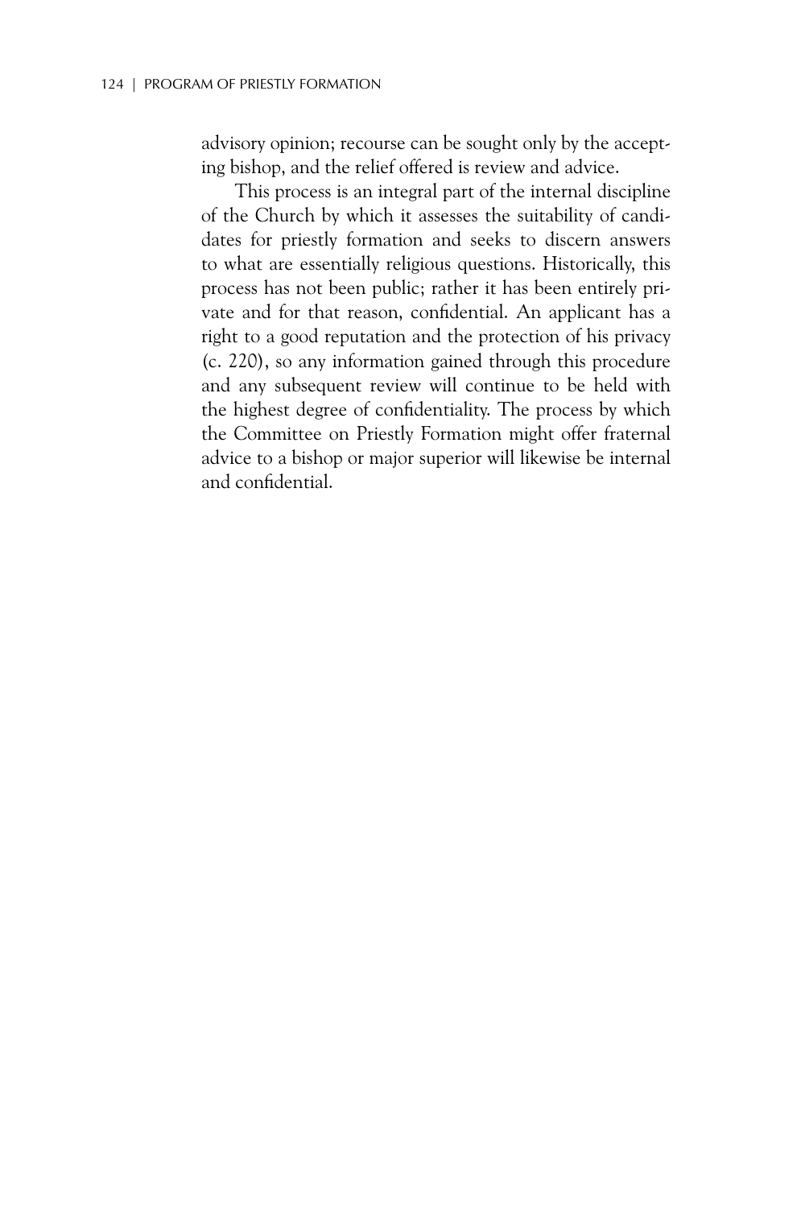advisory opinion; recourse can be sought only by the accepting bishop, and the relief offered is review and advice.

This process is an integral part of the internal discipline of the Church by which it assesses the suitability of candidates for priestly formation and seeks to discern answers to what are essentially religious questions. Historically, this process has not been public; rather it has been entirely private and for that reason, confidential. An applicant has a right to a good reputation and the protection of his privacy (c. 220), so any information gained through this procedure and any subsequent review will continue to be held with the highest degree of confidentiality. The process by which the Committee on Priestly Formation might offer fraternal advice to a bishop or major superior will likewise be internal and confidential.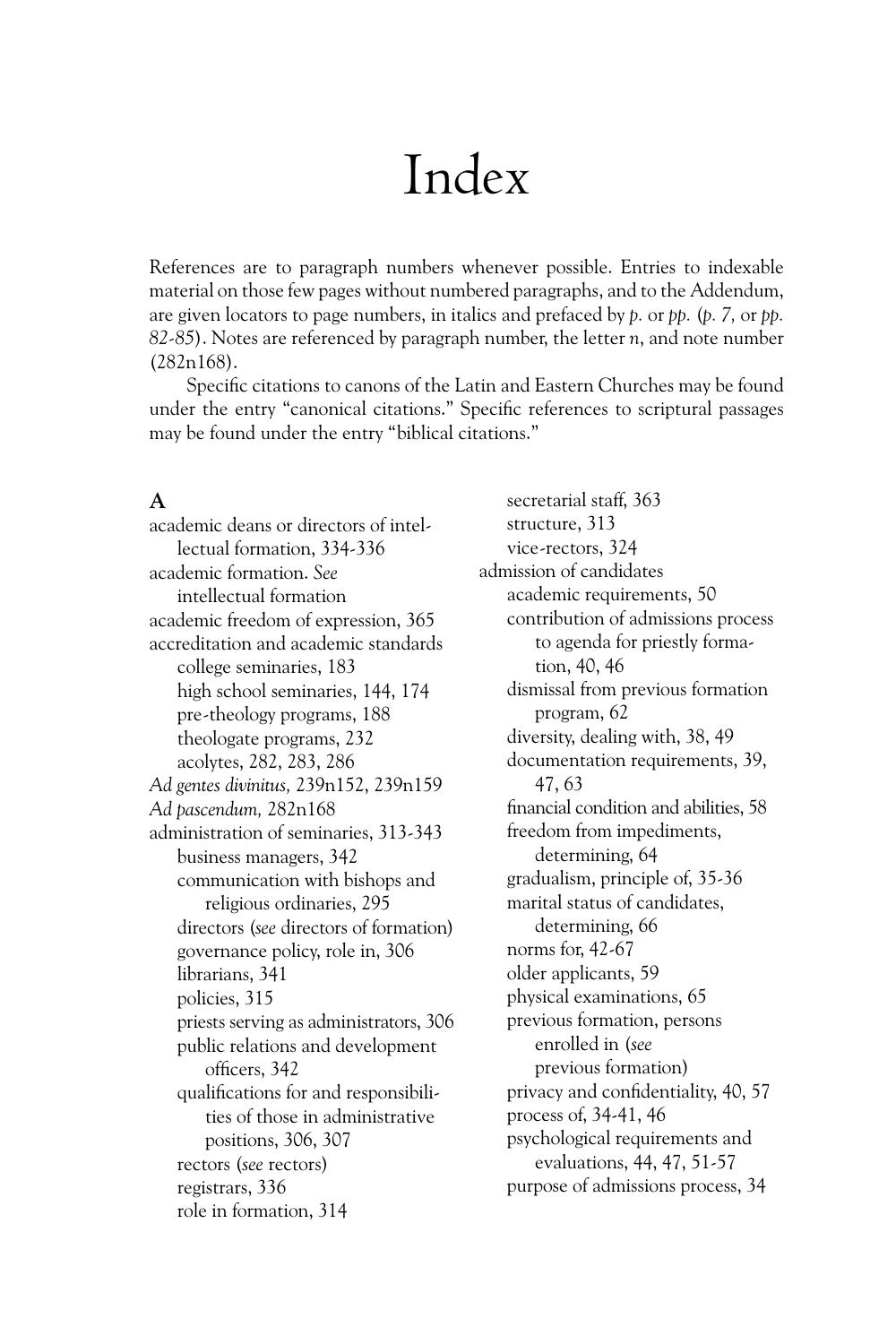# Index

References are to paragraph numbers whenever possible. Entries to indexable material on those few pages without numbered paragraphs, and to the Addendum, are given locators to page numbers, in italics and prefaced by *p.* or *pp.* (*p. 7,* or *pp. 82-85*). Notes are referenced by paragraph number, the letter *n*, and note number (282n168).

Specific citations to canons of the Latin and Eastern Churches may be found under the entry "canonical citations." Specific references to scriptural passages may be found under the entry "biblical citations."

## A

academic deans or directors of intellectual formation, 334-336
academic formation. *See* intellectual formation
academic freedom of expression, 365
accreditation and academic standards
- college seminaries, 183
- high school seminaries, 144, 174
- pre-theology programs, 188
- theologate programs, 232
- acolytes, 282, 283, 286

*Ad gentes divinitus,* 239n152, 239n159
*Ad pascendum,* 282n168
administration of seminaries, 313-343
- business managers, 342
- communication with bishops and religious ordinaries, 295
- directors (*see* directors of formation)
- governance policy, role in, 306
- librarians, 341
- policies, 315
- priests serving as administrators, 306
- public relations and development officers, 342
- qualifications for and responsibilities of those in administrative positions, 306, 307
- rectors (*see* rectors)
- registrars, 336
- role in formation, 314
- secretarial staff, 363
- structure, 313
- vice-rectors, 324

admission of candidates
- academic requirements, 50
- contribution of admissions process to agenda for priestly formation, 40, 46
- dismissal from previous formation program, 62
- diversity, dealing with, 38, 49
- documentation requirements, 39, 47, 63
- financial condition and abilities, 58
- freedom from impediments, determining, 64
- gradualism, principle of, 35-36
- marital status of candidates, determining, 66
- norms for, 42-67
- older applicants, 59
- physical examinations, 65
- previous formation, persons enrolled in (*see* previous formation)
- privacy and confidentiality, 40, 57
- process of, 34-41, 46
- psychological requirements and evaluations, 44, 47, 51-57
- purpose of admissions process, 34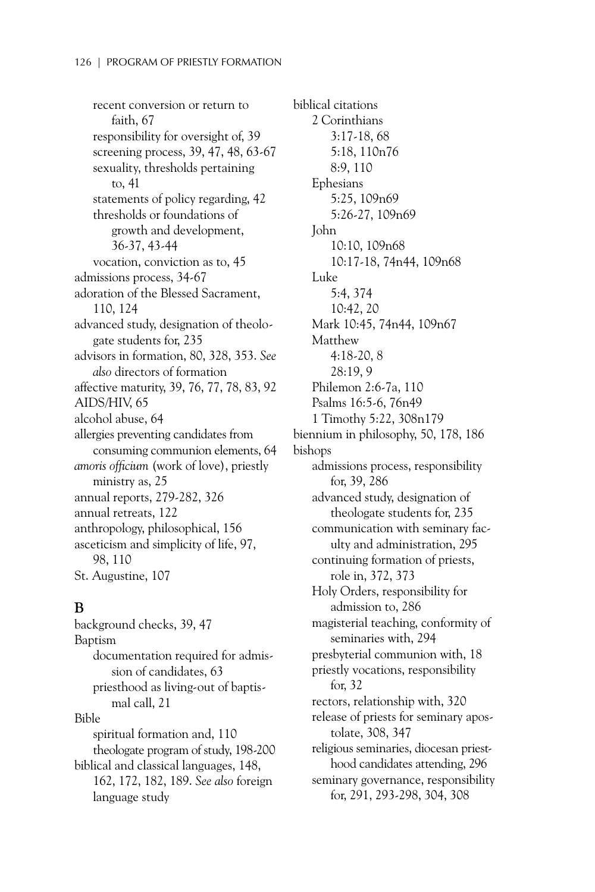recent conversion or return to faith, 67
responsibility for oversight of, 39
screening process, 39, 47, 48, 63-67
sexuality, thresholds pertaining to, 41
statements of policy regarding, 42
thresholds or foundations of growth and development, 36-37, 43-44
vocation, conviction as to, 45

admissions process, 34-67

adoration of the Blessed Sacrament, 110, 124

advanced study, designation of theologate students for, 235

advisors in formation, 80, 328, 353. *See also* directors of formation

affective maturity, 39, 76, 77, 78, 83, 92

AIDS/HIV, 65

alcohol abuse, 64

allergies preventing candidates from consuming communion elements, 64

*amoris officium* (work of love), priestly ministry as, 25

annual reports, 279-282, 326

annual retreats, 122

anthropology, philosophical, 156

asceticism and simplicity of life, 97, 98, 110

St. Augustine, 107

## B

background checks, 39, 47

Baptism
- documentation required for admission of candidates, 63
- priesthood as living-out of baptismal call, 21

Bible
- spiritual formation and, 110
- theologate program of study, 198-200

biblical and classical languages, 148, 162, 172, 182, 189. *See also* foreign language study

biblical citations
- 2 Corinthians
  - 3:17-18, 68
  - 5:18, 110n76
  - 8:9, 110
- Ephesians
  - 5:25, 109n69
  - 5:26-27, 109n69
- John
  - 10:10, 109n68
  - 10:17-18, 74n44, 109n68
- Luke
  - 5:4, 374
  - 10:42, 20
- Mark 10:45, 74n44, 109n67
- Matthew
  - 4:18-20, 8
  - 28:19, 9
- Philemon 2:6-7a, 110
- Psalms 16:5-6, 76n49
- 1 Timothy 5:22, 308n179

biennium in philosophy, 50, 178, 186

bishops
- admissions process, responsibility for, 39, 286
- advanced study, designation of theologate students for, 235
- communication with seminary faculty and administration, 295
- continuing formation of priests, role in, 372, 373
- Holy Orders, responsibility for admission to, 286
- magisterial teaching, conformity of seminaries with, 294
- presbyterial communion with, 18
- priestly vocations, responsibility for, 32
- rectors, relationship with, 320
- release of priests for seminary apostolate, 308, 347
- religious seminaries, diocesan priesthood candidates attending, 296
- seminary governance, responsibility for, 291, 293-298, 304, 308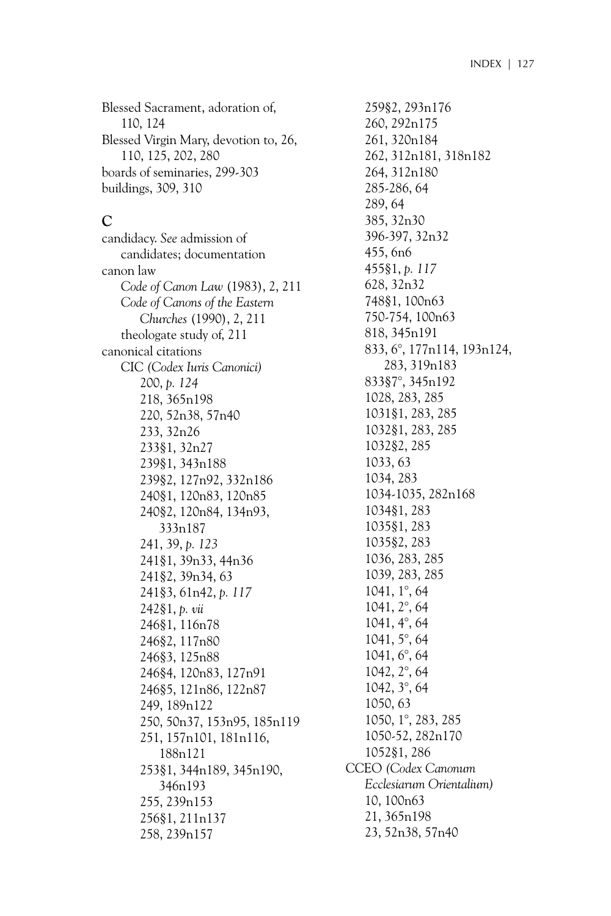Blessed Sacrament, adoration of, 110, 124
Blessed Virgin Mary, devotion to, 26, 110, 125, 202, 280
boards of seminaries, 299-303
buildings, 309, 310

## C

candidacy. *See* admission of candidates; documentation
canon law
- *Code of Canon Law* (1983), 2, 211
- *Code of Canons of the Eastern Churches* (1990), 2, 211
- theologate study of, 211

canonical citations
- CIC *(Codex Iuris Canonici)*
  - 200, *p. 124*
  - 218, 365n198
  - 220, 52n38, 57n40
  - 233, 32n26
  - 233§1, 32n27
  - 239§1, 343n188
  - 239§2, 127n92, 332n186
  - 240§1, 120n83, 120n85
  - 240§2, 120n84, 134n93, 333n187
  - 241, 39, *p. 123*
  - 241§1, 39n33, 44n36
  - 241§2, 39n34, 63
  - 241§3, 61n42, *p. 117*
  - 242§1, *p. vii*
  - 246§1, 116n78
  - 246§2, 117n80
  - 246§3, 125n88
  - 246§4, 120n83, 127n91
  - 246§5, 121n86, 122n87
  - 249, 189n122
  - 250, 50n37, 153n95, 185n119
  - 251, 157n101, 181n116, 188n121
  - 253§1, 344n189, 345n190, 346n193
  - 255, 239n153
  - 256§1, 211n137
  - 258, 239n157
  - 259§2, 293n176
  - 260, 292n175
  - 261, 320n184
  - 262, 312n181, 318n182
  - 264, 312n180
  - 285-286, 64
  - 289, 64
  - 385, 32n30
  - 396-397, 32n32
  - 455, 6n6
  - 455§1, *p. 117*
  - 628, 32n32
  - 748§1, 100n63
  - 750-754, 100n63
  - 818, 345n191
  - 833, 6°, 177n114, 193n124, 283, 319n183
  - 833§7°, 345n192
  - 1028, 283, 285
  - 1031§1, 283, 285
  - 1032§1, 283, 285
  - 1032§2, 285
  - 1033, 63
  - 1034, 283
  - 1034-1035, 282n168
  - 1034§1, 283
  - 1035§1, 283
  - 1035§2, 283
  - 1036, 283, 285
  - 1039, 283, 285
  - 1041, 1°, 64
  - 1041, 2°, 64
  - 1041, 4°, 64
  - 1041, 5°, 64
  - 1041, 6°, 64
  - 1042, 2°, 64
  - 1042, 3°, 64
  - 1050, 63
  - 1050, 1°, 283, 285
  - 1050-52, 282n170
  - 1052§1, 286
- CCEO *(Codex Canonum Ecclesiarum Orientalium)*
  - 10, 100n63
  - 21, 365n198
  - 23, 52n38, 57n40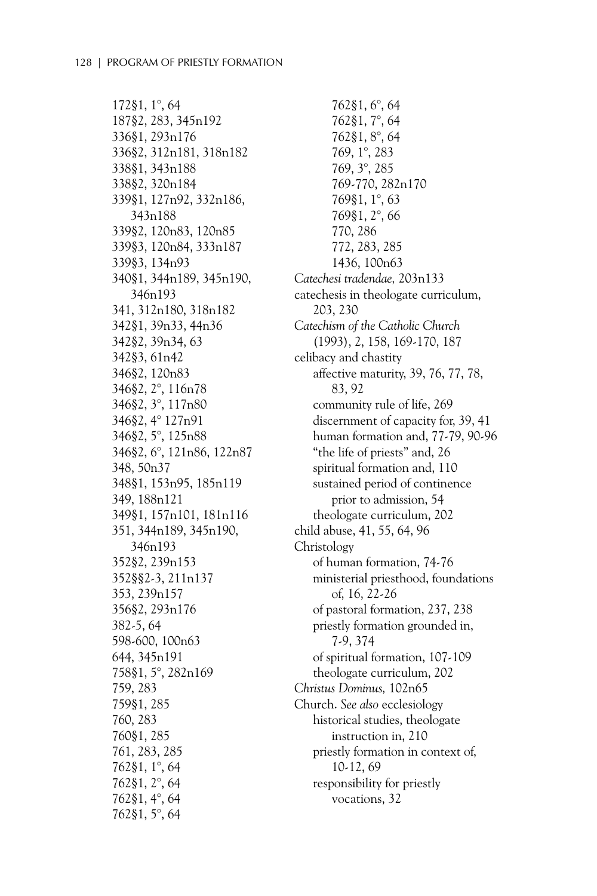172§1, 1°, 64
187§2, 283, 345n192
336§1, 293n176
336§2, 312n181, 318n182
338§1, 343n188
338§2, 320n184
339§1, 127n92, 332n186, 343n188
339§2, 120n83, 120n85
339§3, 120n84, 333n187
339§3, 134n93
340§1, 344n189, 345n190, 346n193
341, 312n180, 318n182
342§1, 39n33, 44n36
342§2, 39n34, 63
342§3, 61n42
346§2, 120n83
346§2, 2°, 116n78
346§2, 3°, 117n80
346§2, 4° 127n91
346§2, 5°, 125n88
346§2, 6°, 121n86, 122n87
348, 50n37
348§1, 153n95, 185n119
349, 188n121
349§1, 157n101, 181n116
351, 344n189, 345n190, 346n193
352§2, 239n153
352§§2-3, 211n137
353, 239n157
356§2, 293n176
382-5, 64
598-600, 100n63
644, 345n191
758§1, 5°, 282n169
759, 283
759§1, 285
760, 283
760§1, 285
761, 283, 285
762§1, 1°, 64
762§1, 2°, 64
762§1, 4°, 64
762§1, 5°, 64
762§1, 6°, 64
762§1, 7°, 64
762§1, 8°, 64
769, 1°, 283
769, 3°, 285
769-770, 282n170
769§1, 1°, 63
769§1, 2°, 66
770, 286
772, 283, 285
1436, 100n63

*Catechesi tradendae,* 203n133

catechesis in theologate curriculum, 203, 230

*Catechism of the Catholic Church* (1993), 2, 158, 169-170, 187

celibacy and chastity
- affective maturity, 39, 76, 77, 78, 83, 92
- community rule of life, 269
- discernment of capacity for, 39, 41
- human formation and, 77-79, 90-96
- "the life of priests" and, 26
- spiritual formation and, 110
- sustained period of continence prior to admission, 54
- theologate curriculum, 202

child abuse, 41, 55, 64, 96

Christology
- of human formation, 74-76
- ministerial priesthood, foundations of, 16, 22-26
- of pastoral formation, 237, 238
- priestly formation grounded in, 7-9, 374
- of spiritual formation, 107-109
- theologate curriculum, 202

*Christus Dominus,* 102n65

Church. *See also* ecclesiology
- historical studies, theologate instruction in, 210
- priestly formation in context of, 10-12, 69
- responsibility for priestly vocations, 32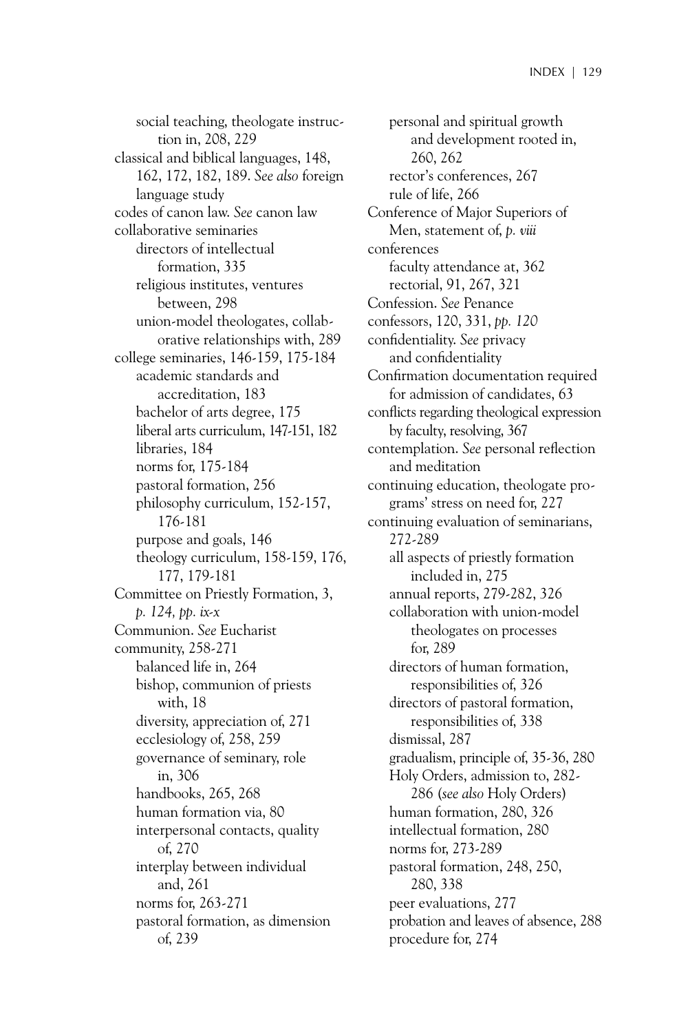social teaching, theologate instruction in, 208, 229
classical and biblical languages, 148, 162, 172, 182, 189. *See also* foreign language study
codes of canon law. *See* canon law
collaborative seminaries
  directors of intellectual formation, 335
  religious institutes, ventures between, 298
  union-model theologates, collaborative relationships with, 289
college seminaries, 146-159, 175-184
  academic standards and accreditation, 183
  bachelor of arts degree, 175
  liberal arts curriculum, 147-151, 182
  libraries, 184
  norms for, 175-184
  pastoral formation, 256
  philosophy curriculum, 152-157, 176-181
  purpose and goals, 146
  theology curriculum, 158-159, 176, 177, 179-181
Committee on Priestly Formation, 3, *p. 124, pp. ix-x*
Communion. *See* Eucharist
community, 258-271
  balanced life in, 264
  bishop, communion of priests with, 18
  diversity, appreciation of, 271
  ecclesiology of, 258, 259
  governance of seminary, role in, 306
  handbooks, 265, 268
  human formation via, 80
  interpersonal contacts, quality of, 270
  interplay between individual and, 261
  norms for, 263-271
  pastoral formation, as dimension of, 239
  personal and spiritual growth and development rooted in, 260, 262
  rector's conferences, 267
  rule of life, 266
Conference of Major Superiors of Men, statement of, *p. viii*
conferences
  faculty attendance at, 362
  rectorial, 91, 267, 321
Confession. *See* Penance
confessors, 120, 331, *pp. 120*
confidentiality. *See* privacy and confidentiality
Confirmation documentation required for admission of candidates, 63
conflicts regarding theological expression by faculty, resolving, 367
contemplation. *See* personal reflection and meditation
continuing education, theologate programs' stress on need for, 227
continuing evaluation of seminarians, 272-289
  all aspects of priestly formation included in, 275
  annual reports, 279-282, 326
  collaboration with union-model theologates on processes for, 289
  directors of human formation, responsibilities of, 326
  directors of pastoral formation, responsibilities of, 338
  dismissal, 287
  gradualism, principle of, 35-36, 280
  Holy Orders, admission to, 282-286 (*see also* Holy Orders)
  human formation, 280, 326
  intellectual formation, 280
  norms for, 273-289
  pastoral formation, 248, 250, 280, 338
  peer evaluations, 277
  probation and leaves of absence, 288
  procedure for, 274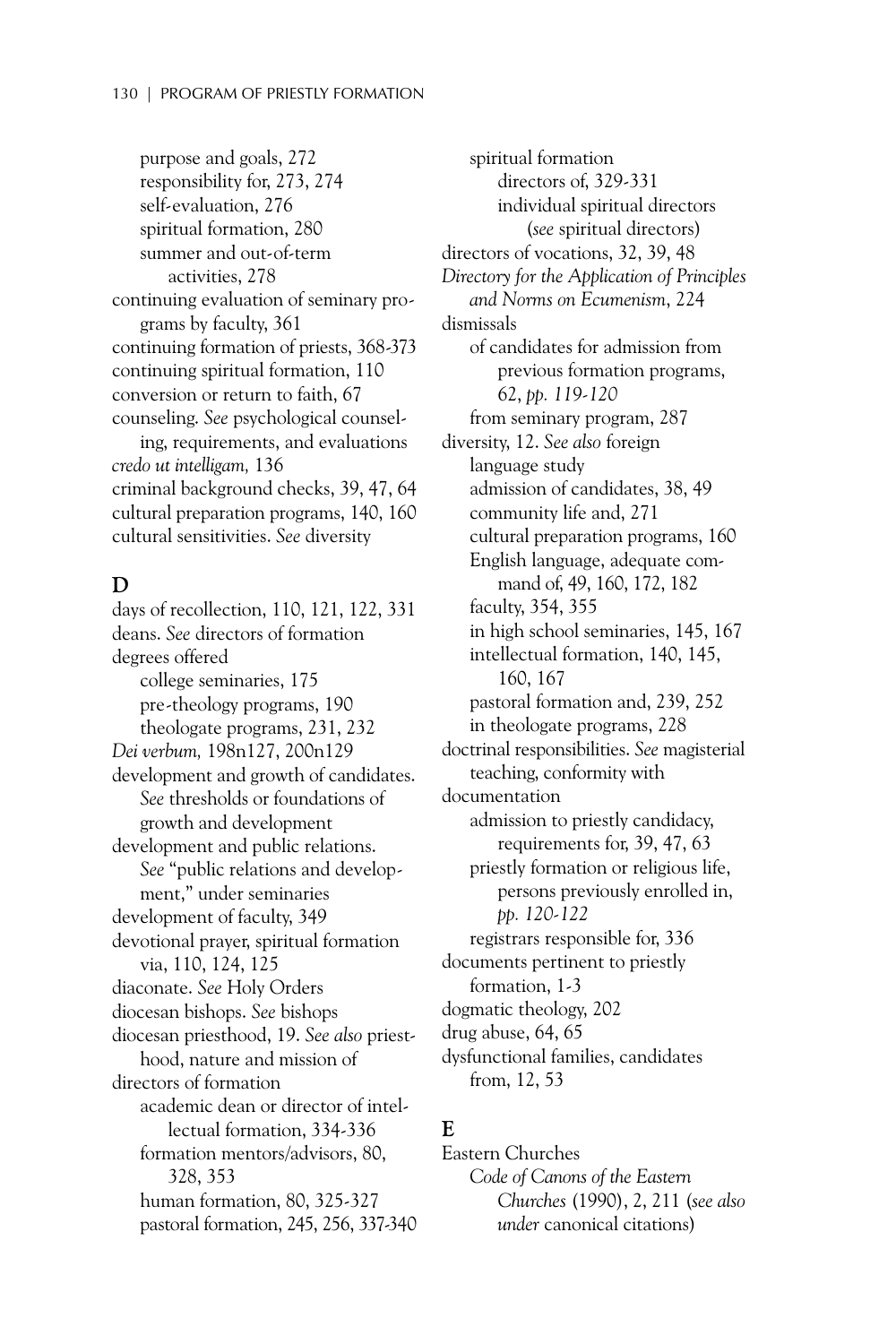purpose and goals, 272
responsibility for, 273, 274
self-evaluation, 276
spiritual formation, 280
summer and out-of-term activities, 278

continuing evaluation of seminary programs by faculty, 361
continuing formation of priests, 368-373
continuing spiritual formation, 110
conversion or return to faith, 67
counseling. *See* psychological counseling, requirements, and evaluations
*credo ut intelligam,* 136
criminal background checks, 39, 47, 64
cultural preparation programs, 140, 160
cultural sensitivities. *See* diversity

## D

days of recollection, 110, 121, 122, 331
deans. *See* directors of formation
degrees offered
- college seminaries, 175
- pre-theology programs, 190
- theologate programs, 231, 232

*Dei verbum,* 198n127, 200n129
development and growth of candidates. *See* thresholds or foundations of growth and development
development and public relations. *See* "public relations and development," under seminaries
development of faculty, 349
devotional prayer, spiritual formation via, 110, 124, 125
diaconate. *See* Holy Orders
diocesan bishops. *See* bishops
diocesan priesthood, 19. *See also* priesthood, nature and mission of
directors of formation
- academic dean or director of intellectual formation, 334-336
- formation mentors/advisors, 80, 328, 353
- human formation, 80, 325-327
- pastoral formation, 245, 256, 337-340
- spiritual formation
  - directors of, 329-331
  - individual spiritual directors (*see* spiritual directors)

directors of vocations, 32, 39, 48
*Directory for the Application of Principles and Norms on Ecumenism*, 224
dismissals
- of candidates for admission from previous formation programs, 62, *pp. 119-120*
- from seminary program, 287

diversity, 12. *See also* foreign language study
- admission of candidates, 38, 49
- community life and, 271
- cultural preparation programs, 160
- English language, adequate command of, 49, 160, 172, 182
- faculty, 354, 355
- in high school seminaries, 145, 167
- intellectual formation, 140, 145, 160, 167
- pastoral formation and, 239, 252
- in theologate programs, 228

doctrinal responsibilities. *See* magisterial teaching, conformity with
documentation
- admission to priestly candidacy, requirements for, 39, 47, 63
- priestly formation or religious life, persons previously enrolled in, *pp. 120-122*
- registrars responsible for, 336

documents pertinent to priestly formation, 1-3
dogmatic theology, 202
drug abuse, 64, 65
dysfunctional families, candidates from, 12, 53

## E

Eastern Churches
- *Code of Canons of the Eastern Churches* (1990), 2, 211 (*see also under* canonical citations)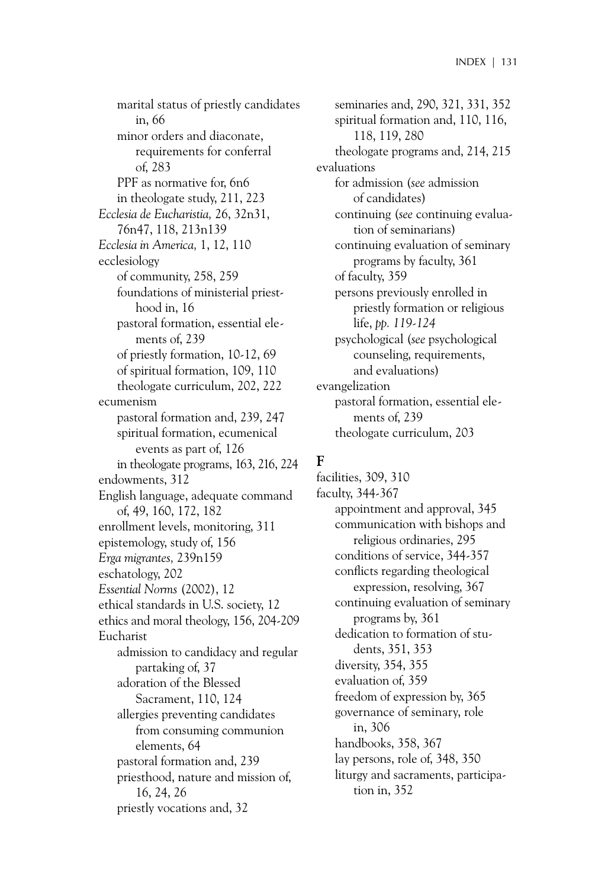marital status of priestly candidates in, 66
minor orders and diaconate, requirements for conferral of, 283
PPF as normative for, 6n6
in theologate study, 211, 223

*Ecclesia de Eucharistia,* 26, 32n31, 76n47, 118, 213n139
*Ecclesia in America,* 1, 12, 110

ecclesiology
- of community, 258, 259
- foundations of ministerial priesthood in, 16
- pastoral formation, essential elements of, 239
- of priestly formation, 10-12, 69
- of spiritual formation, 109, 110
- theologate curriculum, 202, 222

ecumenism
- pastoral formation and, 239, 247
- spiritual formation, ecumenical events as part of, 126
- in theologate programs, 163, 216, 224

endowments, 312
English language, adequate command of, 49, 160, 172, 182
enrollment levels, monitoring, 311
epistemology, study of, 156
*Erga migrantes,* 239n159
eschatology, 202
*Essential Norms* (2002), 12
ethical standards in U.S. society, 12
ethics and moral theology, 156, 204-209

Eucharist
- admission to candidacy and regular partaking of, 37
- adoration of the Blessed Sacrament, 110, 124
- allergies preventing candidates from consuming communion elements, 64
- pastoral formation and, 239
- priesthood, nature and mission of, 16, 24, 26
- priestly vocations and, 32
- seminaries and, 290, 321, 331, 352
- spiritual formation and, 110, 116, 118, 119, 280
- theologate programs and, 214, 215

evaluations
- for admission (*see* admission of candidates)
- continuing (*see* continuing evaluation of seminarians)
- continuing evaluation of seminary programs by faculty, 361
- of faculty, 359
- persons previously enrolled in priestly formation or religious life, *pp. 119-124*
- psychological (*see* psychological counseling, requirements, and evaluations)

evangelization
- pastoral formation, essential elements of, 239
- theologate curriculum, 203

## F

facilities, 309, 310
faculty, 344-367
- appointment and approval, 345
- communication with bishops and religious ordinaries, 295
- conditions of service, 344-357
- conflicts regarding theological expression, resolving, 367
- continuing evaluation of seminary programs by, 361
- dedication to formation of students, 351, 353
- diversity, 354, 355
- evaluation of, 359
- freedom of expression by, 365
- governance of seminary, role in, 306
- handbooks, 358, 367
- lay persons, role of, 348, 350
- liturgy and sacraments, participation in, 352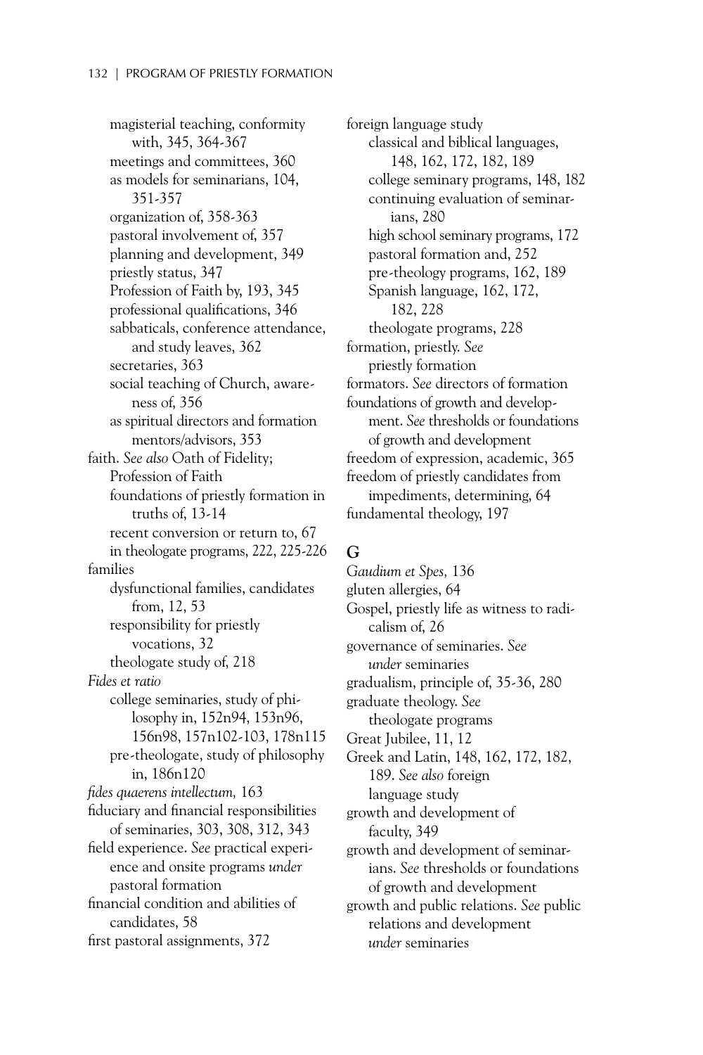magisterial teaching, conformity with, 345, 364-367
meetings and committees, 360
as models for seminarians, 104, 351-357
organization of, 358-363
pastoral involvement of, 357
planning and development, 349
priestly status, 347
Profession of Faith by, 193, 345
professional qualifications, 346
sabbaticals, conference attendance, and study leaves, 362
secretaries, 363
social teaching of Church, awareness of, 356
as spiritual directors and formation mentors/advisors, 353

faith. *See also* Oath of Fidelity; Profession of Faith
foundations of priestly formation in truths of, 13-14
recent conversion or return to, 67
in theologate programs, 222, 225-226

families
dysfunctional families, candidates from, 12, 53
responsibility for priestly vocations, 32
theologate study of, 218

*Fides et ratio*
college seminaries, study of philosophy in, 152n94, 153n96, 156n98, 157n102-103, 178n115
pre-theologate, study of philosophy in, 186n120

*fides quaerens intellectum,* 163

fiduciary and financial responsibilities of seminaries, 303, 308, 312, 343

field experience. *See* practical experience and onsite programs *under* pastoral formation

financial condition and abilities of candidates, 58

first pastoral assignments, 372

foreign language study
classical and biblical languages, 148, 162, 172, 182, 189
college seminary programs, 148, 182
continuing evaluation of seminarians, 280
high school seminary programs, 172
pastoral formation and, 252
pre-theology programs, 162, 189
Spanish language, 162, 172, 182, 228
theologate programs, 228

formation, priestly. *See* priestly formation

formators. *See* directors of formation

foundations of growth and development. *See* thresholds or foundations of growth and development

freedom of expression, academic, 365

freedom of priestly candidates from impediments, determining, 64

fundamental theology, 197

## G

*Gaudium et Spes,* 136

gluten allergies, 64

Gospel, priestly life as witness to radicalism of, 26

governance of seminaries. *See under* seminaries

gradualism, principle of, 35-36, 280

graduate theology. *See* theologate programs

Great Jubilee, 11, 12

Greek and Latin, 148, 162, 172, 182, 189. *See also* foreign language study

growth and development of faculty, 349

growth and development of seminarians. *See* thresholds or foundations of growth and development

growth and public relations. *See* public relations and development *under* seminaries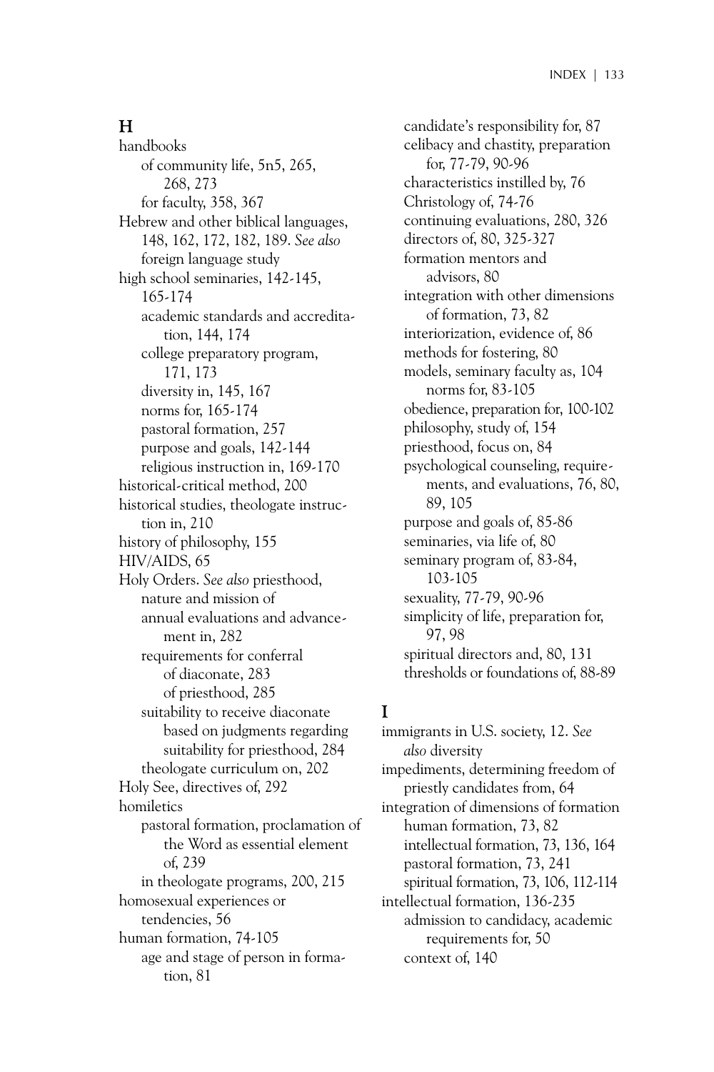## H

handbooks
- of community life, 5n5, 265, 268, 273
- for faculty, 358, 367

Hebrew and other biblical languages, 148, 162, 172, 182, 189. *See also* foreign language study

high school seminaries, 142-145, 165-174
- academic standards and accreditation, 144, 174
- college preparatory program, 171, 173
- diversity in, 145, 167
- norms for, 165-174
- pastoral formation, 257
- purpose and goals, 142-144
- religious instruction in, 169-170

historical-critical method, 200

historical studies, theologate instruction in, 210

history of philosophy, 155

HIV/AIDS, 65

Holy Orders. *See also* priesthood, nature and mission of
- annual evaluations and advancement in, 282
- requirements for conferral
  - of diaconate, 283
  - of priesthood, 285
- suitability to receive diaconate based on judgments regarding suitability for priesthood, 284
- theologate curriculum on, 202

Holy See, directives of, 292

homiletics
- pastoral formation, proclamation of the Word as essential element of, 239
- in theologate programs, 200, 215

homosexual experiences or tendencies, 56

human formation, 74-105
- age and stage of person in formation, 81
- candidate's responsibility for, 87
- celibacy and chastity, preparation for, 77-79, 90-96
- characteristics instilled by, 76
- Christology of, 74-76
- continuing evaluations, 280, 326
- directors of, 80, 325-327
- formation mentors and advisors, 80
- integration with other dimensions of formation, 73, 82
- interiorization, evidence of, 86
- methods for fostering, 80
- models, seminary faculty as, 104
  - norms for, 83-105
- obedience, preparation for, 100-102
- philosophy, study of, 154
- priesthood, focus on, 84
- psychological counseling, requirements, and evaluations, 76, 80, 89, 105
- purpose and goals of, 85-86
- seminaries, via life of, 80
- seminary program of, 83-84, 103-105
- sexuality, 77-79, 90-96
- simplicity of life, preparation for, 97, 98
- spiritual directors and, 80, 131
- thresholds or foundations of, 88-89

## I

immigrants in U.S. society, 12. *See also* diversity

impediments, determining freedom of priestly candidates from, 64

integration of dimensions of formation
- human formation, 73, 82
- intellectual formation, 73, 136, 164
- pastoral formation, 73, 241
- spiritual formation, 73, 106, 112-114

intellectual formation, 136-235
- admission to candidacy, academic requirements for, 50
- context of, 140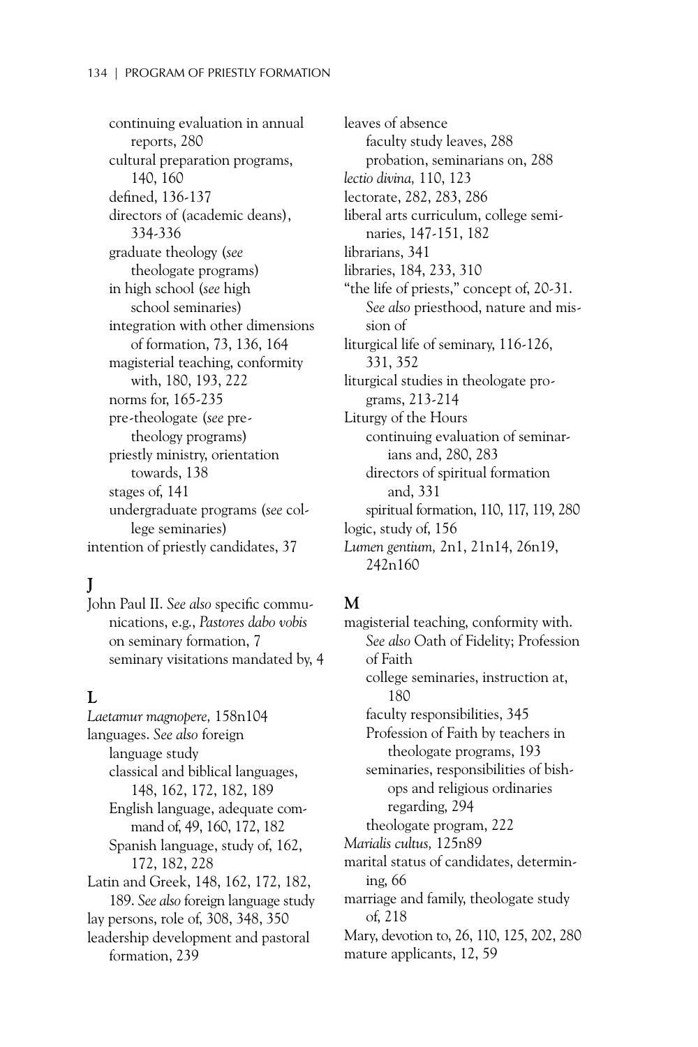continuing evaluation in annual reports, 280
cultural preparation programs, 140, 160
defined, 136-137
directors of (academic deans), 334-336
graduate theology (*see* theologate programs)
in high school (*see* high school seminaries)
integration with other dimensions of formation, 73, 136, 164
magisterial teaching, conformity with, 180, 193, 222
norms for, 165-235
pre-theologate (*see* pre-theology programs)
priestly ministry, orientation towards, 138
stages of, 141
undergraduate programs (*see* college seminaries)

intention of priestly candidates, 37

## J

John Paul II. *See also* specific communications, e.g., *Pastores dabo vobis*
on seminary formation, 7
seminary visitations mandated by, 4

## L

*Laetamur magnopere,* 158n104
languages. *See also* foreign language study
classical and biblical languages, 148, 162, 172, 182, 189
English language, adequate command of, 49, 160, 172, 182
Spanish language, study of, 162, 172, 182, 228

Latin and Greek, 148, 162, 172, 182, 189. *See also* foreign language study
lay persons, role of, 308, 348, 350
leadership development and pastoral formation, 239
leaves of absence
faculty study leaves, 288
probation, seminarians on, 288

*lectio divina,* 110, 123
lectorate, 282, 283, 286
liberal arts curriculum, college seminaries, 147-151, 182
librarians, 341
libraries, 184, 233, 310
"the life of priests," concept of, 20-31. *See also* priesthood, nature and mission of
liturgical life of seminary, 116-126, 331, 352
liturgical studies in theologate programs, 213-214
Liturgy of the Hours
continuing evaluation of seminarians and, 280, 283
directors of spiritual formation and, 331
spiritual formation, 110, 117, 119, 280

logic, study of, 156
*Lumen gentium,* 2n1, 21n14, 26n19, 242n160

## M

magisterial teaching, conformity with. *See also* Oath of Fidelity; Profession of Faith
college seminaries, instruction at, 180
faculty responsibilities, 345
Profession of Faith by teachers in theologate programs, 193
seminaries, responsibilities of bishops and religious ordinaries regarding, 294
theologate program, 222

*Marialis cultus,* 125n89
marital status of candidates, determining, 66
marriage and family, theologate study of, 218
Mary, devotion to, 26, 110, 125, 202, 280
mature applicants, 12, 59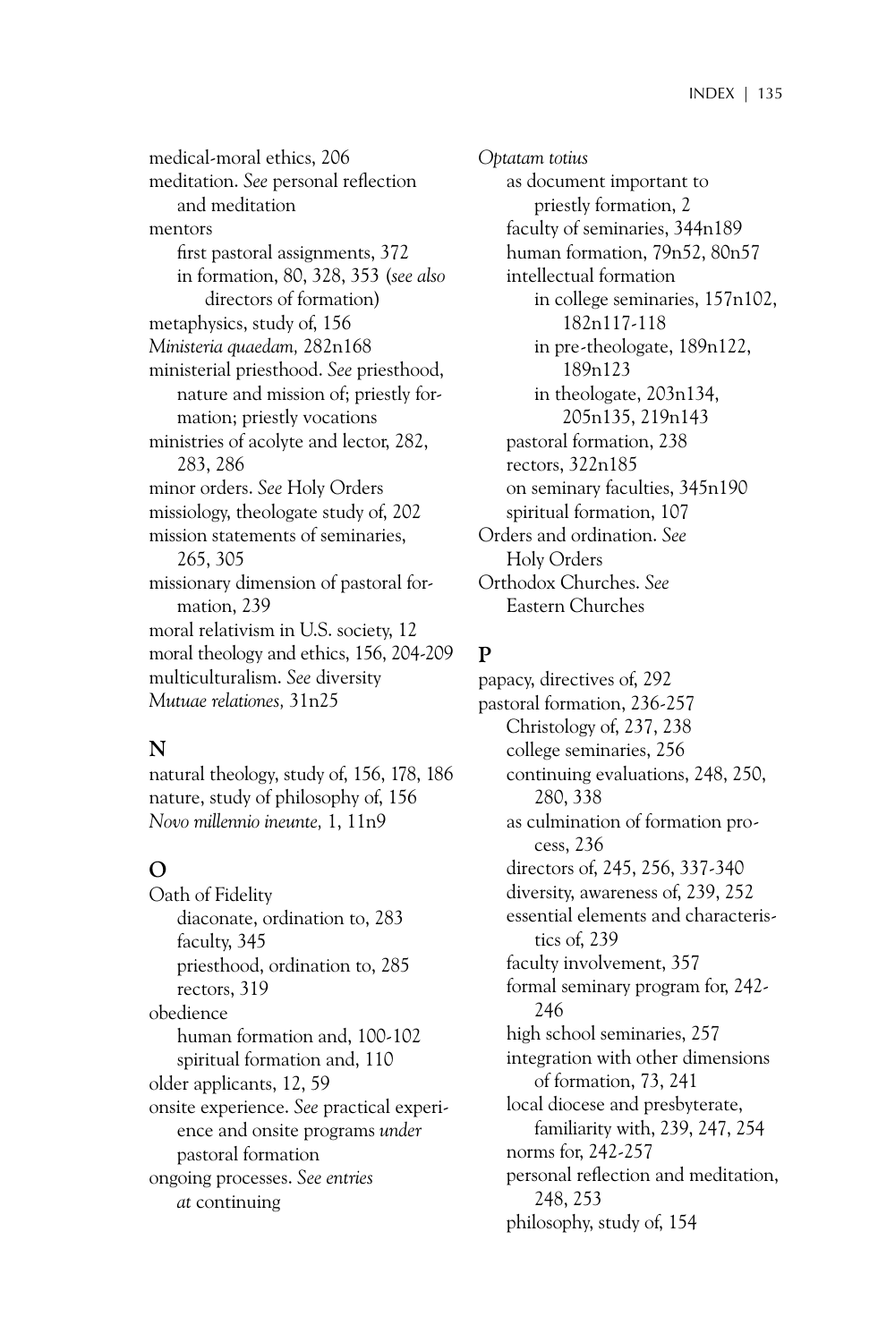medical-moral ethics, 206
meditation. *See* personal reflection and meditation
mentors
  first pastoral assignments, 372
  in formation, 80, 328, 353 (*see also* directors of formation)
metaphysics, study of, 156
*Ministeria quaedam,* 282n168
ministerial priesthood. *See* priesthood, nature and mission of; priestly formation; priestly vocations
ministries of acolyte and lector, 282, 283, 286
minor orders. *See* Holy Orders
missiology, theologate study of, 202
mission statements of seminaries, 265, 305
missionary dimension of pastoral formation, 239
moral relativism in U.S. society, 12
moral theology and ethics, 156, 204-209
multiculturalism. *See* diversity
*Mutuae relationes,* 31n25

## N

natural theology, study of, 156, 178, 186
nature, study of philosophy of, 156
*Novo millennio ineunte,* 1, 11n9

## O

Oath of Fidelity
  diaconate, ordination to, 283
  faculty, 345
  priesthood, ordination to, 285
  rectors, 319
obedience
  human formation and, 100-102
  spiritual formation and, 110
older applicants, 12, 59
onsite experience. *See* practical experience and onsite programs *under* pastoral formation
ongoing processes. *See entries at* continuing
*Optatam totius*
  as document important to priestly formation, 2
  faculty of seminaries, 344n189
  human formation, 79n52, 80n57
  intellectual formation
    in college seminaries, 157n102, 182n117-118
    in pre-theologate, 189n122, 189n123
    in theologate, 203n134, 205n135, 219n143
  pastoral formation, 238
  rectors, 322n185
  on seminary faculties, 345n190
  spiritual formation, 107
Orders and ordination. *See* Holy Orders
Orthodox Churches. *See* Eastern Churches

## P

papacy, directives of, 292
pastoral formation, 236-257
  Christology of, 237, 238
  college seminaries, 256
  continuing evaluations, 248, 250, 280, 338
  as culmination of formation process, 236
  directors of, 245, 256, 337-340
  diversity, awareness of, 239, 252
  essential elements and characteristics of, 239
  faculty involvement, 357
  formal seminary program for, 242-246
  high school seminaries, 257
  integration with other dimensions of formation, 73, 241
  local diocese and presbyterate, familiarity with, 239, 247, 254
  norms for, 242-257
  personal reflection and meditation, 248, 253
  philosophy, study of, 154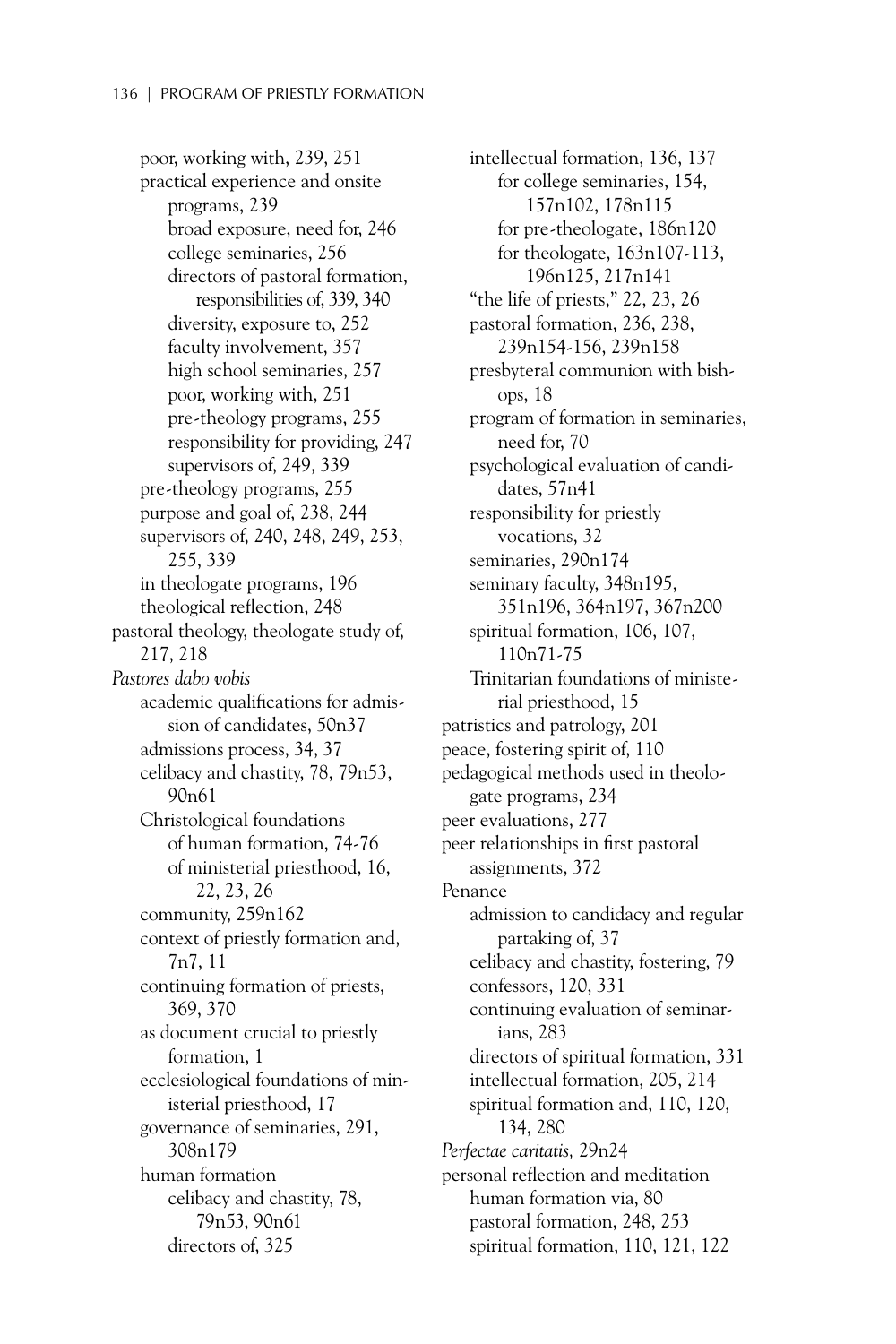poor, working with, 239, 251
practical experience and onsite programs, 239
broad exposure, need for, 246
college seminaries, 256
directors of pastoral formation, responsibilities of, 339, 340
diversity, exposure to, 252
faculty involvement, 357
high school seminaries, 257
poor, working with, 251
pre-theology programs, 255
responsibility for providing, 247
supervisors of, 249, 339
pre-theology programs, 255
purpose and goal of, 238, 244
supervisors of, 240, 248, 249, 253, 255, 339
in theologate programs, 196
theological reflection, 248

pastoral theology, theologate study of, 217, 218

*Pastores dabo vobis*
academic qualifications for admission of candidates, 50n37
admissions process, 34, 37
celibacy and chastity, 78, 79n53, 90n61
Christological foundations
of human formation, 74-76
of ministerial priesthood, 16, 22, 23, 26
community, 259n162
context of priestly formation and, 7n7, 11
continuing formation of priests, 369, 370
as document crucial to priestly formation, 1
ecclesiological foundations of ministerial priesthood, 17
governance of seminaries, 291, 308n179
human formation
celibacy and chastity, 78, 79n53, 90n61
directors of, 325
intellectual formation, 136, 137
for college seminaries, 154, 157n102, 178n115
for pre-theologate, 186n120
for theologate, 163n107-113, 196n125, 217n141
"the life of priests," 22, 23, 26
pastoral formation, 236, 238, 239n154-156, 239n158
presbyteral communion with bishops, 18
program of formation in seminaries, need for, 70
psychological evaluation of candidates, 57n41
responsibility for priestly vocations, 32
seminaries, 290n174
seminary faculty, 348n195, 351n196, 364n197, 367n200
spiritual formation, 106, 107, 110n71-75
Trinitarian foundations of ministerial priesthood, 15

patristics and patrology, 201

peace, fostering spirit of, 110

pedagogical methods used in theologate programs, 234

peer evaluations, 277

peer relationships in first pastoral assignments, 372

Penance
admission to candidacy and regular partaking of, 37
celibacy and chastity, fostering, 79
confessors, 120, 331
continuing evaluation of seminarians, 283
directors of spiritual formation, 331
intellectual formation, 205, 214
spiritual formation and, 110, 120, 134, 280

*Perfectae caritatis,* 29n24

personal reflection and meditation
human formation via, 80
pastoral formation, 248, 253
spiritual formation, 110, 121, 122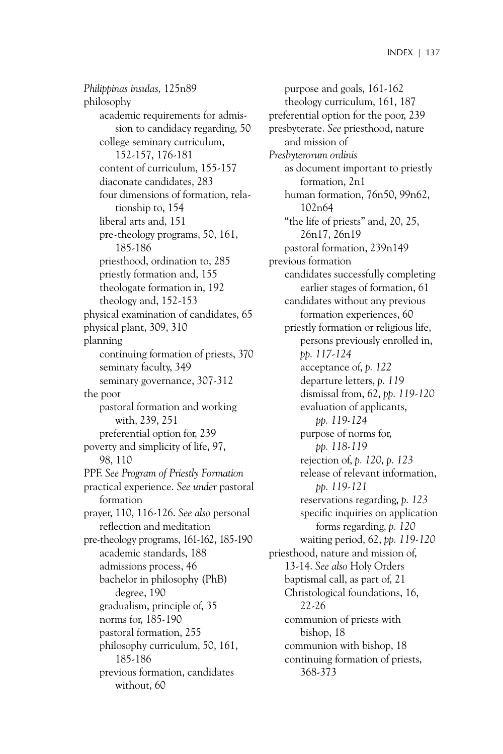*Philippinas insulas,* 125n89

philosophy
- academic requirements for admission to candidacy regarding, 50
- college seminary curriculum, 152-157, 176-181
- content of curriculum, 155-157
- diaconate candidates, 283
- four dimensions of formation, relationship to, 154
- liberal arts and, 151
- pre-theology programs, 50, 161, 185-186
- priesthood, ordination to, 285
- priestly formation and, 155
- theologate formation in, 192
- theology and, 152-153

physical examination of candidates, 65

physical plant, 309, 310

planning
- continuing formation of priests, 370
- seminary faculty, 349
- seminary governance, 307-312

the poor
- pastoral formation and working with, 239, 251
- preferential option for, 239

poverty and simplicity of life, 97, 98, 110

PPF. *See Program of Priestly Formation*

practical experience. *See under* pastoral formation

prayer, 110, 116-126. *See also* personal reflection and meditation

pre-theology programs, 161-162, 185-190
- academic standards, 188
- admissions process, 46
- bachelor in philosophy (PhB) degree, 190
- gradualism, principle of, 35
- norms for, 185-190
- pastoral formation, 255
- philosophy curriculum, 50, 161, 185-186
- previous formation, candidates without, 60
- purpose and goals, 161-162
- theology curriculum, 161, 187

preferential option for the poor, 239

presbyterate. *See* priesthood, nature and mission of

*Presbyterorum ordinis*
- as document important to priestly formation, 2n1
- human formation, 76n50, 99n62, 102n64
- "the life of priests" and, 20, 25, 26n17, 26n19
- pastoral formation, 239n149

previous formation
- candidates successfully completing earlier stages of formation, 61
- candidates without any previous formation experiences, 60
- priestly formation or religious life, persons previously enrolled in, *pp. 117-124*
  - acceptance of, *p. 122*
  - departure letters, *p. 119*
  - dismissal from, 62, *pp. 119-120*
  - evaluation of applicants, *pp. 119-124*
  - purpose of norms for, *pp. 118-119*
  - rejection of, *p. 120, p. 123*
  - release of relevant information, *pp. 119-121*
  - reservations regarding, *p. 123*
  - specific inquiries on application forms regarding, *p. 120*
  - waiting period, 62, *pp. 119-120*

priesthood, nature and mission of, 13-14. *See also* Holy Orders
- baptismal call, as part of, 21
- Christological foundations, 16, 22-26
- communion of priests with bishop, 18
- communion with bishop, 18
- continuing formation of priests, 368-373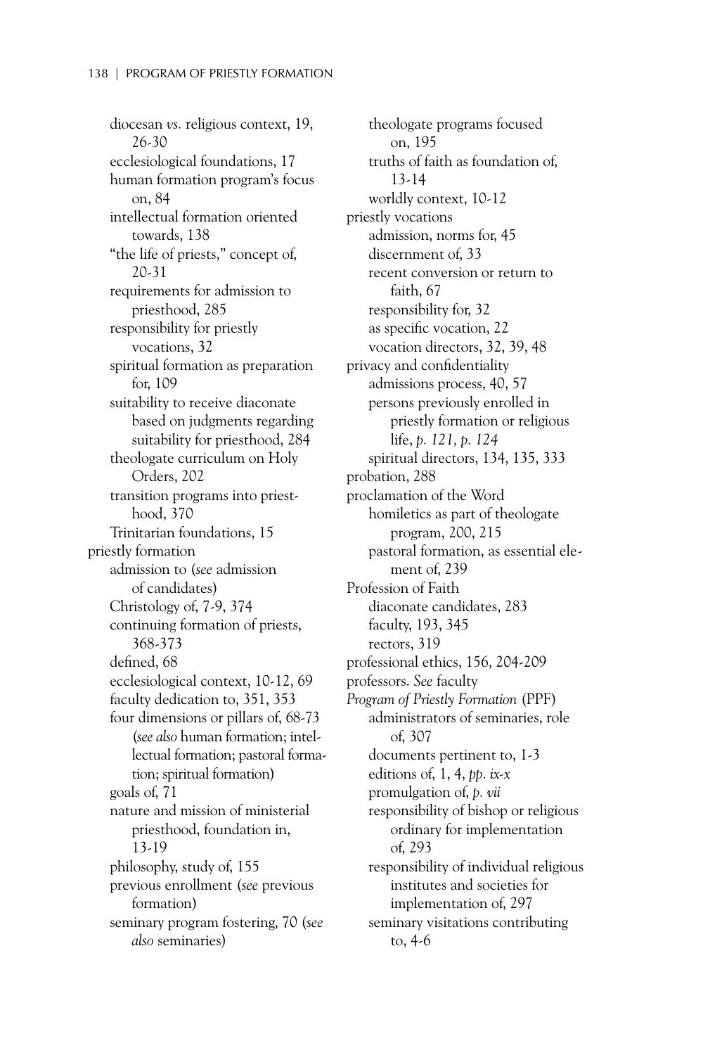diocesan *vs.* religious context, 19, 26-30
ecclesiological foundations, 17
human formation program's focus on, 84
intellectual formation oriented towards, 138
"the life of priests," concept of, 20-31
requirements for admission to priesthood, 285
responsibility for priestly vocations, 32
spiritual formation as preparation for, 109
suitability to receive diaconate based on judgments regarding suitability for priesthood, 284
theologate curriculum on Holy Orders, 202
transition programs into priesthood, 370
Trinitarian foundations, 15

priestly formation
admission to (*see* admission of candidates)
Christology of, 7-9, 374
continuing formation of priests, 368-373
defined, 68
ecclesiological context, 10-12, 69
faculty dedication to, 351, 353
four dimensions or pillars of, 68-73 (*see also* human formation; intellectual formation; pastoral formation; spiritual formation)
goals of, 71
nature and mission of ministerial priesthood, foundation in, 13-19
philosophy, study of, 155
previous enrollment (*see* previous formation)
seminary program fostering, 70 (*see also* seminaries)
theologate programs focused on, 195
truths of faith as foundation of, 13-14
worldly context, 10-12

priestly vocations
admission, norms for, 45
discernment of, 33
recent conversion or return to faith, 67
responsibility for, 32
as specific vocation, 22
vocation directors, 32, 39, 48

privacy and confidentiality
admissions process, 40, 57
persons previously enrolled in priestly formation or religious life, *p. 121, p. 124*
spiritual directors, 134, 135, 333

probation, 288

proclamation of the Word
homiletics as part of theologate program, 200, 215
pastoral formation, as essential element of, 239

Profession of Faith
diaconate candidates, 283
faculty, 193, 345
rectors, 319

professional ethics, 156, 204-209

professors. *See* faculty

*Program of Priestly Formation* (PPF)
administrators of seminaries, role of, 307
documents pertinent to, 1-3
editions of, 1, 4, *pp. ix-x*
promulgation of, *p. vii*
responsibility of bishop or religious ordinary for implementation of, 293
responsibility of individual religious institutes and societies for implementation of, 297
seminary visitations contributing to, 4-6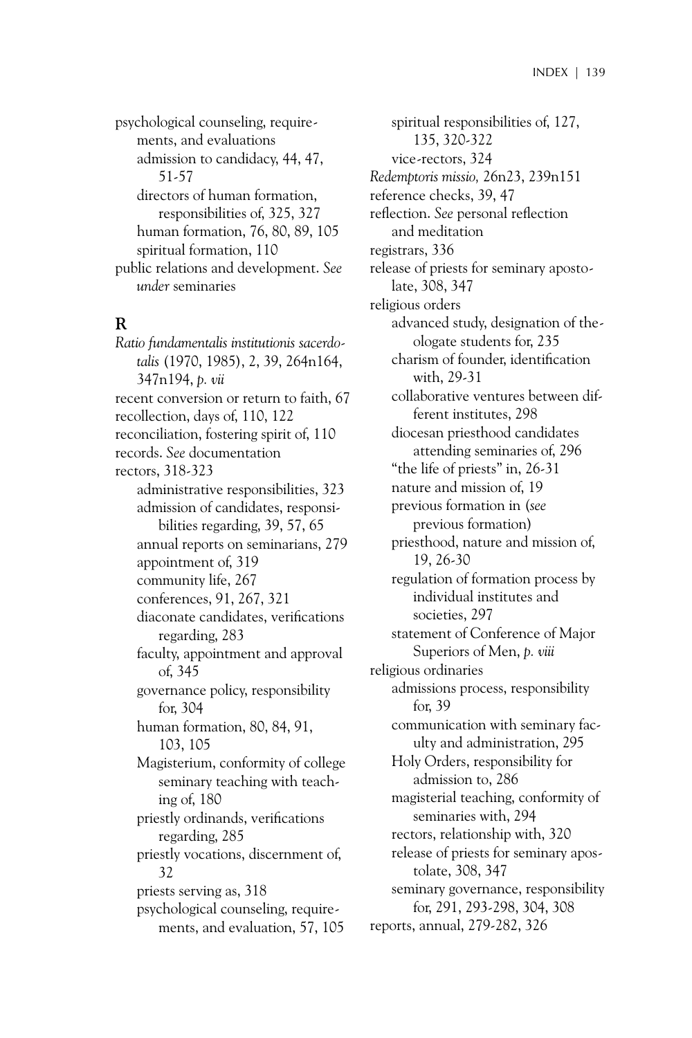psychological counseling, requirements, and evaluations
- admission to candidacy, 44, 47, 51-57
- directors of human formation, responsibilities of, 325, 327
- human formation, 76, 80, 89, 105
- spiritual formation, 110

public relations and development. *See under* seminaries

## R

*Ratio fundamentalis institutionis sacerdotalis* (1970, 1985), 2, 39, 264n164, 347n194, *p. vii*

recent conversion or return to faith, 67

recollection, days of, 110, 122

reconciliation, fostering spirit of, 110

records. *See* documentation

rectors, 318-323
- administrative responsibilities, 323
- admission of candidates, responsibilities regarding, 39, 57, 65
- annual reports on seminarians, 279
- appointment of, 319
- community life, 267
- conferences, 91, 267, 321
- diaconate candidates, verifications regarding, 283
- faculty, appointment and approval of, 345
- governance policy, responsibility for, 304
- human formation, 80, 84, 91, 103, 105
- Magisterium, conformity of college seminary teaching with teaching of, 180
- priestly ordinands, verifications regarding, 285
- priestly vocations, discernment of, 32
- priests serving as, 318
- psychological counseling, requirements, and evaluation, 57, 105
- spiritual responsibilities of, 127, 135, 320-322
- vice-rectors, 324

*Redemptoris missio,* 26n23, 239n151

reference checks, 39, 47

reflection. *See* personal reflection and meditation

registrars, 336

release of priests for seminary apostolate, 308, 347

religious orders
- advanced study, designation of theologate students for, 235
- charism of founder, identification with, 29-31
- collaborative ventures between different institutes, 298
- diocesan priesthood candidates attending seminaries of, 296
- "the life of priests" in, 26-31
- nature and mission of, 19
- previous formation in (*see* previous formation)
- priesthood, nature and mission of, 19, 26-30
- regulation of formation process by individual institutes and societies, 297
- statement of Conference of Major Superiors of Men, *p. viii*

religious ordinaries
- admissions process, responsibility for, 39
- communication with seminary faculty and administration, 295
- Holy Orders, responsibility for admission to, 286
- magisterial teaching, conformity of seminaries with, 294
- rectors, relationship with, 320
- release of priests for seminary apostolate, 308, 347
- seminary governance, responsibility for, 291, 293-298, 304, 308

reports, annual, 279-282, 326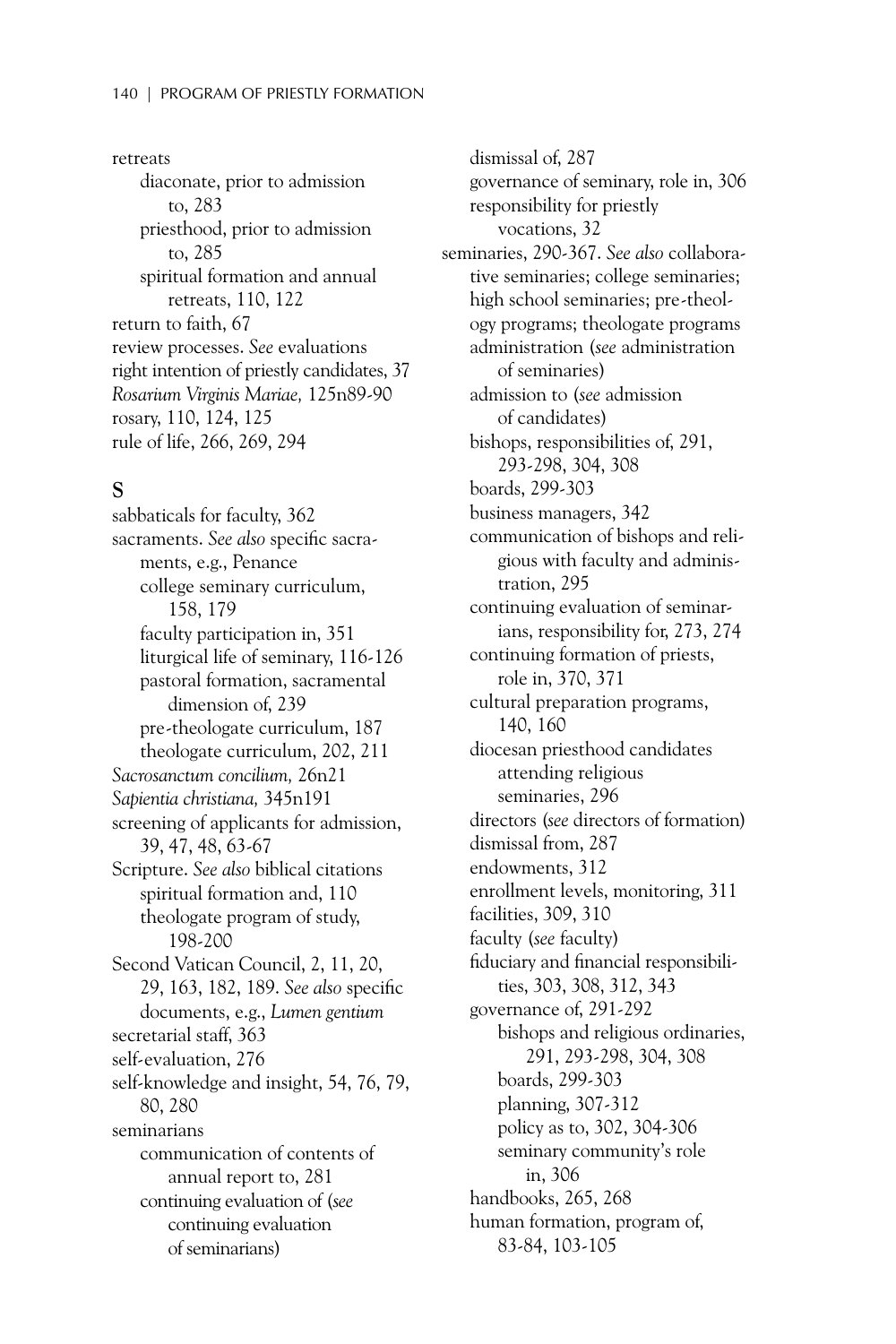retreats
- diaconate, prior to admission to, 283
- priesthood, prior to admission to, 285
- spiritual formation and annual retreats, 110, 122

return to faith, 67

review processes. *See* evaluations

right intention of priestly candidates, 37

*Rosarium Virginis Mariae,* 125n89-90

rosary, 110, 124, 125

rule of life, 266, 269, 294

## S

sabbaticals for faculty, 362

sacraments. *See also* specific sacraments, e.g., Penance
- college seminary curriculum, 158, 179
- faculty participation in, 351
- liturgical life of seminary, 116-126
- pastoral formation, sacramental dimension of, 239
- pre-theologate curriculum, 187
- theologate curriculum, 202, 211

*Sacrosanctum concilium,* 26n21

*Sapientia christiana,* 345n191

screening of applicants for admission, 39, 47, 48, 63-67

Scripture. *See also* biblical citations
- spiritual formation and, 110
- theologate program of study, 198-200

Second Vatican Council, 2, 11, 20, 29, 163, 182, 189. *See also* specific documents, e.g., *Lumen gentium*

secretarial staff, 363

self-evaluation, 276

self-knowledge and insight, 54, 76, 79, 80, 280

seminarians
- communication of contents of annual report to, 281
- continuing evaluation of (*see* continuing evaluation of seminarians)
- dismissal of, 287
- governance of seminary, role in, 306
- responsibility for priestly vocations, 32

seminaries, 290-367. *See also* collaborative seminaries; college seminaries; high school seminaries; pre-theology programs; theologate programs
- administration (*see* administration of seminaries)
- admission to (*see* admission of candidates)
- bishops, responsibilities of, 291, 293-298, 304, 308
- boards, 299-303
- business managers, 342
- communication of bishops and religious with faculty and administration, 295
- continuing evaluation of seminarians, responsibility for, 273, 274
- continuing formation of priests, role in, 370, 371
- cultural preparation programs, 140, 160
- diocesan priesthood candidates attending religious seminaries, 296
- directors (*see* directors of formation)
- dismissal from, 287
- endowments, 312
- enrollment levels, monitoring, 311
- facilities, 309, 310
- faculty (*see* faculty)
- fiduciary and financial responsibilities, 303, 308, 312, 343
- governance of, 291-292
  - bishops and religious ordinaries, 291, 293-298, 304, 308
  - boards, 299-303
  - planning, 307-312
  - policy as to, 302, 304-306
  - seminary community's role in, 306
- handbooks, 265, 268
- human formation, program of, 83-84, 103-105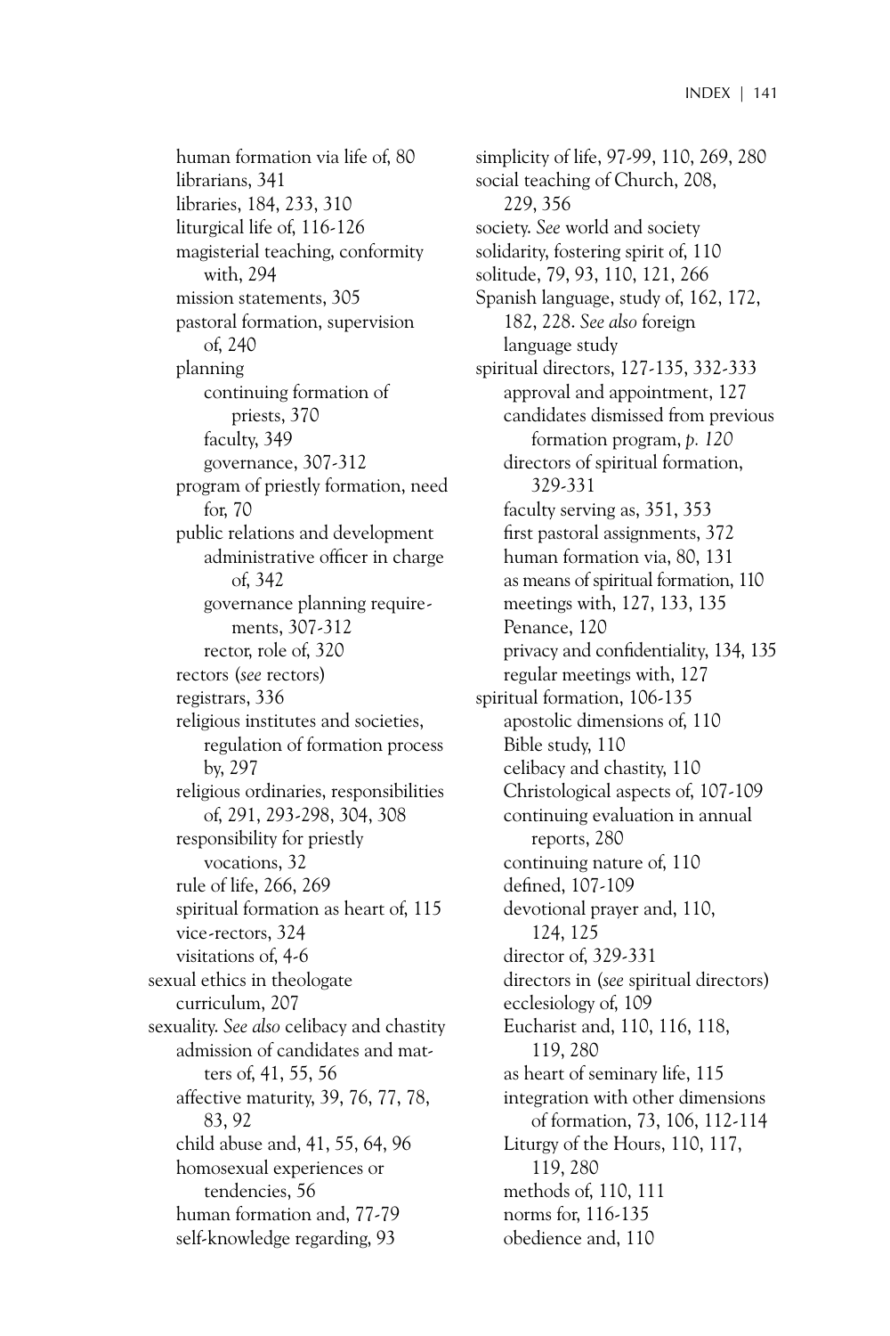human formation via life of, 80
librarians, 341
libraries, 184, 233, 310
liturgical life of, 116-126
magisterial teaching, conformity with, 294
mission statements, 305
pastoral formation, supervision of, 240
planning
- continuing formation of priests, 370
- faculty, 349
- governance, 307-312

program of priestly formation, need for, 70
public relations and development
- administrative officer in charge of, 342
- governance planning requirements, 307-312
- rector, role of, 320

rectors (*see* rectors)
registrars, 336
religious institutes and societies, regulation of formation process by, 297
religious ordinaries, responsibilities of, 291, 293-298, 304, 308
responsibility for priestly vocations, 32
rule of life, 266, 269
spiritual formation as heart of, 115
vice-rectors, 324
visitations of, 4-6

sexual ethics in theologate curriculum, 207

sexuality. *See also* celibacy and chastity
- admission of candidates and matters of, 41, 55, 56
- affective maturity, 39, 76, 77, 78, 83, 92
- child abuse and, 41, 55, 64, 96
- homosexual experiences or tendencies, 56
- human formation and, 77-79
- self-knowledge regarding, 93

simplicity of life, 97-99, 110, 269, 280
social teaching of Church, 208, 229, 356
society. *See* world and society
solidarity, fostering spirit of, 110
solitude, 79, 93, 110, 121, 266
Spanish language, study of, 162, 172, 182, 228. *See also* foreign language study

spiritual directors, 127-135, 332-333
- approval and appointment, 127
- candidates dismissed from previous formation program, *p. 120*
- directors of spiritual formation, 329-331
- faculty serving as, 351, 353
- first pastoral assignments, 372
- human formation via, 80, 131
- as means of spiritual formation, 110
- meetings with, 127, 133, 135
- Penance, 120
- privacy and confidentiality, 134, 135
- regular meetings with, 127

spiritual formation, 106-135
- apostolic dimensions of, 110
- Bible study, 110
- celibacy and chastity, 110
- Christological aspects of, 107-109
- continuing evaluation in annual reports, 280
- continuing nature of, 110
- defined, 107-109
- devotional prayer and, 110, 124, 125
- director of, 329-331
- directors in (*see* spiritual directors)
- ecclesiology of, 109
- Eucharist and, 110, 116, 118, 119, 280
- as heart of seminary life, 115
- integration with other dimensions of formation, 73, 106, 112-114
- Liturgy of the Hours, 110, 117, 119, 280
- methods of, 110, 111
- norms for, 116-135
- obedience and, 110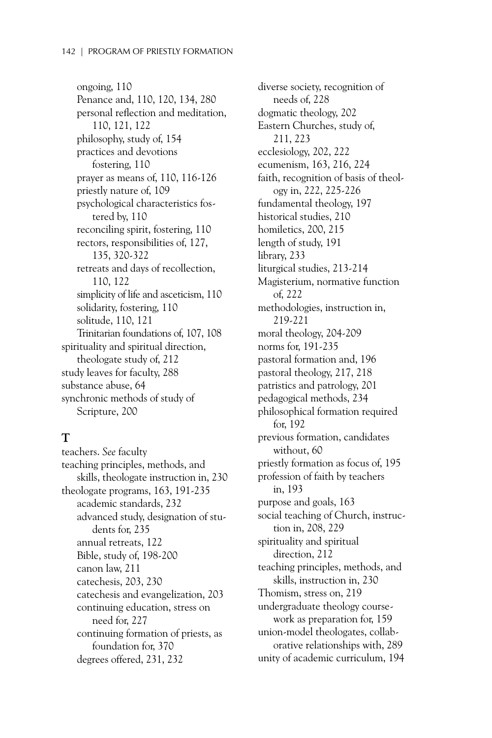ongoing, 110
Penance and, 110, 120, 134, 280
personal reflection and meditation, 110, 121, 122
philosophy, study of, 154
practices and devotions fostering, 110
prayer as means of, 110, 116-126
priestly nature of, 109
psychological characteristics fostered by, 110
reconciling spirit, fostering, 110
rectors, responsibilities of, 127, 135, 320-322
retreats and days of recollection, 110, 122
simplicity of life and asceticism, 110
solidarity, fostering, 110
solitude, 110, 121
Trinitarian foundations of, 107, 108

spirituality and spiritual direction, theologate study of, 212
study leaves for faculty, 288
substance abuse, 64
synchronic methods of study of Scripture, 200

## T

teachers. *See* faculty
teaching principles, methods, and skills, theologate instruction in, 230
theologate programs, 163, 191-235
academic standards, 232
advanced study, designation of students for, 235
annual retreats, 122
Bible, study of, 198-200
canon law, 211
catechesis, 203, 230
catechesis and evangelization, 203
continuing education, stress on need for, 227
continuing formation of priests, as foundation for, 370
degrees offered, 231, 232
diverse society, recognition of needs of, 228
dogmatic theology, 202
Eastern Churches, study of, 211, 223
ecclesiology, 202, 222
ecumenism, 163, 216, 224
faith, recognition of basis of theology in, 222, 225-226
fundamental theology, 197
historical studies, 210
homiletics, 200, 215
length of study, 191
library, 233
liturgical studies, 213-214
Magisterium, normative function of, 222
methodologies, instruction in, 219-221
moral theology, 204-209
norms for, 191-235
pastoral formation and, 196
pastoral theology, 217, 218
patristics and patrology, 201
pedagogical methods, 234
philosophical formation required for, 192
previous formation, candidates without, 60
priestly formation as focus of, 195
profession of faith by teachers in, 193
purpose and goals, 163
social teaching of Church, instruction in, 208, 229
spirituality and spiritual direction, 212
teaching principles, methods, and skills, instruction in, 230
Thomism, stress on, 219
undergraduate theology coursework as preparation for, 159
union-model theologates, collaborative relationships with, 289
unity of academic curriculum, 194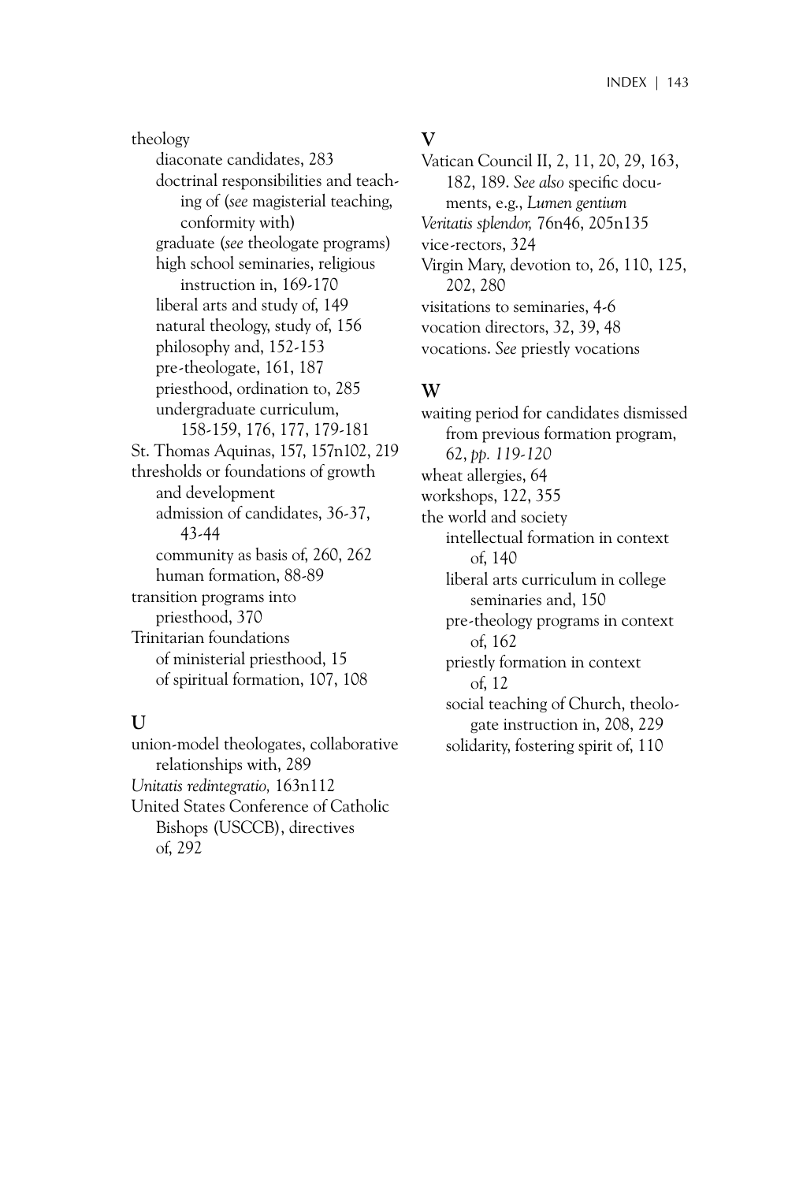theology
- diaconate candidates, 283
- doctrinal responsibilities and teaching of (*see* magisterial teaching, conformity with)
- graduate (*see* theologate programs)
- high school seminaries, religious instruction in, 169-170
- liberal arts and study of, 149
- natural theology, study of, 156
- philosophy and, 152-153
- pre-theologate, 161, 187
- priesthood, ordination to, 285
- undergraduate curriculum, 158-159, 176, 177, 179-181

St. Thomas Aquinas, 157, 157n102, 219

thresholds or foundations of growth and development
- admission of candidates, 36-37, 43-44
- community as basis of, 260, 262
- human formation, 88-89

transition programs into priesthood, 370

Trinitarian foundations
- of ministerial priesthood, 15
- of spiritual formation, 107, 108

## U

union-model theologates, collaborative relationships with, 289

*Unitatis redintegratio,* 163n112

United States Conference of Catholic Bishops (USCCB), directives of, 292

## V

Vatican Council II, 2, 11, 20, 29, 163, 182, 189. *See also* specific documents, e.g., *Lumen gentium*

*Veritatis splendor,* 76n46, 205n135

vice-rectors, 324

Virgin Mary, devotion to, 26, 110, 125, 202, 280

visitations to seminaries, 4-6

vocation directors, 32, 39, 48

vocations. *See* priestly vocations

## W

waiting period for candidates dismissed from previous formation program, 62, *pp. 119-120*

wheat allergies, 64

workshops, 122, 355

the world and society
- intellectual formation in context of, 140
- liberal arts curriculum in college seminaries and, 150
- pre-theology programs in context of, 162
- priestly formation in context of, 12
- social teaching of Church, theologate instruction in, 208, 229
- solidarity, fostering spirit of, 110